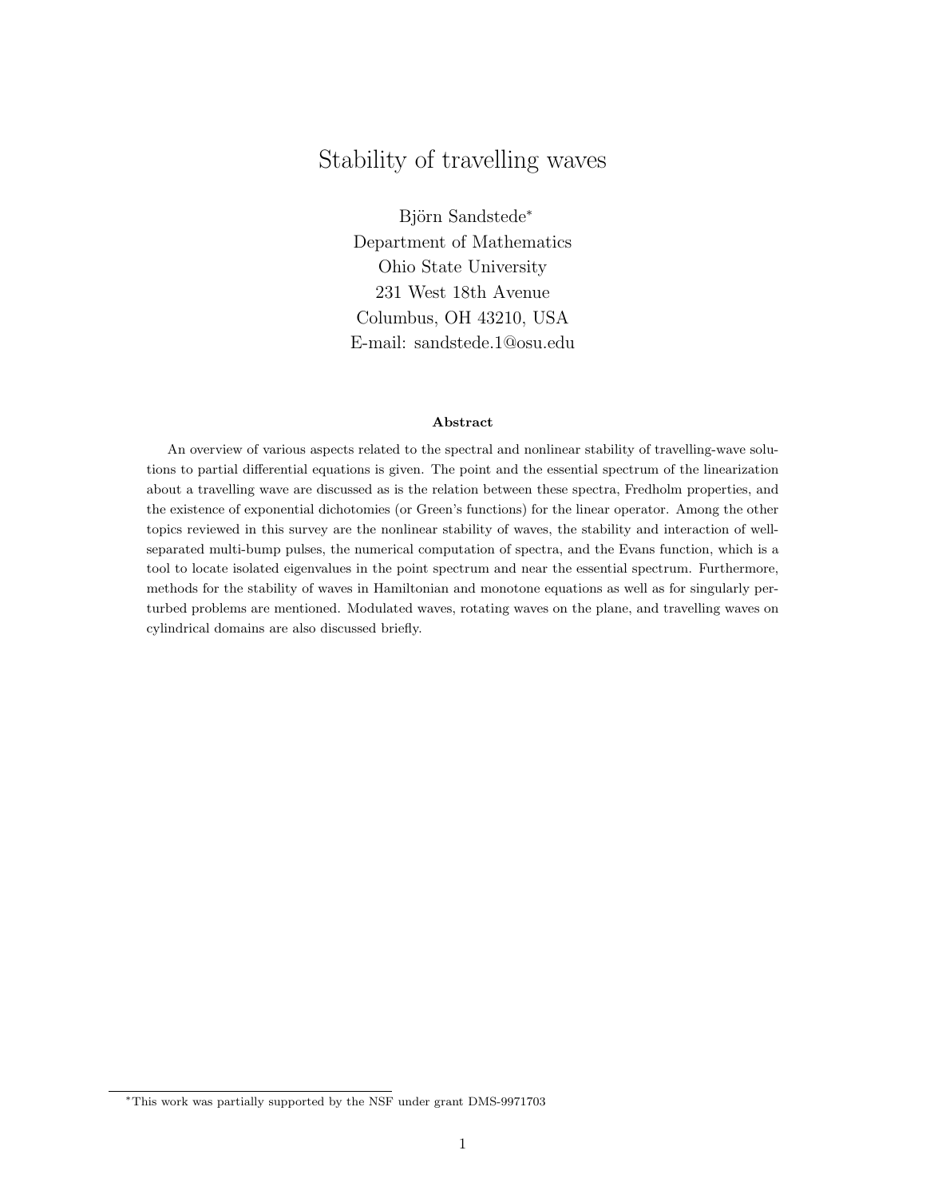# Stability of travelling waves

Björn Sandstede*
Department of Mathematics
Ohio State University
231 West 18th Avenue
Columbus, OH 43210, USA
E-mail: sandstede.1@osu.edu

### Abstract

An overview of various aspects related to the spectral and nonlinear stability of travelling-wave solutions to partial differential equations is given. The point and the essential spectrum of the linearization about a travelling wave are discussed as is the relation between these spectra, Fredholm properties, and the existence of exponential dichotomies (or Green's functions) for the linear operator. Among the other topics reviewed in this survey are the nonlinear stability of waves, the stability and interaction of well-separated multi-bump pulses, the numerical computation of spectra, and the Evans function, which is a tool to locate isolated eigenvalues in the point spectrum and near the essential spectrum. Furthermore, methods for the stability of waves in Hamiltonian and monotone equations as well as for singularly perturbed problems are mentioned. Modulated waves, rotating waves on the plane, and travelling waves on cylindrical domains are also discussed briefly.

*This work was partially supported by the NSF under grant DMS-9971703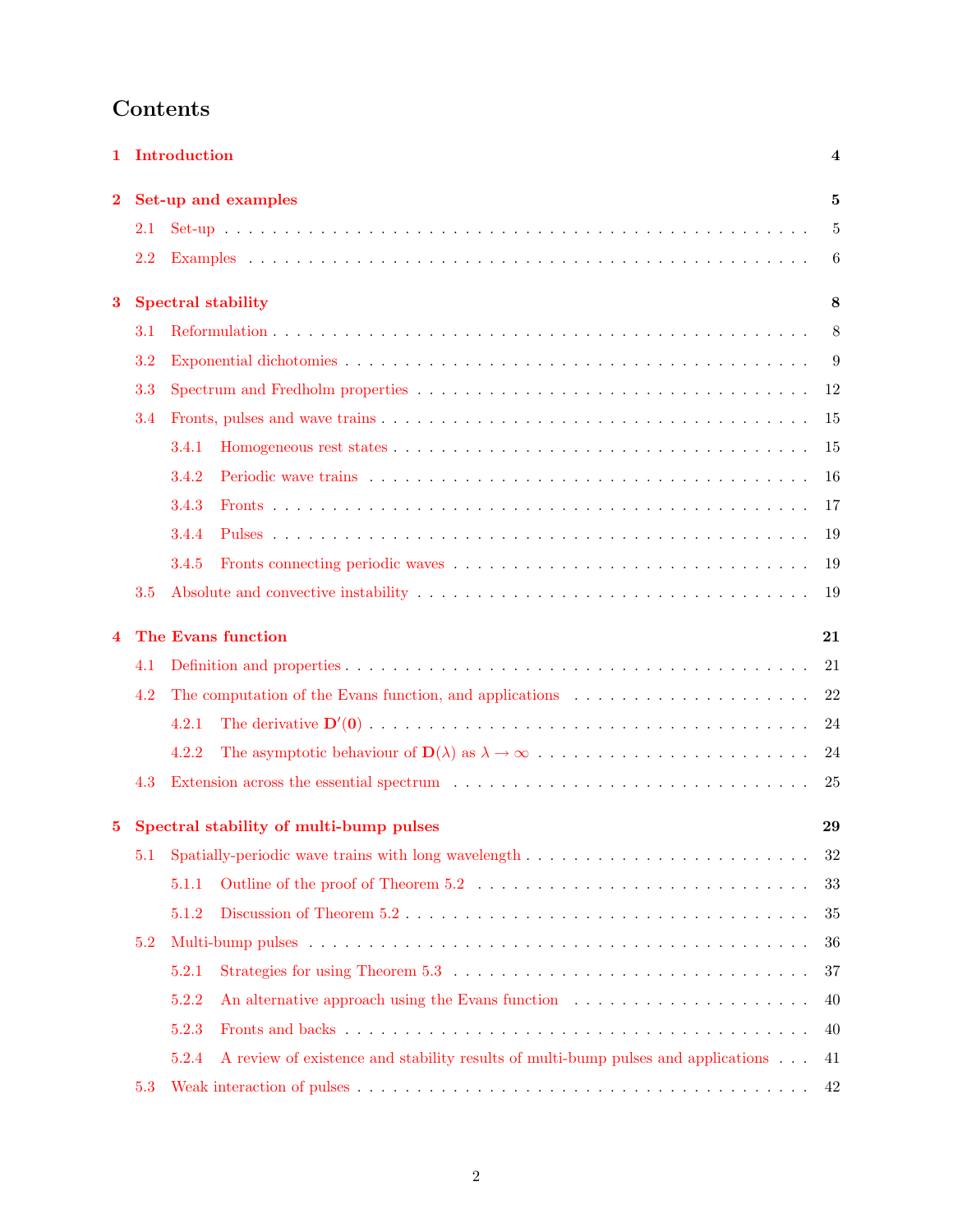# Contents

**1 Introduction** **4**

**2 Set-up and examples** **5**

- 2.1 Set-up . . . . . 5
- 2.2 Examples . . . . . 6

**3 Spectral stability** **8**

- 3.1 Reformulation . . . . . 8
- 3.2 Exponential dichotomies . . . . . 9
- 3.3 Spectrum and Fredholm properties . . . . . 12
- 3.4 Fronts, pulses and wave trains . . . . . 15
  - 3.4.1 Homogeneous rest states . . . . . 15
  - 3.4.2 Periodic wave trains . . . . . 16
  - 3.4.3 Fronts . . . . . 17
  - 3.4.4 Pulses . . . . . 19
  - 3.4.5 Fronts connecting periodic waves . . . . . 19
- 3.5 Absolute and convective instability . . . . . 19

**4 The Evans function** **21**

- 4.1 Definition and properties . . . . . 21
- 4.2 The computation of the Evans function, and applications . . . . . 22
  - 4.2.1 The derivative $\mathbf{D}'(\mathbf{0})$ . . . . . 24
  - 4.2.2 The asymptotic behaviour of $\mathbf{D}(\lambda)$ as $\lambda \to \infty$ . . . . . 24
- 4.3 Extension across the essential spectrum . . . . . 25

**5 Spectral stability of multi-bump pulses** **29**

- 5.1 Spatially-periodic wave trains with long wavelength . . . . . 32
  - 5.1.1 Outline of the proof of Theorem 5.2 . . . . . 33
  - 5.1.2 Discussion of Theorem 5.2 . . . . . 35
- 5.2 Multi-bump pulses . . . . . 36
  - 5.2.1 Strategies for using Theorem 5.3 . . . . . 37
  - 5.2.2 An alternative approach using the Evans function . . . . . 40
  - 5.2.3 Fronts and backs . . . . . 40
  - 5.2.4 A review of existence and stability results of multi-bump pulses and applications . . . 41
- 5.3 Weak interaction of pulses . . . . . 42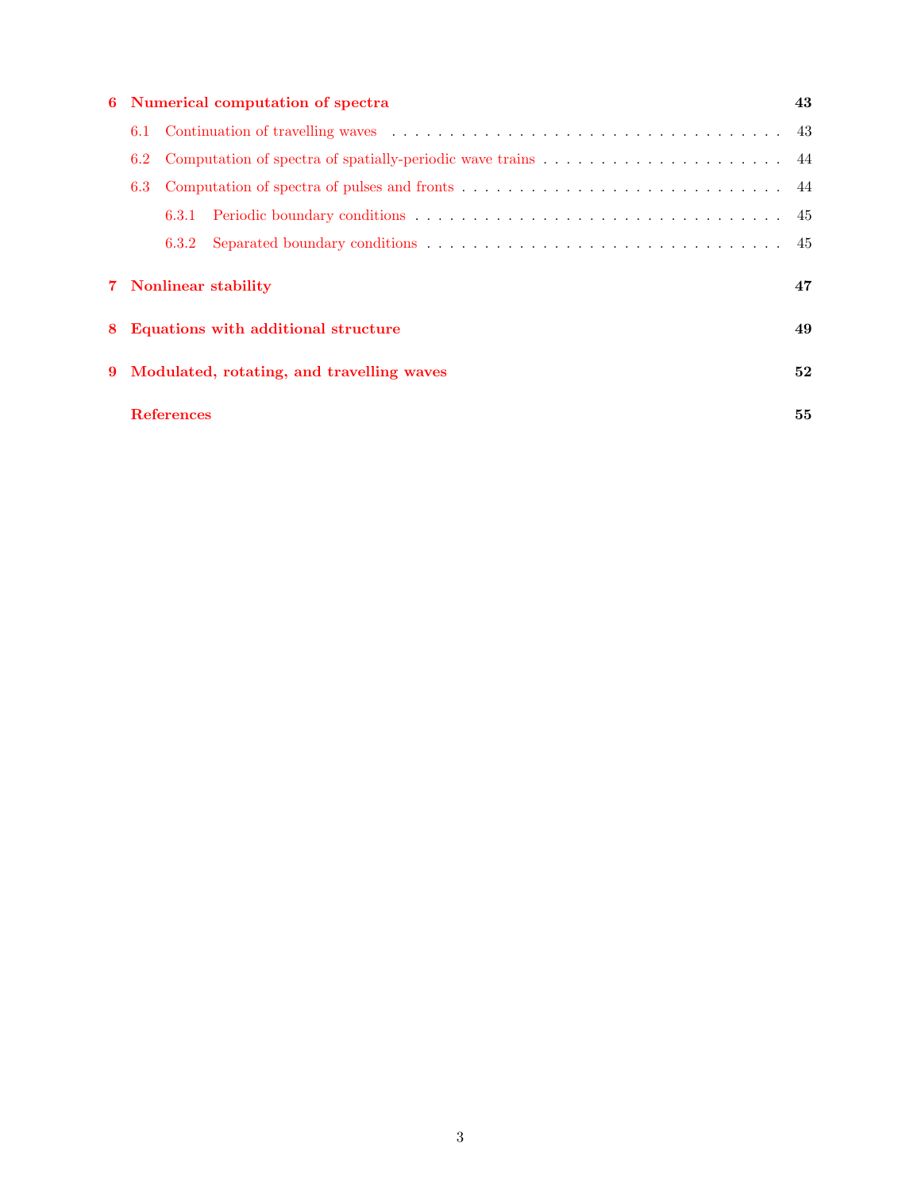**6 Numerical computation of spectra** — 43

- 6.1 Continuation of travelling waves — 43
- 6.2 Computation of spectra of spatially-periodic wave trains — 44
- 6.3 Computation of spectra of pulses and fronts — 44
  - 6.3.1 Periodic boundary conditions — 45
  - 6.3.2 Separated boundary conditions — 45

**7 Nonlinear stability** — 47

**8 Equations with additional structure** — 49

**9 Modulated, rotating, and travelling waves** — 52

**References** — 55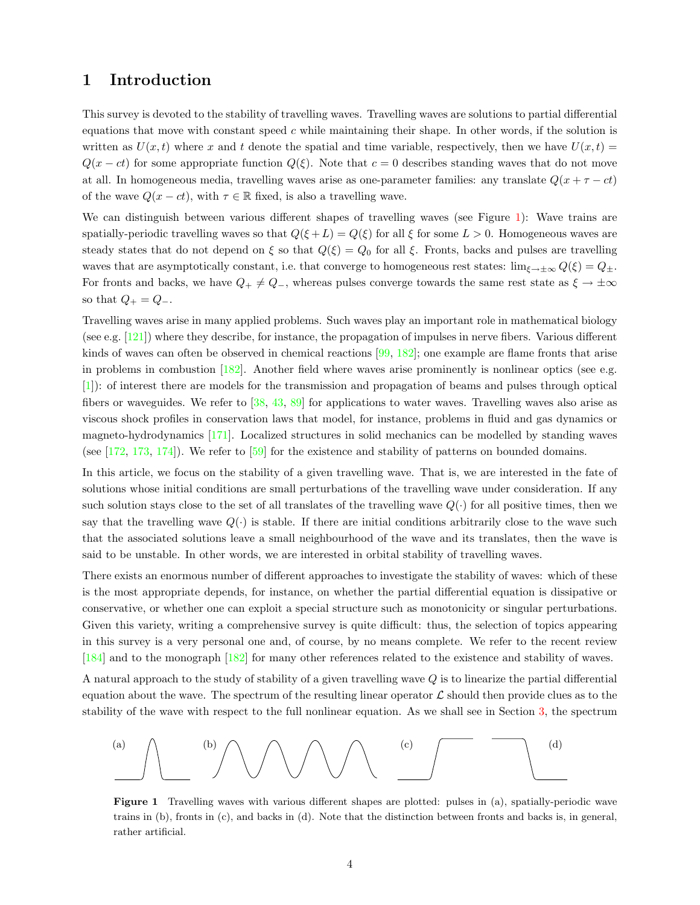# 1 Introduction

This survey is devoted to the stability of travelling waves. Travelling waves are solutions to partial differential equations that move with constant speed $c$ while maintaining their shape. In other words, if the solution is written as $U(x,t)$ where $x$ and $t$ denote the spatial and time variable, respectively, then we have $U(x,t) = Q(x-ct)$ for some appropriate function $Q(\xi)$. Note that $c=0$ describes standing waves that do not move at all. In homogeneous media, travelling waves arise as one-parameter families: any translate $Q(x+\tau-ct)$ of the wave $Q(x-ct)$, with $\tau \in \mathbb{R}$ fixed, is also a travelling wave.

We can distinguish between various different shapes of travelling waves (see Figure 1): Wave trains are spatially-periodic travelling waves so that $Q(\xi+L) = Q(\xi)$ for all $\xi$ for some $L>0$. Homogeneous waves are steady states that do not depend on $\xi$ so that $Q(\xi) = Q_0$ for all $\xi$. Fronts, backs and pulses are travelling waves that are asymptotically constant, i.e. that converge to homogeneous rest states: $\lim_{\xi\to\pm\infty} Q(\xi) = Q_\pm$. For fronts and backs, we have $Q_+ \neq Q_-$, whereas pulses converge towards the same rest state as $\xi \to \pm\infty$ so that $Q_+ = Q_-$.

Travelling waves arise in many applied problems. Such waves play an important role in mathematical biology (see e.g. [121]) where they describe, for instance, the propagation of impulses in nerve fibers. Various different kinds of waves can often be observed in chemical reactions [99, 182]; one example are flame fronts that arise in problems in combustion [182]. Another field where waves arise prominently is nonlinear optics (see e.g. [1]): of interest there are models for the transmission and propagation of beams and pulses through optical fibers or waveguides. We refer to [38, 43, 89] for applications to water waves. Travelling waves also arise as viscous shock profiles in conservation laws that model, for instance, problems in fluid and gas dynamics or magneto-hydrodynamics [171]. Localized structures in solid mechanics can be modelled by standing waves (see [172, 173, 174]). We refer to [59] for the existence and stability of patterns on bounded domains.

In this article, we focus on the stability of a given travelling wave. That is, we are interested in the fate of solutions whose initial conditions are small perturbations of the travelling wave under consideration. If any such solution stays close to the set of all translates of the travelling wave $Q(\cdot)$ for all positive times, then we say that the travelling wave $Q(\cdot)$ is stable. If there are initial conditions arbitrarily close to the wave such that the associated solutions leave a small neighbourhood of the wave and its translates, then the wave is said to be unstable. In other words, we are interested in orbital stability of travelling waves.

There exists an enormous number of different approaches to investigate the stability of waves: which of these is the most appropriate depends, for instance, on whether the partial differential equation is dissipative or conservative, or whether one can exploit a special structure such as monotonicity or singular perturbations. Given this variety, writing a comprehensive survey is quite difficult: thus, the selection of topics appearing in this survey is a very personal one and, of course, by no means complete. We refer to the recent review [184] and to the monograph [182] for many other references related to the existence and stability of waves.

A natural approach to the study of stability of a given travelling wave $Q$ is to linearize the partial differential equation about the wave. The spectrum of the resulting linear operator $\mathcal{L}$ should then provide clues as to the stability of the wave with respect to the full nonlinear equation. As we shall see in Section 3, the spectrum

(a) (b) (c) (d)

**Figure 1** Travelling waves with various different shapes are plotted: pulses in (a), spatially-periodic wave trains in (b), fronts in (c), and backs in (d). Note that the distinction between fronts and backs is, in general, rather artificial.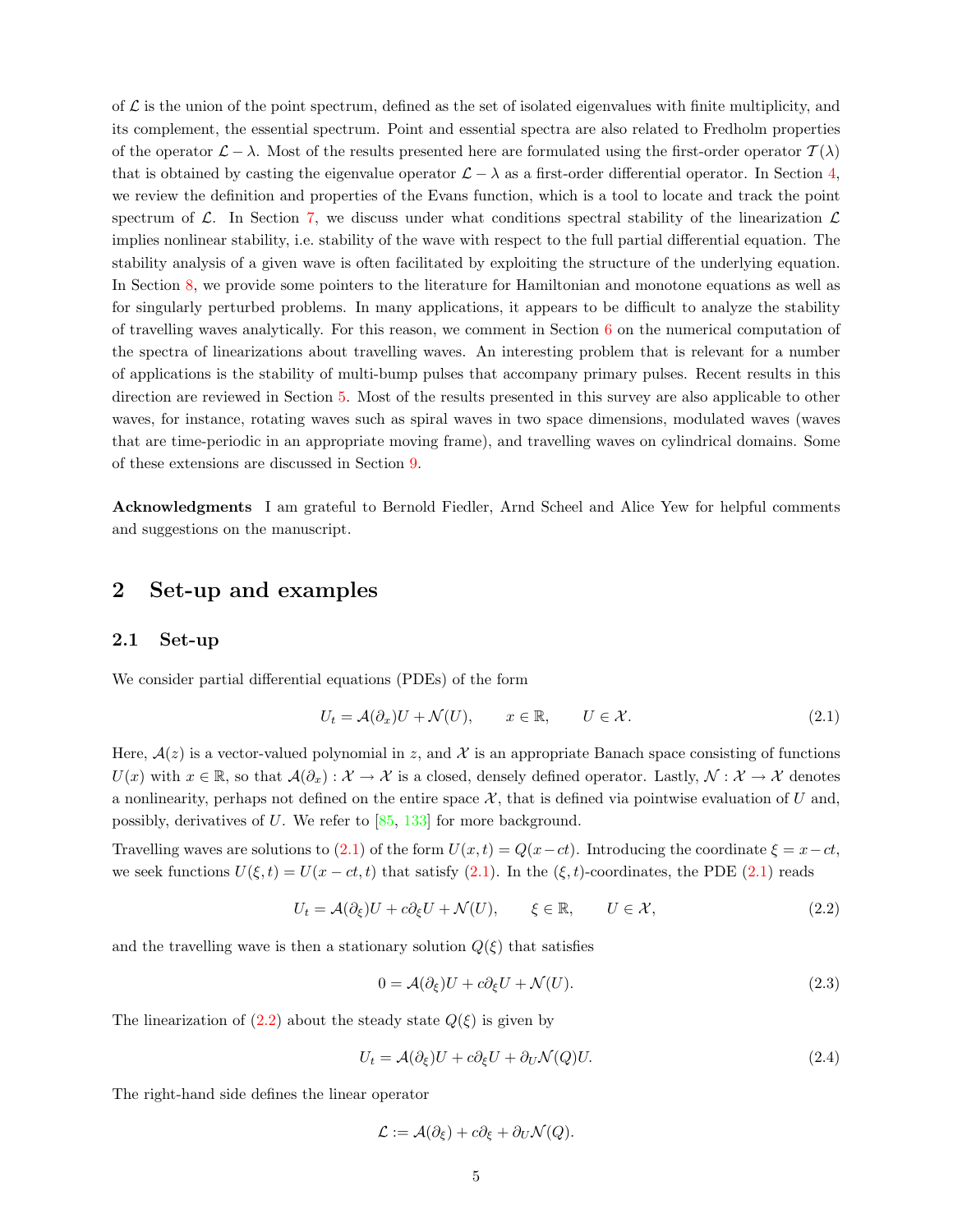of $\mathcal{L}$ is the union of the point spectrum, defined as the set of isolated eigenvalues with finite multiplicity, and its complement, the essential spectrum. Point and essential spectra are also related to Fredholm properties of the operator $\mathcal{L} - \lambda$. Most of the results presented here are formulated using the first-order operator $\mathcal{T}(\lambda)$ that is obtained by casting the eigenvalue operator $\mathcal{L} - \lambda$ as a first-order differential operator. In Section 4, we review the definition and properties of the Evans function, which is a tool to locate and track the point spectrum of $\mathcal{L}$. In Section 7, we discuss under what conditions spectral stability of the linearization $\mathcal{L}$ implies nonlinear stability, i.e. stability of the wave with respect to the full partial differential equation. The stability analysis of a given wave is often facilitated by exploiting the structure of the underlying equation. In Section 8, we provide some pointers to the literature for Hamiltonian and monotone equations as well as for singularly perturbed problems. In many applications, it appears to be difficult to analyze the stability of travelling waves analytically. For this reason, we comment in Section 6 on the numerical computation of the spectra of linearizations about travelling waves. An interesting problem that is relevant for a number of applications is the stability of multi-bump pulses that accompany primary pulses. Recent results in this direction are reviewed in Section 5. Most of the results presented in this survey are also applicable to other waves, for instance, rotating waves such as spiral waves in two space dimensions, modulated waves (waves that are time-periodic in an appropriate moving frame), and travelling waves on cylindrical domains. Some of these extensions are discussed in Section 9.

**Acknowledgments** I am grateful to Bernold Fiedler, Arnd Scheel and Alice Yew for helpful comments and suggestions on the manuscript.

# 2 Set-up and examples

## 2.1 Set-up

We consider partial differential equations (PDEs) of the form

$$U_t = \mathcal{A}(\partial_x)U + \mathcal{N}(U), \qquad x \in \mathbb{R}, \qquad U \in \mathcal{X}. \tag{2.1}$$

Here, $\mathcal{A}(z)$ is a vector-valued polynomial in $z$, and $\mathcal{X}$ is an appropriate Banach space consisting of functions $U(x)$ with $x \in \mathbb{R}$, so that $\mathcal{A}(\partial_x) : \mathcal{X} \to \mathcal{X}$ is a closed, densely defined operator. Lastly, $\mathcal{N} : \mathcal{X} \to \mathcal{X}$ denotes a nonlinearity, perhaps not defined on the entire space $\mathcal{X}$, that is defined via pointwise evaluation of $U$ and, possibly, derivatives of $U$. We refer to [85, 133] for more background.

Travelling waves are solutions to (2.1) of the form $U(x,t) = Q(x-ct)$. Introducing the coordinate $\xi = x - ct$, we seek functions $U(\xi, t) = U(x - ct, t)$ that satisfy (2.1). In the $(\xi, t)$-coordinates, the PDE (2.1) reads

$$U_t = \mathcal{A}(\partial_\xi)U + c\partial_\xi U + \mathcal{N}(U), \qquad \xi \in \mathbb{R}, \qquad U \in \mathcal{X}, \tag{2.2}$$

and the travelling wave is then a stationary solution $Q(\xi)$ that satisfies

$$0 = \mathcal{A}(\partial_\xi)U + c\partial_\xi U + \mathcal{N}(U). \tag{2.3}$$

The linearization of (2.2) about the steady state $Q(\xi)$ is given by

$$U_t = \mathcal{A}(\partial_\xi)U + c\partial_\xi U + \partial_U \mathcal{N}(Q)U. \tag{2.4}$$

The right-hand side defines the linear operator

$$\mathcal{L} := \mathcal{A}(\partial_\xi) + c\partial_\xi + \partial_U \mathcal{N}(Q).$$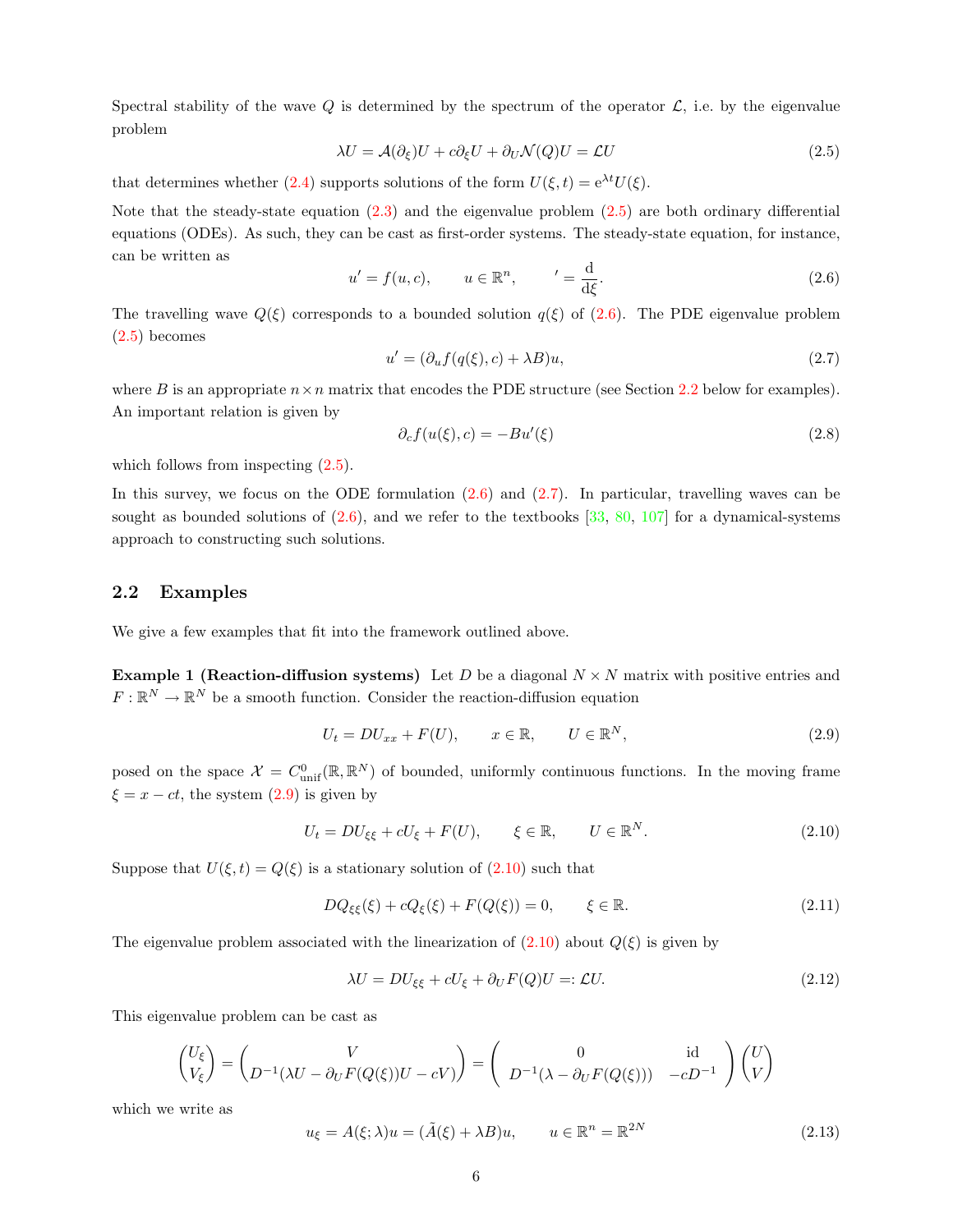Spectral stability of the wave $Q$ is determined by the spectrum of the operator $\mathcal{L}$, i.e. by the eigenvalue problem

$$\lambda U = \mathcal{A}(\partial_\xi)U + c\partial_\xi U + \partial_U \mathcal{N}(Q)U = \mathcal{L}U \tag{2.5}$$

that determines whether (2.4) supports solutions of the form $U(\xi, t) = \mathrm{e}^{\lambda t}U(\xi)$.

Note that the steady-state equation (2.3) and the eigenvalue problem (2.5) are both ordinary differential equations (ODEs). As such, they can be cast as first-order systems. The steady-state equation, for instance, can be written as

$$u' = f(u, c), \qquad u \in \mathbb{R}^n, \qquad ' = \frac{\mathrm{d}}{\mathrm{d}\xi}. \tag{2.6}$$

The travelling wave $Q(\xi)$ corresponds to a bounded solution $q(\xi)$ of (2.6). The PDE eigenvalue problem (2.5) becomes

$$u' = (\partial_u f(q(\xi), c) + \lambda B)u, \tag{2.7}$$

where $B$ is an appropriate $n \times n$ matrix that encodes the PDE structure (see Section 2.2 below for examples). An important relation is given by

$$\partial_c f(u(\xi), c) = -Bu'(\xi) \tag{2.8}$$

which follows from inspecting (2.5).

In this survey, we focus on the ODE formulation (2.6) and (2.7). In particular, travelling waves can be sought as bounded solutions of (2.6), and we refer to the textbooks [33, 80, 107] for a dynamical-systems approach to constructing such solutions.

## 2.2 Examples

We give a few examples that fit into the framework outlined above.

**Example 1 (Reaction-diffusion systems)** Let $D$ be a diagonal $N \times N$ matrix with positive entries and $F : \mathbb{R}^N \to \mathbb{R}^N$ be a smooth function. Consider the reaction-diffusion equation

$$U_t = DU_{xx} + F(U), \qquad x \in \mathbb{R}, \qquad U \in \mathbb{R}^N, \tag{2.9}$$

posed on the space $\mathcal{X} = C^0_{\mathrm{unif}}(\mathbb{R}, \mathbb{R}^N)$ of bounded, uniformly continuous functions. In the moving frame $\xi = x - ct$, the system (2.9) is given by

$$U_t = DU_{\xi\xi} + cU_\xi + F(U), \qquad \xi \in \mathbb{R}, \qquad U \in \mathbb{R}^N. \tag{2.10}$$

Suppose that $U(\xi, t) = Q(\xi)$ is a stationary solution of (2.10) such that

$$DQ_{\xi\xi}(\xi) + cQ_\xi(\xi) + F(Q(\xi)) = 0, \qquad \xi \in \mathbb{R}. \tag{2.11}$$

The eigenvalue problem associated with the linearization of (2.10) about $Q(\xi)$ is given by

$$\lambda U = DU_{\xi\xi} + cU_\xi + \partial_U F(Q)U =: \mathcal{L}U. \tag{2.12}$$

This eigenvalue problem can be cast as

$$\begin{pmatrix} U_\xi \\ V_\xi \end{pmatrix} = \begin{pmatrix} V \\ D^{-1}(\lambda U - \partial_U F(Q(\xi))U - cV) \end{pmatrix} = \begin{pmatrix} 0 & \mathrm{id} \\ D^{-1}(\lambda - \partial_U F(Q(\xi))) & -cD^{-1} \end{pmatrix} \begin{pmatrix} U \\ V \end{pmatrix}$$

which we write as

$$u_\xi = A(\xi; \lambda)u = (\tilde{A}(\xi) + \lambda B)u, \qquad u \in \mathbb{R}^n = \mathbb{R}^{2N} \tag{2.13}$$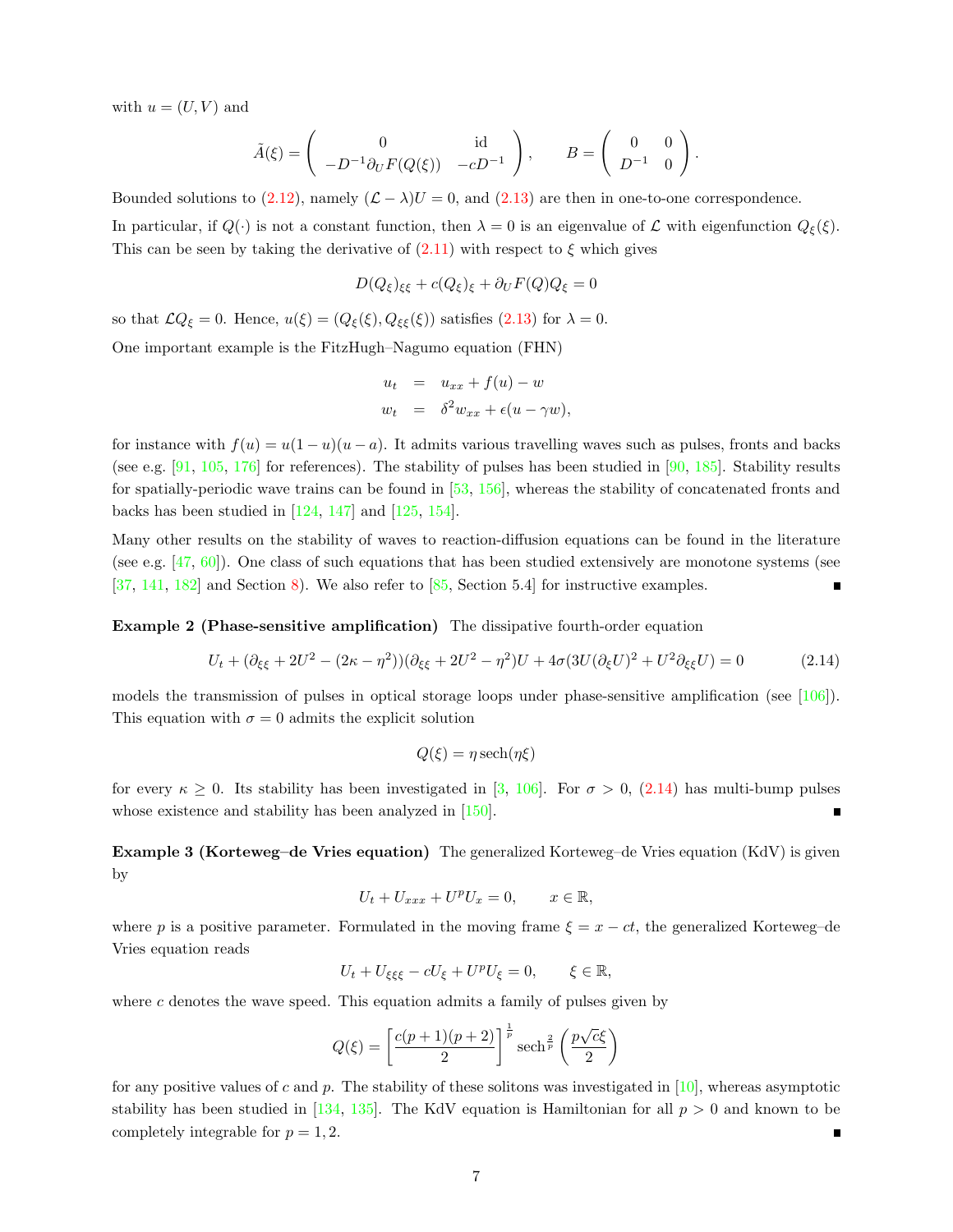with $u = (U, V)$ and

$$\tilde{A}(\xi) = \begin{pmatrix} 0 & \mathrm{id} \\ -D^{-1}\partial_U F(Q(\xi)) & -cD^{-1} \end{pmatrix}, \qquad B = \begin{pmatrix} 0 & 0 \\ D^{-1} & 0 \end{pmatrix}.$$

Bounded solutions to (2.12), namely $(\mathcal{L} - \lambda)U = 0$, and (2.13) are then in one-to-one correspondence.

In particular, if $Q(\cdot)$ is not a constant function, then $\lambda = 0$ is an eigenvalue of $\mathcal{L}$ with eigenfunction $Q_\xi(\xi)$. This can be seen by taking the derivative of (2.11) with respect to $\xi$ which gives

$$D(Q_\xi)_{\xi\xi} + c(Q_\xi)_\xi + \partial_U F(Q)Q_\xi = 0$$

so that $\mathcal{L}Q_\xi = 0$. Hence, $u(\xi) = (Q_\xi(\xi), Q_{\xi\xi}(\xi))$ satisfies (2.13) for $\lambda = 0$.

One important example is the FitzHugh–Nagumo equation (FHN)

$$\begin{aligned} u_t &= u_{xx} + f(u) - w \\ w_t &= \delta^2 w_{xx} + \epsilon(u - \gamma w), \end{aligned}$$

for instance with $f(u) = u(1-u)(u-a)$. It admits various travelling waves such as pulses, fronts and backs (see e.g. [91, 105, 176] for references). The stability of pulses has been studied in [90, 185]. Stability results for spatially-periodic wave trains can be found in [53, 156], whereas the stability of concatenated fronts and backs has been studied in [124, 147] and [125, 154].

Many other results on the stability of waves to reaction-diffusion equations can be found in the literature (see e.g. [47, 60]). One class of such equations that has been studied extensively are monotone systems (see [37, 141, 182] and Section 8). We also refer to [85, Section 5.4] for instructive examples. ∎

**Example 2 (Phase-sensitive amplification)** The dissipative fourth-order equation

$$U_t + (\partial_{\xi\xi} + 2U^2 - (2\kappa - \eta^2))(\partial_{\xi\xi} + 2U^2 - \eta^2)U + 4\sigma(3U(\partial_\xi U)^2 + U^2\partial_{\xi\xi}U) = 0 \tag{2.14}$$

models the transmission of pulses in optical storage loops under phase-sensitive amplification (see [106]). This equation with $\sigma = 0$ admits the explicit solution

$$Q(\xi) = \eta\,\mathrm{sech}(\eta\xi)$$

for every $\kappa \geq 0$. Its stability has been investigated in [3, 106]. For $\sigma > 0$, (2.14) has multi-bump pulses whose existence and stability has been analyzed in [150]. ∎

**Example 3 (Korteweg–de Vries equation)** The generalized Korteweg–de Vries equation (KdV) is given by

$$U_t + U_{xxx} + U^p U_x = 0, \qquad x \in \mathbb{R},$$

where $p$ is a positive parameter. Formulated in the moving frame $\xi = x - ct$, the generalized Korteweg–de Vries equation reads

$$U_t + U_{\xi\xi\xi} - cU_\xi + U^p U_\xi = 0, \qquad \xi \in \mathbb{R},$$

where $c$ denotes the wave speed. This equation admits a family of pulses given by

$$Q(\xi) = \left[\frac{c(p+1)(p+2)}{2}\right]^{\frac{1}{p}} \mathrm{sech}^{\frac{2}{p}}\left(\frac{p\sqrt{c}\xi}{2}\right)$$

for any positive values of $c$ and $p$. The stability of these solitons was investigated in [10], whereas asymptotic stability has been studied in [134, 135]. The KdV equation is Hamiltonian for all $p > 0$ and known to be completely integrable for $p = 1, 2$. ∎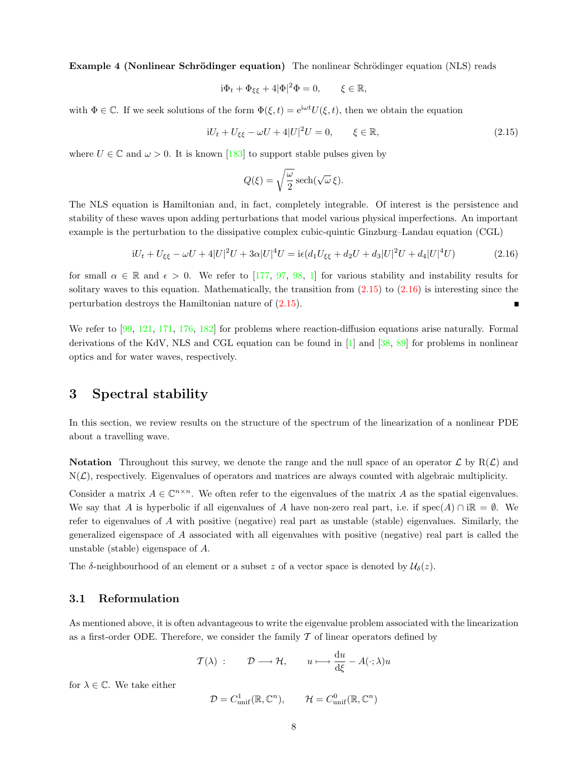**Example 4 (Nonlinear Schrödinger equation)** The nonlinear Schrödinger equation (NLS) reads

$$\mathrm{i}\Phi_t + \Phi_{\xi\xi} + 4|\Phi|^2\Phi = 0, \qquad \xi \in \mathbb{R},$$

with $\Phi \in \mathbb{C}$. If we seek solutions of the form $\Phi(\xi, t) = \mathrm{e}^{\mathrm{i}\omega t} U(\xi, t)$, then we obtain the equation

$$\mathrm{i}U_t + U_{\xi\xi} - \omega U + 4|U|^2 U = 0, \qquad \xi \in \mathbb{R}, \tag{2.15}$$

where $U \in \mathbb{C}$ and $\omega > 0$. It is known [183] to support stable pulses given by

$$Q(\xi) = \sqrt{\frac{\omega}{2}}\,\mathrm{sech}(\sqrt{\omega}\,\xi).$$

The NLS equation is Hamiltonian and, in fact, completely integrable. Of interest is the persistence and stability of these waves upon adding perturbations that model various physical imperfections. An important example is the perturbation to the dissipative complex cubic-quintic Ginzburg–Landau equation (CGL)

$$\mathrm{i}U_t + U_{\xi\xi} - \omega U + 4|U|^2 U + 3\alpha|U|^4 U = \mathrm{i}\epsilon(d_1 U_{\xi\xi} + d_2 U + d_3|U|^2 U + d_4|U|^4 U) \tag{2.16}$$

for small $\alpha \in \mathbb{R}$ and $\epsilon > 0$. We refer to [177, 97, 98, 1] for various stability and instability results for solitary waves to this equation. Mathematically, the transition from (2.15) to (2.16) is interesting since the perturbation destroys the Hamiltonian nature of (2.15). ∎

We refer to [99, 121, 171, 176, 182] for problems where reaction-diffusion equations arise naturally. Formal derivations of the KdV, NLS and CGL equation can be found in [1] and [38, 89] for problems in nonlinear optics and for water waves, respectively.

# 3 Spectral stability

In this section, we review results on the structure of the spectrum of the linearization of a nonlinear PDE about a travelling wave.

**Notation** Throughout this survey, we denote the range and the null space of an operator $\mathcal{L}$ by $\mathrm{R}(\mathcal{L})$ and $\mathrm{N}(\mathcal{L})$, respectively. Eigenvalues of operators and matrices are always counted with algebraic multiplicity.

Consider a matrix $A \in \mathbb{C}^{n\times n}$. We often refer to the eigenvalues of the matrix $A$ as the spatial eigenvalues. We say that $A$ is hyperbolic if all eigenvalues of $A$ have non-zero real part, i.e. if $\mathrm{spec}(A) \cap \mathrm{i}\mathbb{R} = \emptyset$. We refer to eigenvalues of $A$ with positive (negative) real part as unstable (stable) eigenvalues. Similarly, the generalized eigenspace of $A$ associated with all eigenvalues with positive (negative) real part is called the unstable (stable) eigenspace of $A$.

The $\delta$-neighbourhood of an element or a subset $z$ of a vector space is denoted by $\mathcal{U}_\delta(z)$.

## 3.1 Reformulation

As mentioned above, it is often advantageous to write the eigenvalue problem associated with the linearization as a first-order ODE. Therefore, we consider the family $\mathcal{T}$ of linear operators defined by

$$\mathcal{T}(\lambda)\ : \qquad \mathcal{D} \longrightarrow \mathcal{H}, \qquad u \longmapsto \frac{\mathrm{d}u}{\mathrm{d}\xi} - A(\cdot;\lambda)u$$

for $\lambda \in \mathbb{C}$. We take either

$$\mathcal{D} = C^1_{\mathrm{unif}}(\mathbb{R}, \mathbb{C}^n), \qquad \mathcal{H} = C^0_{\mathrm{unif}}(\mathbb{R}, \mathbb{C}^n)$$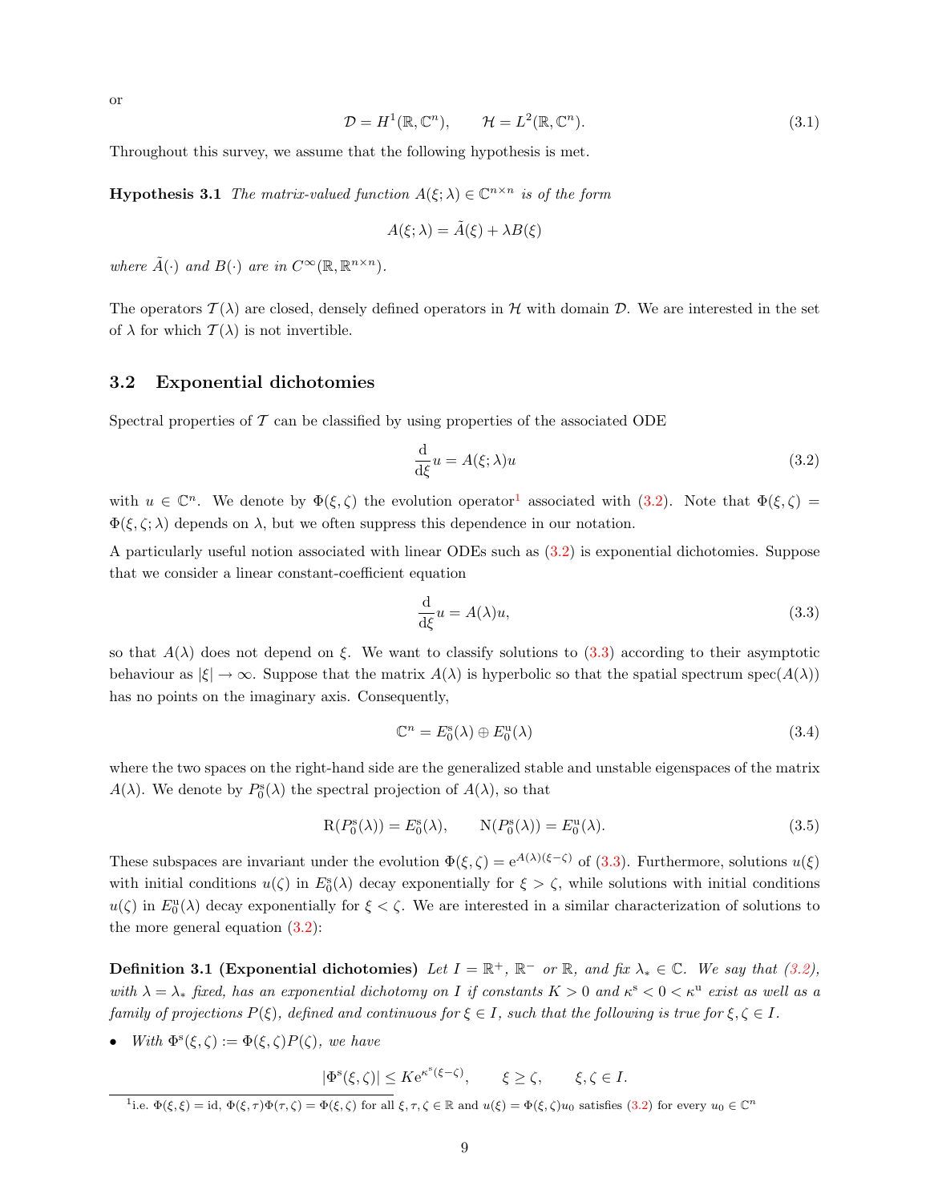or

$$\mathcal{D} = H^1(\mathbb{R}, \mathbb{C}^n), \qquad \mathcal{H} = L^2(\mathbb{R}, \mathbb{C}^n). \tag{3.1}$$

Throughout this survey, we assume that the following hypothesis is met.

**Hypothesis 3.1** *The matrix-valued function $A(\xi;\lambda) \in \mathbb{C}^{n\times n}$ is of the form*

$$A(\xi;\lambda) = \tilde{A}(\xi) + \lambda B(\xi)$$

*where $\tilde{A}(\cdot)$ and $B(\cdot)$ are in $C^\infty(\mathbb{R}, \mathbb{R}^{n\times n})$.*

The operators $\mathcal{T}(\lambda)$ are closed, densely defined operators in $\mathcal{H}$ with domain $\mathcal{D}$. We are interested in the set of $\lambda$ for which $\mathcal{T}(\lambda)$ is not invertible.

### 3.2 Exponential dichotomies

Spectral properties of $\mathcal{T}$ can be classified by using properties of the associated ODE

$$\frac{\mathrm{d}}{\mathrm{d}\xi} u = A(\xi;\lambda) u \tag{3.2}$$

with $u \in \mathbb{C}^n$. We denote by $\Phi(\xi,\zeta)$ the evolution operator[1] associated with (3.2). Note that $\Phi(\xi,\zeta) = \Phi(\xi,\zeta;\lambda)$ depends on $\lambda$, but we often suppress this dependence in our notation.

A particularly useful notion associated with linear ODEs such as (3.2) is exponential dichotomies. Suppose that we consider a linear constant-coefficient equation

$$\frac{\mathrm{d}}{\mathrm{d}\xi} u = A(\lambda) u, \tag{3.3}$$

so that $A(\lambda)$ does not depend on $\xi$. We want to classify solutions to (3.3) according to their asymptotic behaviour as $|\xi| \to \infty$. Suppose that the matrix $A(\lambda)$ is hyperbolic so that the spatial spectrum $\mathrm{spec}(A(\lambda))$ has no points on the imaginary axis. Consequently,

$$\mathbb{C}^n = E_0^{\mathrm{s}}(\lambda) \oplus E_0^{\mathrm{u}}(\lambda) \tag{3.4}$$

where the two spaces on the right-hand side are the generalized stable and unstable eigenspaces of the matrix $A(\lambda)$. We denote by $P_0^{\mathrm{s}}(\lambda)$ the spectral projection of $A(\lambda)$, so that

$$\mathrm{R}(P_0^{\mathrm{s}}(\lambda)) = E_0^{\mathrm{s}}(\lambda), \qquad \mathrm{N}(P_0^{\mathrm{s}}(\lambda)) = E_0^{\mathrm{u}}(\lambda). \tag{3.5}$$

These subspaces are invariant under the evolution $\Phi(\xi,\zeta) = \mathrm{e}^{A(\lambda)(\xi-\zeta)}$ of (3.3). Furthermore, solutions $u(\xi)$ with initial conditions $u(\zeta)$ in $E_0^{\mathrm{s}}(\lambda)$ decay exponentially for $\xi > \zeta$, while solutions with initial conditions $u(\zeta)$ in $E_0^{\mathrm{u}}(\lambda)$ decay exponentially for $\xi < \zeta$. We are interested in a similar characterization of solutions to the more general equation (3.2):

**Definition 3.1 (Exponential dichotomies)** *Let $I = \mathbb{R}^+$, $\mathbb{R}^-$ or $\mathbb{R}$, and fix $\lambda_* \in \mathbb{C}$. We say that (3.2), with $\lambda = \lambda_*$ fixed, has an exponential dichotomy on $I$ if constants $K > 0$ and $\kappa^{\mathrm{s}} < 0 < \kappa^{\mathrm{u}}$ exist as well as a family of projections $P(\xi)$, defined and continuous for $\xi \in I$, such that the following is true for $\xi, \zeta \in I$.*

- *With $\Phi^{\mathrm{s}}(\xi,\zeta) := \Phi(\xi,\zeta)P(\zeta)$, we have*

$$|\Phi^{\mathrm{s}}(\xi,\zeta)| \le K\mathrm{e}^{\kappa^{\mathrm{s}}(\xi-\zeta)}, \qquad \xi \ge \zeta, \qquad \xi,\zeta \in I.$$

[1] i.e. $\Phi(\xi,\xi) = \mathrm{id}$, $\Phi(\xi,\tau)\Phi(\tau,\zeta) = \Phi(\xi,\zeta)$ for all $\xi,\tau,\zeta \in \mathbb{R}$ and $u(\xi) = \Phi(\xi,\zeta)u_0$ satisfies (3.2) for every $u_0 \in \mathbb{C}^n$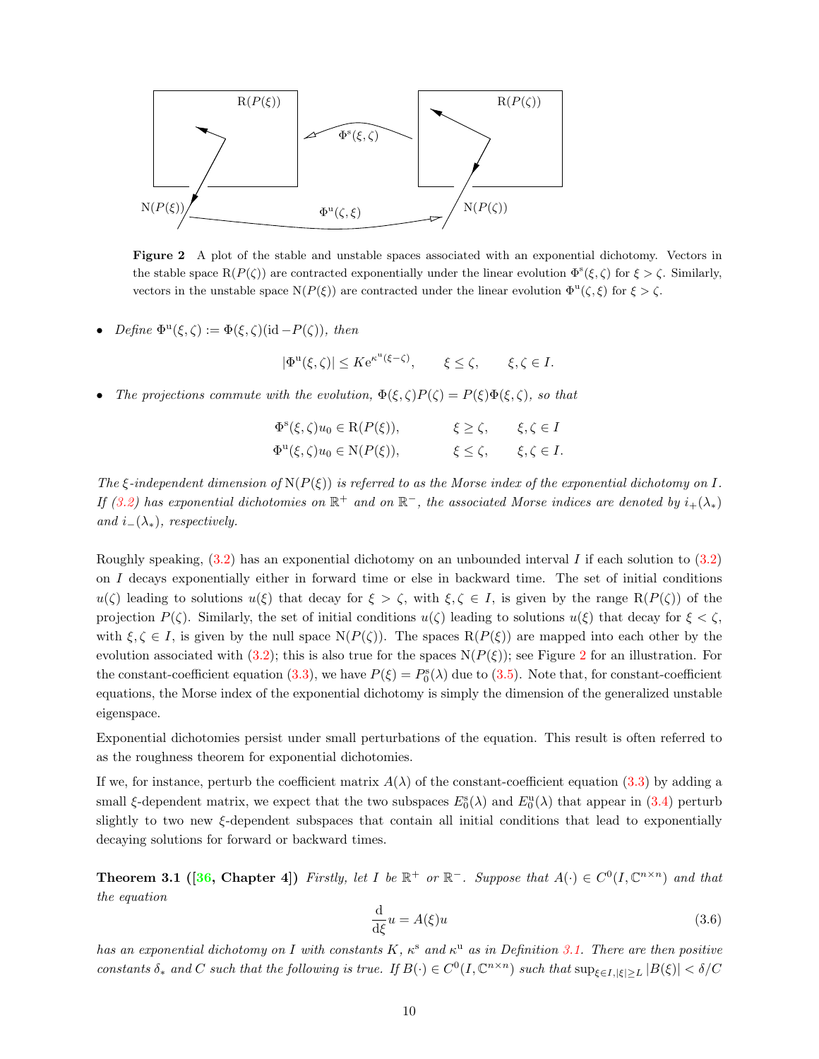**Figure 2** A plot of the stable and unstable spaces associated with an exponential dichotomy. Vectors in the stable space $\mathrm{R}(P(\zeta))$ are contracted exponentially under the linear evolution $\Phi^{\mathrm{s}}(\xi,\zeta)$ for $\xi > \zeta$. Similarly, vectors in the unstable space $\mathrm{N}(P(\xi))$ are contracted under the linear evolution $\Phi^{\mathrm{u}}(\zeta,\xi)$ for $\xi > \zeta$.

- *Define* $\Phi^{\mathrm{u}}(\xi,\zeta) := \Phi(\xi,\zeta)(\mathrm{id} - P(\zeta))$, *then*

$$|\Phi^{\mathrm{u}}(\xi,\zeta)| \le K \mathrm{e}^{\kappa^{\mathrm{u}}(\xi-\zeta)}, \qquad \xi \le \zeta, \qquad \xi,\zeta \in I.$$

- *The projections commute with the evolution,* $\Phi(\xi,\zeta)P(\zeta) = P(\xi)\Phi(\xi,\zeta)$, *so that*

$$\Phi^{\mathrm{s}}(\xi,\zeta)u_0 \in \mathrm{R}(P(\xi)), \qquad \xi \ge \zeta, \qquad \xi,\zeta \in I$$
$$\Phi^{\mathrm{u}}(\xi,\zeta)u_0 \in \mathrm{N}(P(\xi)), \qquad \xi \le \zeta, \qquad \xi,\zeta \in I.$$

*The $\xi$-independent dimension of $\mathrm{N}(P(\xi))$ is referred to as the Morse index of the exponential dichotomy on $I$. If (3.2) has exponential dichotomies on $\mathbb{R}^+$ and on $\mathbb{R}^-$, the associated Morse indices are denoted by $i_+(\lambda_*)$ and $i_-(\lambda_*)$, respectively.*

Roughly speaking, (3.2) has an exponential dichotomy on an unbounded interval $I$ if each solution to (3.2) on $I$ decays exponentially either in forward time or else in backward time. The set of initial conditions $u(\zeta)$ leading to solutions $u(\xi)$ that decay for $\xi > \zeta$, with $\xi,\zeta \in I$, is given by the range $\mathrm{R}(P(\zeta))$ of the projection $P(\zeta)$. Similarly, the set of initial conditions $u(\zeta)$ leading to solutions $u(\xi)$ that decay for $\xi < \zeta$, with $\xi,\zeta \in I$, is given by the null space $\mathrm{N}(P(\zeta))$. The spaces $\mathrm{R}(P(\xi))$ are mapped into each other by the evolution associated with (3.2); this is also true for the spaces $\mathrm{N}(P(\xi))$; see Figure 2 for an illustration. For the constant-coefficient equation (3.3), we have $P(\xi) = P_0^{\mathrm{s}}(\lambda)$ due to (3.5). Note that, for constant-coefficient equations, the Morse index of the exponential dichotomy is simply the dimension of the generalized unstable eigenspace.

Exponential dichotomies persist under small perturbations of the equation. This result is often referred to as the roughness theorem for exponential dichotomies.

If we, for instance, perturb the coefficient matrix $A(\lambda)$ of the constant-coefficient equation (3.3) by adding a small $\xi$-dependent matrix, we expect that the two subspaces $E_0^{\mathrm{s}}(\lambda)$ and $E_0^{\mathrm{u}}(\lambda)$ that appear in (3.4) perturb slightly to two new $\xi$-dependent subspaces that contain all initial conditions that lead to exponentially decaying solutions for forward or backward times.

**Theorem 3.1 ([36, Chapter 4])** *Firstly, let $I$ be $\mathbb{R}^+$ or $\mathbb{R}^-$. Suppose that $A(\cdot) \in C^0(I,\mathbb{C}^{n\times n})$ and that the equation*

$$\frac{\mathrm{d}}{\mathrm{d}\xi}u = A(\xi)u \tag{3.6}$$

*has an exponential dichotomy on $I$ with constants $K$, $\kappa^{\mathrm{s}}$ and $\kappa^{\mathrm{u}}$ as in Definition 3.1. There are then positive constants $\delta_*$ and $C$ such that the following is true. If $B(\cdot) \in C^0(I,\mathbb{C}^{n\times n})$ such that $\sup_{\xi\in I,|\xi|\ge L} |B(\xi)| < \delta/C$*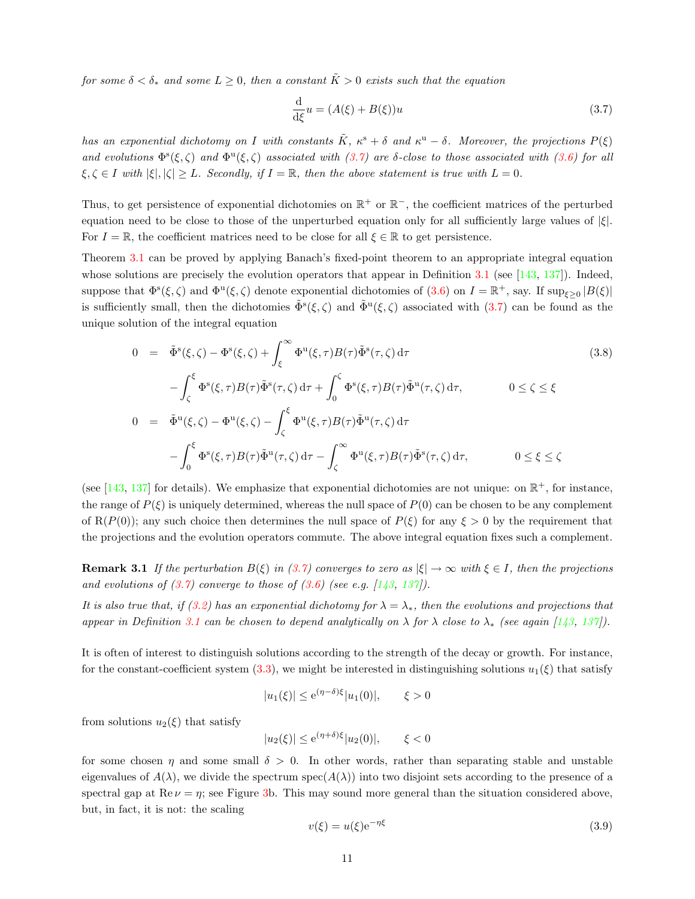*for some $\delta < \delta_*$ and some $L \geq 0$, then a constant $\tilde{K} > 0$ exists such that the equation*

$$\frac{\mathrm{d}}{\mathrm{d}\xi} u = (A(\xi) + B(\xi))u \tag{3.7}$$

*has an exponential dichotomy on $I$ with constants $\tilde{K}$, $\kappa^{\mathrm{s}} + \delta$ and $\kappa^{\mathrm{u}} - \delta$. Moreover, the projections $P(\xi)$ and evolutions $\Phi^{\mathrm{s}}(\xi, \zeta)$ and $\Phi^{\mathrm{u}}(\xi, \zeta)$ associated with (3.7) are $\delta$-close to those associated with (3.6) for all $\xi, \zeta \in I$ with $|\xi|, |\zeta| \geq L$. Secondly, if $I = \mathbb{R}$, then the above statement is true with $L = 0$.*

Thus, to get persistence of exponential dichotomies on $\mathbb{R}^+$ or $\mathbb{R}^-$, the coefficient matrices of the perturbed equation need to be close to those of the unperturbed equation only for all sufficiently large values of $|\xi|$. For $I = \mathbb{R}$, the coefficient matrices need to be close for all $\xi \in \mathbb{R}$ to get persistence.

Theorem 3.1 can be proved by applying Banach's fixed-point theorem to an appropriate integral equation whose solutions are precisely the evolution operators that appear in Definition 3.1 (see [143, 137]). Indeed, suppose that $\Phi^{\mathrm{s}}(\xi, \zeta)$ and $\Phi^{\mathrm{u}}(\xi, \zeta)$ denote exponential dichotomies of (3.6) on $I = \mathbb{R}^+$, say. If $\sup_{\xi \geq 0} |B(\xi)|$ is sufficiently small, then the dichotomies $\tilde{\Phi}^{\mathrm{s}}(\xi, \zeta)$ and $\tilde{\Phi}^{\mathrm{u}}(\xi, \zeta)$ associated with (3.7) can be found as the unique solution of the integral equation

$$\begin{aligned}
0 &= \tilde{\Phi}^{\mathrm{s}}(\xi, \zeta) - \Phi^{\mathrm{s}}(\xi, \zeta) + \int_\xi^\infty \Phi^{\mathrm{u}}(\xi, \tau) B(\tau) \tilde{\Phi}^{\mathrm{s}}(\tau, \zeta) \, \mathrm{d}\tau \\
&\quad - \int_\zeta^\xi \Phi^{\mathrm{s}}(\xi, \tau) B(\tau) \tilde{\Phi}^{\mathrm{s}}(\tau, \zeta) \, \mathrm{d}\tau + \int_0^\zeta \Phi^{\mathrm{s}}(\xi, \tau) B(\tau) \tilde{\Phi}^{\mathrm{u}}(\tau, \zeta) \, \mathrm{d}\tau, \qquad 0 \leq \zeta \leq \xi \\
0 &= \tilde{\Phi}^{\mathrm{u}}(\xi, \zeta) - \Phi^{\mathrm{u}}(\xi, \zeta) - \int_\zeta^\xi \Phi^{\mathrm{u}}(\xi, \tau) B(\tau) \tilde{\Phi}^{\mathrm{u}}(\tau, \zeta) \, \mathrm{d}\tau \\
&\quad - \int_0^\xi \Phi^{\mathrm{s}}(\xi, \tau) B(\tau) \tilde{\Phi}^{\mathrm{u}}(\tau, \zeta) \, \mathrm{d}\tau - \int_\zeta^\infty \Phi^{\mathrm{u}}(\xi, \tau) B(\tau) \tilde{\Phi}^{\mathrm{s}}(\tau, \zeta) \, \mathrm{d}\tau, \qquad 0 \leq \xi \leq \zeta
\end{aligned} \tag{3.8}$$

(see [143, 137] for details). We emphasize that exponential dichotomies are not unique: on $\mathbb{R}^+$, for instance, the range of $P(\xi)$ is uniquely determined, whereas the null space of $P(0)$ can be chosen to be any complement of $\mathrm{R}(P(0))$; any such choice then determines the null space of $P(\xi)$ for any $\xi > 0$ by the requirement that the projections and the evolution operators commute. The above integral equation fixes such a complement.

**Remark 3.1** *If the perturbation $B(\xi)$ in (3.7) converges to zero as $|\xi| \to \infty$ with $\xi \in I$, then the projections and evolutions of (3.7) converge to those of (3.6) (see e.g. [143, 137]).*

*It is also true that, if (3.2) has an exponential dichotomy for $\lambda = \lambda_*$, then the evolutions and projections that appear in Definition 3.1 can be chosen to depend analytically on $\lambda$ for $\lambda$ close to $\lambda_*$ (see again [143, 137]).*

It is often of interest to distinguish solutions according to the strength of the decay or growth. For instance, for the constant-coefficient system (3.3), we might be interested in distinguishing solutions $u_1(\xi)$ that satisfy

$$|u_1(\xi)| \leq \mathrm{e}^{(\eta - \delta)\xi} |u_1(0)|, \qquad \xi > 0$$

from solutions $u_2(\xi)$ that satisfy

$$|u_2(\xi)| \leq \mathrm{e}^{(\eta + \delta)\xi} |u_2(0)|, \qquad \xi < 0$$

for some chosen $\eta$ and some small $\delta > 0$. In other words, rather than separating stable and unstable eigenvalues of $A(\lambda)$, we divide the spectrum $\mathrm{spec}(A(\lambda))$ into two disjoint sets according to the presence of a spectral gap at $\mathrm{Re}\, \nu = \eta$; see Figure 3b. This may sound more general than the situation considered above, but, in fact, it is not: the scaling

$$v(\xi) = u(\xi) \mathrm{e}^{-\eta \xi} \tag{3.9}$$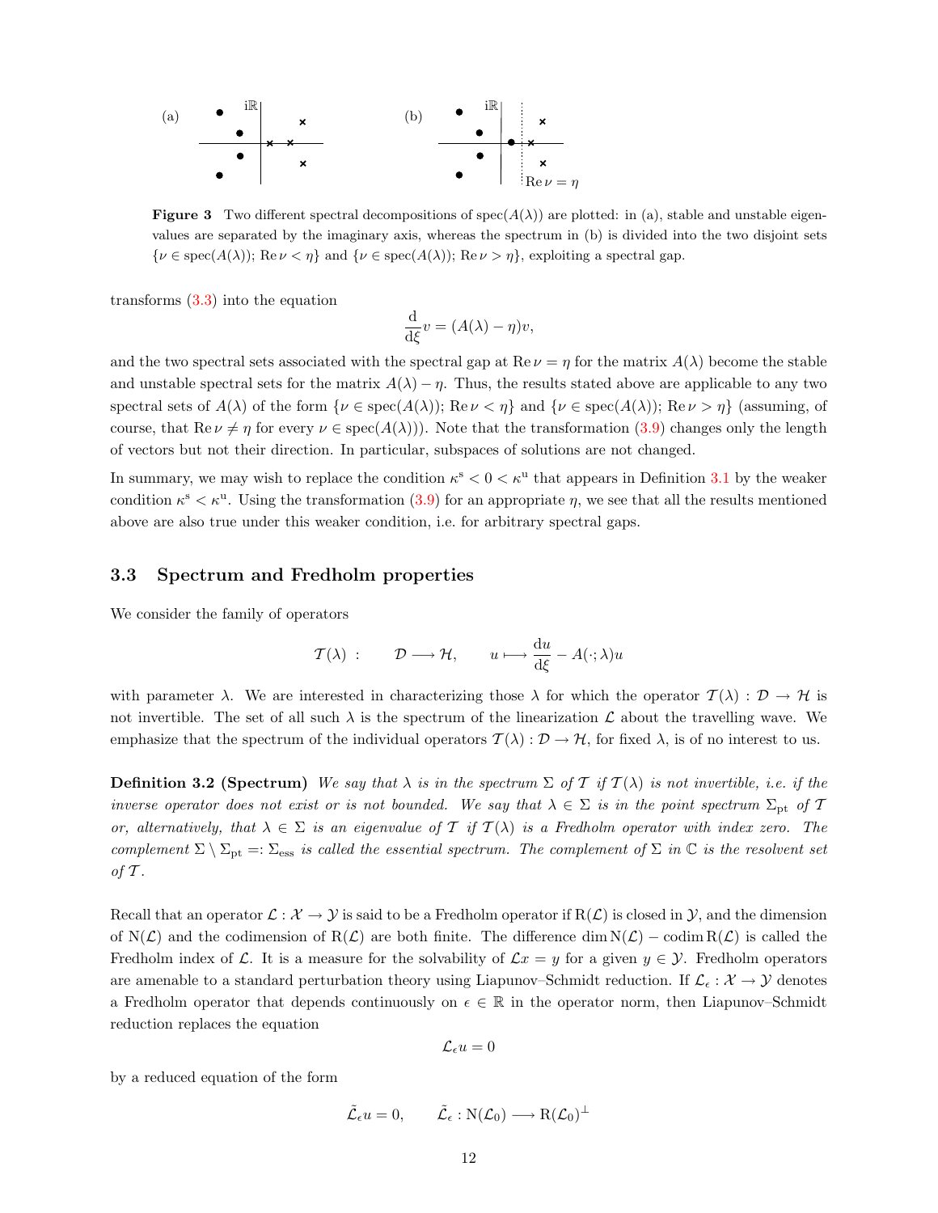**Figure 3** Two different spectral decompositions of $\operatorname{spec}(A(\lambda))$ are plotted: in (a), stable and unstable eigenvalues are separated by the imaginary axis, whereas the spectrum in (b) is divided into the two disjoint sets $\{\nu \in \operatorname{spec}(A(\lambda));\ \operatorname{Re}\nu < \eta\}$ and $\{\nu \in \operatorname{spec}(A(\lambda));\ \operatorname{Re}\nu > \eta\}$, exploiting a spectral gap.

transforms (3.3) into the equation

$$\frac{\mathrm{d}}{\mathrm{d}\xi}v = (A(\lambda) - \eta)v,$$

and the two spectral sets associated with the spectral gap at $\operatorname{Re}\nu = \eta$ for the matrix $A(\lambda)$ become the stable and unstable spectral sets for the matrix $A(\lambda) - \eta$. Thus, the results stated above are applicable to any two spectral sets of $A(\lambda)$ of the form $\{\nu \in \operatorname{spec}(A(\lambda));\ \operatorname{Re}\nu < \eta\}$ and $\{\nu \in \operatorname{spec}(A(\lambda));\ \operatorname{Re}\nu > \eta\}$ (assuming, of course, that $\operatorname{Re}\nu \neq \eta$ for every $\nu \in \operatorname{spec}(A(\lambda))$). Note that the transformation (3.9) changes only the length of vectors but not their direction. In particular, subspaces of solutions are not changed.

In summary, we may wish to replace the condition $\kappa^{\mathrm{s}} < 0 < \kappa^{\mathrm{u}}$ that appears in Definition 3.1 by the weaker condition $\kappa^{\mathrm{s}} < \kappa^{\mathrm{u}}$. Using the transformation (3.9) for an appropriate $\eta$, we see that all the results mentioned above are also true under this weaker condition, i.e. for arbitrary spectral gaps.

### 3.3 Spectrum and Fredholm properties

We consider the family of operators

$$\mathcal{T}(\lambda)\ :\qquad \mathcal{D} \longrightarrow \mathcal{H}, \qquad u \longmapsto \frac{\mathrm{d}u}{\mathrm{d}\xi} - A(\cdot;\lambda)u$$

with parameter $\lambda$. We are interested in characterizing those $\lambda$ for which the operator $\mathcal{T}(\lambda) : \mathcal{D} \to \mathcal{H}$ is not invertible. The set of all such $\lambda$ is the spectrum of the linearization $\mathcal{L}$ about the travelling wave. We emphasize that the spectrum of the individual operators $\mathcal{T}(\lambda) : \mathcal{D} \to \mathcal{H}$, for fixed $\lambda$, is of no interest to us.

**Definition 3.2 (Spectrum)** *We say that $\lambda$ is in the spectrum $\Sigma$ of $\mathcal{T}$ if $\mathcal{T}(\lambda)$ is not invertible, i.e. if the inverse operator does not exist or is not bounded. We say that $\lambda \in \Sigma$ is in the point spectrum $\Sigma_{\mathrm{pt}}$ of $\mathcal{T}$ or, alternatively, that $\lambda \in \Sigma$ is an eigenvalue of $\mathcal{T}$ if $\mathcal{T}(\lambda)$ is a Fredholm operator with index zero. The complement $\Sigma \setminus \Sigma_{\mathrm{pt}} =: \Sigma_{\mathrm{ess}}$ is called the essential spectrum. The complement of $\Sigma$ in $\mathbb{C}$ is the resolvent set of $\mathcal{T}$.*

Recall that an operator $\mathcal{L} : \mathcal{X} \to \mathcal{Y}$ is said to be a Fredholm operator if $\mathrm{R}(\mathcal{L})$ is closed in $\mathcal{Y}$, and the dimension of $\mathrm{N}(\mathcal{L})$ and the codimension of $\mathrm{R}(\mathcal{L})$ are both finite. The difference $\dim \mathrm{N}(\mathcal{L}) - \operatorname{codim} \mathrm{R}(\mathcal{L})$ is called the Fredholm index of $\mathcal{L}$. It is a measure for the solvability of $\mathcal{L}x = y$ for a given $y \in \mathcal{Y}$. Fredholm operators are amenable to a standard perturbation theory using Liapunov–Schmidt reduction. If $\mathcal{L}_\epsilon : \mathcal{X} \to \mathcal{Y}$ denotes a Fredholm operator that depends continuously on $\epsilon \in \mathbb{R}$ in the operator norm, then Liapunov–Schmidt reduction replaces the equation

$$\mathcal{L}_\epsilon u = 0$$

by a reduced equation of the form

$$\tilde{\mathcal{L}}_\epsilon u = 0, \qquad \tilde{\mathcal{L}}_\epsilon : \mathrm{N}(\mathcal{L}_0) \longrightarrow \mathrm{R}(\mathcal{L}_0)^\perp$$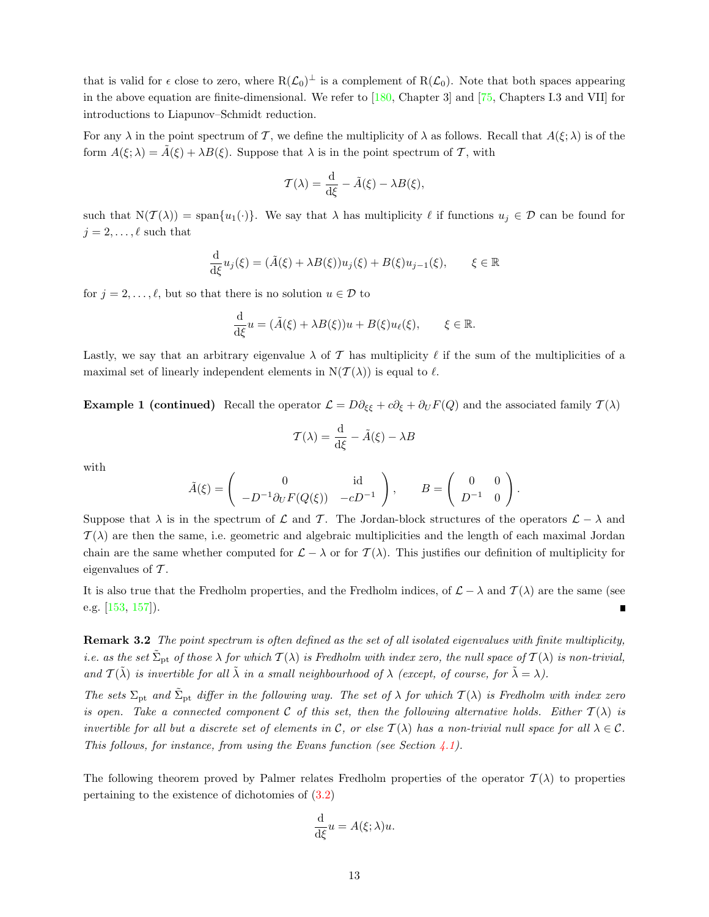that is valid for $\epsilon$ close to zero, where $\mathrm{R}(\mathcal{L}_0)^\perp$ is a complement of $\mathrm{R}(\mathcal{L}_0)$. Note that both spaces appearing in the above equation are finite-dimensional. We refer to [180, Chapter 3] and [75, Chapters I.3 and VII] for introductions to Liapunov–Schmidt reduction.

For any $\lambda$ in the point spectrum of $\mathcal{T}$, we define the multiplicity of $\lambda$ as follows. Recall that $A(\xi;\lambda)$ is of the form $A(\xi;\lambda) = \tilde{A}(\xi) + \lambda B(\xi)$. Suppose that $\lambda$ is in the point spectrum of $\mathcal{T}$, with

$$\mathcal{T}(\lambda) = \frac{\mathrm{d}}{\mathrm{d}\xi} - \tilde{A}(\xi) - \lambda B(\xi),$$

such that $\mathrm{N}(\mathcal{T}(\lambda)) = \mathrm{span}\{u_1(\cdot)\}$. We say that $\lambda$ has multiplicity $\ell$ if functions $u_j \in \mathcal{D}$ can be found for $j = 2, \ldots, \ell$ such that

$$\frac{\mathrm{d}}{\mathrm{d}\xi} u_j(\xi) = (\tilde{A}(\xi) + \lambda B(\xi)) u_j(\xi) + B(\xi) u_{j-1}(\xi), \qquad \xi \in \mathbb{R}$$

for $j = 2, \ldots, \ell$, but so that there is no solution $u \in \mathcal{D}$ to

$$\frac{\mathrm{d}}{\mathrm{d}\xi} u = (\tilde{A}(\xi) + \lambda B(\xi)) u + B(\xi) u_\ell(\xi), \qquad \xi \in \mathbb{R}.$$

Lastly, we say that an arbitrary eigenvalue $\lambda$ of $\mathcal{T}$ has multiplicity $\ell$ if the sum of the multiplicities of a maximal set of linearly independent elements in $\mathrm{N}(\mathcal{T}(\lambda))$ is equal to $\ell$.

**Example 1 (continued)** Recall the operator $\mathcal{L} = D\partial_{\xi\xi} + c\partial_\xi + \partial_U F(Q)$ and the associated family $\mathcal{T}(\lambda)$

$$\mathcal{T}(\lambda) = \frac{\mathrm{d}}{\mathrm{d}\xi} - \tilde{A}(\xi) - \lambda B$$

with

$$\tilde{A}(\xi) = \begin{pmatrix} 0 & \mathrm{id} \\ -D^{-1}\partial_U F(Q(\xi)) & -cD^{-1} \end{pmatrix}, \qquad B = \begin{pmatrix} 0 & 0 \\ D^{-1} & 0 \end{pmatrix}.$$

Suppose that $\lambda$ is in the spectrum of $\mathcal{L}$ and $\mathcal{T}$. The Jordan-block structures of the operators $\mathcal{L} - \lambda$ and $\mathcal{T}(\lambda)$ are then the same, i.e. geometric and algebraic multiplicities and the length of each maximal Jordan chain are the same whether computed for $\mathcal{L} - \lambda$ or for $\mathcal{T}(\lambda)$. This justifies our definition of multiplicity for eigenvalues of $\mathcal{T}$.

It is also true that the Fredholm properties, and the Fredholm indices, of $\mathcal{L} - \lambda$ and $\mathcal{T}(\lambda)$ are the same (see e.g. [153, 157]). ∎

**Remark 3.2** *The point spectrum is often defined as the set of all isolated eigenvalues with finite multiplicity, i.e. as the set $\tilde{\Sigma}_{\mathrm{pt}}$ of those $\lambda$ for which $\mathcal{T}(\lambda)$ is Fredholm with index zero, the null space of $\mathcal{T}(\lambda)$ is non-trivial, and $\mathcal{T}(\tilde{\lambda})$ is invertible for all $\tilde{\lambda}$ in a small neighbourhood of $\lambda$ (except, of course, for $\tilde{\lambda} = \lambda$).*

*The sets $\Sigma_{\mathrm{pt}}$ and $\tilde{\Sigma}_{\mathrm{pt}}$ differ in the following way. The set of $\lambda$ for which $\mathcal{T}(\lambda)$ is Fredholm with index zero is open. Take a connected component $\mathcal{C}$ of this set, then the following alternative holds. Either $\mathcal{T}(\lambda)$ is invertible for all but a discrete set of elements in $\mathcal{C}$, or else $\mathcal{T}(\lambda)$ has a non-trivial null space for all $\lambda \in \mathcal{C}$. This follows, for instance, from using the Evans function (see Section 4.1).*

The following theorem proved by Palmer relates Fredholm properties of the operator $\mathcal{T}(\lambda)$ to properties pertaining to the existence of dichotomies of (3.2)

$$\frac{\mathrm{d}}{\mathrm{d}\xi} u = A(\xi;\lambda) u.$$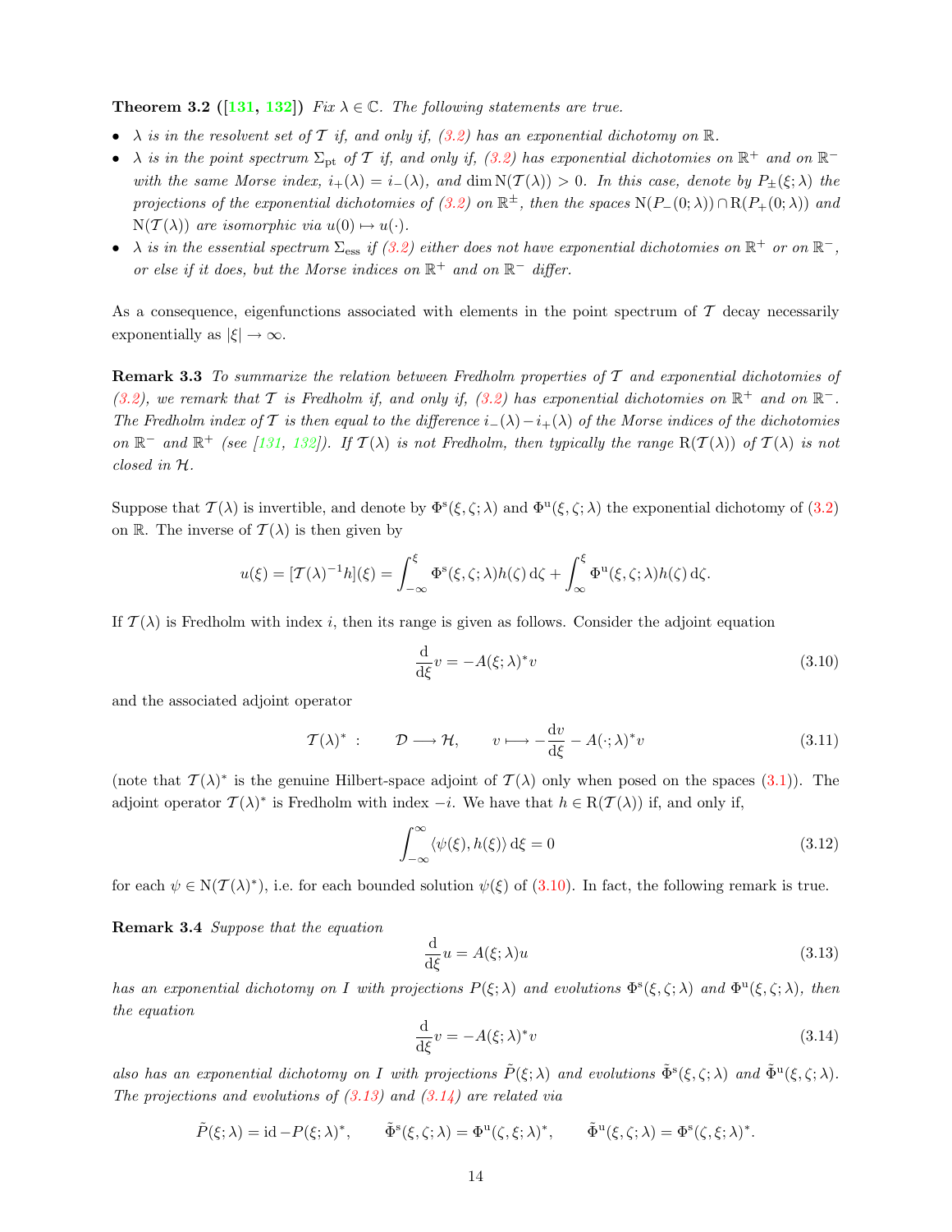**Theorem 3.2 ([131, 132])** *Fix $\lambda \in \mathbb{C}$. The following statements are true.*

- *$\lambda$ is in the resolvent set of $\mathcal{T}$ if, and only if, (3.2) has an exponential dichotomy on $\mathbb{R}$.*
- *$\lambda$ is in the point spectrum $\Sigma_{\mathrm{pt}}$ of $\mathcal{T}$ if, and only if, (3.2) has exponential dichotomies on $\mathbb{R}^+$ and on $\mathbb{R}^-$ with the same Morse index, $i_+(\lambda) = i_-(\lambda)$, and $\dim \mathrm{N}(\mathcal{T}(\lambda)) > 0$. In this case, denote by $P_\pm(\xi;\lambda)$ the projections of the exponential dichotomies of (3.2) on $\mathbb{R}^\pm$, then the spaces $\mathrm{N}(P_-(0;\lambda)) \cap \mathrm{R}(P_+(0;\lambda))$ and $\mathrm{N}(\mathcal{T}(\lambda))$ are isomorphic via $u(0) \mapsto u(\cdot)$.*
- *$\lambda$ is in the essential spectrum $\Sigma_{\mathrm{ess}}$ if (3.2) either does not have exponential dichotomies on $\mathbb{R}^+$ or on $\mathbb{R}^-$, or else if it does, but the Morse indices on $\mathbb{R}^+$ and on $\mathbb{R}^-$ differ.*

As a consequence, eigenfunctions associated with elements in the point spectrum of $\mathcal{T}$ decay necessarily exponentially as $|\xi| \to \infty$.

**Remark 3.3** *To summarize the relation between Fredholm properties of $\mathcal{T}$ and exponential dichotomies of (3.2), we remark that $\mathcal{T}$ is Fredholm if, and only if, (3.2) has exponential dichotomies on $\mathbb{R}^+$ and on $\mathbb{R}^-$. The Fredholm index of $\mathcal{T}$ is then equal to the difference $i_-(\lambda) - i_+(\lambda)$ of the Morse indices of the dichotomies on $\mathbb{R}^-$ and $\mathbb{R}^+$ (see [131, 132]). If $\mathcal{T}(\lambda)$ is not Fredholm, then typically the range $\mathrm{R}(\mathcal{T}(\lambda))$ of $\mathcal{T}(\lambda)$ is not closed in $\mathcal{H}$.*

Suppose that $\mathcal{T}(\lambda)$ is invertible, and denote by $\Phi^{\mathrm{s}}(\xi,\zeta;\lambda)$ and $\Phi^{\mathrm{u}}(\xi,\zeta;\lambda)$ the exponential dichotomy of (3.2) on $\mathbb{R}$. The inverse of $\mathcal{T}(\lambda)$ is then given by

$$u(\xi) = [\mathcal{T}(\lambda)^{-1}h](\xi) = \int_{-\infty}^{\xi} \Phi^{\mathrm{s}}(\xi,\zeta;\lambda)h(\zeta)\,\mathrm{d}\zeta + \int_{\infty}^{\xi} \Phi^{\mathrm{u}}(\xi,\zeta;\lambda)h(\zeta)\,\mathrm{d}\zeta.$$

If $\mathcal{T}(\lambda)$ is Fredholm with index $i$, then its range is given as follows. Consider the adjoint equation

$$\frac{\mathrm{d}}{\mathrm{d}\xi}v = -A(\xi;\lambda)^* v \tag{3.10}$$

and the associated adjoint operator

$$\mathcal{T}(\lambda)^* \;:\qquad \mathcal{D} \longrightarrow \mathcal{H}, \qquad v \longmapsto -\frac{\mathrm{d}v}{\mathrm{d}\xi} - A(\cdot;\lambda)^* v \tag{3.11}$$

(note that $\mathcal{T}(\lambda)^*$ is the genuine Hilbert-space adjoint of $\mathcal{T}(\lambda)$ only when posed on the spaces (3.1)). The adjoint operator $\mathcal{T}(\lambda)^*$ is Fredholm with index $-i$. We have that $h \in \mathrm{R}(\mathcal{T}(\lambda))$ if, and only if,

$$\int_{-\infty}^{\infty} \langle \psi(\xi), h(\xi)\rangle\,\mathrm{d}\xi = 0 \tag{3.12}$$

for each $\psi \in \mathrm{N}(\mathcal{T}(\lambda)^*)$, i.e. for each bounded solution $\psi(\xi)$ of (3.10). In fact, the following remark is true.

**Remark 3.4** *Suppose that the equation*

$$\frac{\mathrm{d}}{\mathrm{d}\xi}u = A(\xi;\lambda)u \tag{3.13}$$

*has an exponential dichotomy on $I$ with projections $P(\xi;\lambda)$ and evolutions $\Phi^{\mathrm{s}}(\xi,\zeta;\lambda)$ and $\Phi^{\mathrm{u}}(\xi,\zeta;\lambda)$, then the equation*

$$\frac{\mathrm{d}}{\mathrm{d}\xi}v = -A(\xi;\lambda)^* v \tag{3.14}$$

*also has an exponential dichotomy on $I$ with projections $\tilde{P}(\xi;\lambda)$ and evolutions $\tilde{\Phi}^{\mathrm{s}}(\xi,\zeta;\lambda)$ and $\tilde{\Phi}^{\mathrm{u}}(\xi,\zeta;\lambda)$. The projections and evolutions of (3.13) and (3.14) are related via*

$$\tilde{P}(\xi;\lambda) = \mathrm{id} - P(\xi;\lambda)^*, \qquad \tilde{\Phi}^{\mathrm{s}}(\xi,\zeta;\lambda) = \Phi^{\mathrm{u}}(\zeta,\xi;\lambda)^*, \qquad \tilde{\Phi}^{\mathrm{u}}(\xi,\zeta;\lambda) = \Phi^{\mathrm{s}}(\zeta,\xi;\lambda)^*.$$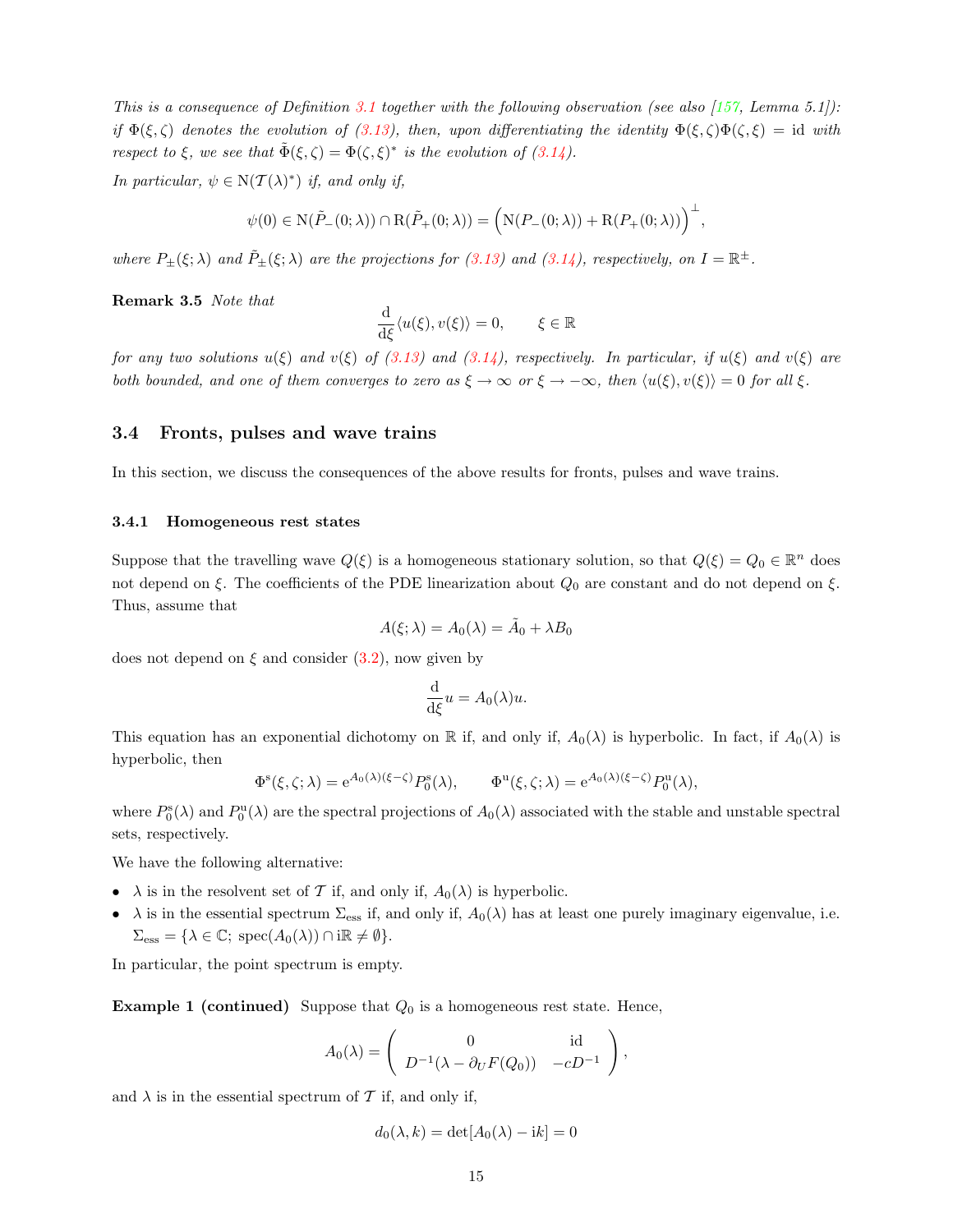*This is a consequence of Definition 3.1 together with the following observation (see also [157, Lemma 5.1]): if $\Phi(\xi,\zeta)$ denotes the evolution of (3.13), then, upon differentiating the identity $\Phi(\xi,\zeta)\Phi(\zeta,\xi) = \mathrm{id}$ with respect to $\xi$, we see that $\tilde{\Phi}(\xi,\zeta) = \Phi(\zeta,\xi)^*$ is the evolution of (3.14).*

*In particular, $\psi \in \mathrm{N}(\mathcal{T}(\lambda)^*)$ if, and only if,*

$$\psi(0) \in \mathrm{N}(\tilde{P}_-(0;\lambda)) \cap \mathrm{R}(\tilde{P}_+(0;\lambda)) = \Big(\mathrm{N}(P_-(0;\lambda)) + \mathrm{R}(P_+(0;\lambda))\Big)^\perp,$$

*where $P_\pm(\xi;\lambda)$ and $\tilde{P}_\pm(\xi;\lambda)$ are the projections for (3.13) and (3.14), respectively, on $I = \mathbb{R}^\pm$.*

**Remark 3.5** *Note that*

$$\frac{\mathrm{d}}{\mathrm{d}\xi}\langle u(\xi), v(\xi)\rangle = 0, \qquad \xi \in \mathbb{R}$$

*for any two solutions $u(\xi)$ and $v(\xi)$ of (3.13) and (3.14), respectively. In particular, if $u(\xi)$ and $v(\xi)$ are both bounded, and one of them converges to zero as $\xi \to \infty$ or $\xi \to -\infty$, then $\langle u(\xi), v(\xi)\rangle = 0$ for all $\xi$.*

## 3.4 Fronts, pulses and wave trains

In this section, we discuss the consequences of the above results for fronts, pulses and wave trains.

### 3.4.1 Homogeneous rest states

Suppose that the travelling wave $Q(\xi)$ is a homogeneous stationary solution, so that $Q(\xi) = Q_0 \in \mathbb{R}^n$ does not depend on $\xi$. The coefficients of the PDE linearization about $Q_0$ are constant and do not depend on $\xi$. Thus, assume that

$$A(\xi;\lambda) = A_0(\lambda) = \tilde{A}_0 + \lambda B_0$$

does not depend on $\xi$ and consider (3.2), now given by

$$\frac{\mathrm{d}}{\mathrm{d}\xi}u = A_0(\lambda)u.$$

This equation has an exponential dichotomy on $\mathbb{R}$ if, and only if, $A_0(\lambda)$ is hyperbolic. In fact, if $A_0(\lambda)$ is hyperbolic, then

$$\Phi^{\mathrm{s}}(\xi,\zeta;\lambda) = \mathrm{e}^{A_0(\lambda)(\xi-\zeta)}P_0^{\mathrm{s}}(\lambda), \qquad \Phi^{\mathrm{u}}(\xi,\zeta;\lambda) = \mathrm{e}^{A_0(\lambda)(\xi-\zeta)}P_0^{\mathrm{u}}(\lambda),$$

where $P_0^{\mathrm{s}}(\lambda)$ and $P_0^{\mathrm{u}}(\lambda)$ are the spectral projections of $A_0(\lambda)$ associated with the stable and unstable spectral sets, respectively.

We have the following alternative:

- $\lambda$ is in the resolvent set of $\mathcal{T}$ if, and only if, $A_0(\lambda)$ is hyperbolic.
- $\lambda$ is in the essential spectrum $\Sigma_{\mathrm{ess}}$ if, and only if, $A_0(\lambda)$ has at least one purely imaginary eigenvalue, i.e. $\Sigma_{\mathrm{ess}} = \{\lambda \in \mathbb{C};\ \mathrm{spec}(A_0(\lambda)) \cap \mathrm{i}\mathbb{R} \neq \emptyset\}$.

In particular, the point spectrum is empty.

**Example 1 (continued)** Suppose that $Q_0$ is a homogeneous rest state. Hence,

$$A_0(\lambda) = \begin{pmatrix} 0 & \mathrm{id} \\ D^{-1}(\lambda - \partial_U F(Q_0)) & -cD^{-1} \end{pmatrix},$$

and $\lambda$ is in the essential spectrum of $\mathcal{T}$ if, and only if,

$$d_0(\lambda,k) = \det[A_0(\lambda) - \mathrm{i}k] = 0$$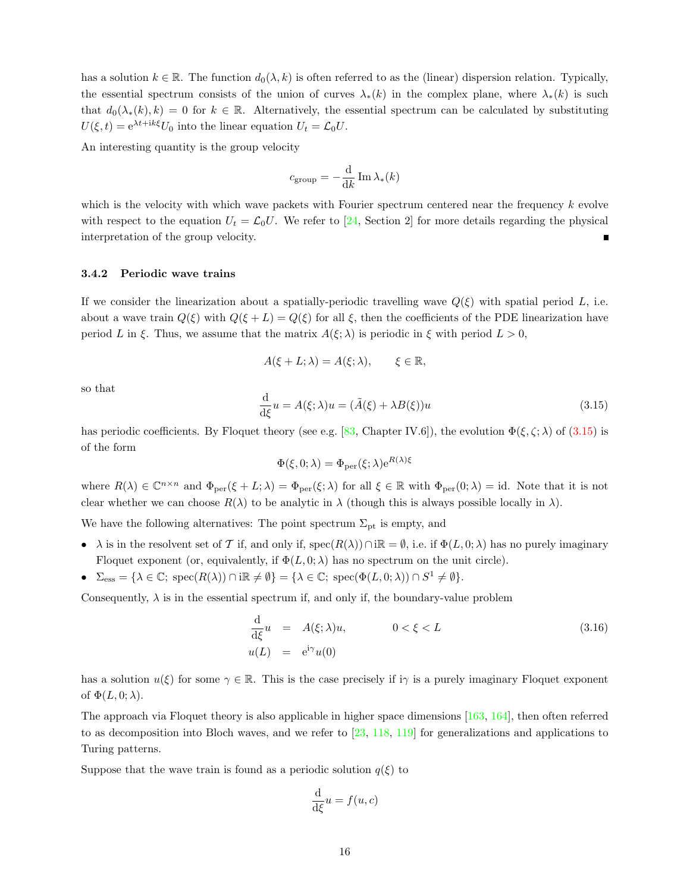has a solution $k \in \mathbb{R}$. The function $d_0(\lambda, k)$ is often referred to as the (linear) dispersion relation. Typically, the essential spectrum consists of the union of curves $\lambda_*(k)$ in the complex plane, where $\lambda_*(k)$ is such that $d_0(\lambda_*(k), k) = 0$ for $k \in \mathbb{R}$. Alternatively, the essential spectrum can be calculated by substituting $U(\xi, t) = \mathrm{e}^{\lambda t + \mathrm{i}k\xi} U_0$ into the linear equation $U_t = \mathcal{L}_0 U$.

An interesting quantity is the group velocity

$$c_{\mathrm{group}} = -\frac{\mathrm{d}}{\mathrm{d}k} \operatorname{Im} \lambda_*(k)$$

which is the velocity with which wave packets with Fourier spectrum centered near the frequency $k$ evolve with respect to the equation $U_t = \mathcal{L}_0 U$. We refer to [24, Section 2] for more details regarding the physical interpretation of the group velocity. ∎

### 3.4.2 Periodic wave trains

If we consider the linearization about a spatially-periodic travelling wave $Q(\xi)$ with spatial period $L$, i.e. about a wave train $Q(\xi)$ with $Q(\xi + L) = Q(\xi)$ for all $\xi$, then the coefficients of the PDE linearization have period $L$ in $\xi$. Thus, we assume that the matrix $A(\xi; \lambda)$ is periodic in $\xi$ with period $L > 0$,

$$A(\xi + L; \lambda) = A(\xi; \lambda), \qquad \xi \in \mathbb{R},$$

so that

$$\frac{\mathrm{d}}{\mathrm{d}\xi} u = A(\xi; \lambda) u = (\tilde{A}(\xi) + \lambda B(\xi)) u \tag{3.15}$$

has periodic coefficients. By Floquet theory (see e.g. [83, Chapter IV.6]), the evolution $\Phi(\xi, \zeta; \lambda)$ of (3.15) is of the form

$$\Phi(\xi, 0; \lambda) = \Phi_{\mathrm{per}}(\xi; \lambda) \mathrm{e}^{R(\lambda)\xi}$$

where $R(\lambda) \in \mathbb{C}^{n \times n}$ and $\Phi_{\mathrm{per}}(\xi + L; \lambda) = \Phi_{\mathrm{per}}(\xi; \lambda)$ for all $\xi \in \mathbb{R}$ with $\Phi_{\mathrm{per}}(0; \lambda) = \mathrm{id}$. Note that it is not clear whether we can choose $R(\lambda)$ to be analytic in $\lambda$ (though this is always possible locally in $\lambda$).

We have the following alternatives: The point spectrum $\Sigma_{\mathrm{pt}}$ is empty, and

- $\lambda$ is in the resolvent set of $\mathcal{T}$ if, and only if, $\operatorname{spec}(R(\lambda)) \cap \mathrm{i}\mathbb{R} = \emptyset$, i.e. if $\Phi(L, 0; \lambda)$ has no purely imaginary Floquet exponent (or, equivalently, if $\Phi(L, 0; \lambda)$ has no spectrum on the unit circle).
- $\Sigma_{\mathrm{ess}} = \{\lambda \in \mathbb{C};\ \operatorname{spec}(R(\lambda)) \cap \mathrm{i}\mathbb{R} \neq \emptyset\} = \{\lambda \in \mathbb{C};\ \operatorname{spec}(\Phi(L, 0; \lambda)) \cap S^1 \neq \emptyset\}$.

Consequently, $\lambda$ is in the essential spectrum if, and only if, the boundary-value problem

$$\begin{aligned} \frac{\mathrm{d}}{\mathrm{d}\xi} u &= A(\xi; \lambda) u, \qquad 0 < \xi < L \\ u(L) &= \mathrm{e}^{\mathrm{i}\gamma} u(0) \end{aligned} \tag{3.16}$$

has a solution $u(\xi)$ for some $\gamma \in \mathbb{R}$. This is the case precisely if $\mathrm{i}\gamma$ is a purely imaginary Floquet exponent of $\Phi(L, 0; \lambda)$.

The approach via Floquet theory is also applicable in higher space dimensions [163, 164], then often referred to as decomposition into Bloch waves, and we refer to [23, 118, 119] for generalizations and applications to Turing patterns.

Suppose that the wave train is found as a periodic solution $q(\xi)$ to

$$\frac{\mathrm{d}}{\mathrm{d}\xi} u = f(u, c)$$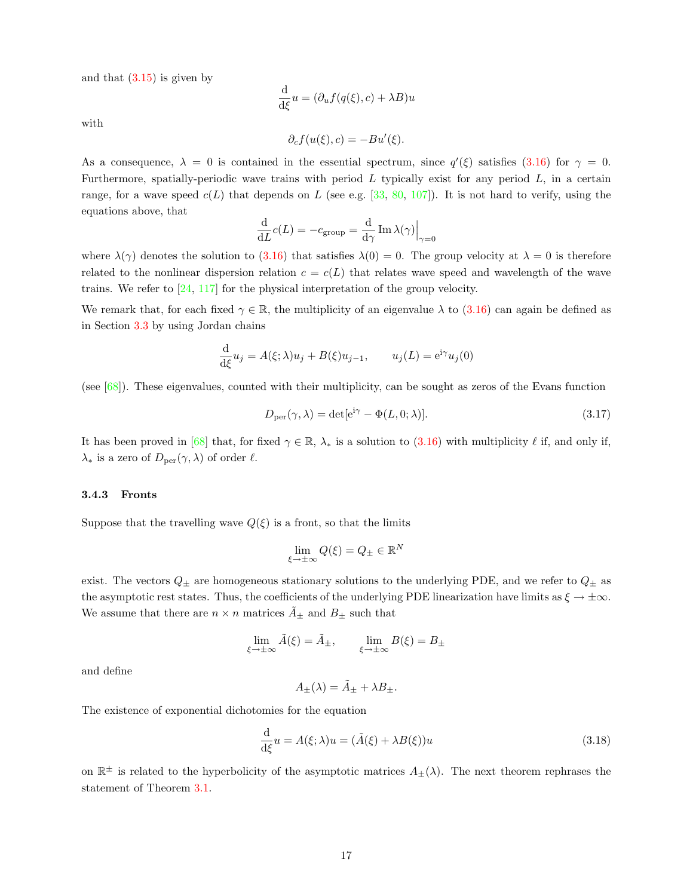and that (3.15) is given by

$$\frac{\mathrm{d}}{\mathrm{d}\xi}u = (\partial_u f(q(\xi), c) + \lambda B)u$$

with

$$\partial_c f(u(\xi), c) = -Bu'(\xi).$$

As a consequence, $\lambda = 0$ is contained in the essential spectrum, since $q'(\xi)$ satisfies (3.16) for $\gamma = 0$. Furthermore, spatially-periodic wave trains with period $L$ typically exist for any period $L$, in a certain range, for a wave speed $c(L)$ that depends on $L$ (see e.g. [33, 80, 107]). It is not hard to verify, using the equations above, that

$$\frac{\mathrm{d}}{\mathrm{d}L}c(L) = -c_{\text{group}} = \frac{\mathrm{d}}{\mathrm{d}\gamma}\,\mathrm{Im}\,\lambda(\gamma)\Big|_{\gamma=0}$$

where $\lambda(\gamma)$ denotes the solution to (3.16) that satisfies $\lambda(0) = 0$. The group velocity at $\lambda = 0$ is therefore related to the nonlinear dispersion relation $c = c(L)$ that relates wave speed and wavelength of the wave trains. We refer to [24, 117] for the physical interpretation of the group velocity.

We remark that, for each fixed $\gamma \in \mathbb{R}$, the multiplicity of an eigenvalue $\lambda$ to (3.16) can again be defined as in Section 3.3 by using Jordan chains

$$\frac{\mathrm{d}}{\mathrm{d}\xi}u_j = A(\xi;\lambda)u_j + B(\xi)u_{j-1}, \qquad u_j(L) = \mathrm{e}^{\mathrm{i}\gamma}u_j(0)$$

(see [68]). These eigenvalues, counted with their multiplicity, can be sought as zeros of the Evans function

$$D_{\text{per}}(\gamma, \lambda) = \det[\mathrm{e}^{\mathrm{i}\gamma} - \Phi(L, 0; \lambda)]. \tag{3.17}$$

It has been proved in [68] that, for fixed $\gamma \in \mathbb{R}$, $\lambda_*$ is a solution to (3.16) with multiplicity $\ell$ if, and only if, $\lambda_*$ is a zero of $D_{\text{per}}(\gamma, \lambda)$ of order $\ell$.

### 3.4.3 Fronts

Suppose that the travelling wave $Q(\xi)$ is a front, so that the limits

$$\lim_{\xi \to \pm\infty} Q(\xi) = Q_\pm \in \mathbb{R}^N$$

exist. The vectors $Q_\pm$ are homogeneous stationary solutions to the underlying PDE, and we refer to $Q_\pm$ as the asymptotic rest states. Thus, the coefficients of the underlying PDE linearization have limits as $\xi \to \pm\infty$. We assume that there are $n \times n$ matrices $\tilde{A}_\pm$ and $B_\pm$ such that

$$\lim_{\xi \to \pm\infty} \tilde{A}(\xi) = \tilde{A}_\pm, \qquad \lim_{\xi \to \pm\infty} B(\xi) = B_\pm$$

and define

$$A_\pm(\lambda) = \tilde{A}_\pm + \lambda B_\pm.$$

The existence of exponential dichotomies for the equation

$$\frac{\mathrm{d}}{\mathrm{d}\xi}u = A(\xi;\lambda)u = (\tilde{A}(\xi) + \lambda B(\xi))u \tag{3.18}$$

on $\mathbb{R}^\pm$ is related to the hyperbolicity of the asymptotic matrices $A_\pm(\lambda)$. The next theorem rephrases the statement of Theorem 3.1.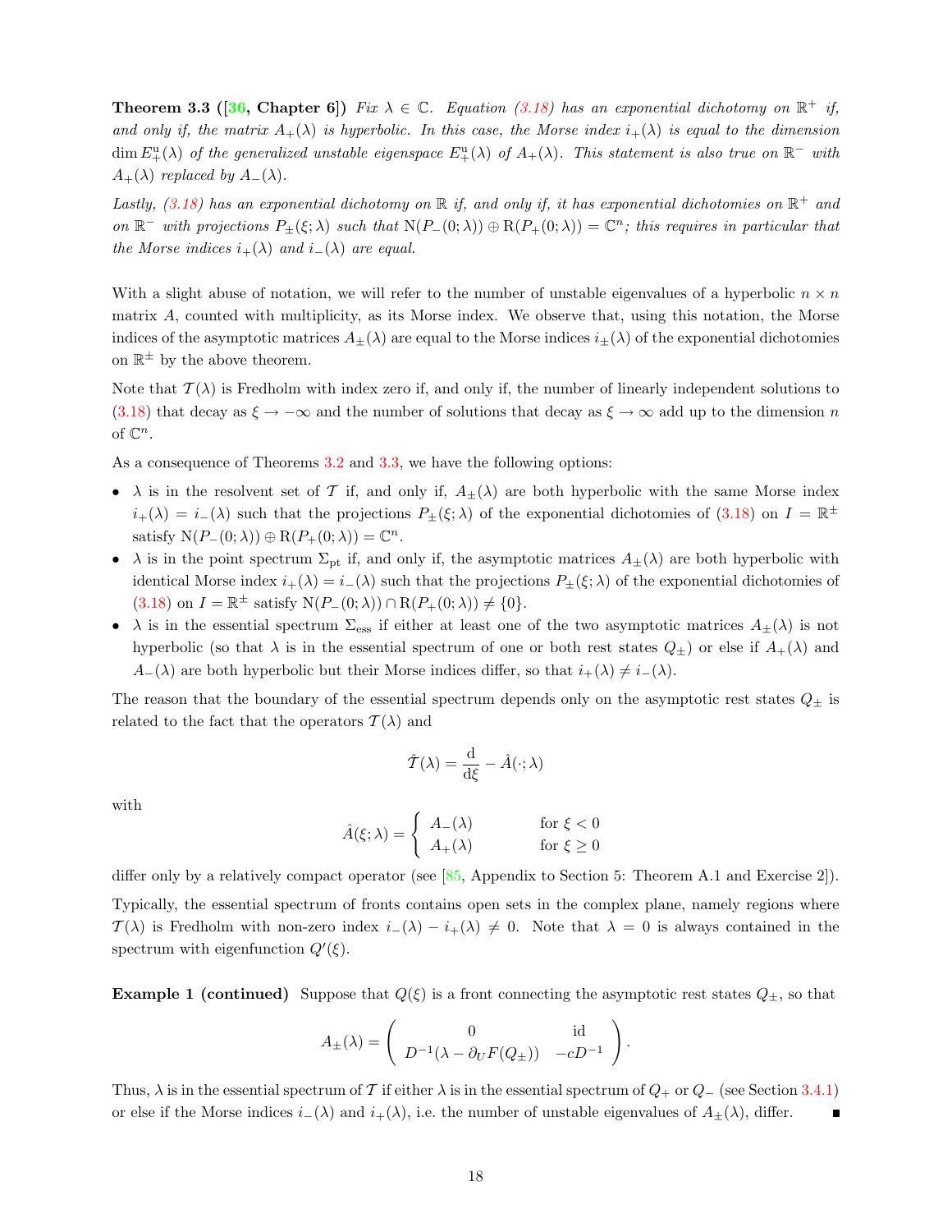**Theorem 3.3 ([36, Chapter 6])** *Fix $\lambda \in \mathbb{C}$. Equation (3.18) has an exponential dichotomy on $\mathbb{R}^+$ if, and only if, the matrix $A_+(\lambda)$ is hyperbolic. In this case, the Morse index $i_+(\lambda)$ is equal to the dimension $\dim E^{\mathrm{u}}_+(\lambda)$ of the generalized unstable eigenspace $E^{\mathrm{u}}_+(\lambda)$ of $A_+(\lambda)$. This statement is also true on $\mathbb{R}^-$ with $A_+(\lambda)$ replaced by $A_-(\lambda)$.*

*Lastly, (3.18) has an exponential dichotomy on $\mathbb{R}$ if, and only if, it has exponential dichotomies on $\mathbb{R}^+$ and on $\mathbb{R}^-$ with projections $P_\pm(\xi;\lambda)$ such that $\mathrm{N}(P_-(0;\lambda)) \oplus \mathrm{R}(P_+(0;\lambda)) = \mathbb{C}^n$; this requires in particular that the Morse indices $i_+(\lambda)$ and $i_-(\lambda)$ are equal.*

With a slight abuse of notation, we will refer to the number of unstable eigenvalues of a hyperbolic $n \times n$ matrix $A$, counted with multiplicity, as its Morse index. We observe that, using this notation, the Morse indices of the asymptotic matrices $A_\pm(\lambda)$ are equal to the Morse indices $i_\pm(\lambda)$ of the exponential dichotomies on $\mathbb{R}^\pm$ by the above theorem.

Note that $\mathcal{T}(\lambda)$ is Fredholm with index zero if, and only if, the number of linearly independent solutions to (3.18) that decay as $\xi \to -\infty$ and the number of solutions that decay as $\xi \to \infty$ add up to the dimension $n$ of $\mathbb{C}^n$.

As a consequence of Theorems 3.2 and 3.3, we have the following options:

- $\lambda$ is in the resolvent set of $\mathcal{T}$ if, and only if, $A_\pm(\lambda)$ are both hyperbolic with the same Morse index $i_+(\lambda) = i_-(\lambda)$ such that the projections $P_\pm(\xi;\lambda)$ of the exponential dichotomies of (3.18) on $I = \mathbb{R}^\pm$ satisfy $\mathrm{N}(P_-(0;\lambda)) \oplus \mathrm{R}(P_+(0;\lambda)) = \mathbb{C}^n$.
- $\lambda$ is in the point spectrum $\Sigma_{\mathrm{pt}}$ if, and only if, the asymptotic matrices $A_\pm(\lambda)$ are both hyperbolic with identical Morse index $i_+(\lambda) = i_-(\lambda)$ such that the projections $P_\pm(\xi;\lambda)$ of the exponential dichotomies of (3.18) on $I = \mathbb{R}^\pm$ satisfy $\mathrm{N}(P_-(0;\lambda)) \cap \mathrm{R}(P_+(0;\lambda)) \neq \{0\}$.
- $\lambda$ is in the essential spectrum $\Sigma_{\mathrm{ess}}$ if either at least one of the two asymptotic matrices $A_\pm(\lambda)$ is not hyperbolic (so that $\lambda$ is in the essential spectrum of one or both rest states $Q_\pm$) or else if $A_+(\lambda)$ and $A_-(\lambda)$ are both hyperbolic but their Morse indices differ, so that $i_+(\lambda) \neq i_-(\lambda)$.

The reason that the boundary of the essential spectrum depends only on the asymptotic rest states $Q_\pm$ is related to the fact that the operators $\mathcal{T}(\lambda)$ and

$$\hat{\mathcal{T}}(\lambda) = \frac{\mathrm{d}}{\mathrm{d}\xi} - \hat{A}(\cdot;\lambda)$$

with

$$\hat{A}(\xi;\lambda) = \begin{cases} A_-(\lambda) & \text{for } \xi < 0 \\ A_+(\lambda) & \text{for } \xi \geq 0 \end{cases}$$

differ only by a relatively compact operator (see [85, Appendix to Section 5: Theorem A.1 and Exercise 2]).

Typically, the essential spectrum of fronts contains open sets in the complex plane, namely regions where $\mathcal{T}(\lambda)$ is Fredholm with non-zero index $i_-(\lambda) - i_+(\lambda) \neq 0$. Note that $\lambda = 0$ is always contained in the spectrum with eigenfunction $Q'(\xi)$.

**Example 1 (continued)** Suppose that $Q(\xi)$ is a front connecting the asymptotic rest states $Q_\pm$, so that

$$A_\pm(\lambda) = \begin{pmatrix} 0 & \mathrm{id} \\ D^{-1}(\lambda - \partial_U F(Q_\pm)) & -cD^{-1} \end{pmatrix}.$$

Thus, $\lambda$ is in the essential spectrum of $\mathcal{T}$ if either $\lambda$ is in the essential spectrum of $Q_+$ or $Q_-$ (see Section 3.4.1) or else if the Morse indices $i_-(\lambda)$ and $i_+(\lambda)$, i.e. the number of unstable eigenvalues of $A_\pm(\lambda)$, differ. ∎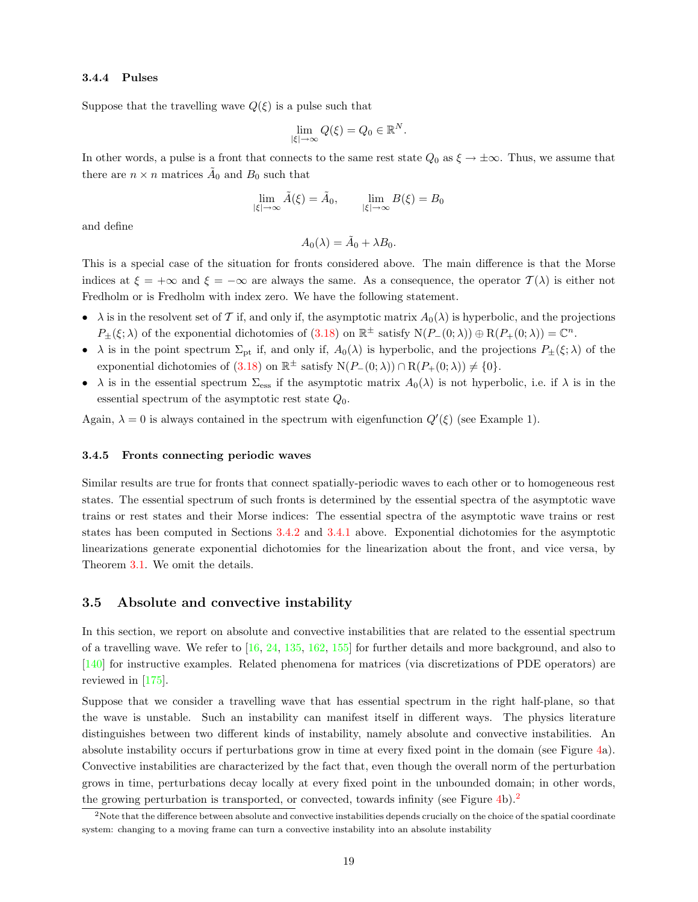#### 3.4.4 Pulses

Suppose that the travelling wave $Q(\xi)$ is a pulse such that

$$\lim_{|\xi|\to\infty} Q(\xi) = Q_0 \in \mathbb{R}^N.$$

In other words, a pulse is a front that connects to the same rest state $Q_0$ as $\xi \to \pm\infty$. Thus, we assume that there are $n \times n$ matrices $\tilde{A}_0$ and $B_0$ such that

$$\lim_{|\xi|\to\infty} \tilde{A}(\xi) = \tilde{A}_0, \qquad \lim_{|\xi|\to\infty} B(\xi) = B_0$$

and define

$$A_0(\lambda) = \tilde{A}_0 + \lambda B_0.$$

This is a special case of the situation for fronts considered above. The main difference is that the Morse indices at $\xi = +\infty$ and $\xi = -\infty$ are always the same. As a consequence, the operator $\mathcal{T}(\lambda)$ is either not Fredholm or is Fredholm with index zero. We have the following statement.

- $\lambda$ is in the resolvent set of $\mathcal{T}$ if, and only if, the asymptotic matrix $A_0(\lambda)$ is hyperbolic, and the projections $P_\pm(\xi;\lambda)$ of the exponential dichotomies of (3.18) on $\mathbb{R}^\pm$ satisfy $\mathrm{N}(P_-(0;\lambda)) \oplus \mathrm{R}(P_+(0;\lambda)) = \mathbb{C}^n$.
- $\lambda$ is in the point spectrum $\Sigma_{\mathrm{pt}}$ if, and only if, $A_0(\lambda)$ is hyperbolic, and the projections $P_\pm(\xi;\lambda)$ of the exponential dichotomies of (3.18) on $\mathbb{R}^\pm$ satisfy $\mathrm{N}(P_-(0;\lambda)) \cap \mathrm{R}(P_+(0;\lambda)) \neq \{0\}$.
- $\lambda$ is in the essential spectrum $\Sigma_{\mathrm{ess}}$ if the asymptotic matrix $A_0(\lambda)$ is not hyperbolic, i.e. if $\lambda$ is in the essential spectrum of the asymptotic rest state $Q_0$.

Again, $\lambda = 0$ is always contained in the spectrum with eigenfunction $Q'(\xi)$ (see Example 1).

#### 3.4.5 Fronts connecting periodic waves

Similar results are true for fronts that connect spatially-periodic waves to each other or to homogeneous rest states. The essential spectrum of such fronts is determined by the essential spectra of the asymptotic wave trains or rest states and their Morse indices: The essential spectra of the asymptotic wave trains or rest states has been computed in Sections 3.4.2 and 3.4.1 above. Exponential dichotomies for the asymptotic linearizations generate exponential dichotomies for the linearization about the front, and vice versa, by Theorem 3.1. We omit the details.

### 3.5 Absolute and convective instability

In this section, we report on absolute and convective instabilities that are related to the essential spectrum of a travelling wave. We refer to [16, 24, 135, 162, 155] for further details and more background, and also to [140] for instructive examples. Related phenomena for matrices (via discretizations of PDE operators) are reviewed in [175].

Suppose that we consider a travelling wave that has essential spectrum in the right half-plane, so that the wave is unstable. Such an instability can manifest itself in different ways. The physics literature distinguishes between two different kinds of instability, namely absolute and convective instabilities. An absolute instability occurs if perturbations grow in time at every fixed point in the domain (see Figure 4a). Convective instabilities are characterized by the fact that, even though the overall norm of the perturbation grows in time, perturbations decay locally at every fixed point in the unbounded domain; in other words, the growing perturbation is transported, or convected, towards infinity (see Figure 4b).[2]

[2] Note that the difference between absolute and convective instabilities depends crucially on the choice of the spatial coordinate system: changing to a moving frame can turn a convective instability into an absolute instability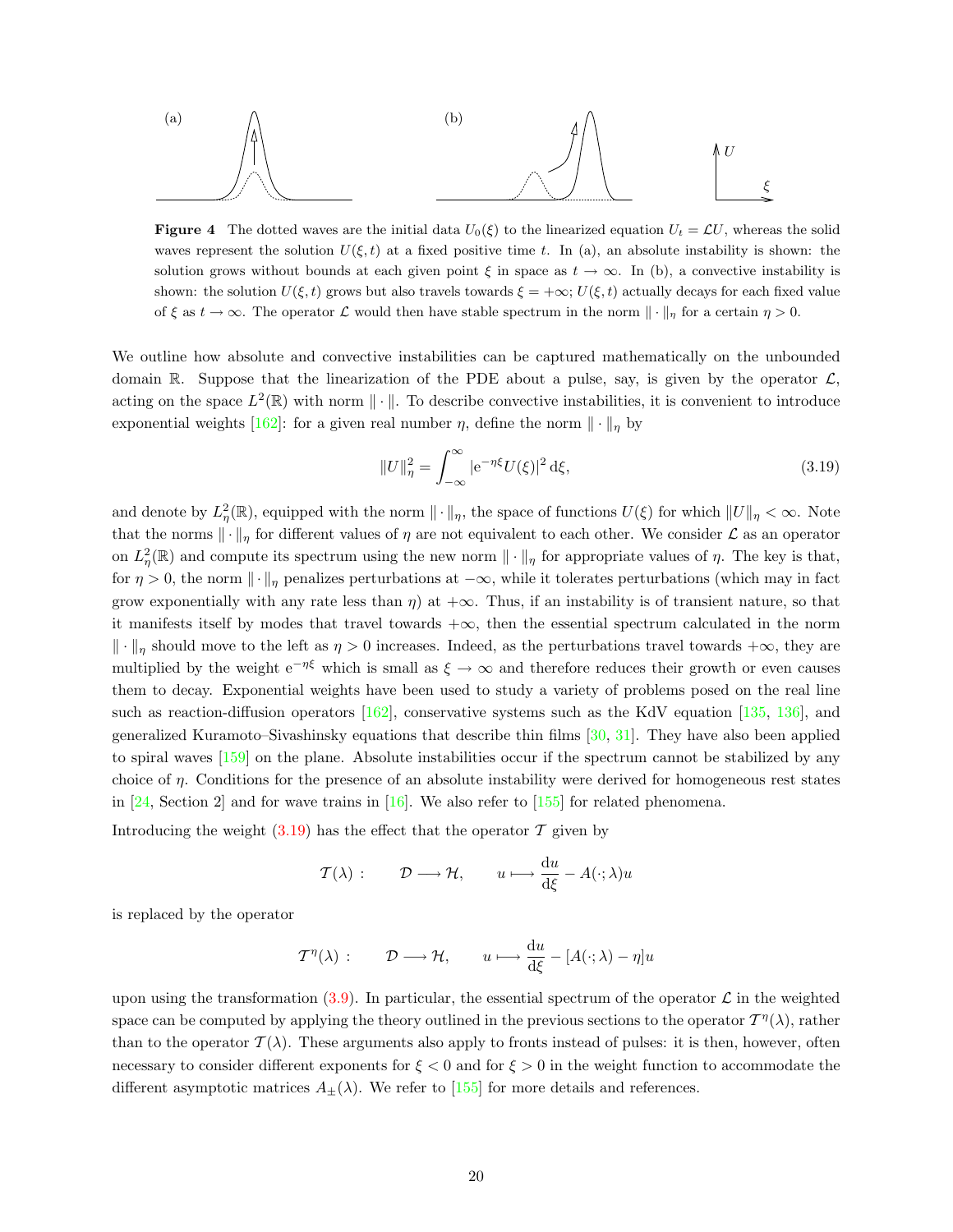**Figure 4** The dotted waves are the initial data $U_0(\xi)$ to the linearized equation $U_t = \mathcal{L}U$, whereas the solid waves represent the solution $U(\xi, t)$ at a fixed positive time $t$. In (a), an absolute instability is shown: the solution grows without bounds at each given point $\xi$ in space as $t \to \infty$. In (b), a convective instability is shown: the solution $U(\xi, t)$ grows but also travels towards $\xi = +\infty$; $U(\xi, t)$ actually decays for each fixed value of $\xi$ as $t \to \infty$. The operator $\mathcal{L}$ would then have stable spectrum in the norm $\|\cdot\|_\eta$ for a certain $\eta > 0$.

We outline how absolute and convective instabilities can be captured mathematically on the unbounded domain $\mathbb{R}$. Suppose that the linearization of the PDE about a pulse, say, is given by the operator $\mathcal{L}$, acting on the space $L^2(\mathbb{R})$ with norm $\|\cdot\|$. To describe convective instabilities, it is convenient to introduce exponential weights [162]: for a given real number $\eta$, define the norm $\|\cdot\|_\eta$ by

$$\|U\|_\eta^2 = \int_{-\infty}^{\infty} |\mathrm{e}^{-\eta\xi} U(\xi)|^2 \,\mathrm{d}\xi, \tag{3.19}$$

and denote by $L^2_\eta(\mathbb{R})$, equipped with the norm $\|\cdot\|_\eta$, the space of functions $U(\xi)$ for which $\|U\|_\eta < \infty$. Note that the norms $\|\cdot\|_\eta$ for different values of $\eta$ are not equivalent to each other. We consider $\mathcal{L}$ as an operator on $L^2_\eta(\mathbb{R})$ and compute its spectrum using the new norm $\|\cdot\|_\eta$ for appropriate values of $\eta$. The key is that, for $\eta > 0$, the norm $\|\cdot\|_\eta$ penalizes perturbations at $-\infty$, while it tolerates perturbations (which may in fact grow exponentially with any rate less than $\eta$) at $+\infty$. Thus, if an instability is of transient nature, so that it manifests itself by modes that travel towards $+\infty$, then the essential spectrum calculated in the norm $\|\cdot\|_\eta$ should move to the left as $\eta > 0$ increases. Indeed, as the perturbations travel towards $+\infty$, they are multiplied by the weight $\mathrm{e}^{-\eta\xi}$ which is small as $\xi \to \infty$ and therefore reduces their growth or even causes them to decay. Exponential weights have been used to study a variety of problems posed on the real line such as reaction-diffusion operators [162], conservative systems such as the KdV equation [135, 136], and generalized Kuramoto–Sivashinsky equations that describe thin films [30, 31]. They have also been applied to spiral waves [159] on the plane. Absolute instabilities occur if the spectrum cannot be stabilized by any choice of $\eta$. Conditions for the presence of an absolute instability were derived for homogeneous rest states in [24, Section 2] and for wave trains in [16]. We also refer to [155] for related phenomena.

Introducing the weight (3.19) has the effect that the operator $\mathcal{T}$ given by

$$\mathcal{T}(\lambda): \qquad \mathcal{D} \longrightarrow \mathcal{H}, \qquad u \longmapsto \frac{\mathrm{d}u}{\mathrm{d}\xi} - A(\cdot;\lambda)u$$

is replaced by the operator

$$\mathcal{T}^\eta(\lambda): \qquad \mathcal{D} \longrightarrow \mathcal{H}, \qquad u \longmapsto \frac{\mathrm{d}u}{\mathrm{d}\xi} - [A(\cdot;\lambda) - \eta]u$$

upon using the transformation (3.9). In particular, the essential spectrum of the operator $\mathcal{L}$ in the weighted space can be computed by applying the theory outlined in the previous sections to the operator $\mathcal{T}^\eta(\lambda)$, rather than to the operator $\mathcal{T}(\lambda)$. These arguments also apply to fronts instead of pulses: it is then, however, often necessary to consider different exponents for $\xi < 0$ and for $\xi > 0$ in the weight function to accommodate the different asymptotic matrices $A_\pm(\lambda)$. We refer to [155] for more details and references.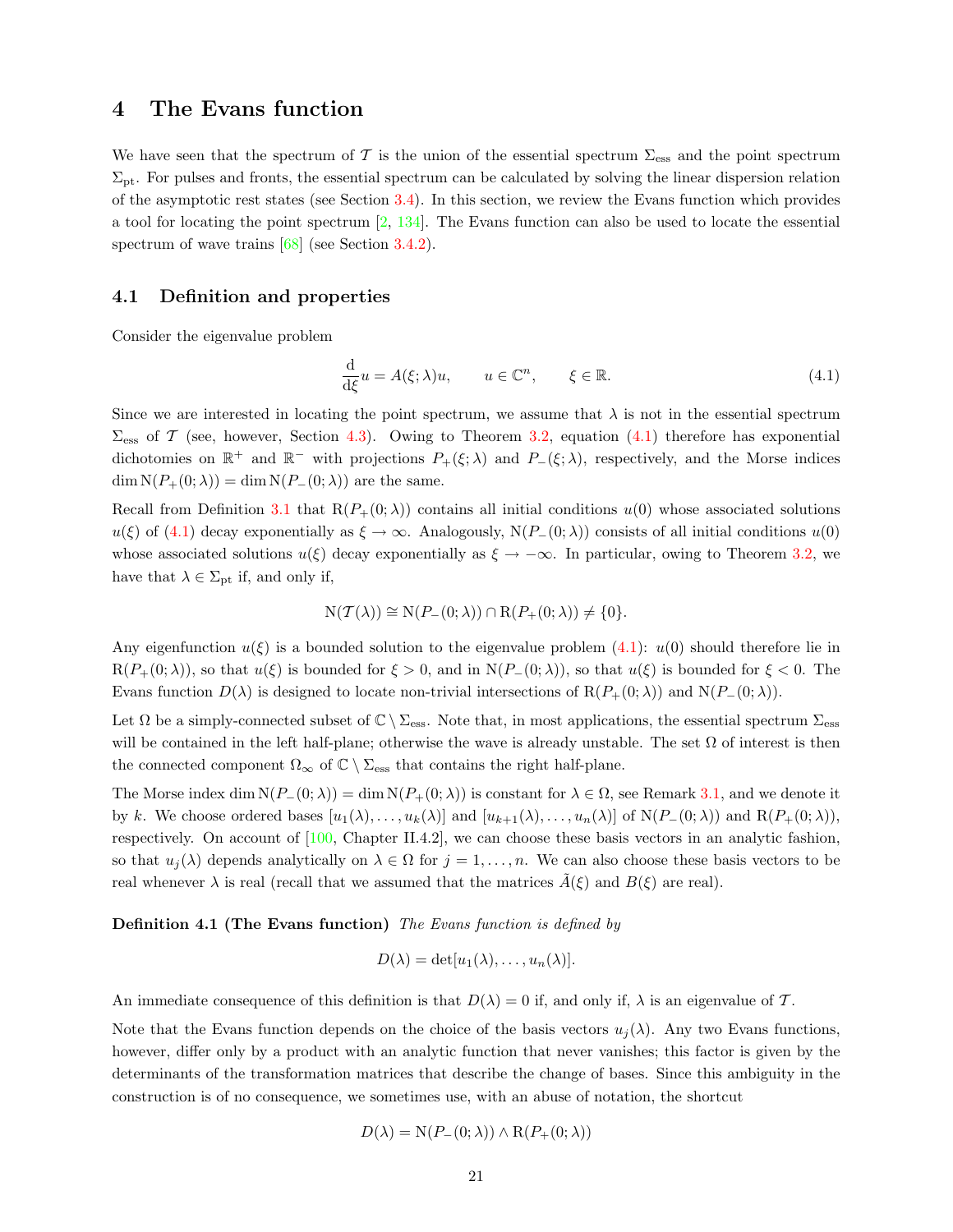# 4 The Evans function

We have seen that the spectrum of $\mathcal{T}$ is the union of the essential spectrum $\Sigma_{\rm ess}$ and the point spectrum $\Sigma_{\rm pt}$. For pulses and fronts, the essential spectrum can be calculated by solving the linear dispersion relation of the asymptotic rest states (see Section 3.4). In this section, we review the Evans function which provides a tool for locating the point spectrum [2, 134]. The Evans function can also be used to locate the essential spectrum of wave trains [68] (see Section 3.4.2).

## 4.1 Definition and properties

Consider the eigenvalue problem

$$\frac{\mathrm{d}}{\mathrm{d}\xi}u = A(\xi;\lambda)u, \qquad u \in \mathbb{C}^n, \qquad \xi \in \mathbb{R}. \tag{4.1}$$

Since we are interested in locating the point spectrum, we assume that $\lambda$ is not in the essential spectrum $\Sigma_{\rm ess}$ of $\mathcal{T}$ (see, however, Section 4.3). Owing to Theorem 3.2, equation (4.1) therefore has exponential dichotomies on $\mathbb{R}^+$ and $\mathbb{R}^-$ with projections $P_+(\xi;\lambda)$ and $P_-(\xi;\lambda)$, respectively, and the Morse indices $\dim \mathrm{N}(P_+(0;\lambda)) = \dim \mathrm{N}(P_-(0;\lambda))$ are the same.

Recall from Definition 3.1 that $\mathrm{R}(P_+(0;\lambda))$ contains all initial conditions $u(0)$ whose associated solutions $u(\xi)$ of (4.1) decay exponentially as $\xi \to \infty$. Analogously, $\mathrm{N}(P_-(0;\lambda))$ consists of all initial conditions $u(0)$ whose associated solutions $u(\xi)$ decay exponentially as $\xi \to -\infty$. In particular, owing to Theorem 3.2, we have that $\lambda \in \Sigma_{\rm pt}$ if, and only if,

$$\mathrm{N}(\mathcal{T}(\lambda)) \cong \mathrm{N}(P_-(0;\lambda)) \cap \mathrm{R}(P_+(0;\lambda)) \neq \{0\}.$$

Any eigenfunction $u(\xi)$ is a bounded solution to the eigenvalue problem (4.1): $u(0)$ should therefore lie in $\mathrm{R}(P_+(0;\lambda))$, so that $u(\xi)$ is bounded for $\xi > 0$, and in $\mathrm{N}(P_-(0;\lambda))$, so that $u(\xi)$ is bounded for $\xi < 0$. The Evans function $D(\lambda)$ is designed to locate non-trivial intersections of $\mathrm{R}(P_+(0;\lambda))$ and $\mathrm{N}(P_-(0;\lambda))$.

Let $\Omega$ be a simply-connected subset of $\mathbb{C} \setminus \Sigma_{\rm ess}$. Note that, in most applications, the essential spectrum $\Sigma_{\rm ess}$ will be contained in the left half-plane; otherwise the wave is already unstable. The set $\Omega$ of interest is then the connected component $\Omega_\infty$ of $\mathbb{C} \setminus \Sigma_{\rm ess}$ that contains the right half-plane.

The Morse index $\dim \mathrm{N}(P_-(0;\lambda)) = \dim \mathrm{N}(P_+(0;\lambda))$ is constant for $\lambda \in \Omega$, see Remark 3.1, and we denote it by $k$. We choose ordered bases $[u_1(\lambda), \ldots, u_k(\lambda)]$ and $[u_{k+1}(\lambda), \ldots, u_n(\lambda)]$ of $\mathrm{N}(P_-(0;\lambda))$ and $\mathrm{R}(P_+(0;\lambda))$, respectively. On account of [100, Chapter II.4.2], we can choose these basis vectors in an analytic fashion, so that $u_j(\lambda)$ depends analytically on $\lambda \in \Omega$ for $j = 1, \ldots, n$. We can also choose these basis vectors to be real whenever $\lambda$ is real (recall that we assumed that the matrices $\tilde{A}(\xi)$ and $B(\xi)$ are real).

**Definition 4.1 (The Evans function)** *The Evans function is defined by*

$$D(\lambda) = \det[u_1(\lambda), \ldots, u_n(\lambda)].$$

An immediate consequence of this definition is that $D(\lambda) = 0$ if, and only if, $\lambda$ is an eigenvalue of $\mathcal{T}$.

Note that the Evans function depends on the choice of the basis vectors $u_j(\lambda)$. Any two Evans functions, however, differ only by a product with an analytic function that never vanishes; this factor is given by the determinants of the transformation matrices that describe the change of bases. Since this ambiguity in the construction is of no consequence, we sometimes use, with an abuse of notation, the shortcut

$$D(\lambda) = \mathrm{N}(P_-(0;\lambda)) \wedge \mathrm{R}(P_+(0;\lambda))$$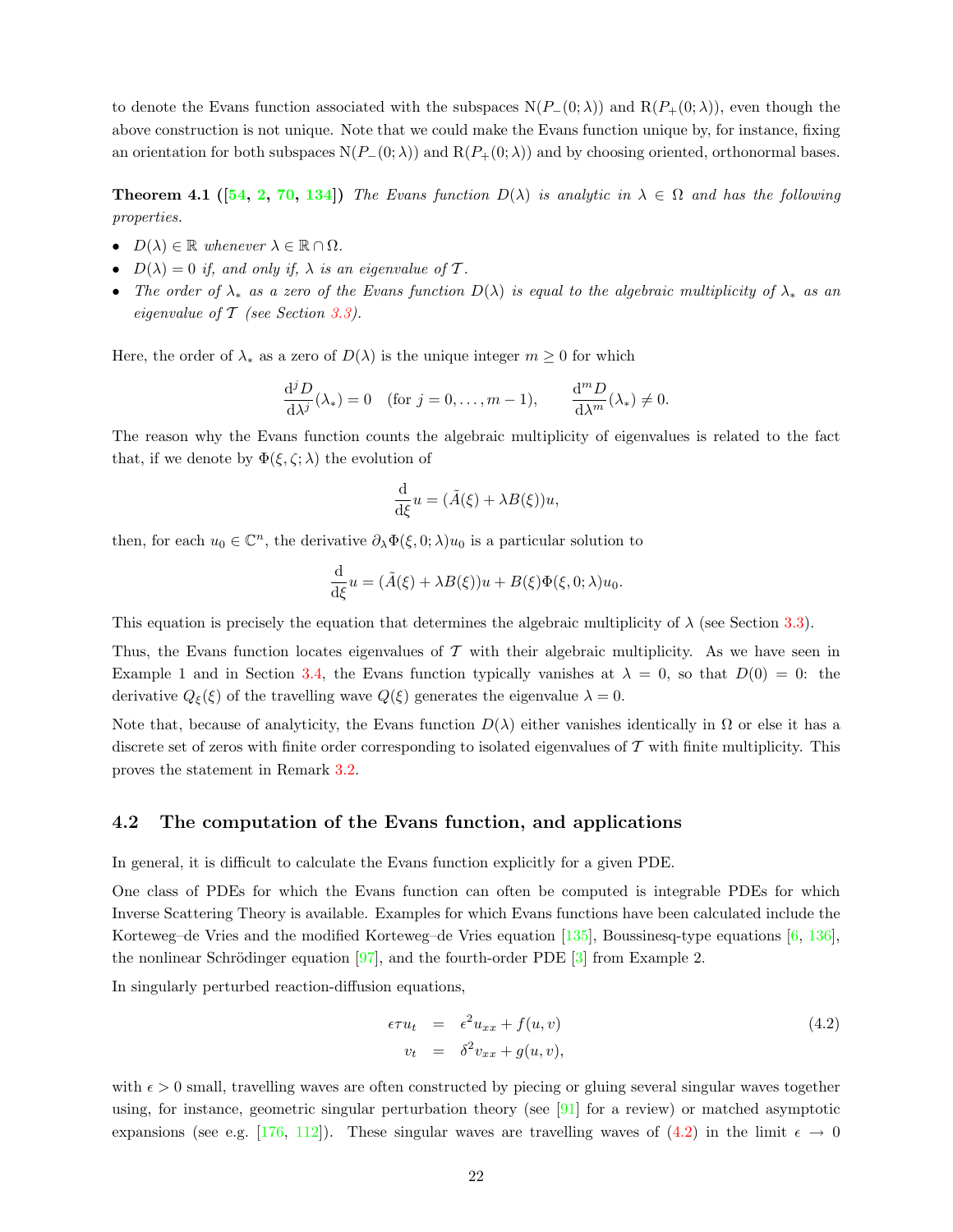to denote the Evans function associated with the subspaces $\mathrm{N}(P_-(0;\lambda))$ and $\mathrm{R}(P_+(0;\lambda))$, even though the above construction is not unique. Note that we could make the Evans function unique by, for instance, fixing an orientation for both subspaces $\mathrm{N}(P_-(0;\lambda))$ and $\mathrm{R}(P_+(0;\lambda))$ and by choosing oriented, orthonormal bases.

**Theorem 4.1 ([54, 2, 70, 134])** *The Evans function $D(\lambda)$ is analytic in $\lambda \in \Omega$ and has the following properties.*

- *$D(\lambda) \in \mathbb{R}$ whenever $\lambda \in \mathbb{R} \cap \Omega$.*
- *$D(\lambda) = 0$ if, and only if, $\lambda$ is an eigenvalue of $\mathcal{T}$.*
- *The order of $\lambda_*$ as a zero of the Evans function $D(\lambda)$ is equal to the algebraic multiplicity of $\lambda_*$ as an eigenvalue of $\mathcal{T}$ (see Section 3.3).*

Here, the order of $\lambda_*$ as a zero of $D(\lambda)$ is the unique integer $m \geq 0$ for which

$$\frac{\mathrm{d}^j D}{\mathrm{d}\lambda^j}(\lambda_*) = 0 \quad (\text{for } j = 0, \ldots, m-1), \qquad \frac{\mathrm{d}^m D}{\mathrm{d}\lambda^m}(\lambda_*) \neq 0.$$

The reason why the Evans function counts the algebraic multiplicity of eigenvalues is related to the fact that, if we denote by $\Phi(\xi, \zeta; \lambda)$ the evolution of

$$\frac{\mathrm{d}}{\mathrm{d}\xi} u = (\tilde{A}(\xi) + \lambda B(\xi)) u,$$

then, for each $u_0 \in \mathbb{C}^n$, the derivative $\partial_\lambda \Phi(\xi, 0; \lambda) u_0$ is a particular solution to

$$\frac{\mathrm{d}}{\mathrm{d}\xi} u = (\tilde{A}(\xi) + \lambda B(\xi)) u + B(\xi) \Phi(\xi, 0; \lambda) u_0.$$

This equation is precisely the equation that determines the algebraic multiplicity of $\lambda$ (see Section 3.3).

Thus, the Evans function locates eigenvalues of $\mathcal{T}$ with their algebraic multiplicity. As we have seen in Example 1 and in Section 3.4, the Evans function typically vanishes at $\lambda = 0$, so that $D(0) = 0$: the derivative $Q_\xi(\xi)$ of the travelling wave $Q(\xi)$ generates the eigenvalue $\lambda = 0$.

Note that, because of analyticity, the Evans function $D(\lambda)$ either vanishes identically in $\Omega$ or else it has a discrete set of zeros with finite order corresponding to isolated eigenvalues of $\mathcal{T}$ with finite multiplicity. This proves the statement in Remark 3.2.

## 4.2 The computation of the Evans function, and applications

In general, it is difficult to calculate the Evans function explicitly for a given PDE.

One class of PDEs for which the Evans function can often be computed is integrable PDEs for which Inverse Scattering Theory is available. Examples for which Evans functions have been calculated include the Korteweg–de Vries and the modified Korteweg–de Vries equation [135], Boussinesq-type equations [6, 136], the nonlinear Schrödinger equation [97], and the fourth-order PDE [3] from Example 2.

In singularly perturbed reaction-diffusion equations,

$$\begin{aligned} \epsilon \tau u_t &= \epsilon^2 u_{xx} + f(u, v) \\ v_t &= \delta^2 v_{xx} + g(u, v), \end{aligned} \tag{4.2}$$

with $\epsilon > 0$ small, travelling waves are often constructed by piecing or gluing several singular waves together using, for instance, geometric singular perturbation theory (see [91] for a review) or matched asymptotic expansions (see e.g. [176, 112]). These singular waves are travelling waves of (4.2) in the limit $\epsilon \to 0$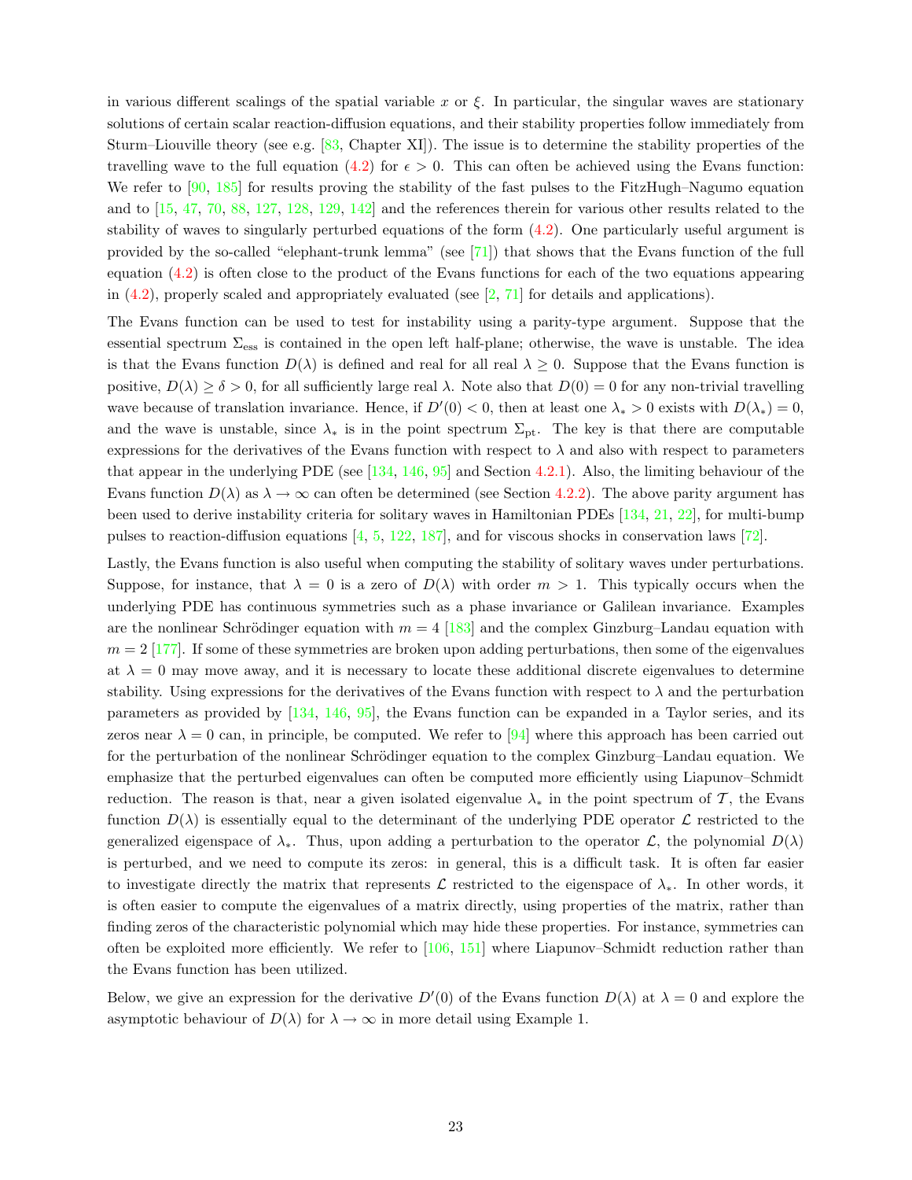in various different scalings of the spatial variable $x$ or $\xi$. In particular, the singular waves are stationary solutions of certain scalar reaction-diffusion equations, and their stability properties follow immediately from Sturm–Liouville theory (see e.g. [83, Chapter XI]). The issue is to determine the stability properties of the travelling wave to the full equation (4.2) for $\epsilon > 0$. This can often be achieved using the Evans function: We refer to [90, 185] for results proving the stability of the fast pulses to the FitzHugh–Nagumo equation and to [15, 47, 70, 88, 127, 128, 129, 142] and the references therein for various other results related to the stability of waves to singularly perturbed equations of the form (4.2). One particularly useful argument is provided by the so-called "elephant-trunk lemma" (see [71]) that shows that the Evans function of the full equation (4.2) is often close to the product of the Evans functions for each of the two equations appearing in (4.2), properly scaled and appropriately evaluated (see [2, 71] for details and applications).

The Evans function can be used to test for instability using a parity-type argument. Suppose that the essential spectrum $\Sigma_{\text{ess}}$ is contained in the open left half-plane; otherwise, the wave is unstable. The idea is that the Evans function $D(\lambda)$ is defined and real for all real $\lambda \geq 0$. Suppose that the Evans function is positive, $D(\lambda) \geq \delta > 0$, for all sufficiently large real $\lambda$. Note also that $D(0) = 0$ for any non-trivial travelling wave because of translation invariance. Hence, if $D'(0) < 0$, then at least one $\lambda_* > 0$ exists with $D(\lambda_*) = 0$, and the wave is unstable, since $\lambda_*$ is in the point spectrum $\Sigma_{\text{pt}}$. The key is that there are computable expressions for the derivatives of the Evans function with respect to $\lambda$ and also with respect to parameters that appear in the underlying PDE (see [134, 146, 95] and Section 4.2.1). Also, the limiting behaviour of the Evans function $D(\lambda)$ as $\lambda \to \infty$ can often be determined (see Section 4.2.2). The above parity argument has been used to derive instability criteria for solitary waves in Hamiltonian PDEs [134, 21, 22], for multi-bump pulses to reaction-diffusion equations [4, 5, 122, 187], and for viscous shocks in conservation laws [72].

Lastly, the Evans function is also useful when computing the stability of solitary waves under perturbations. Suppose, for instance, that $\lambda = 0$ is a zero of $D(\lambda)$ with order $m > 1$. This typically occurs when the underlying PDE has continuous symmetries such as a phase invariance or Galilean invariance. Examples are the nonlinear Schrödinger equation with $m = 4$ [183] and the complex Ginzburg–Landau equation with $m = 2$ [177]. If some of these symmetries are broken upon adding perturbations, then some of the eigenvalues at $\lambda = 0$ may move away, and it is necessary to locate these additional discrete eigenvalues to determine stability. Using expressions for the derivatives of the Evans function with respect to $\lambda$ and the perturbation parameters as provided by [134, 146, 95], the Evans function can be expanded in a Taylor series, and its zeros near $\lambda = 0$ can, in principle, be computed. We refer to [94] where this approach has been carried out for the perturbation of the nonlinear Schrödinger equation to the complex Ginzburg–Landau equation. We emphasize that the perturbed eigenvalues can often be computed more efficiently using Liapunov–Schmidt reduction. The reason is that, near a given isolated eigenvalue $\lambda_*$ in the point spectrum of $\mathcal{T}$, the Evans function $D(\lambda)$ is essentially equal to the determinant of the underlying PDE operator $\mathcal{L}$ restricted to the generalized eigenspace of $\lambda_*$. Thus, upon adding a perturbation to the operator $\mathcal{L}$, the polynomial $D(\lambda)$ is perturbed, and we need to compute its zeros: in general, this is a difficult task. It is often far easier to investigate directly the matrix that represents $\mathcal{L}$ restricted to the eigenspace of $\lambda_*$. In other words, it is often easier to compute the eigenvalues of a matrix directly, using properties of the matrix, rather than finding zeros of the characteristic polynomial which may hide these properties. For instance, symmetries can often be exploited more efficiently. We refer to [106, 151] where Liapunov–Schmidt reduction rather than the Evans function has been utilized.

Below, we give an expression for the derivative $D'(0)$ of the Evans function $D(\lambda)$ at $\lambda = 0$ and explore the asymptotic behaviour of $D(\lambda)$ for $\lambda \to \infty$ in more detail using Example 1.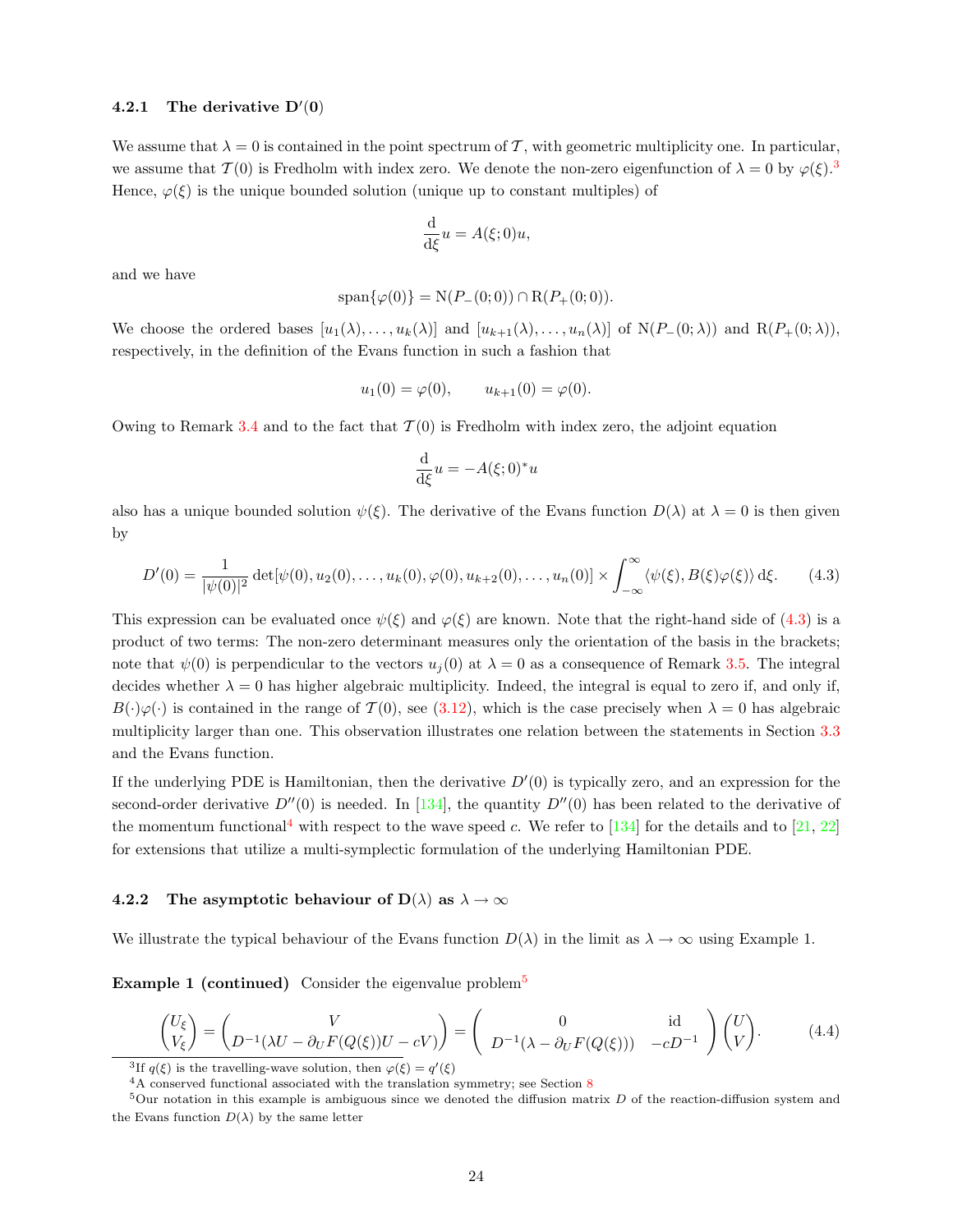### 4.2.1 The derivative $\mathbf{D}'(\mathbf{0})$

We assume that $\lambda = 0$ is contained in the point spectrum of $\mathcal{T}$, with geometric multiplicity one. In particular, we assume that $\mathcal{T}(0)$ is Fredholm with index zero. We denote the non-zero eigenfunction of $\lambda = 0$ by $\varphi(\xi)$.[3] Hence, $\varphi(\xi)$ is the unique bounded solution (unique up to constant multiples) of

$$\frac{\mathrm{d}}{\mathrm{d}\xi} u = A(\xi; 0) u,$$

and we have

$$\operatorname{span}\{\varphi(0)\} = \mathrm{N}(P_-(0;0)) \cap \mathrm{R}(P_+(0;0)).$$

We choose the ordered bases $[u_1(\lambda), \ldots, u_k(\lambda)]$ and $[u_{k+1}(\lambda), \ldots, u_n(\lambda)]$ of $\mathrm{N}(P_-(0;\lambda))$ and $\mathrm{R}(P_+(0;\lambda))$, respectively, in the definition of the Evans function in such a fashion that

$$u_1(0) = \varphi(0), \qquad u_{k+1}(0) = \varphi(0).$$

Owing to Remark 3.4 and to the fact that $\mathcal{T}(0)$ is Fredholm with index zero, the adjoint equation

$$\frac{\mathrm{d}}{\mathrm{d}\xi} u = -A(\xi; 0)^* u$$

also has a unique bounded solution $\psi(\xi)$. The derivative of the Evans function $D(\lambda)$ at $\lambda = 0$ is then given by

$$D'(0) = \frac{1}{|\psi(0)|^2} \det[\psi(0), u_2(0), \ldots, u_k(0), \varphi(0), u_{k+2}(0), \ldots, u_n(0)] \times \int_{-\infty}^{\infty} \langle \psi(\xi), B(\xi)\varphi(\xi) \rangle \, \mathrm{d}\xi. \tag{4.3}$$

This expression can be evaluated once $\psi(\xi)$ and $\varphi(\xi)$ are known. Note that the right-hand side of (4.3) is a product of two terms: The non-zero determinant measures only the orientation of the basis in the brackets; note that $\psi(0)$ is perpendicular to the vectors $u_j(0)$ at $\lambda = 0$ as a consequence of Remark 3.5. The integral decides whether $\lambda = 0$ has higher algebraic multiplicity. Indeed, the integral is equal to zero if, and only if, $B(\cdot)\varphi(\cdot)$ is contained in the range of $\mathcal{T}(0)$, see (3.12), which is the case precisely when $\lambda = 0$ has algebraic multiplicity larger than one. This observation illustrates one relation between the statements in Section 3.3 and the Evans function.

If the underlying PDE is Hamiltonian, then the derivative $D'(0)$ is typically zero, and an expression for the second-order derivative $D''(0)$ is needed. In [134], the quantity $D''(0)$ has been related to the derivative of the momentum functional[4] with respect to the wave speed $c$. We refer to [134] for the details and to [21, 22] for extensions that utilize a multi-symplectic formulation of the underlying Hamiltonian PDE.

### 4.2.2 The asymptotic behaviour of $\mathbf{D}(\lambda)$ as $\lambda \to \infty$

We illustrate the typical behaviour of the Evans function $D(\lambda)$ in the limit as $\lambda \to \infty$ using Example 1.

**Example 1 (continued)** Consider the eigenvalue problem[5]

$$\begin{pmatrix} U_\xi \\ V_\xi \end{pmatrix} = \begin{pmatrix} V \\ D^{-1}(\lambda U - \partial_U F(Q(\xi))U - cV) \end{pmatrix} = \begin{pmatrix} 0 & \mathrm{id} \\ D^{-1}(\lambda - \partial_U F(Q(\xi))) & -cD^{-1} \end{pmatrix} \begin{pmatrix} U \\ V \end{pmatrix}. \tag{4.4}$$

---

[3] If $q(\xi)$ is the travelling-wave solution, then $\varphi(\xi) = q'(\xi)$

[4] A conserved functional associated with the translation symmetry; see Section 8

[5] Our notation in this example is ambiguous since we denoted the diffusion matrix $D$ of the reaction-diffusion system and the Evans function $D(\lambda)$ by the same letter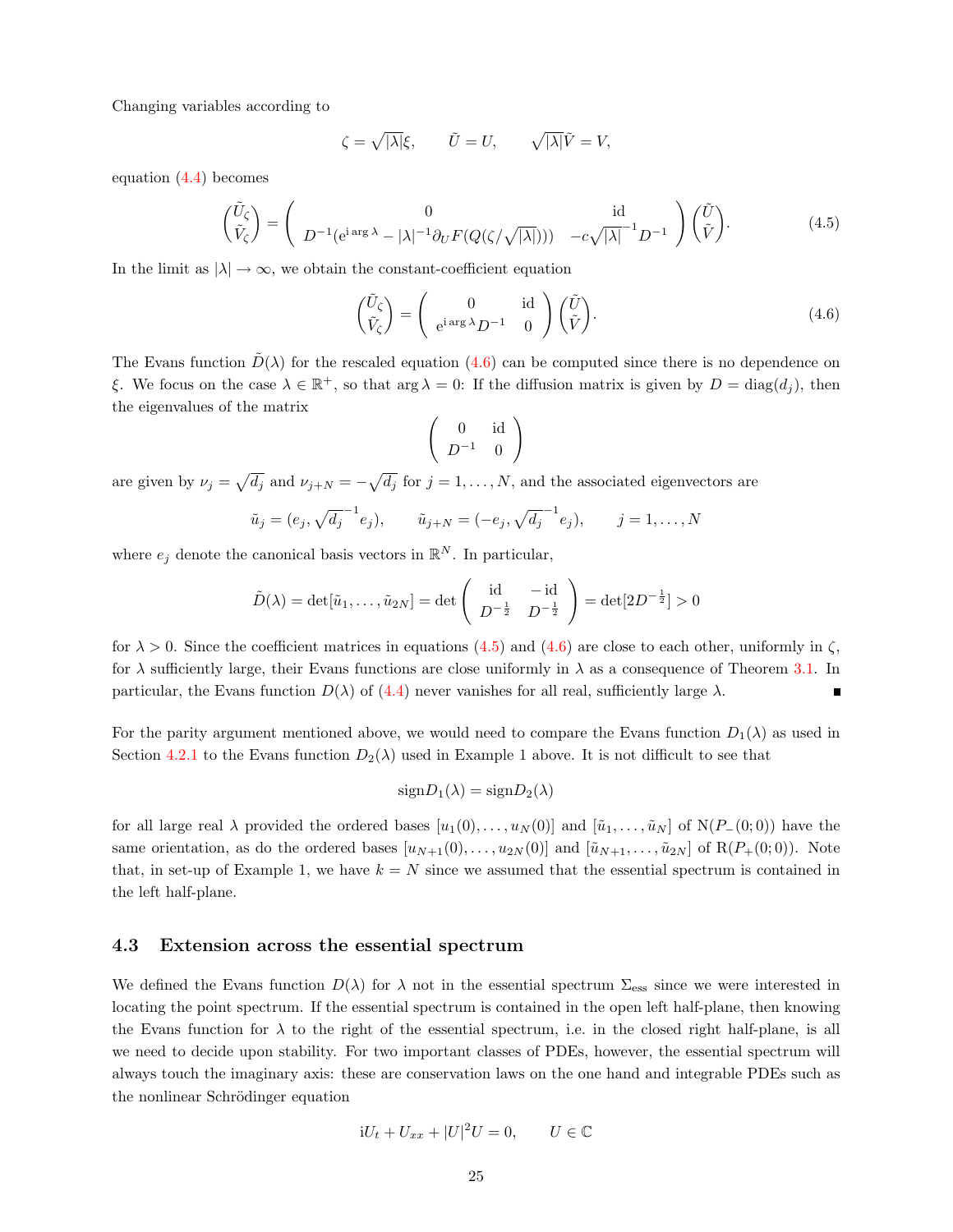Changing variables according to

$$\zeta = \sqrt{|\lambda|}\xi, \qquad \tilde{U} = U, \qquad \sqrt{|\lambda|}\tilde{V} = V,$$

equation (4.4) becomes

$$\begin{pmatrix} \tilde{U}_\zeta \\ \tilde{V}_\zeta \end{pmatrix} = \begin{pmatrix} 0 & \mathrm{id} \\ D^{-1}(\mathrm{e}^{\mathrm{i}\arg\lambda} - |\lambda|^{-1}\partial_U F(Q(\zeta/\sqrt{|\lambda|}))) & -c\sqrt{|\lambda|}^{-1}D^{-1} \end{pmatrix} \begin{pmatrix} \tilde{U} \\ \tilde{V} \end{pmatrix}. \tag{4.5}$$

In the limit as $|\lambda| \to \infty$, we obtain the constant-coefficient equation

$$\begin{pmatrix} \tilde{U}_\zeta \\ \tilde{V}_\zeta \end{pmatrix} = \begin{pmatrix} 0 & \mathrm{id} \\ \mathrm{e}^{\mathrm{i}\arg\lambda}D^{-1} & 0 \end{pmatrix} \begin{pmatrix} \tilde{U} \\ \tilde{V} \end{pmatrix}. \tag{4.6}$$

The Evans function $\tilde{D}(\lambda)$ for the rescaled equation (4.6) can be computed since there is no dependence on $\xi$. We focus on the case $\lambda \in \mathbb{R}^+$, so that $\arg\lambda = 0$: If the diffusion matrix is given by $D = \mathrm{diag}(d_j)$, then the eigenvalues of the matrix

$$\begin{pmatrix} 0 & \mathrm{id} \\ D^{-1} & 0 \end{pmatrix}$$

are given by $\nu_j = \sqrt{d_j}$ and $\nu_{j+N} = -\sqrt{d_j}$ for $j = 1, \ldots, N$, and the associated eigenvectors are

$$\tilde{u}_j = (e_j, \sqrt{d_j}^{-1}e_j), \qquad \tilde{u}_{j+N} = (-e_j, \sqrt{d_j}^{-1}e_j), \qquad j = 1, \ldots, N$$

where $e_j$ denote the canonical basis vectors in $\mathbb{R}^N$. In particular,

$$\tilde{D}(\lambda) = \det[\tilde{u}_1, \ldots, \tilde{u}_{2N}] = \det \begin{pmatrix} \mathrm{id} & -\mathrm{id} \\ D^{-\frac{1}{2}} & D^{-\frac{1}{2}} \end{pmatrix} = \det[2D^{-\frac{1}{2}}] > 0$$

for $\lambda > 0$. Since the coefficient matrices in equations (4.5) and (4.6) are close to each other, uniformly in $\zeta$, for $\lambda$ sufficiently large, their Evans functions are close uniformly in $\lambda$ as a consequence of Theorem 3.1. In particular, the Evans function $D(\lambda)$ of (4.4) never vanishes for all real, sufficiently large $\lambda$. ∎

For the parity argument mentioned above, we would need to compare the Evans function $D_1(\lambda)$ as used in Section 4.2.1 to the Evans function $D_2(\lambda)$ used in Example 1 above. It is not difficult to see that

$$\mathrm{sign}D_1(\lambda) = \mathrm{sign}D_2(\lambda)$$

for all large real $\lambda$ provided the ordered bases $[u_1(0), \ldots, u_N(0)]$ and $[\tilde{u}_1, \ldots, \tilde{u}_N]$ of $\mathrm{N}(P_-(0;0))$ have the same orientation, as do the ordered bases $[u_{N+1}(0), \ldots, u_{2N}(0)]$ and $[\tilde{u}_{N+1}, \ldots, \tilde{u}_{2N}]$ of $\mathrm{R}(P_+(0;0))$. Note that, in set-up of Example 1, we have $k = N$ since we assumed that the essential spectrum is contained in the left half-plane.

### 4.3 Extension across the essential spectrum

We defined the Evans function $D(\lambda)$ for $\lambda$ not in the essential spectrum $\Sigma_{\mathrm{ess}}$ since we were interested in locating the point spectrum. If the essential spectrum is contained in the open left half-plane, then knowing the Evans function for $\lambda$ to the right of the essential spectrum, i.e. in the closed right half-plane, is all we need to decide upon stability. For two important classes of PDEs, however, the essential spectrum will always touch the imaginary axis: these are conservation laws on the one hand and integrable PDEs such as the nonlinear Schrödinger equation

$$\mathrm{i}U_t + U_{xx} + |U|^2U = 0, \qquad U \in \mathbb{C}$$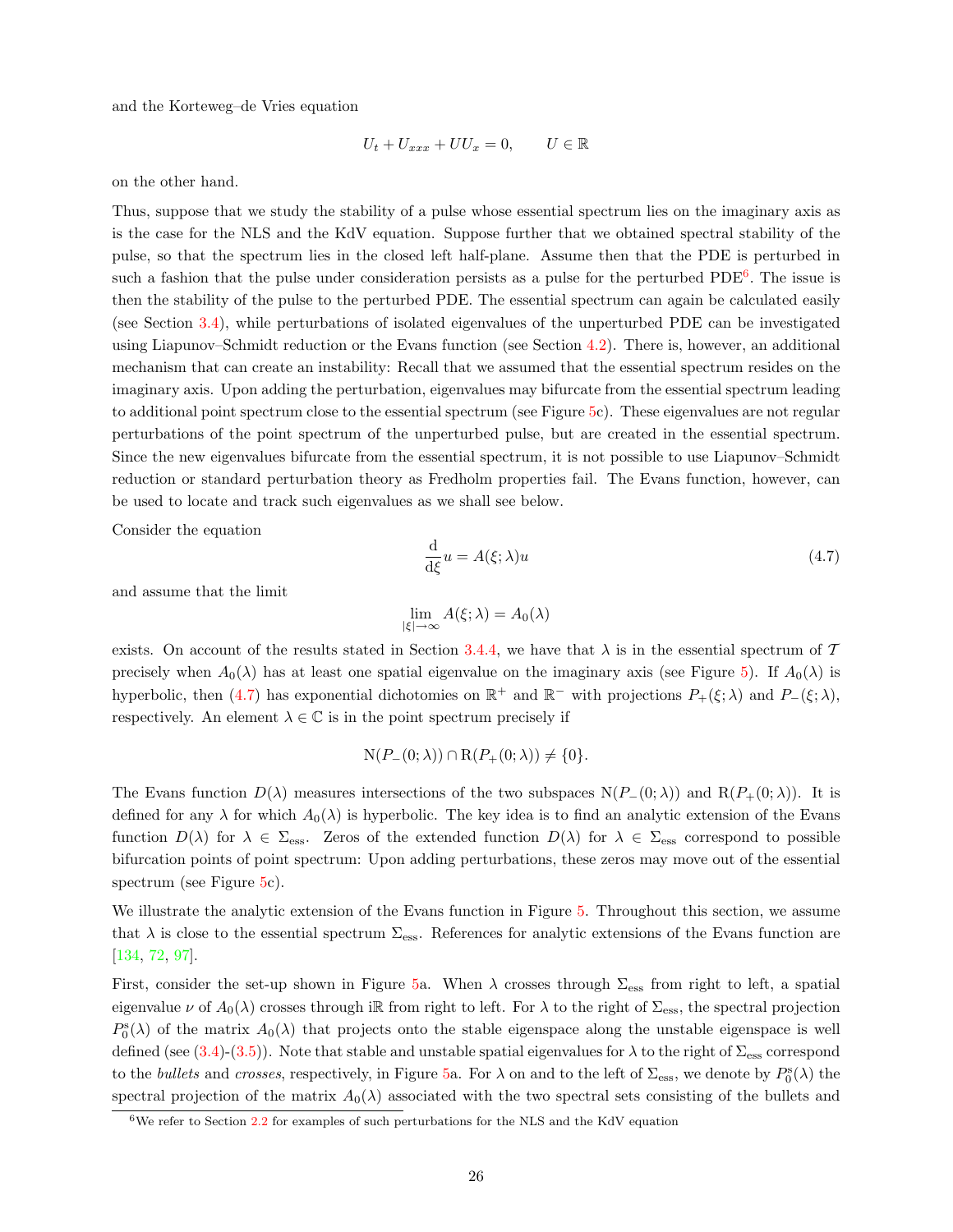and the Korteweg–de Vries equation

$$U_t + U_{xxx} + UU_x = 0, \qquad U \in \mathbb{R}$$

on the other hand.

Thus, suppose that we study the stability of a pulse whose essential spectrum lies on the imaginary axis as is the case for the NLS and the KdV equation. Suppose further that we obtained spectral stability of the pulse, so that the spectrum lies in the closed left half-plane. Assume then that the PDE is perturbed in such a fashion that the pulse under consideration persists as a pulse for the perturbed PDE[6]. The issue is then the stability of the pulse to the perturbed PDE. The essential spectrum can again be calculated easily (see Section 3.4), while perturbations of isolated eigenvalues of the unperturbed PDE can be investigated using Liapunov–Schmidt reduction or the Evans function (see Section 4.2). There is, however, an additional mechanism that can create an instability: Recall that we assumed that the essential spectrum resides on the imaginary axis. Upon adding the perturbation, eigenvalues may bifurcate from the essential spectrum leading to additional point spectrum close to the essential spectrum (see Figure 5c). These eigenvalues are not regular perturbations of the point spectrum of the unperturbed pulse, but are created in the essential spectrum. Since the new eigenvalues bifurcate from the essential spectrum, it is not possible to use Liapunov–Schmidt reduction or standard perturbation theory as Fredholm properties fail. The Evans function, however, can be used to locate and track such eigenvalues as we shall see below.

Consider the equation

$$\frac{\mathrm{d}}{\mathrm{d}\xi} u = A(\xi;\lambda)u \tag{4.7}$$

and assume that the limit

$$\lim_{|\xi|\to\infty} A(\xi;\lambda) = A_0(\lambda)$$

exists. On account of the results stated in Section 3.4.4, we have that $\lambda$ is in the essential spectrum of $\mathcal{T}$ precisely when $A_0(\lambda)$ has at least one spatial eigenvalue on the imaginary axis (see Figure 5). If $A_0(\lambda)$ is hyperbolic, then (4.7) has exponential dichotomies on $\mathbb{R}^+$ and $\mathbb{R}^-$ with projections $P_+(\xi;\lambda)$ and $P_-(\xi;\lambda)$, respectively. An element $\lambda \in \mathbb{C}$ is in the point spectrum precisely if

$$\mathrm{N}(P_-(0;\lambda)) \cap \mathrm{R}(P_+(0;\lambda)) \neq \{0\}.$$

The Evans function $D(\lambda)$ measures intersections of the two subspaces $\mathrm{N}(P_-(0;\lambda))$ and $\mathrm{R}(P_+(0;\lambda))$. It is defined for any $\lambda$ for which $A_0(\lambda)$ is hyperbolic. The key idea is to find an analytic extension of the Evans function $D(\lambda)$ for $\lambda \in \Sigma_{\mathrm{ess}}$. Zeros of the extended function $D(\lambda)$ for $\lambda \in \Sigma_{\mathrm{ess}}$ correspond to possible bifurcation points of point spectrum: Upon adding perturbations, these zeros may move out of the essential spectrum (see Figure 5c).

We illustrate the analytic extension of the Evans function in Figure 5. Throughout this section, we assume that $\lambda$ is close to the essential spectrum $\Sigma_{\mathrm{ess}}$. References for analytic extensions of the Evans function are [134, 72, 97].

First, consider the set-up shown in Figure 5a. When $\lambda$ crosses through $\Sigma_{\mathrm{ess}}$ from right to left, a spatial eigenvalue $\nu$ of $A_0(\lambda)$ crosses through $\mathrm{i}\mathbb{R}$ from right to left. For $\lambda$ to the right of $\Sigma_{\mathrm{ess}}$, the spectral projection $P_0^{\mathrm{s}}(\lambda)$ of the matrix $A_0(\lambda)$ that projects onto the stable eigenspace along the unstable eigenspace is well defined (see (3.4)-(3.5)). Note that stable and unstable spatial eigenvalues for $\lambda$ to the right of $\Sigma_{\mathrm{ess}}$ correspond to the *bullets* and *crosses*, respectively, in Figure 5a. For $\lambda$ on and to the left of $\Sigma_{\mathrm{ess}}$, we denote by $P_0^{\mathrm{s}}(\lambda)$ the spectral projection of the matrix $A_0(\lambda)$ associated with the two spectral sets consisting of the bullets and

[6] We refer to Section 2.2 for examples of such perturbations for the NLS and the KdV equation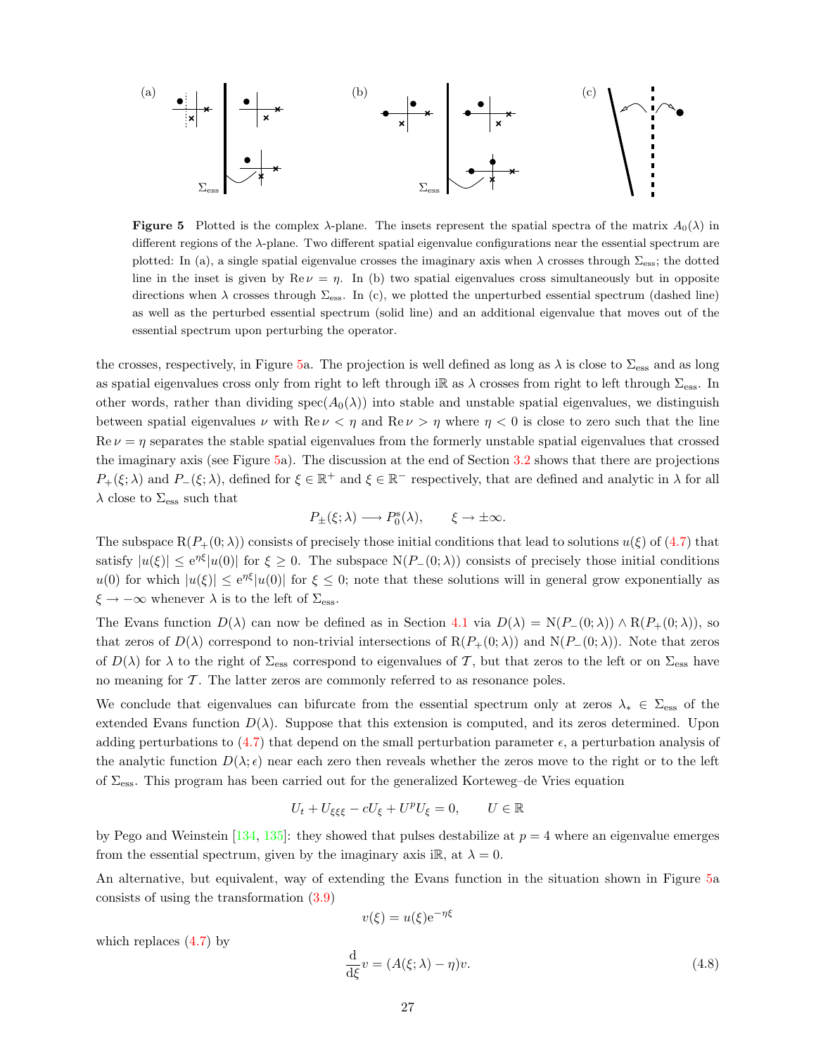**Figure 5** Plotted is the complex $\lambda$-plane. The insets represent the spatial spectra of the matrix $A_0(\lambda)$ in different regions of the $\lambda$-plane. Two different spatial eigenvalue configurations near the essential spectrum are plotted: In (a), a single spatial eigenvalue crosses the imaginary axis when $\lambda$ crosses through $\Sigma_{\text{ess}}$; the dotted line in the inset is given by $\operatorname{Re}\nu = \eta$. In (b) two spatial eigenvalues cross simultaneously but in opposite directions when $\lambda$ crosses through $\Sigma_{\text{ess}}$. In (c), we plotted the unperturbed essential spectrum (dashed line) as well as the perturbed essential spectrum (solid line) and an additional eigenvalue that moves out of the essential spectrum upon perturbing the operator.

the crosses, respectively, in Figure 5a. The projection is well defined as long as $\lambda$ is close to $\Sigma_{\text{ess}}$ and as long as spatial eigenvalues cross only from right to left through $\mathrm{i}\mathbb{R}$ as $\lambda$ crosses from right to left through $\Sigma_{\text{ess}}$. In other words, rather than dividing $\operatorname{spec}(A_0(\lambda))$ into stable and unstable spatial eigenvalues, we distinguish between spatial eigenvalues $\nu$ with $\operatorname{Re}\nu < \eta$ and $\operatorname{Re}\nu > \eta$ where $\eta < 0$ is close to zero such that the line $\operatorname{Re}\nu = \eta$ separates the stable spatial eigenvalues from the formerly unstable spatial eigenvalues that crossed the imaginary axis (see Figure 5a). The discussion at the end of Section 3.2 shows that there are projections $P_+(\xi;\lambda)$ and $P_-(\xi;\lambda)$, defined for $\xi \in \mathbb{R}^+$ and $\xi \in \mathbb{R}^-$ respectively, that are defined and analytic in $\lambda$ for all $\lambda$ close to $\Sigma_{\text{ess}}$ such that

$$P_\pm(\xi;\lambda) \longrightarrow P_0^{\text{s}}(\lambda), \qquad \xi \to \pm\infty.$$

The subspace $\mathrm{R}(P_+(0;\lambda))$ consists of precisely those initial conditions that lead to solutions $u(\xi)$ of (4.7) that satisfy $|u(\xi)| \leq \mathrm{e}^{\eta\xi}|u(0)|$ for $\xi \geq 0$. The subspace $\mathrm{N}(P_-(0;\lambda))$ consists of precisely those initial conditions $u(0)$ for which $|u(\xi)| \leq \mathrm{e}^{\eta\xi}|u(0)|$ for $\xi \leq 0$; note that these solutions will in general grow exponentially as $\xi \to -\infty$ whenever $\lambda$ is to the left of $\Sigma_{\text{ess}}$.

The Evans function $D(\lambda)$ can now be defined as in Section 4.1 via $D(\lambda) = \mathrm{N}(P_-(0;\lambda)) \wedge \mathrm{R}(P_+(0;\lambda))$, so that zeros of $D(\lambda)$ correspond to non-trivial intersections of $\mathrm{R}(P_+(0;\lambda))$ and $\mathrm{N}(P_-(0;\lambda))$. Note that zeros of $D(\lambda)$ for $\lambda$ to the right of $\Sigma_{\text{ess}}$ correspond to eigenvalues of $\mathcal{T}$, but that zeros to the left or on $\Sigma_{\text{ess}}$ have no meaning for $\mathcal{T}$. The latter zeros are commonly referred to as resonance poles.

We conclude that eigenvalues can bifurcate from the essential spectrum only at zeros $\lambda_* \in \Sigma_{\text{ess}}$ of the extended Evans function $D(\lambda)$. Suppose that this extension is computed, and its zeros determined. Upon adding perturbations to (4.7) that depend on the small perturbation parameter $\epsilon$, a perturbation analysis of the analytic function $D(\lambda;\epsilon)$ near each zero then reveals whether the zeros move to the right or to the left of $\Sigma_{\text{ess}}$. This program has been carried out for the generalized Korteweg–de Vries equation

$$U_t + U_{\xi\xi\xi} - cU_\xi + U^p U_\xi = 0, \qquad U \in \mathbb{R}$$

by Pego and Weinstein [134, 135]: they showed that pulses destabilize at $p = 4$ where an eigenvalue emerges from the essential spectrum, given by the imaginary axis $\mathrm{i}\mathbb{R}$, at $\lambda = 0$.

An alternative, but equivalent, way of extending the Evans function in the situation shown in Figure 5a consists of using the transformation (3.9)

$$v(\xi) = u(\xi)\mathrm{e}^{-\eta\xi}$$

which replaces (4.7) by

$$\frac{\mathrm{d}}{\mathrm{d}\xi}v = (A(\xi;\lambda) - \eta)v. \tag{4.8}$$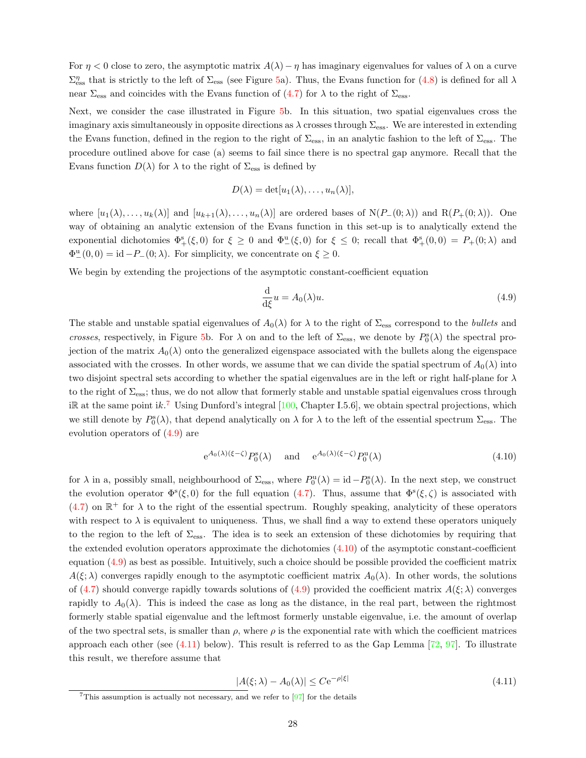For $\eta < 0$ close to zero, the asymptotic matrix $A(\lambda) - \eta$ has imaginary eigenvalues for values of $\lambda$ on a curve $\Sigma^{\eta}_{\mathrm{ess}}$ that is strictly to the left of $\Sigma_{\mathrm{ess}}$ (see Figure 5a). Thus, the Evans function for (4.8) is defined for all $\lambda$ near $\Sigma_{\mathrm{ess}}$ and coincides with the Evans function of (4.7) for $\lambda$ to the right of $\Sigma_{\mathrm{ess}}$.

Next, we consider the case illustrated in Figure 5b. In this situation, two spatial eigenvalues cross the imaginary axis simultaneously in opposite directions as $\lambda$ crosses through $\Sigma_{\mathrm{ess}}$. We are interested in extending the Evans function, defined in the region to the right of $\Sigma_{\mathrm{ess}}$, in an analytic fashion to the left of $\Sigma_{\mathrm{ess}}$. The procedure outlined above for case (a) seems to fail since there is no spectral gap anymore. Recall that the Evans function $D(\lambda)$ for $\lambda$ to the right of $\Sigma_{\mathrm{ess}}$ is defined by

$$D(\lambda) = \det[u_1(\lambda), \ldots, u_n(\lambda)],$$

where $[u_1(\lambda), \ldots, u_k(\lambda)]$ and $[u_{k+1}(\lambda), \ldots, u_n(\lambda)]$ are ordered bases of $\mathrm{N}(P_-(0;\lambda))$ and $\mathrm{R}(P_+(0;\lambda))$. One way of obtaining an analytic extension of the Evans function in this set-up is to analytically extend the exponential dichotomies $\Phi^{\mathrm{s}}_+(\xi, 0)$ for $\xi \geq 0$ and $\Phi^{\mathrm{u}}_-(\xi, 0)$ for $\xi \leq 0$; recall that $\Phi^{\mathrm{s}}_+(0,0) = P_+(0;\lambda)$ and $\Phi^{\mathrm{u}}_-(0,0) = \mathrm{id} - P_-(0;\lambda)$. For simplicity, we concentrate on $\xi \geq 0$.

We begin by extending the projections of the asymptotic constant-coefficient equation

$$\frac{\mathrm{d}}{\mathrm{d}\xi} u = A_0(\lambda) u. \tag{4.9}$$

The stable and unstable spatial eigenvalues of $A_0(\lambda)$ for $\lambda$ to the right of $\Sigma_{\mathrm{ess}}$ correspond to the *bullets* and *crosses*, respectively, in Figure 5b. For $\lambda$ on and to the left of $\Sigma_{\mathrm{ess}}$, we denote by $P^{\mathrm{s}}_0(\lambda)$ the spectral projection of the matrix $A_0(\lambda)$ onto the generalized eigenspace associated with the bullets along the eigenspace associated with the crosses. In other words, we assume that we can divide the spatial spectrum of $A_0(\lambda)$ into two disjoint spectral sets according to whether the spatial eigenvalues are in the left or right half-plane for $\lambda$ to the right of $\Sigma_{\mathrm{ess}}$; thus, we do not allow that formerly stable and unstable spatial eigenvalues cross through $\mathrm{i}\mathbb{R}$ at the same point $\mathrm{i}k$.[7] Using Dunford's integral [100, Chapter I.5.6], we obtain spectral projections, which we still denote by $P^{\mathrm{s}}_0(\lambda)$, that depend analytically on $\lambda$ for $\lambda$ to the left of the essential spectrum $\Sigma_{\mathrm{ess}}$. The evolution operators of (4.9) are

$$\mathrm{e}^{A_0(\lambda)(\xi-\zeta)} P^{\mathrm{s}}_0(\lambda) \quad \text{ and } \quad \mathrm{e}^{A_0(\lambda)(\xi-\zeta)} P^{\mathrm{u}}_0(\lambda) \tag{4.10}$$

for $\lambda$ in a, possibly small, neighbourhood of $\Sigma_{\mathrm{ess}}$, where $P^{\mathrm{u}}_0(\lambda) = \mathrm{id} - P^{\mathrm{s}}_0(\lambda)$. In the next step, we construct the evolution operator $\Phi^{\mathrm{s}}(\xi, 0)$ for the full equation (4.7). Thus, assume that $\Phi^{\mathrm{s}}(\xi, \zeta)$ is associated with (4.7) on $\mathbb{R}^+$ for $\lambda$ to the right of the essential spectrum. Roughly speaking, analyticity of these operators with respect to $\lambda$ is equivalent to uniqueness. Thus, we shall find a way to extend these operators uniquely to the region to the left of $\Sigma_{\mathrm{ess}}$. The idea is to seek an extension of these dichotomies by requiring that the extended evolution operators approximate the dichotomies (4.10) of the asymptotic constant-coefficient equation (4.9) as best as possible. Intuitively, such a choice should be possible provided the coefficient matrix $A(\xi;\lambda)$ converges rapidly enough to the asymptotic coefficient matrix $A_0(\lambda)$. In other words, the solutions of (4.7) should converge rapidly towards solutions of (4.9) provided the coefficient matrix $A(\xi;\lambda)$ converges rapidly to $A_0(\lambda)$. This is indeed the case as long as the distance, in the real part, between the rightmost formerly stable spatial eigenvalue and the leftmost formerly unstable eigenvalue, i.e. the amount of overlap of the two spectral sets, is smaller than $\rho$, where $\rho$ is the exponential rate with which the coefficient matrices approach each other (see (4.11) below). This result is referred to as the Gap Lemma [72, 97]. To illustrate this result, we therefore assume that

$$|A(\xi;\lambda) - A_0(\lambda)| \leq C\mathrm{e}^{-\rho|\xi|} \tag{4.11}$$

[7] This assumption is actually not necessary, and we refer to [97] for the details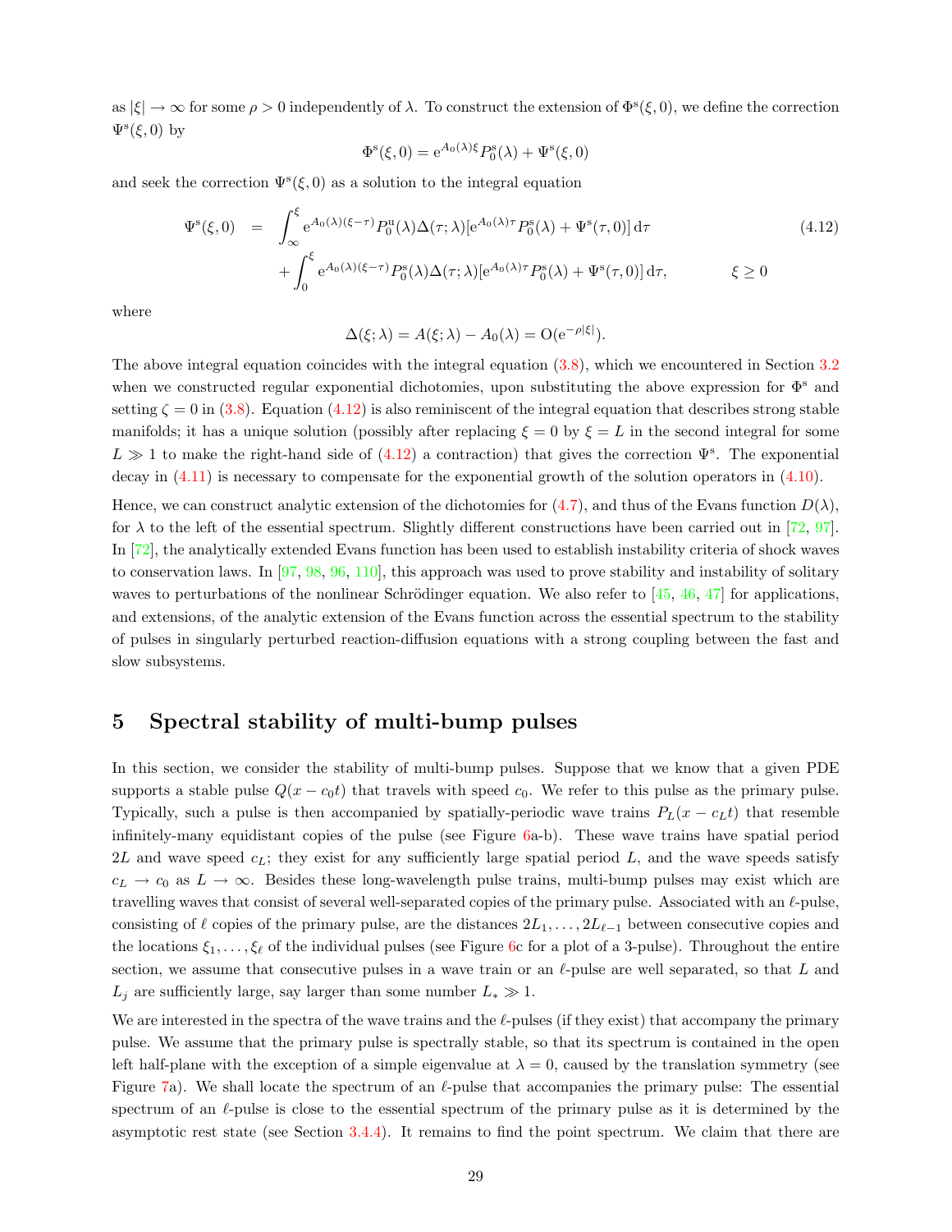as $|\xi| \to \infty$ for some $\rho > 0$ independently of $\lambda$. To construct the extension of $\Phi^{\mathrm{s}}(\xi, 0)$, we define the correction $\Psi^{\mathrm{s}}(\xi, 0)$ by

$$\Phi^{\mathrm{s}}(\xi, 0) = \mathrm{e}^{A_0(\lambda)\xi} P_0^{\mathrm{s}}(\lambda) + \Psi^{\mathrm{s}}(\xi, 0)$$

and seek the correction $\Psi^{\mathrm{s}}(\xi, 0)$ as a solution to the integral equation

$$\begin{aligned} \Psi^{\mathrm{s}}(\xi, 0) &= \int_{\infty}^{\xi} \mathrm{e}^{A_0(\lambda)(\xi-\tau)} P_0^{\mathrm{u}}(\lambda) \Delta(\tau; \lambda) [\mathrm{e}^{A_0(\lambda)\tau} P_0^{\mathrm{s}}(\lambda) + \Psi^{\mathrm{s}}(\tau, 0)] \, \mathrm{d}\tau \\ &\quad + \int_{0}^{\xi} \mathrm{e}^{A_0(\lambda)(\xi-\tau)} P_0^{\mathrm{s}}(\lambda) \Delta(\tau; \lambda) [\mathrm{e}^{A_0(\lambda)\tau} P_0^{\mathrm{s}}(\lambda) + \Psi^{\mathrm{s}}(\tau, 0)] \, \mathrm{d}\tau, \qquad \xi \geq 0 \end{aligned} \tag{4.12}$$

where

$$\Delta(\xi; \lambda) = A(\xi; \lambda) - A_0(\lambda) = \mathrm{O}(\mathrm{e}^{-\rho|\xi|}).$$

The above integral equation coincides with the integral equation (3.8), which we encountered in Section 3.2 when we constructed regular exponential dichotomies, upon substituting the above expression for $\Phi^{\mathrm{s}}$ and setting $\zeta = 0$ in (3.8). Equation (4.12) is also reminiscent of the integral equation that describes strong stable manifolds; it has a unique solution (possibly after replacing $\xi = 0$ by $\xi = L$ in the second integral for some $L \gg 1$ to make the right-hand side of (4.12) a contraction) that gives the correction $\Psi^{\mathrm{s}}$. The exponential decay in (4.11) is necessary to compensate for the exponential growth of the solution operators in (4.10).

Hence, we can construct analytic extension of the dichotomies for (4.7), and thus of the Evans function $D(\lambda)$, for $\lambda$ to the left of the essential spectrum. Slightly different constructions have been carried out in [72, 97]. In [72], the analytically extended Evans function has been used to establish instability criteria of shock waves to conservation laws. In [97, 98, 96, 110], this approach was used to prove stability and instability of solitary waves to perturbations of the nonlinear Schrödinger equation. We also refer to [45, 46, 47] for applications, and extensions, of the analytic extension of the Evans function across the essential spectrum to the stability of pulses in singularly perturbed reaction-diffusion equations with a strong coupling between the fast and slow subsystems.

# 5 Spectral stability of multi-bump pulses

In this section, we consider the stability of multi-bump pulses. Suppose that we know that a given PDE supports a stable pulse $Q(x - c_0 t)$ that travels with speed $c_0$. We refer to this pulse as the primary pulse. Typically, such a pulse is then accompanied by spatially-periodic wave trains $P_L(x - c_L t)$ that resemble infinitely-many equidistant copies of the pulse (see Figure 6a-b). These wave trains have spatial period $2L$ and wave speed $c_L$; they exist for any sufficiently large spatial period $L$, and the wave speeds satisfy $c_L \to c_0$ as $L \to \infty$. Besides these long-wavelength pulse trains, multi-bump pulses may exist which are travelling waves that consist of several well-separated copies of the primary pulse. Associated with an $\ell$-pulse, consisting of $\ell$ copies of the primary pulse, are the distances $2L_1, \ldots, 2L_{\ell-1}$ between consecutive copies and the locations $\xi_1, \ldots, \xi_\ell$ of the individual pulses (see Figure 6c for a plot of a 3-pulse). Throughout the entire section, we assume that consecutive pulses in a wave train or an $\ell$-pulse are well separated, so that $L$ and $L_j$ are sufficiently large, say larger than some number $L_* \gg 1$.

We are interested in the spectra of the wave trains and the $\ell$-pulses (if they exist) that accompany the primary pulse. We assume that the primary pulse is spectrally stable, so that its spectrum is contained in the open left half-plane with the exception of a simple eigenvalue at $\lambda = 0$, caused by the translation symmetry (see Figure 7a). We shall locate the spectrum of an $\ell$-pulse that accompanies the primary pulse: The essential spectrum of an $\ell$-pulse is close to the essential spectrum of the primary pulse as it is determined by the asymptotic rest state (see Section 3.4.4). It remains to find the point spectrum. We claim that there are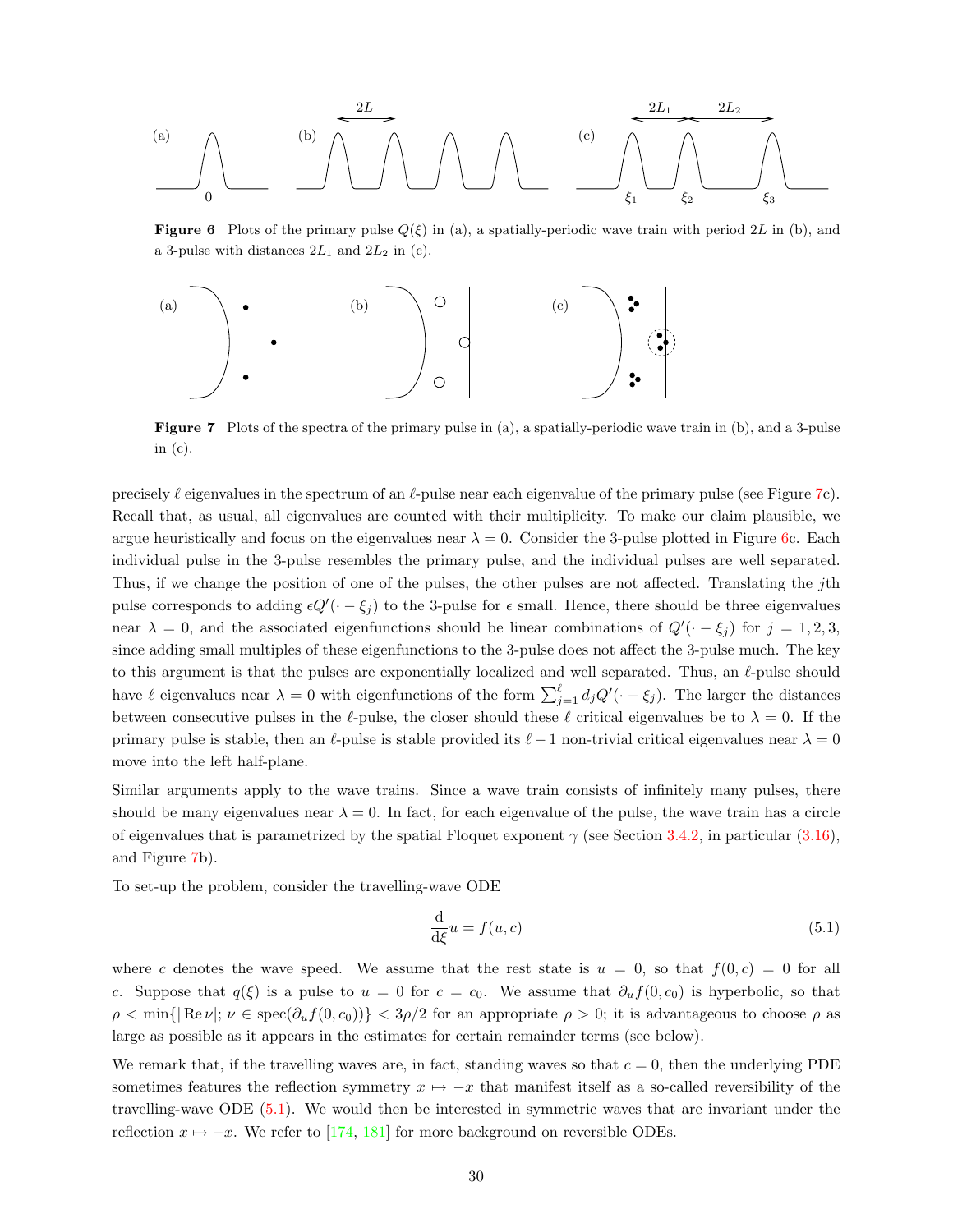**Figure 6** Plots of the primary pulse $Q(\xi)$ in (a), a spatially-periodic wave train with period $2L$ in (b), and a 3-pulse with distances $2L_1$ and $2L_2$ in (c).

**Figure 7** Plots of the spectra of the primary pulse in (a), a spatially-periodic wave train in (b), and a 3-pulse in (c).

precisely $\ell$ eigenvalues in the spectrum of an $\ell$-pulse near each eigenvalue of the primary pulse (see Figure 7c). Recall that, as usual, all eigenvalues are counted with their multiplicity. To make our claim plausible, we argue heuristically and focus on the eigenvalues near $\lambda = 0$. Consider the 3-pulse plotted in Figure 6c. Each individual pulse in the 3-pulse resembles the primary pulse, and the individual pulses are well separated. Thus, if we change the position of one of the pulses, the other pulses are not affected. Translating the $j$th pulse corresponds to adding $\epsilon Q'(\cdot - \xi_j)$ to the 3-pulse for $\epsilon$ small. Hence, there should be three eigenvalues near $\lambda = 0$, and the associated eigenfunctions should be linear combinations of $Q'(\cdot - \xi_j)$ for $j = 1, 2, 3$, since adding small multiples of these eigenfunctions to the 3-pulse does not affect the 3-pulse much. The key to this argument is that the pulses are exponentially localized and well separated. Thus, an $\ell$-pulse should have $\ell$ eigenvalues near $\lambda = 0$ with eigenfunctions of the form $\sum_{j=1}^{\ell} d_j Q'(\cdot - \xi_j)$. The larger the distances between consecutive pulses in the $\ell$-pulse, the closer should these $\ell$ critical eigenvalues be to $\lambda = 0$. If the primary pulse is stable, then an $\ell$-pulse is stable provided its $\ell - 1$ non-trivial critical eigenvalues near $\lambda = 0$ move into the left half-plane.

Similar arguments apply to the wave trains. Since a wave train consists of infinitely many pulses, there should be many eigenvalues near $\lambda = 0$. In fact, for each eigenvalue of the pulse, the wave train has a circle of eigenvalues that is parametrized by the spatial Floquet exponent $\gamma$ (see Section 3.4.2, in particular (3.16), and Figure 7b).

To set-up the problem, consider the travelling-wave ODE

$$\frac{\mathrm{d}}{\mathrm{d}\xi} u = f(u, c) \tag{5.1}$$

where $c$ denotes the wave speed. We assume that the rest state is $u = 0$, so that $f(0, c) = 0$ for all $c$. Suppose that $q(\xi)$ is a pulse to $u = 0$ for $c = c_0$. We assume that $\partial_u f(0, c_0)$ is hyperbolic, so that $\rho < \min\{|\operatorname{Re}\nu|;\ \nu \in \operatorname{spec}(\partial_u f(0, c_0))\} < 3\rho/2$ for an appropriate $\rho > 0$; it is advantageous to choose $\rho$ as large as possible as it appears in the estimates for certain remainder terms (see below).

We remark that, if the travelling waves are, in fact, standing waves so that $c = 0$, then the underlying PDE sometimes features the reflection symmetry $x \mapsto -x$ that manifest itself as a so-called reversibility of the travelling-wave ODE (5.1). We would then be interested in symmetric waves that are invariant under the reflection $x \mapsto -x$. We refer to [174, 181] for more background on reversible ODEs.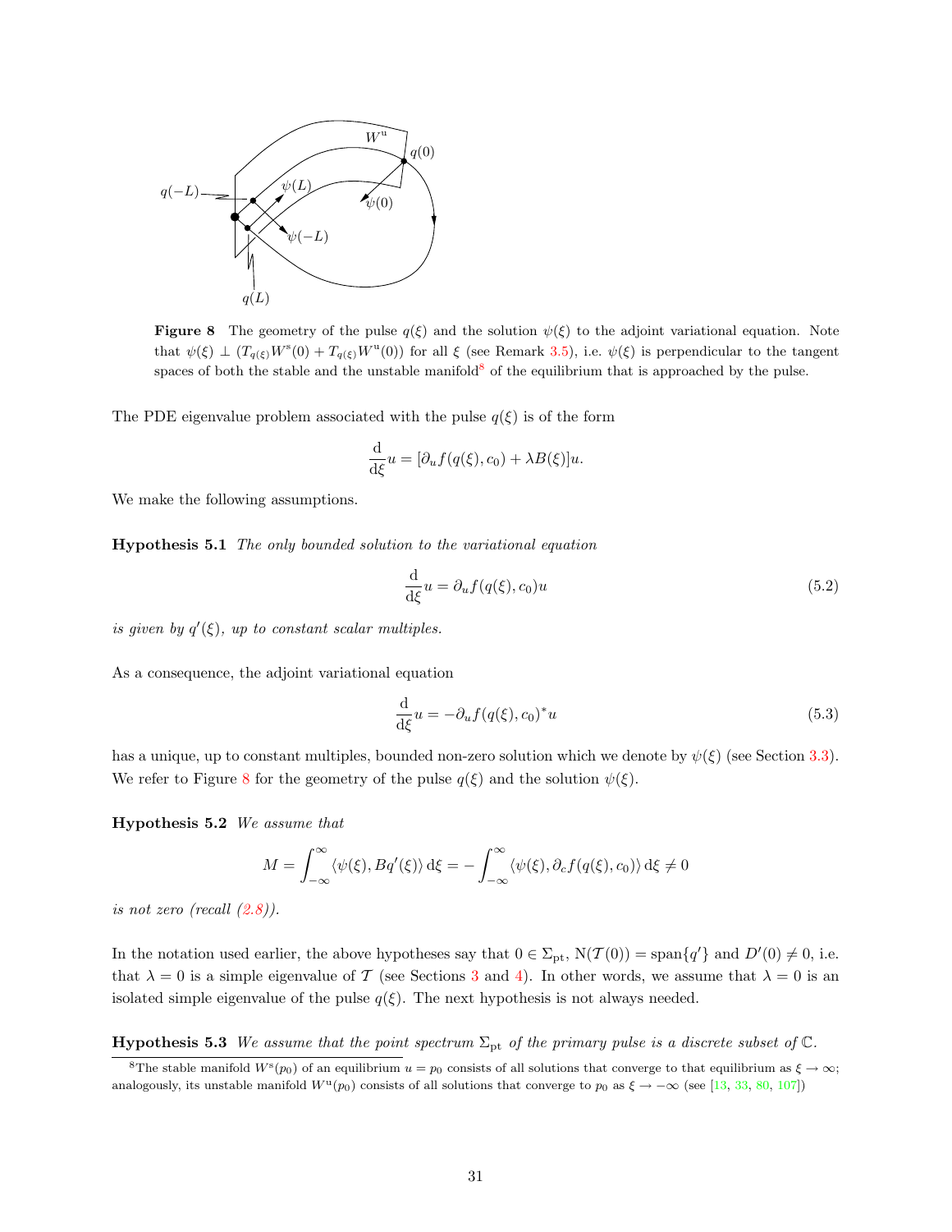**Figure 8** The geometry of the pulse $q(\xi)$ and the solution $\psi(\xi)$ to the adjoint variational equation. Note that $\psi(\xi) \perp (T_{q(\xi)}W^{\mathrm{s}}(0) + T_{q(\xi)}W^{\mathrm{u}}(0))$ for all $\xi$ (see Remark 3.5), i.e. $\psi(\xi)$ is perpendicular to the tangent spaces of both the stable and the unstable manifold[8] of the equilibrium that is approached by the pulse.

The PDE eigenvalue problem associated with the pulse $q(\xi)$ is of the form

$$\frac{\mathrm{d}}{\mathrm{d}\xi}u = [\partial_u f(q(\xi), c_0) + \lambda B(\xi)]u.$$

We make the following assumptions.

**Hypothesis 5.1** *The only bounded solution to the variational equation*

$$\frac{\mathrm{d}}{\mathrm{d}\xi}u = \partial_u f(q(\xi), c_0)u \tag{5.2}$$

*is given by $q'(\xi)$, up to constant scalar multiples.*

As a consequence, the adjoint variational equation

$$\frac{\mathrm{d}}{\mathrm{d}\xi}u = -\partial_u f(q(\xi), c_0)^* u \tag{5.3}$$

has a unique, up to constant multiples, bounded non-zero solution which we denote by $\psi(\xi)$ (see Section 3.3). We refer to Figure 8 for the geometry of the pulse $q(\xi)$ and the solution $\psi(\xi)$.

**Hypothesis 5.2** *We assume that*

$$M = \int_{-\infty}^{\infty} \langle \psi(\xi), Bq'(\xi)\rangle \,\mathrm{d}\xi = -\int_{-\infty}^{\infty} \langle \psi(\xi), \partial_c f(q(\xi), c_0)\rangle \,\mathrm{d}\xi \neq 0$$

*is not zero (recall (2.8)).*

In the notation used earlier, the above hypotheses say that $0 \in \Sigma_{\mathrm{pt}}$, $\mathrm{N}(\mathcal{T}(0)) = \mathrm{span}\{q'\}$ and $D'(0) \neq 0$, i.e. that $\lambda = 0$ is a simple eigenvalue of $\mathcal{T}$ (see Sections 3 and 4). In other words, we assume that $\lambda = 0$ is an isolated simple eigenvalue of the pulse $q(\xi)$. The next hypothesis is not always needed.

**Hypothesis 5.3** *We assume that the point spectrum $\Sigma_{\mathrm{pt}}$ of the primary pulse is a discrete subset of $\mathbb{C}$.*

[8] The stable manifold $W^{\mathrm{s}}(p_0)$ of an equilibrium $u = p_0$ consists of all solutions that converge to that equilibrium as $\xi \to \infty$; analogously, its unstable manifold $W^{\mathrm{u}}(p_0)$ consists of all solutions that converge to $p_0$ as $\xi \to -\infty$ (see [13, 33, 80, 107])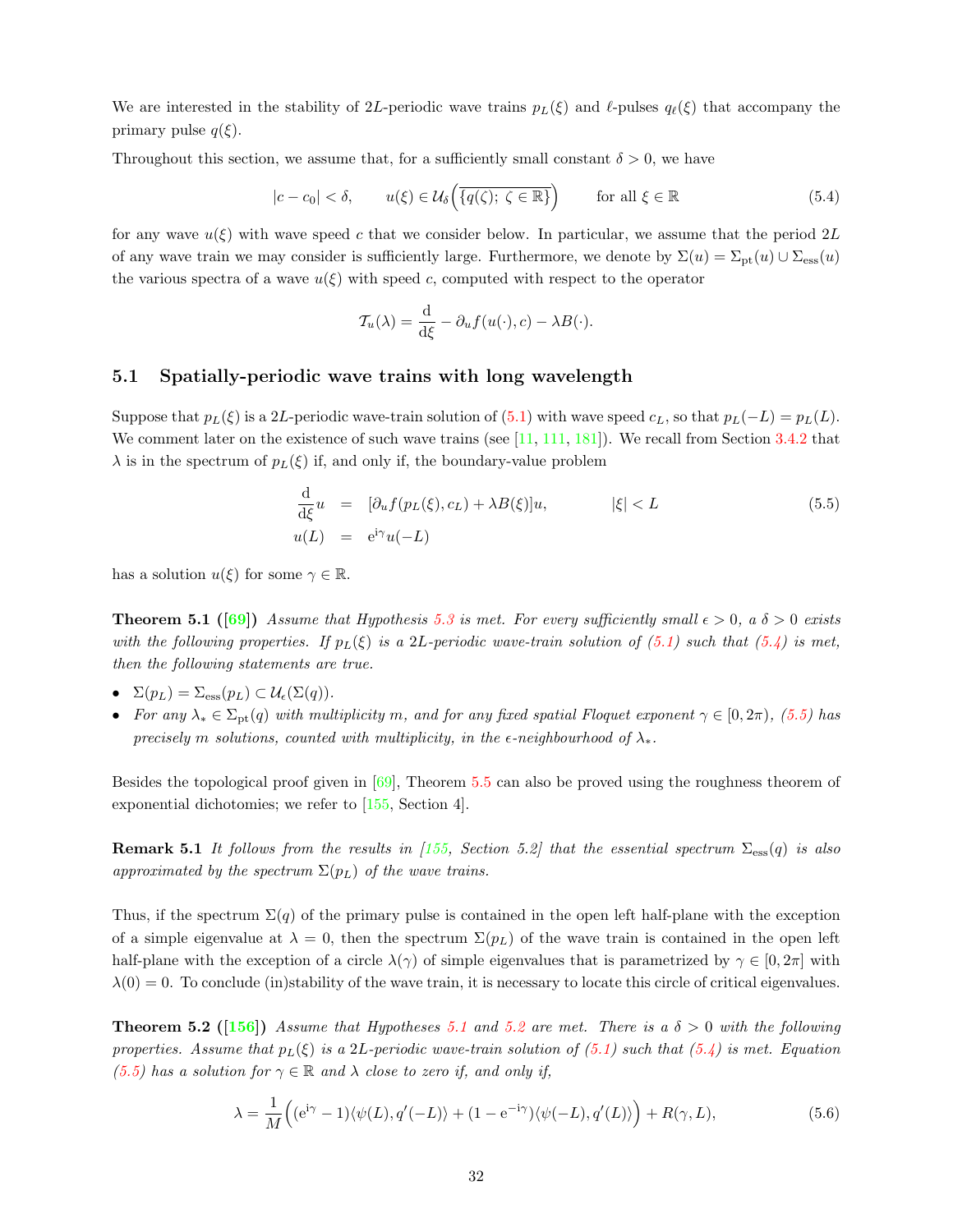We are interested in the stability of $2L$-periodic wave trains $p_L(\xi)$ and $\ell$-pulses $q_\ell(\xi)$ that accompany the primary pulse $q(\xi)$.

Throughout this section, we assume that, for a sufficiently small constant $\delta > 0$, we have

$$|c - c_0| < \delta, \qquad u(\xi) \in \mathcal{U}_\delta\Big(\overline{\{q(\zeta);\ \zeta \in \mathbb{R}\}}\Big) \qquad \text{for all } \xi \in \mathbb{R} \tag{5.4}$$

for any wave $u(\xi)$ with wave speed $c$ that we consider below. In particular, we assume that the period $2L$ of any wave train we may consider is sufficiently large. Furthermore, we denote by $\Sigma(u) = \Sigma_{\rm pt}(u) \cup \Sigma_{\rm ess}(u)$ the various spectra of a wave $u(\xi)$ with speed $c$, computed with respect to the operator

$$\mathcal{T}_u(\lambda) = \frac{\mathrm{d}}{\mathrm{d}\xi} - \partial_u f(u(\cdot), c) - \lambda B(\cdot).$$

## 5.1 Spatially-periodic wave trains with long wavelength

Suppose that $p_L(\xi)$ is a $2L$-periodic wave-train solution of (5.1) with wave speed $c_L$, so that $p_L(-L) = p_L(L)$. We comment later on the existence of such wave trains (see [11, 111, 181]). We recall from Section 3.4.2 that $\lambda$ is in the spectrum of $p_L(\xi)$ if, and only if, the boundary-value problem

$$\begin{aligned} \frac{\mathrm{d}}{\mathrm{d}\xi} u &= [\partial_u f(p_L(\xi), c_L) + \lambda B(\xi)]u, \qquad & |\xi| < L \\ u(L) &= \mathrm{e}^{\mathrm{i}\gamma} u(-L) \end{aligned} \tag{5.5}$$

has a solution $u(\xi)$ for some $\gamma \in \mathbb{R}$.

**Theorem 5.1 ([69])** *Assume that Hypothesis 5.3 is met. For every sufficiently small $\epsilon > 0$, a $\delta > 0$ exists with the following properties. If $p_L(\xi)$ is a $2L$-periodic wave-train solution of (5.1) such that (5.4) is met, then the following statements are true.*

- *$\Sigma(p_L) = \Sigma_{\rm ess}(p_L) \subset \mathcal{U}_\epsilon(\Sigma(q))$.*
- *For any $\lambda_* \in \Sigma_{\rm pt}(q)$ with multiplicity $m$, and for any fixed spatial Floquet exponent $\gamma \in [0, 2\pi)$, (5.5) has precisely $m$ solutions, counted with multiplicity, in the $\epsilon$-neighbourhood of $\lambda_*$.*

Besides the topological proof given in [69], Theorem 5.5 can also be proved using the roughness theorem of exponential dichotomies; we refer to [155, Section 4].

**Remark 5.1** *It follows from the results in [155, Section 5.2] that the essential spectrum $\Sigma_{\rm ess}(q)$ is also approximated by the spectrum $\Sigma(p_L)$ of the wave trains.*

Thus, if the spectrum $\Sigma(q)$ of the primary pulse is contained in the open left half-plane with the exception of a simple eigenvalue at $\lambda = 0$, then the spectrum $\Sigma(p_L)$ of the wave train is contained in the open left half-plane with the exception of a circle $\lambda(\gamma)$ of simple eigenvalues that is parametrized by $\gamma \in [0, 2\pi]$ with $\lambda(0) = 0$. To conclude (in)stability of the wave train, it is necessary to locate this circle of critical eigenvalues.

**Theorem 5.2 ([156])** *Assume that Hypotheses 5.1 and 5.2 are met. There is a $\delta > 0$ with the following properties. Assume that $p_L(\xi)$ is a $2L$-periodic wave-train solution of (5.1) such that (5.4) is met. Equation (5.5) has a solution for $\gamma \in \mathbb{R}$ and $\lambda$ close to zero if, and only if,*

$$\lambda = \frac{1}{M}\Big( (\mathrm{e}^{\mathrm{i}\gamma} - 1)\langle \psi(L), q'(-L)\rangle + (1 - \mathrm{e}^{-\mathrm{i}\gamma})\langle \psi(-L), q'(L)\rangle \Big) + R(\gamma, L), \tag{5.6}$$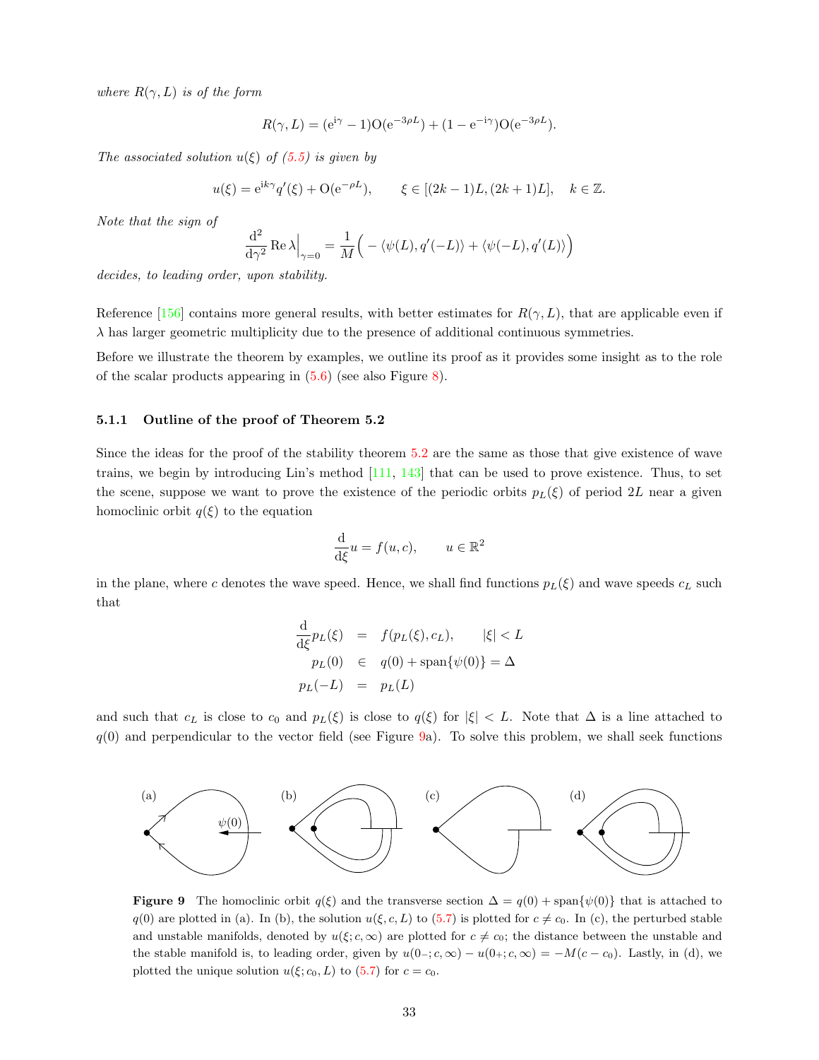*where $R(\gamma, L)$ is of the form*

$$R(\gamma, L) = (\mathrm{e}^{\mathrm{i}\gamma} - 1)\mathrm{O}(\mathrm{e}^{-3\rho L}) + (1 - \mathrm{e}^{-\mathrm{i}\gamma})\mathrm{O}(\mathrm{e}^{-3\rho L}).$$

*The associated solution $u(\xi)$ of (5.5) is given by*

$$u(\xi) = \mathrm{e}^{\mathrm{i}k\gamma} q'(\xi) + \mathrm{O}(\mathrm{e}^{-\rho L}), \qquad \xi \in [(2k-1)L, (2k+1)L], \quad k \in \mathbb{Z}.$$

*Note that the sign of*

$$\frac{\mathrm{d}^2}{\mathrm{d}\gamma^2} \operatorname{Re} \lambda\Big|_{\gamma=0} = \frac{1}{M}\Big( - \langle \psi(L), q'(-L)\rangle + \langle \psi(-L), q'(L)\rangle \Big)$$

*decides, to leading order, upon stability.*

Reference [156] contains more general results, with better estimates for $R(\gamma, L)$, that are applicable even if $\lambda$ has larger geometric multiplicity due to the presence of additional continuous symmetries.

Before we illustrate the theorem by examples, we outline its proof as it provides some insight as to the role of the scalar products appearing in (5.6) (see also Figure 8).

### 5.1.1 Outline of the proof of Theorem 5.2

Since the ideas for the proof of the stability theorem 5.2 are the same as those that give existence of wave trains, we begin by introducing Lin's method [111, 143] that can be used to prove existence. Thus, to set the scene, suppose we want to prove the existence of the periodic orbits $p_L(\xi)$ of period $2L$ near a given homoclinic orbit $q(\xi)$ to the equation

$$\frac{\mathrm{d}}{\mathrm{d}\xi} u = f(u, c), \qquad u \in \mathbb{R}^2$$

in the plane, where $c$ denotes the wave speed. Hence, we shall find functions $p_L(\xi)$ and wave speeds $c_L$ such that

$$\begin{aligned}
\frac{\mathrm{d}}{\mathrm{d}\xi} p_L(\xi) &= f(p_L(\xi), c_L), \qquad |\xi| < L \\
p_L(0) &\in q(0) + \operatorname{span}\{\psi(0)\} = \Delta \\
p_L(-L) &= p_L(L)
\end{aligned}$$

and such that $c_L$ is close to $c_0$ and $p_L(\xi)$ is close to $q(\xi)$ for $|\xi| < L$. Note that $\Delta$ is a line attached to $q(0)$ and perpendicular to the vector field (see Figure 9a). To solve this problem, we shall seek functions

**Figure 9** The homoclinic orbit $q(\xi)$ and the transverse section $\Delta = q(0) + \operatorname{span}\{\psi(0)\}$ that is attached to $q(0)$ are plotted in (a). In (b), the solution $u(\xi, c, L)$ to (5.7) is plotted for $c \neq c_0$. In (c), the perturbed stable and unstable manifolds, denoted by $u(\xi; c, \infty)$ are plotted for $c \neq c_0$; the distance between the unstable and the stable manifold is, to leading order, given by $u(0-; c, \infty) - u(0+; c, \infty) = -M(c - c_0)$. Lastly, in (d), we plotted the unique solution $u(\xi; c_0, L)$ to (5.7) for $c = c_0$.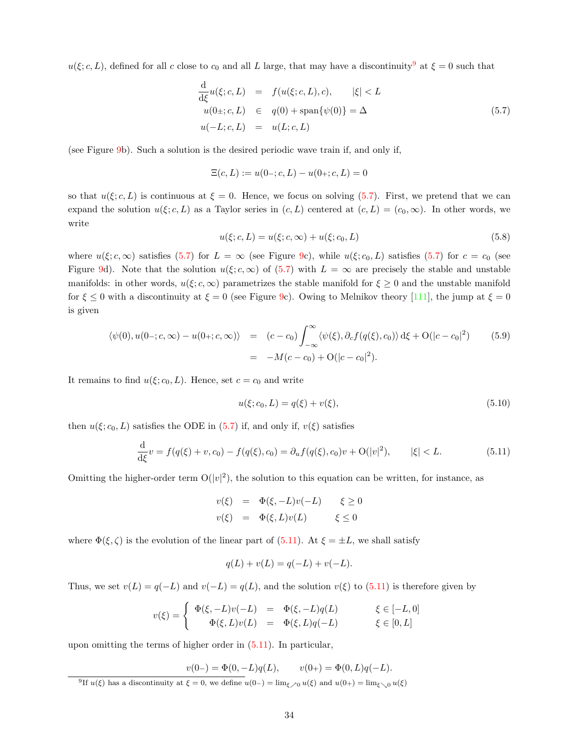$u(\xi; c, L)$, defined for all $c$ close to $c_0$ and all $L$ large, that may have a discontinuity[9] at $\xi = 0$ such that

$$
\begin{aligned}
\frac{\mathrm{d}}{\mathrm{d}\xi} u(\xi; c, L) &= f(u(\xi; c, L), c), \qquad |\xi| < L \\
u(0\pm; c, L) &\in q(0) + \operatorname{span}\{\psi(0)\} = \Delta \\
u(-L; c, L) &= u(L; c, L)
\end{aligned}
\tag{5.7}
$$

(see Figure 9b). Such a solution is the desired periodic wave train if, and only if,

$$
\Xi(c, L) := u(0-; c, L) - u(0+; c, L) = 0
$$

so that $u(\xi; c, L)$ is continuous at $\xi = 0$. Hence, we focus on solving (5.7). First, we pretend that we can expand the solution $u(\xi; c, L)$ as a Taylor series in $(c, L)$ centered at $(c, L) = (c_0, \infty)$. In other words, we write

$$
u(\xi; c, L) = u(\xi; c, \infty) + u(\xi; c_0, L) \tag{5.8}
$$

where $u(\xi; c, \infty)$ satisfies (5.7) for $L = \infty$ (see Figure 9c), while $u(\xi; c_0, L)$ satisfies (5.7) for $c = c_0$ (see Figure 9d). Note that the solution $u(\xi; c, \infty)$ of (5.7) with $L = \infty$ are precisely the stable and unstable manifolds: in other words, $u(\xi; c, \infty)$ parametrizes the stable manifold for $\xi \geq 0$ and the unstable manifold for $\xi \leq 0$ with a discontinuity at $\xi = 0$ (see Figure 9c). Owing to Melnikov theory [111], the jump at $\xi = 0$ is given

$$
\begin{aligned}
\langle \psi(0), u(0-; c, \infty) - u(0+; c, \infty) \rangle &= (c - c_0) \int_{-\infty}^{\infty} \langle \psi(\xi), \partial_c f(q(\xi), c_0) \rangle \, \mathrm{d}\xi + \mathrm{O}(|c - c_0|^2) \\
&= -M(c - c_0) + \mathrm{O}(|c - c_0|^2).
\end{aligned}
\tag{5.9}
$$

It remains to find $u(\xi; c_0, L)$. Hence, set $c = c_0$ and write

$$
u(\xi; c_0, L) = q(\xi) + v(\xi), \tag{5.10}
$$

then $u(\xi; c_0, L)$ satisfies the ODE in (5.7) if, and only if, $v(\xi)$ satisfies

$$
\frac{\mathrm{d}}{\mathrm{d}\xi} v = f(q(\xi) + v, c_0) - f(q(\xi), c_0) = \partial_u f(q(\xi), c_0) v + \mathrm{O}(|v|^2), \qquad |\xi| < L. \tag{5.11}
$$

Omitting the higher-order term $\mathrm{O}(|v|^2)$, the solution to this equation can be written, for instance, as

$$
\begin{aligned}
v(\xi) &= \Phi(\xi, -L) v(-L) \qquad \xi \geq 0 \\
v(\xi) &= \Phi(\xi, L) v(L) \qquad \xi \leq 0
\end{aligned}
$$

where $\Phi(\xi, \zeta)$ is the evolution of the linear part of (5.11). At $\xi = \pm L$, we shall satisfy

$$
q(L) + v(L) = q(-L) + v(-L).
$$

Thus, we set $v(L) = q(-L)$ and $v(-L) = q(L)$, and the solution $v(\xi)$ to (5.11) is therefore given by

$$
v(\xi) = \begin{cases} \Phi(\xi, -L) v(-L) = \Phi(\xi, -L) q(L) & \xi \in [-L, 0] \\ \Phi(\xi, L) v(L) = \Phi(\xi, L) q(-L) & \xi \in [0, L] \end{cases}
$$

upon omitting the terms of higher order in (5.11). In particular,

$$
v(0-) = \Phi(0, -L) q(L), \qquad v(0+) = \Phi(0, L) q(-L).
$$

[9] If $u(\xi)$ has a discontinuity at $\xi = 0$, we define $u(0-) = \lim_{\xi \nearrow 0} u(\xi)$ and $u(0+) = \lim_{\xi \searrow 0} u(\xi)$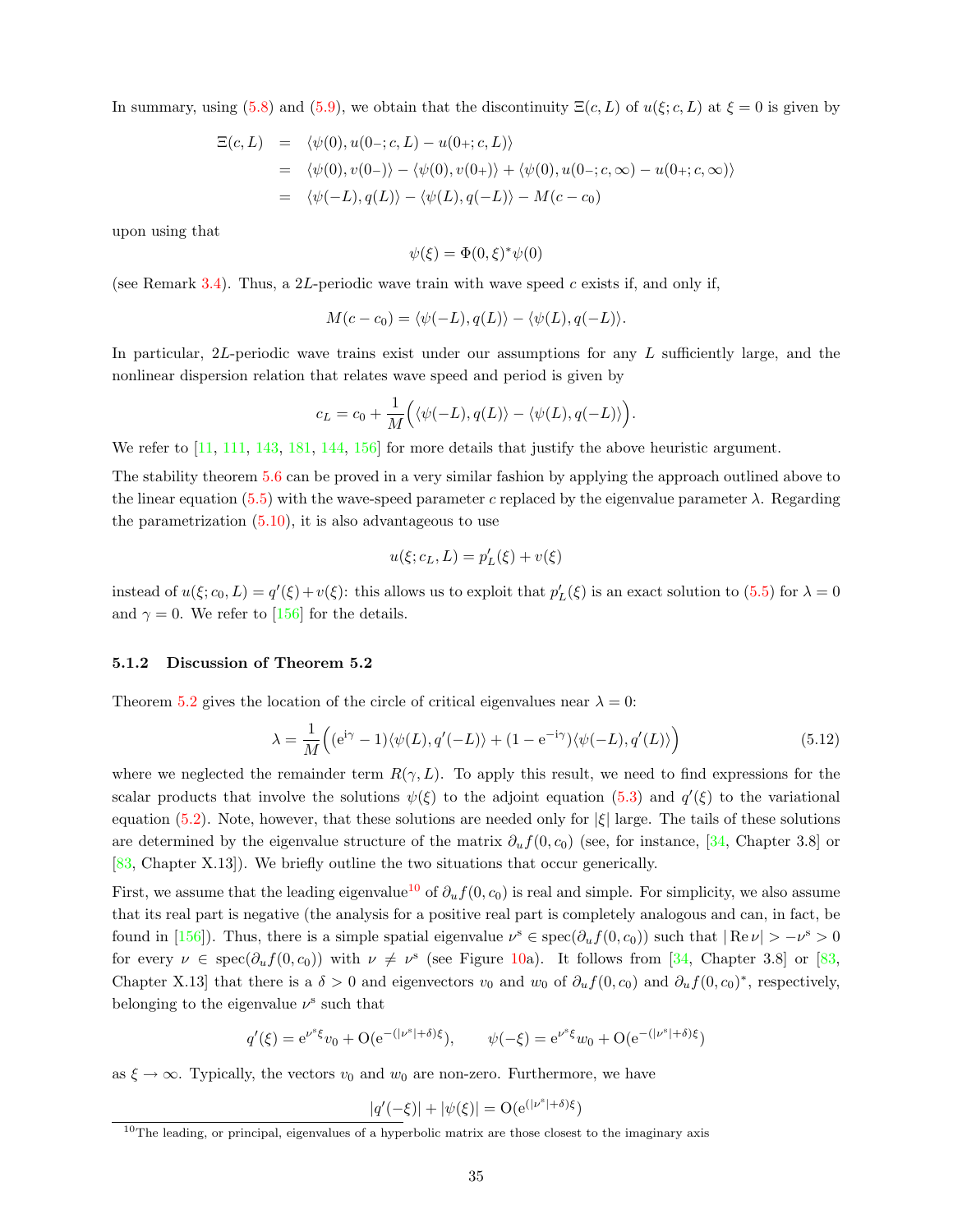In summary, using (5.8) and (5.9), we obtain that the discontinuity $\Xi(c,L)$ of $u(\xi;c,L)$ at $\xi=0$ is given by

$$
\begin{aligned}
\Xi(c,L) &= \langle \psi(0), u(0-;c,L) - u(0+;c,L)\rangle \\
&= \langle \psi(0), v(0-)\rangle - \langle \psi(0), v(0+)\rangle + \langle \psi(0), u(0-;c,\infty) - u(0+;c,\infty)\rangle \\
&= \langle \psi(-L), q(L)\rangle - \langle \psi(L), q(-L)\rangle - M(c-c_0)
\end{aligned}
$$

upon using that

$$\psi(\xi) = \Phi(0,\xi)^* \psi(0)$$

(see Remark 3.4). Thus, a $2L$-periodic wave train with wave speed $c$ exists if, and only if,

$$M(c-c_0) = \langle \psi(-L), q(L)\rangle - \langle \psi(L), q(-L)\rangle.$$

In particular, $2L$-periodic wave trains exist under our assumptions for any $L$ sufficiently large, and the nonlinear dispersion relation that relates wave speed and period is given by

$$c_L = c_0 + \frac{1}{M}\Big( \langle \psi(-L), q(L)\rangle - \langle \psi(L), q(-L)\rangle \Big).$$

We refer to [11, 111, 143, 181, 144, 156] for more details that justify the above heuristic argument.

The stability theorem 5.6 can be proved in a very similar fashion by applying the approach outlined above to the linear equation (5.5) with the wave-speed parameter $c$ replaced by the eigenvalue parameter $\lambda$. Regarding the parametrization (5.10), it is also advantageous to use

$$u(\xi; c_L, L) = p_L'(\xi) + v(\xi)$$

instead of $u(\xi; c_0, L) = q'(\xi) + v(\xi)$: this allows us to exploit that $p_L'(\xi)$ is an exact solution to (5.5) for $\lambda = 0$ and $\gamma = 0$. We refer to [156] for the details.

### 5.1.2 Discussion of Theorem 5.2

Theorem 5.2 gives the location of the circle of critical eigenvalues near $\lambda = 0$:

$$\lambda = \frac{1}{M}\Big( (\mathrm{e}^{\mathrm{i}\gamma} - 1)\langle \psi(L), q'(-L)\rangle + (1 - \mathrm{e}^{-\mathrm{i}\gamma})\langle \psi(-L), q'(L)\rangle \Big) \tag{5.12}$$

where we neglected the remainder term $R(\gamma, L)$. To apply this result, we need to find expressions for the scalar products that involve the solutions $\psi(\xi)$ to the adjoint equation (5.3) and $q'(\xi)$ to the variational equation (5.2). Note, however, that these solutions are needed only for $|\xi|$ large. The tails of these solutions are determined by the eigenvalue structure of the matrix $\partial_u f(0, c_0)$ (see, for instance, [34, Chapter 3.8] or [83, Chapter X.13]). We briefly outline the two situations that occur generically.

First, we assume that the leading eigenvalue[10] of $\partial_u f(0, c_0)$ is real and simple. For simplicity, we also assume that its real part is negative (the analysis for a positive real part is completely analogous and can, in fact, be found in [156]). Thus, there is a simple spatial eigenvalue $\nu^{\mathrm{s}} \in \operatorname{spec}(\partial_u f(0, c_0))$ such that $|\operatorname{Re}\nu| > -\nu^{\mathrm{s}} > 0$ for every $\nu \in \operatorname{spec}(\partial_u f(0, c_0))$ with $\nu \neq \nu^{\mathrm{s}}$ (see Figure 10a). It follows from [34, Chapter 3.8] or [83, Chapter X.13] that there is a $\delta > 0$ and eigenvectors $v_0$ and $w_0$ of $\partial_u f(0, c_0)$ and $\partial_u f(0, c_0)^*$, respectively, belonging to the eigenvalue $\nu^{\mathrm{s}}$ such that

$$q'(\xi) = \mathrm{e}^{\nu^{\mathrm{s}}\xi} v_0 + \mathrm{O}(\mathrm{e}^{-(|\nu^{\mathrm{s}}|+\delta)\xi}), \qquad \psi(-\xi) = \mathrm{e}^{\nu^{\mathrm{s}}\xi} w_0 + \mathrm{O}(\mathrm{e}^{-(|\nu^{\mathrm{s}}|+\delta)\xi})$$

as $\xi \to \infty$. Typically, the vectors $v_0$ and $w_0$ are non-zero. Furthermore, we have

$$|q'(-\xi)| + |\psi(\xi)| = \mathrm{O}(\mathrm{e}^{(|\nu^{\mathrm{s}}|+\delta)\xi})$$

[10] The leading, or principal, eigenvalues of a hyperbolic matrix are those closest to the imaginary axis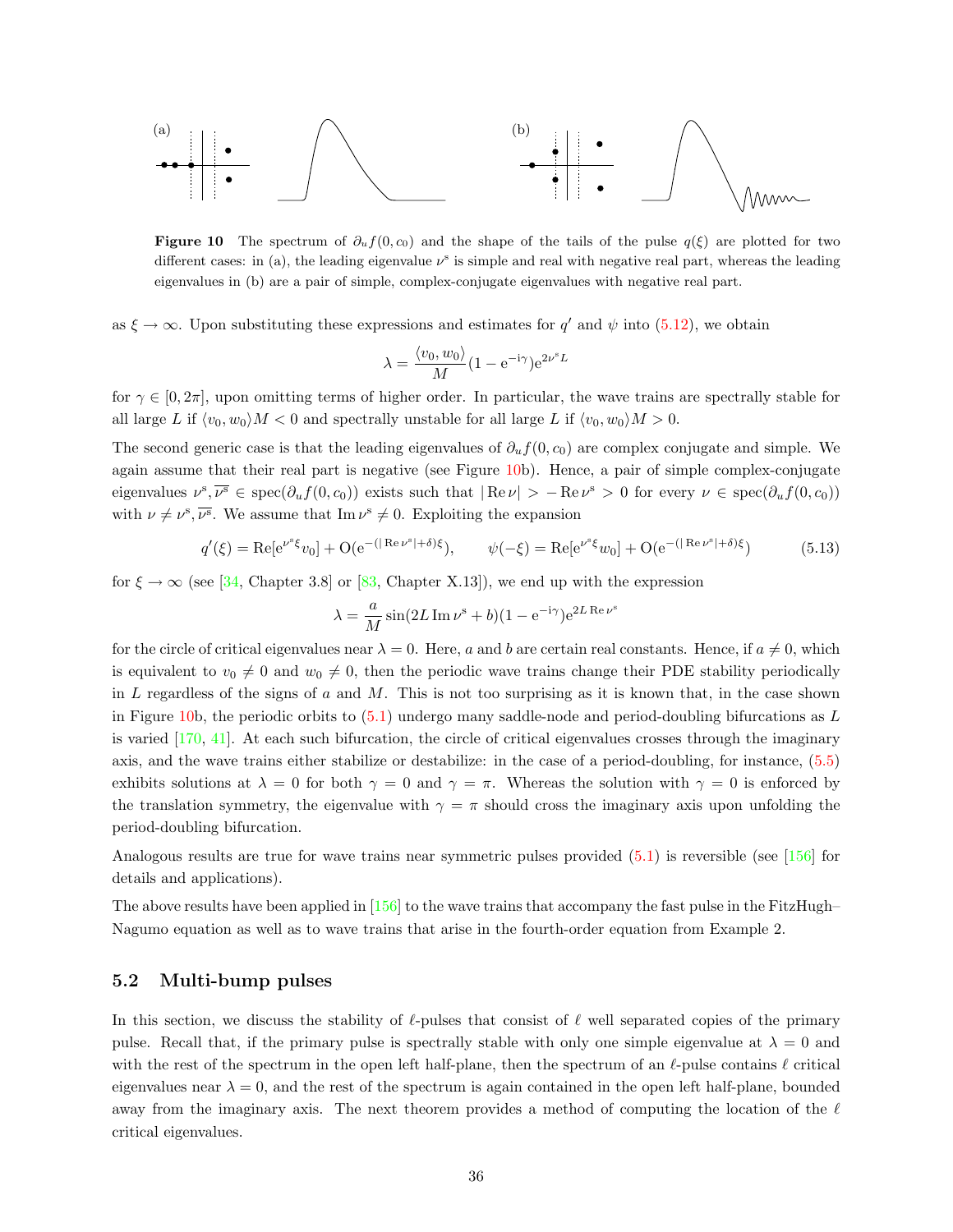**Figure 10** The spectrum of $\partial_u f(0, c_0)$ and the shape of the tails of the pulse $q(\xi)$ are plotted for two different cases: in (a), the leading eigenvalue $\nu^{\rm s}$ is simple and real with negative real part, whereas the leading eigenvalues in (b) are a pair of simple, complex-conjugate eigenvalues with negative real part.

as $\xi \to \infty$. Upon substituting these expressions and estimates for $q'$ and $\psi$ into (5.12), we obtain

$$\lambda = \frac{\langle v_0, w_0 \rangle}{M}(1 - {\rm e}^{-{\rm i}\gamma}){\rm e}^{2\nu^{\rm s} L}$$

for $\gamma \in [0, 2\pi]$, upon omitting terms of higher order. In particular, the wave trains are spectrally stable for all large $L$ if $\langle v_0, w_0 \rangle M < 0$ and spectrally unstable for all large $L$ if $\langle v_0, w_0 \rangle M > 0$.

The second generic case is that the leading eigenvalues of $\partial_u f(0, c_0)$ are complex conjugate and simple. We again assume that their real part is negative (see Figure 10b). Hence, a pair of simple complex-conjugate eigenvalues $\nu^{\rm s}, \overline{\nu^{\rm s}} \in {\rm spec}(\partial_u f(0, c_0))$ exists such that $|\,{\rm Re}\,\nu| > -{\rm Re}\,\nu^{\rm s} > 0$ for every $\nu \in {\rm spec}(\partial_u f(0, c_0))$ with $\nu \neq \nu^{\rm s}, \overline{\nu^{\rm s}}$. We assume that ${\rm Im}\,\nu^{\rm s} \neq 0$. Exploiting the expansion

$$q'(\xi) = {\rm Re}[{\rm e}^{\nu^{\rm s}\xi} v_0] + {\rm O}({\rm e}^{-(|\,{\rm Re}\,\nu^{\rm s}|+\delta)\xi}), \qquad \psi(-\xi) = {\rm Re}[{\rm e}^{\nu^{\rm s}\xi} w_0] + {\rm O}({\rm e}^{-(|\,{\rm Re}\,\nu^{\rm s}|+\delta)\xi}) \tag{5.13}$$

for $\xi \to \infty$ (see [34, Chapter 3.8] or [83, Chapter X.13]), we end up with the expression

$$\lambda = \frac{a}{M}\sin(2L\,{\rm Im}\,\nu^{\rm s} + b)(1 - {\rm e}^{-{\rm i}\gamma}){\rm e}^{2L\,{\rm Re}\,\nu^{\rm s}}$$

for the circle of critical eigenvalues near $\lambda = 0$. Here, $a$ and $b$ are certain real constants. Hence, if $a \neq 0$, which is equivalent to $v_0 \neq 0$ and $w_0 \neq 0$, then the periodic wave trains change their PDE stability periodically in $L$ regardless of the signs of $a$ and $M$. This is not too surprising as it is known that, in the case shown in Figure 10b, the periodic orbits to (5.1) undergo many saddle-node and period-doubling bifurcations as $L$ is varied [170, 41]. At each such bifurcation, the circle of critical eigenvalues crosses through the imaginary axis, and the wave trains either stabilize or destabilize: in the case of a period-doubling, for instance, (5.5) exhibits solutions at $\lambda = 0$ for both $\gamma = 0$ and $\gamma = \pi$. Whereas the solution with $\gamma = 0$ is enforced by the translation symmetry, the eigenvalue with $\gamma = \pi$ should cross the imaginary axis upon unfolding the period-doubling bifurcation.

Analogous results are true for wave trains near symmetric pulses provided (5.1) is reversible (see [156] for details and applications).

The above results have been applied in [156] to the wave trains that accompany the fast pulse in the FitzHugh–Nagumo equation as well as to wave trains that arise in the fourth-order equation from Example 2.

## 5.2 Multi-bump pulses

In this section, we discuss the stability of $\ell$-pulses that consist of $\ell$ well separated copies of the primary pulse. Recall that, if the primary pulse is spectrally stable with only one simple eigenvalue at $\lambda = 0$ and with the rest of the spectrum in the open left half-plane, then the spectrum of an $\ell$-pulse contains $\ell$ critical eigenvalues near $\lambda = 0$, and the rest of the spectrum is again contained in the open left half-plane, bounded away from the imaginary axis. The next theorem provides a method of computing the location of the $\ell$ critical eigenvalues.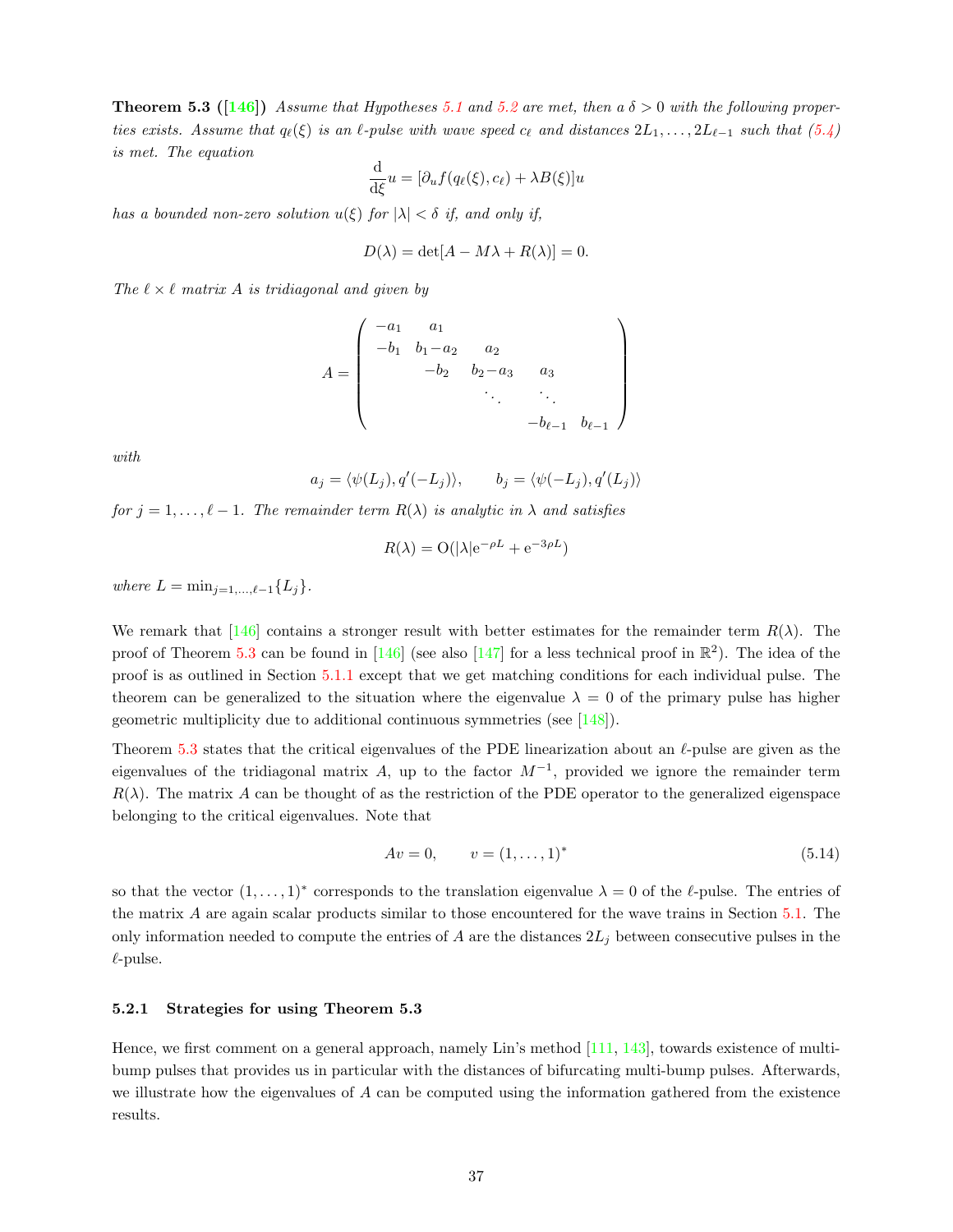**Theorem 5.3 ([146])** *Assume that Hypotheses 5.1 and 5.2 are met, then a $\delta > 0$ with the following properties exists. Assume that $q_\ell(\xi)$ is an $\ell$-pulse with wave speed $c_\ell$ and distances $2L_1, \ldots, 2L_{\ell-1}$ such that (5.4) is met. The equation*

$$\frac{\mathrm{d}}{\mathrm{d}\xi}u = [\partial_u f(q_\ell(\xi), c_\ell) + \lambda B(\xi)]u$$

*has a bounded non-zero solution $u(\xi)$ for $|\lambda| < \delta$ if, and only if,*

$$D(\lambda) = \det[A - M\lambda + R(\lambda)] = 0.$$

*The $\ell \times \ell$ matrix $A$ is tridiagonal and given by*

$$A = \begin{pmatrix} -a_1 & a_1 & & & \\ -b_1 & b_1 - a_2 & a_2 & & \\ & -b_2 & b_2 - a_3 & a_3 & \\ & & \ddots & \ddots & \\ & & & -b_{\ell-1} & b_{\ell-1} \end{pmatrix}$$

*with*

$$a_j = \langle \psi(L_j), q'(-L_j) \rangle, \qquad b_j = \langle \psi(-L_j), q'(L_j) \rangle$$

*for $j = 1, \ldots, \ell - 1$. The remainder term $R(\lambda)$ is analytic in $\lambda$ and satisfies*

$$R(\lambda) = \mathrm{O}(|\lambda| \mathrm{e}^{-\rho L} + \mathrm{e}^{-3\rho L})$$

*where $L = \min_{j=1,\ldots,\ell-1}\{L_j\}$.*

We remark that [146] contains a stronger result with better estimates for the remainder term $R(\lambda)$. The proof of Theorem 5.3 can be found in [146] (see also [147] for a less technical proof in $\mathbb{R}^2$). The idea of the proof is as outlined in Section 5.1.1 except that we get matching conditions for each individual pulse. The theorem can be generalized to the situation where the eigenvalue $\lambda = 0$ of the primary pulse has higher geometric multiplicity due to additional continuous symmetries (see [148]).

Theorem 5.3 states that the critical eigenvalues of the PDE linearization about an $\ell$-pulse are given as the eigenvalues of the tridiagonal matrix $A$, up to the factor $M^{-1}$, provided we ignore the remainder term $R(\lambda)$. The matrix $A$ can be thought of as the restriction of the PDE operator to the generalized eigenspace belonging to the critical eigenvalues. Note that

$$Av = 0, \qquad v = (1, \ldots, 1)^* \tag{5.14}$$

so that the vector $(1, \ldots, 1)^*$ corresponds to the translation eigenvalue $\lambda = 0$ of the $\ell$-pulse. The entries of the matrix $A$ are again scalar products similar to those encountered for the wave trains in Section 5.1. The only information needed to compute the entries of $A$ are the distances $2L_j$ between consecutive pulses in the $\ell$-pulse.

### 5.2.1 Strategies for using Theorem 5.3

Hence, we first comment on a general approach, namely Lin's method [111, 143], towards existence of multi-bump pulses that provides us in particular with the distances of bifurcating multi-bump pulses. Afterwards, we illustrate how the eigenvalues of $A$ can be computed using the information gathered from the existence results.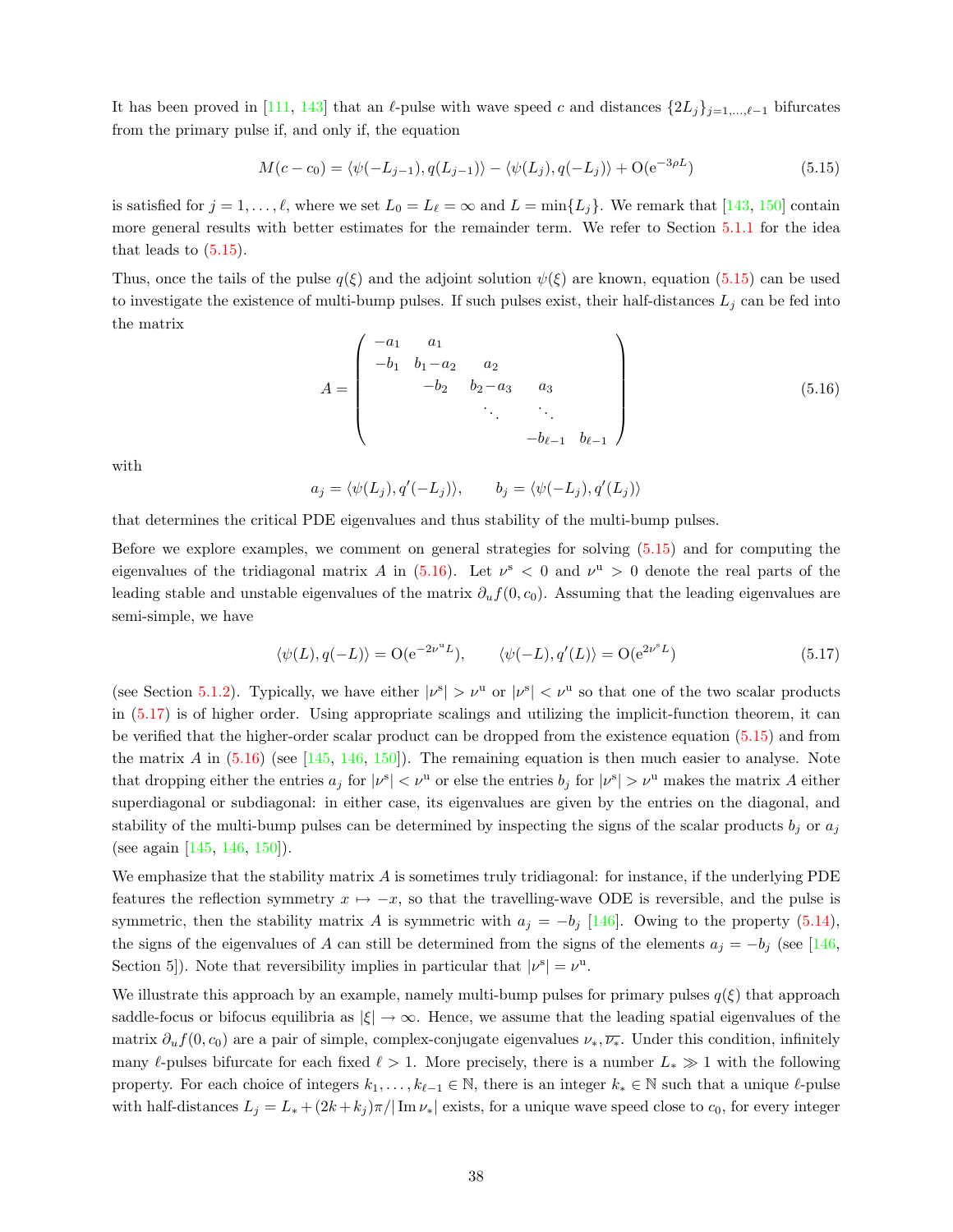It has been proved in [111, 143] that an $\ell$-pulse with wave speed $c$ and distances $\{2L_j\}_{j=1,\dots,\ell-1}$ bifurcates from the primary pulse if, and only if, the equation

$$M(c-c_0) = \langle \psi(-L_{j-1}), q(L_{j-1})\rangle - \langle \psi(L_j), q(-L_j)\rangle + \mathrm{O}(\mathrm{e}^{-3\rho L}) \tag{5.15}$$

is satisfied for $j = 1, \dots, \ell$, where we set $L_0 = L_\ell = \infty$ and $L = \min\{L_j\}$. We remark that [143, 150] contain more general results with better estimates for the remainder term. We refer to Section 5.1.1 for the idea that leads to (5.15).

Thus, once the tails of the pulse $q(\xi)$ and the adjoint solution $\psi(\xi)$ are known, equation (5.15) can be used to investigate the existence of multi-bump pulses. If such pulses exist, their half-distances $L_j$ can be fed into the matrix

$$A = \begin{pmatrix} -a_1 & a_1 & & & \\ -b_1 & b_1 - a_2 & a_2 & & \\ & -b_2 & b_2 - a_3 & a_3 & \\ & & \ddots & \ddots & \\ & & & -b_{\ell-1} & b_{\ell-1} \end{pmatrix} \tag{5.16}$$

with

$$a_j = \langle \psi(L_j), q'(-L_j)\rangle, \qquad b_j = \langle \psi(-L_j), q'(L_j)\rangle$$

that determines the critical PDE eigenvalues and thus stability of the multi-bump pulses.

Before we explore examples, we comment on general strategies for solving (5.15) and for computing the eigenvalues of the tridiagonal matrix $A$ in (5.16). Let $\nu^{\mathrm{s}} < 0$ and $\nu^{\mathrm{u}} > 0$ denote the real parts of the leading stable and unstable eigenvalues of the matrix $\partial_u f(0, c_0)$. Assuming that the leading eigenvalues are semi-simple, we have

$$\langle \psi(L), q(-L)\rangle = \mathrm{O}(\mathrm{e}^{-2\nu^{\mathrm{u}} L}), \qquad \langle \psi(-L), q'(L)\rangle = \mathrm{O}(\mathrm{e}^{2\nu^{\mathrm{s}} L}) \tag{5.17}$$

(see Section 5.1.2). Typically, we have either $|\nu^{\mathrm{s}}| > \nu^{\mathrm{u}}$ or $|\nu^{\mathrm{s}}| < \nu^{\mathrm{u}}$ so that one of the two scalar products in (5.17) is of higher order. Using appropriate scalings and utilizing the implicit-function theorem, it can be verified that the higher-order scalar product can be dropped from the existence equation (5.15) and from the matrix $A$ in (5.16) (see [145, 146, 150]). The remaining equation is then much easier to analyse. Note that dropping either the entries $a_j$ for $|\nu^{\mathrm{s}}| < \nu^{\mathrm{u}}$ or else the entries $b_j$ for $|\nu^{\mathrm{s}}| > \nu^{\mathrm{u}}$ makes the matrix $A$ either superdiagonal or subdiagonal: in either case, its eigenvalues are given by the entries on the diagonal, and stability of the multi-bump pulses can be determined by inspecting the signs of the scalar products $b_j$ or $a_j$ (see again [145, 146, 150]).

We emphasize that the stability matrix $A$ is sometimes truly tridiagonal: for instance, if the underlying PDE features the reflection symmetry $x \mapsto -x$, so that the travelling-wave ODE is reversible, and the pulse is symmetric, then the stability matrix $A$ is symmetric with $a_j = -b_j$ [146]. Owing to the property (5.14), the signs of the eigenvalues of $A$ can still be determined from the signs of the elements $a_j = -b_j$ (see [146, Section 5]). Note that reversibility implies in particular that $|\nu^{\mathrm{s}}| = \nu^{\mathrm{u}}$.

We illustrate this approach by an example, namely multi-bump pulses for primary pulses $q(\xi)$ that approach saddle-focus or bifocus equilibria as $|\xi| \to \infty$. Hence, we assume that the leading spatial eigenvalues of the matrix $\partial_u f(0, c_0)$ are a pair of simple, complex-conjugate eigenvalues $\nu_*, \overline{\nu_*}$. Under this condition, infinitely many $\ell$-pulses bifurcate for each fixed $\ell > 1$. More precisely, there is a number $L_* \gg 1$ with the following property. For each choice of integers $k_1, \dots, k_{\ell-1} \in \mathbb{N}$, there is an integer $k_* \in \mathbb{N}$ such that a unique $\ell$-pulse with half-distances $L_j = L_* + (2k + k_j)\pi/|\operatorname{Im} \nu_*|$ exists, for a unique wave speed close to $c_0$, for every integer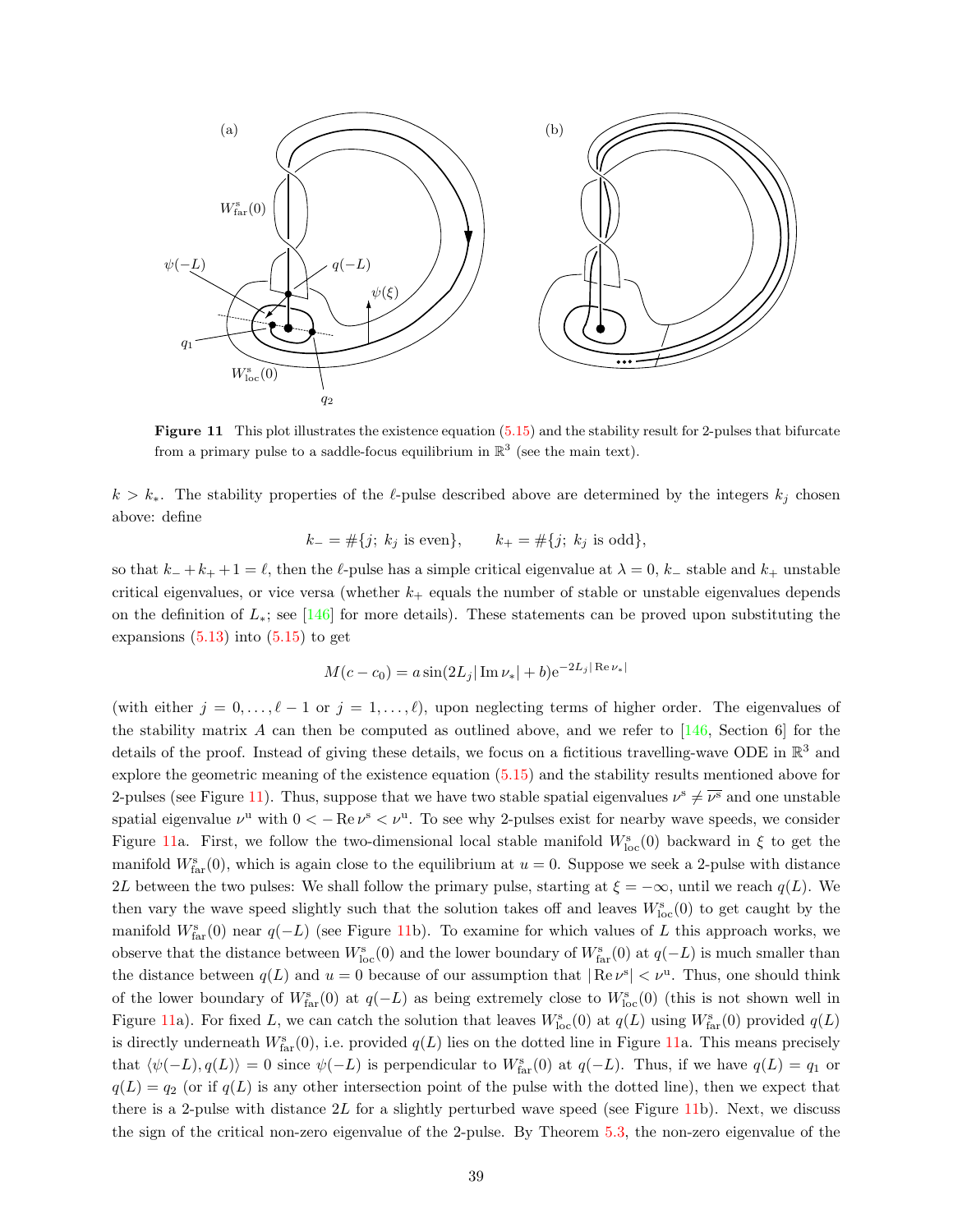**Figure 11** This plot illustrates the existence equation (5.15) and the stability result for 2-pulses that bifurcate from a primary pulse to a saddle-focus equilibrium in $\mathbb{R}^3$ (see the main text).

$k > k_*$. The stability properties of the $\ell$-pulse described above are determined by the integers $k_j$ chosen above: define

$$k_- = \#\{j;\ k_j \text{ is even}\}, \qquad k_+ = \#\{j;\ k_j \text{ is odd}\},$$

so that $k_- + k_+ + 1 = \ell$, then the $\ell$-pulse has a simple critical eigenvalue at $\lambda = 0$, $k_-$ stable and $k_+$ unstable critical eigenvalues, or vice versa (whether $k_+$ equals the number of stable or unstable eigenvalues depends on the definition of $L_*$; see [146] for more details). These statements can be proved upon substituting the expansions (5.13) into (5.15) to get

$$M(c - c_0) = a \sin(2L_j|\operatorname{Im}\nu_*| + b)\mathrm{e}^{-2L_j|\operatorname{Re}\nu_*|}$$

(with either $j = 0, \ldots, \ell - 1$ or $j = 1, \ldots, \ell$), upon neglecting terms of higher order. The eigenvalues of the stability matrix $A$ can then be computed as outlined above, and we refer to [146, Section 6] for the details of the proof. Instead of giving these details, we focus on a fictitious travelling-wave ODE in $\mathbb{R}^3$ and explore the geometric meaning of the existence equation (5.15) and the stability results mentioned above for 2-pulses (see Figure 11). Thus, suppose that we have two stable spatial eigenvalues $\nu^{\mathrm{s}} \neq \overline{\nu^{\mathrm{s}}}$ and one unstable spatial eigenvalue $\nu^{\mathrm{u}}$ with $0 < -\operatorname{Re}\nu^{\mathrm{s}} < \nu^{\mathrm{u}}$. To see why 2-pulses exist for nearby wave speeds, we consider Figure 11a. First, we follow the two-dimensional local stable manifold $W^{\mathrm{s}}_{\mathrm{loc}}(0)$ backward in $\xi$ to get the manifold $W^{\mathrm{s}}_{\mathrm{far}}(0)$, which is again close to the equilibrium at $u = 0$. Suppose we seek a 2-pulse with distance $2L$ between the two pulses: We shall follow the primary pulse, starting at $\xi = -\infty$, until we reach $q(L)$. We then vary the wave speed slightly such that the solution takes off and leaves $W^{\mathrm{s}}_{\mathrm{loc}}(0)$ to get caught by the manifold $W^{\mathrm{s}}_{\mathrm{far}}(0)$ near $q(-L)$ (see Figure 11b). To examine for which values of $L$ this approach works, we observe that the distance between $W^{\mathrm{s}}_{\mathrm{loc}}(0)$ and the lower boundary of $W^{\mathrm{s}}_{\mathrm{far}}(0)$ at $q(-L)$ is much smaller than the distance between $q(L)$ and $u = 0$ because of our assumption that $|\operatorname{Re}\nu^{\mathrm{s}}| < \nu^{\mathrm{u}}$. Thus, one should think of the lower boundary of $W^{\mathrm{s}}_{\mathrm{far}}(0)$ at $q(-L)$ as being extremely close to $W^{\mathrm{s}}_{\mathrm{loc}}(0)$ (this is not shown well in Figure 11a). For fixed $L$, we can catch the solution that leaves $W^{\mathrm{s}}_{\mathrm{loc}}(0)$ at $q(L)$ using $W^{\mathrm{s}}_{\mathrm{far}}(0)$ provided $q(L)$ is directly underneath $W^{\mathrm{s}}_{\mathrm{far}}(0)$, i.e. provided $q(L)$ lies on the dotted line in Figure 11a. This means precisely that $\langle\psi(-L), q(L)\rangle = 0$ since $\psi(-L)$ is perpendicular to $W^{\mathrm{s}}_{\mathrm{far}}(0)$ at $q(-L)$. Thus, if we have $q(L) = q_1$ or $q(L) = q_2$ (or if $q(L)$ is any other intersection point of the pulse with the dotted line), then we expect that there is a 2-pulse with distance $2L$ for a slightly perturbed wave speed (see Figure 11b). Next, we discuss the sign of the critical non-zero eigenvalue of the 2-pulse. By Theorem 5.3, the non-zero eigenvalue of the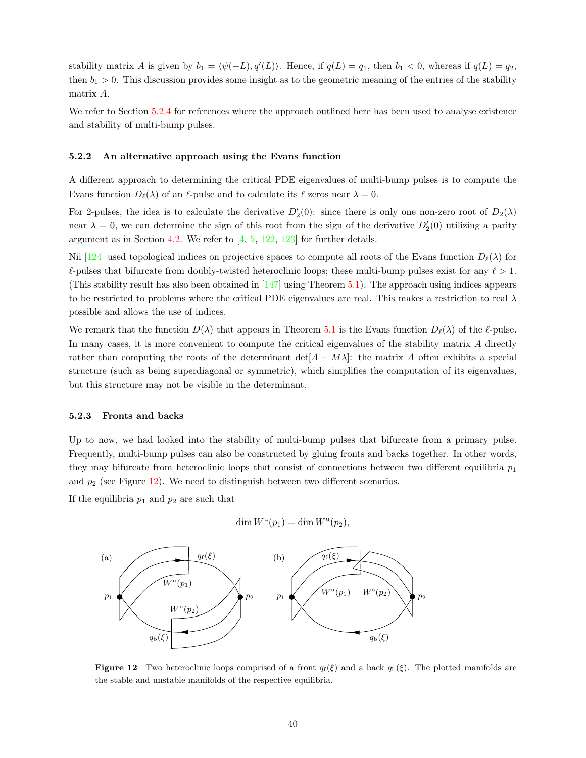stability matrix $A$ is given by $b_1 = \langle \psi(-L), q'(L) \rangle$. Hence, if $q(L) = q_1$, then $b_1 < 0$, whereas if $q(L) = q_2$, then $b_1 > 0$. This discussion provides some insight as to the geometric meaning of the entries of the stability matrix $A$.

We refer to Section 5.2.4 for references where the approach outlined here has been used to analyse existence and stability of multi-bump pulses.

### 5.2.2 An alternative approach using the Evans function

A different approach to determining the critical PDE eigenvalues of multi-bump pulses is to compute the Evans function $D_\ell(\lambda)$ of an $\ell$-pulse and to calculate its $\ell$ zeros near $\lambda = 0$.

For 2-pulses, the idea is to calculate the derivative $D_2'(0)$: since there is only one non-zero root of $D_2(\lambda)$ near $\lambda = 0$, we can determine the sign of this root from the sign of the derivative $D_2'(0)$ utilizing a parity argument as in Section 4.2. We refer to [4, 5, 122, 123] for further details.

Nii [124] used topological indices on projective spaces to compute all roots of the Evans function $D_\ell(\lambda)$ for $\ell$-pulses that bifurcate from doubly-twisted heteroclinic loops; these multi-bump pulses exist for any $\ell > 1$. (This stability result has also been obtained in [147] using Theorem 5.1). The approach using indices appears to be restricted to problems where the critical PDE eigenvalues are real. This makes a restriction to real $\lambda$ possible and allows the use of indices.

We remark that the function $D(\lambda)$ that appears in Theorem 5.1 is the Evans function $D_\ell(\lambda)$ of the $\ell$-pulse. In many cases, it is more convenient to compute the critical eigenvalues of the stability matrix $A$ directly rather than computing the roots of the determinant $\det[A - M\lambda]$: the matrix $A$ often exhibits a special structure (such as being superdiagonal or symmetric), which simplifies the computation of its eigenvalues, but this structure may not be visible in the determinant.

### 5.2.3 Fronts and backs

Up to now, we had looked into the stability of multi-bump pulses that bifurcate from a primary pulse. Frequently, multi-bump pulses can also be constructed by gluing fronts and backs together. In other words, they may bifurcate from heteroclinic loops that consist of connections between two different equilibria $p_1$ and $p_2$ (see Figure 12). We need to distinguish between two different scenarios.

If the equilibria $p_1$ and $p_2$ are such that

$$\dim W^{\mathrm{u}}(p_1) = \dim W^{\mathrm{u}}(p_2),$$

**Figure 12** Two heteroclinic loops comprised of a front $q_{\mathrm{f}}(\xi)$ and a back $q_{\mathrm{b}}(\xi)$. The plotted manifolds are the stable and unstable manifolds of the respective equilibria.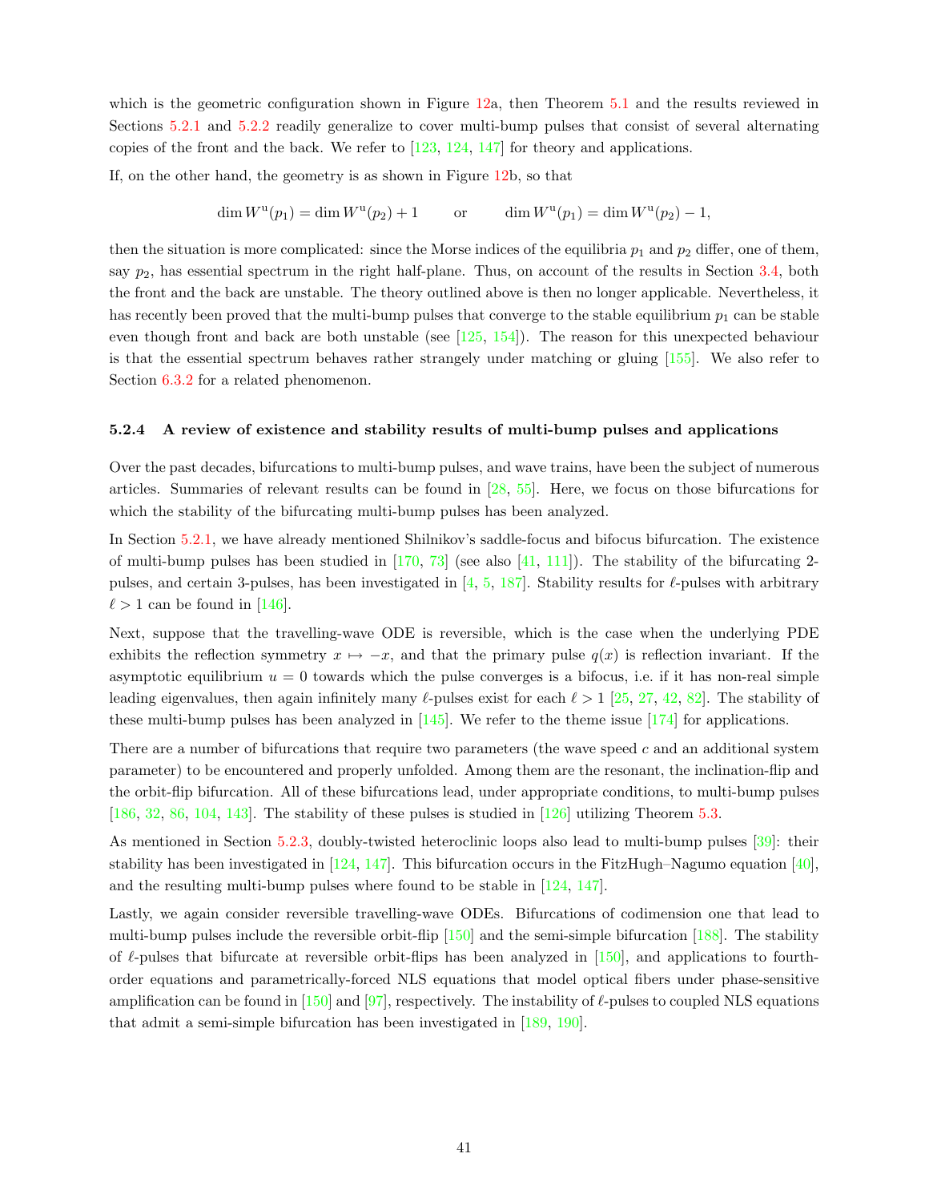which is the geometric configuration shown in Figure 12a, then Theorem 5.1 and the results reviewed in Sections 5.2.1 and 5.2.2 readily generalize to cover multi-bump pulses that consist of several alternating copies of the front and the back. We refer to [123, 124, 147] for theory and applications.

If, on the other hand, the geometry is as shown in Figure 12b, so that

$$\dim W^{\mathrm{u}}(p_1) = \dim W^{\mathrm{u}}(p_2) + 1 \qquad \text{or} \qquad \dim W^{\mathrm{u}}(p_1) = \dim W^{\mathrm{u}}(p_2) - 1,$$

then the situation is more complicated: since the Morse indices of the equilibria $p_1$ and $p_2$ differ, one of them, say $p_2$, has essential spectrum in the right half-plane. Thus, on account of the results in Section 3.4, both the front and the back are unstable. The theory outlined above is then no longer applicable. Nevertheless, it has recently been proved that the multi-bump pulses that converge to the stable equilibrium $p_1$ can be stable even though front and back are both unstable (see [125, 154]). The reason for this unexpected behaviour is that the essential spectrum behaves rather strangely under matching or gluing [155]. We also refer to Section 6.3.2 for a related phenomenon.

#### 5.2.4 A review of existence and stability results of multi-bump pulses and applications

Over the past decades, bifurcations to multi-bump pulses, and wave trains, have been the subject of numerous articles. Summaries of relevant results can be found in [28, 55]. Here, we focus on those bifurcations for which the stability of the bifurcating multi-bump pulses has been analyzed.

In Section 5.2.1, we have already mentioned Shilnikov's saddle-focus and bifocus bifurcation. The existence of multi-bump pulses has been studied in [170, 73] (see also [41, 111]). The stability of the bifurcating 2-pulses, and certain 3-pulses, has been investigated in [4, 5, 187]. Stability results for $\ell$-pulses with arbitrary $\ell > 1$ can be found in [146].

Next, suppose that the travelling-wave ODE is reversible, which is the case when the underlying PDE exhibits the reflection symmetry $x \mapsto -x$, and that the primary pulse $q(x)$ is reflection invariant. If the asymptotic equilibrium $u = 0$ towards which the pulse converges is a bifocus, i.e. if it has non-real simple leading eigenvalues, then again infinitely many $\ell$-pulses exist for each $\ell > 1$ [25, 27, 42, 82]. The stability of these multi-bump pulses has been analyzed in [145]. We refer to the theme issue [174] for applications.

There are a number of bifurcations that require two parameters (the wave speed $c$ and an additional system parameter) to be encountered and properly unfolded. Among them are the resonant, the inclination-flip and the orbit-flip bifurcation. All of these bifurcations lead, under appropriate conditions, to multi-bump pulses [186, 32, 86, 104, 143]. The stability of these pulses is studied in [126] utilizing Theorem 5.3.

As mentioned in Section 5.2.3, doubly-twisted heteroclinic loops also lead to multi-bump pulses [39]: their stability has been investigated in [124, 147]. This bifurcation occurs in the FitzHugh–Nagumo equation [40], and the resulting multi-bump pulses where found to be stable in [124, 147].

Lastly, we again consider reversible travelling-wave ODEs. Bifurcations of codimension one that lead to multi-bump pulses include the reversible orbit-flip [150] and the semi-simple bifurcation [188]. The stability of $\ell$-pulses that bifurcate at reversible orbit-flips has been analyzed in [150], and applications to fourth-order equations and parametrically-forced NLS equations that model optical fibers under phase-sensitive amplification can be found in [150] and [97], respectively. The instability of $\ell$-pulses to coupled NLS equations that admit a semi-simple bifurcation has been investigated in [189, 190].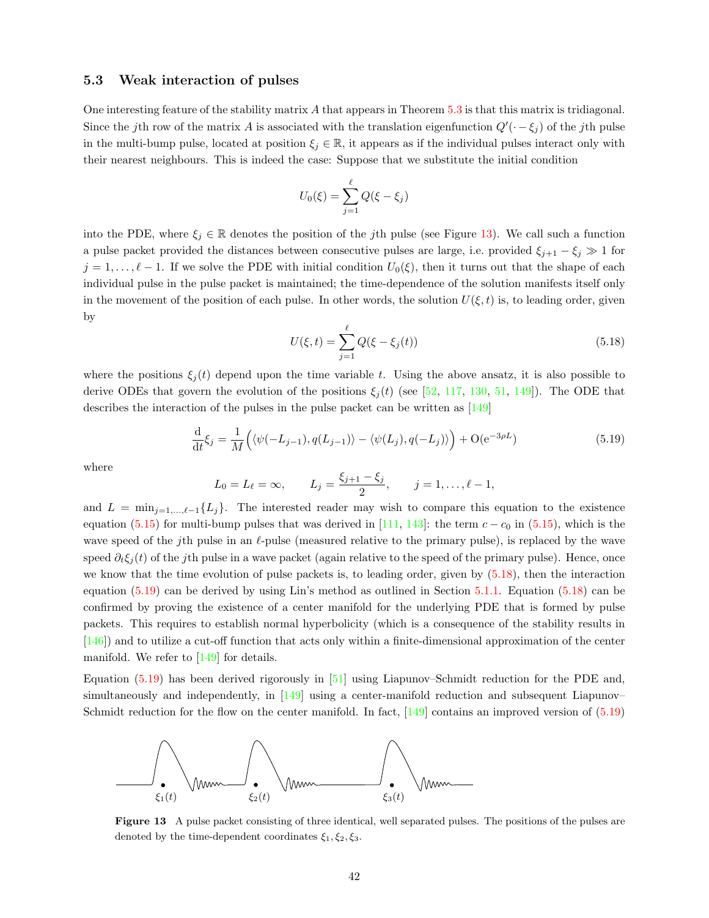### 5.3 Weak interaction of pulses

One interesting feature of the stability matrix $A$ that appears in Theorem 5.3 is that this matrix is tridiagonal. Since the $j$th row of the matrix $A$ is associated with the translation eigenfunction $Q'(\cdot - \xi_j)$ of the $j$th pulse in the multi-bump pulse, located at position $\xi_j \in \mathbb{R}$, it appears as if the individual pulses interact only with their nearest neighbours. This is indeed the case: Suppose that we substitute the initial condition

$$U_0(\xi) = \sum_{j=1}^{\ell} Q(\xi - \xi_j)$$

into the PDE, where $\xi_j \in \mathbb{R}$ denotes the position of the $j$th pulse (see Figure 13). We call such a function a pulse packet provided the distances between consecutive pulses are large, i.e. provided $\xi_{j+1} - \xi_j \gg 1$ for $j = 1, \ldots, \ell - 1$. If we solve the PDE with initial condition $U_0(\xi)$, then it turns out that the shape of each individual pulse in the pulse packet is maintained; the time-dependence of the solution manifests itself only in the movement of the position of each pulse. In other words, the solution $U(\xi, t)$ is, to leading order, given by

$$U(\xi, t) = \sum_{j=1}^{\ell} Q(\xi - \xi_j(t)) \tag{5.18}$$

where the positions $\xi_j(t)$ depend upon the time variable $t$. Using the above ansatz, it is also possible to derive ODEs that govern the evolution of the positions $\xi_j(t)$ (see [52, 117, 130, 51, 149]). The ODE that describes the interaction of the pulses in the pulse packet can be written as [149]

$$\frac{\mathrm{d}}{\mathrm{d}t}\xi_j = \frac{1}{M}\Big(\langle \psi(-L_{j-1}), q(L_{j-1})\rangle - \langle \psi(L_j), q(-L_j)\rangle\Big) + \mathrm{O}(\mathrm{e}^{-3\rho L}) \tag{5.19}$$

where

$$L_0 = L_\ell = \infty, \qquad L_j = \frac{\xi_{j+1} - \xi_j}{2}, \qquad j = 1, \ldots, \ell - 1,$$

and $L = \min_{j=1,\ldots,\ell-1}\{L_j\}$. The interested reader may wish to compare this equation to the existence equation (5.15) for multi-bump pulses that was derived in [111, 143]: the term $c - c_0$ in (5.15), which is the wave speed of the $j$th pulse in an $\ell$-pulse (measured relative to the primary pulse), is replaced by the wave speed $\partial_t \xi_j(t)$ of the $j$th pulse in a wave packet (again relative to the speed of the primary pulse). Hence, once we know that the time evolution of pulse packets is, to leading order, given by (5.18), then the interaction equation (5.19) can be derived by using Lin's method as outlined in Section 5.1.1. Equation (5.18) can be confirmed by proving the existence of a center manifold for the underlying PDE that is formed by pulse packets. This requires to establish normal hyperbolicity (which is a consequence of the stability results in [146]) and to utilize a cut-off function that acts only within a finite-dimensional approximation of the center manifold. We refer to [149] for details.

Equation (5.19) has been derived rigorously in [51] using Liapunov–Schmidt reduction for the PDE and, simultaneously and independently, in [149] using a center-manifold reduction and subsequent Liapunov–Schmidt reduction for the flow on the center manifold. In fact, [149] contains an improved version of (5.19)

**Figure 13** A pulse packet consisting of three identical, well separated pulses. The positions of the pulses are denoted by the time-dependent coordinates $\xi_1, \xi_2, \xi_3$.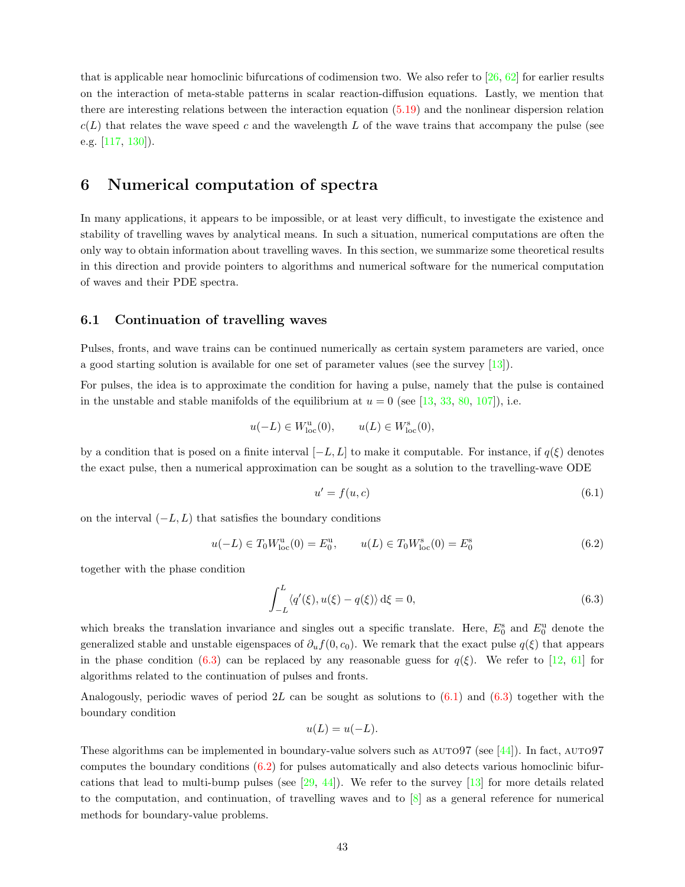that is applicable near homoclinic bifurcations of codimension two. We also refer to [26, 62] for earlier results on the interaction of meta-stable patterns in scalar reaction-diffusion equations. Lastly, we mention that there are interesting relations between the interaction equation (5.19) and the nonlinear dispersion relation $c(L)$ that relates the wave speed $c$ and the wavelength $L$ of the wave trains that accompany the pulse (see e.g. [117, 130]).

# 6 Numerical computation of spectra

In many applications, it appears to be impossible, or at least very difficult, to investigate the existence and stability of travelling waves by analytical means. In such a situation, numerical computations are often the only way to obtain information about travelling waves. In this section, we summarize some theoretical results in this direction and provide pointers to algorithms and numerical software for the numerical computation of waves and their PDE spectra.

## 6.1 Continuation of travelling waves

Pulses, fronts, and wave trains can be continued numerically as certain system parameters are varied, once a good starting solution is available for one set of parameter values (see the survey [13]).

For pulses, the idea is to approximate the condition for having a pulse, namely that the pulse is contained in the unstable and stable manifolds of the equilibrium at $u = 0$ (see [13, 33, 80, 107]), i.e.

$$u(-L) \in W^{\rm u}_{\rm loc}(0), \qquad u(L) \in W^{\rm s}_{\rm loc}(0),$$

by a condition that is posed on a finite interval $[-L, L]$ to make it computable. For instance, if $q(\xi)$ denotes the exact pulse, then a numerical approximation can be sought as a solution to the travelling-wave ODE

$$u' = f(u, c) \tag{6.1}$$

on the interval $(-L, L)$ that satisfies the boundary conditions

$$u(-L) \in T_0 W^{\rm u}_{\rm loc}(0) = E^{\rm u}_0, \qquad u(L) \in T_0 W^{\rm s}_{\rm loc}(0) = E^{\rm s}_0 \tag{6.2}$$

together with the phase condition

$$\int_{-L}^{L} \langle q'(\xi), u(\xi) - q(\xi) \rangle \, {\rm d}\xi = 0, \tag{6.3}$$

which breaks the translation invariance and singles out a specific translate. Here, $E^{\rm s}_0$ and $E^{\rm u}_0$ denote the generalized stable and unstable eigenspaces of $\partial_u f(0, c_0)$. We remark that the exact pulse $q(\xi)$ that appears in the phase condition (6.3) can be replaced by any reasonable guess for $q(\xi)$. We refer to [12, 61] for algorithms related to the continuation of pulses and fronts.

Analogously, periodic waves of period $2L$ can be sought as solutions to (6.1) and (6.3) together with the boundary condition

$$u(L) = u(-L).$$

These algorithms can be implemented in boundary-value solvers such as AUTO97 (see [44]). In fact, AUTO97 computes the boundary conditions (6.2) for pulses automatically and also detects various homoclinic bifurcations that lead to multi-bump pulses (see [29, 44]). We refer to the survey [13] for more details related to the computation, and continuation, of travelling waves and to [8] as a general reference for numerical methods for boundary-value problems.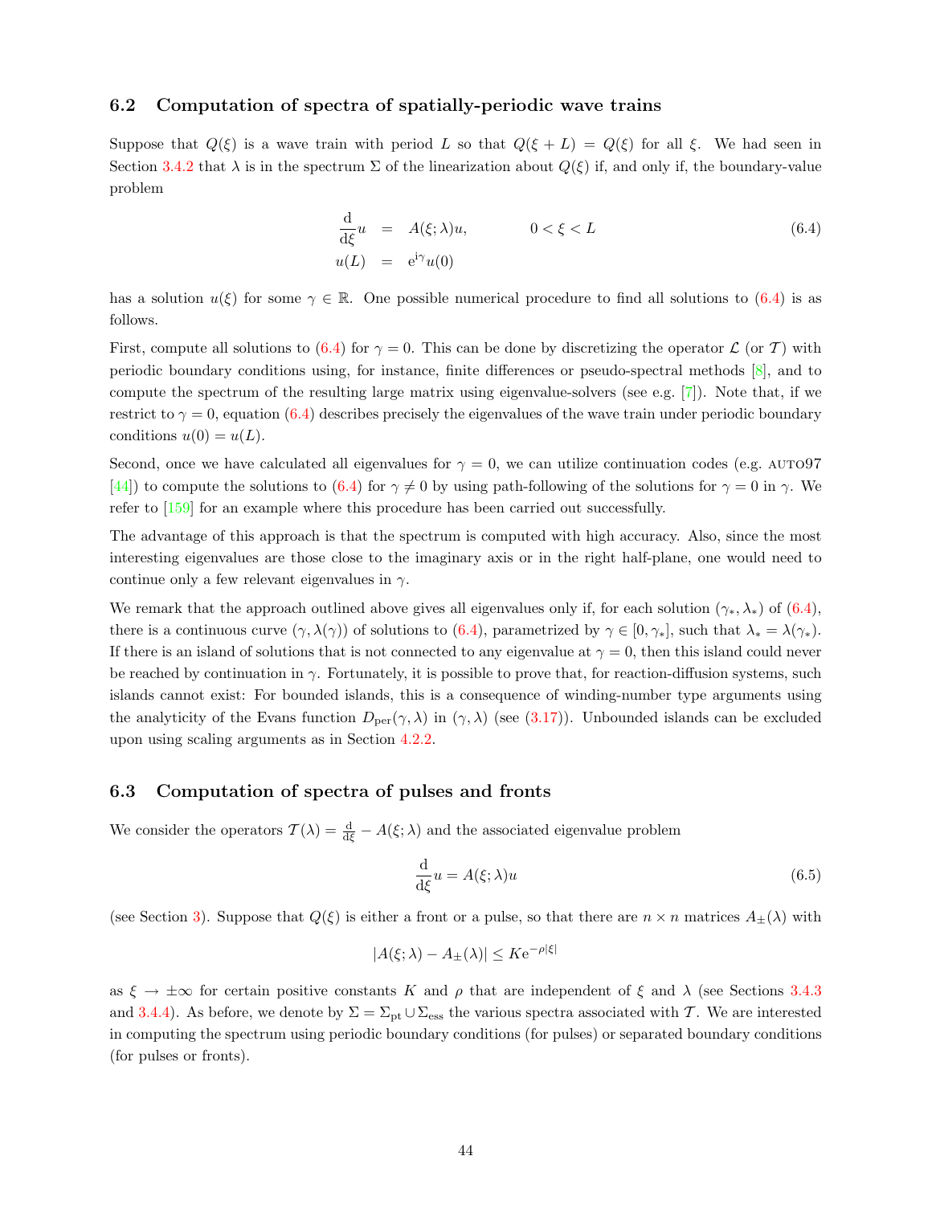## 6.2 Computation of spectra of spatially-periodic wave trains

Suppose that $Q(\xi)$ is a wave train with period $L$ so that $Q(\xi + L) = Q(\xi)$ for all $\xi$. We had seen in Section 3.4.2 that $\lambda$ is in the spectrum $\Sigma$ of the linearization about $Q(\xi)$ if, and only if, the boundary-value problem

$$\begin{aligned} \frac{\mathrm{d}}{\mathrm{d}\xi} u &= A(\xi;\lambda)u, \qquad 0 < \xi < L \\ u(L) &= \mathrm{e}^{\mathrm{i}\gamma} u(0) \end{aligned} \tag{6.4}$$

has a solution $u(\xi)$ for some $\gamma \in \mathbb{R}$. One possible numerical procedure to find all solutions to (6.4) is as follows.

First, compute all solutions to (6.4) for $\gamma = 0$. This can be done by discretizing the operator $\mathcal{L}$ (or $\mathcal{T}$) with periodic boundary conditions using, for instance, finite differences or pseudo-spectral methods [8], and to compute the spectrum of the resulting large matrix using eigenvalue-solvers (see e.g. [7]). Note that, if we restrict to $\gamma = 0$, equation (6.4) describes precisely the eigenvalues of the wave train under periodic boundary conditions $u(0) = u(L)$.

Second, once we have calculated all eigenvalues for $\gamma = 0$, we can utilize continuation codes (e.g. AUTO97 [44]) to compute the solutions to (6.4) for $\gamma \neq 0$ by using path-following of the solutions for $\gamma = 0$ in $\gamma$. We refer to [159] for an example where this procedure has been carried out successfully.

The advantage of this approach is that the spectrum is computed with high accuracy. Also, since the most interesting eigenvalues are those close to the imaginary axis or in the right half-plane, one would need to continue only a few relevant eigenvalues in $\gamma$.

We remark that the approach outlined above gives all eigenvalues only if, for each solution $(\gamma_*, \lambda_*)$ of (6.4), there is a continuous curve $(\gamma, \lambda(\gamma))$ of solutions to (6.4), parametrized by $\gamma \in [0, \gamma_*]$, such that $\lambda_* = \lambda(\gamma_*)$. If there is an island of solutions that is not connected to any eigenvalue at $\gamma = 0$, then this island could never be reached by continuation in $\gamma$. Fortunately, it is possible to prove that, for reaction-diffusion systems, such islands cannot exist: For bounded islands, this is a consequence of winding-number type arguments using the analyticity of the Evans function $D_{\mathrm{per}}(\gamma, \lambda)$ in $(\gamma, \lambda)$ (see (3.17)). Unbounded islands can be excluded upon using scaling arguments as in Section 4.2.2.

## 6.3 Computation of spectra of pulses and fronts

We consider the operators $\mathcal{T}(\lambda) = \frac{\mathrm{d}}{\mathrm{d}\xi} - A(\xi;\lambda)$ and the associated eigenvalue problem

$$\frac{\mathrm{d}}{\mathrm{d}\xi} u = A(\xi;\lambda)u \tag{6.5}$$

(see Section 3). Suppose that $Q(\xi)$ is either a front or a pulse, so that there are $n \times n$ matrices $A_\pm(\lambda)$ with

$$|A(\xi;\lambda) - A_\pm(\lambda)| \le K \mathrm{e}^{-\rho|\xi|}$$

as $\xi \to \pm\infty$ for certain positive constants $K$ and $\rho$ that are independent of $\xi$ and $\lambda$ (see Sections 3.4.3 and 3.4.4). As before, we denote by $\Sigma = \Sigma_{\mathrm{pt}} \cup \Sigma_{\mathrm{ess}}$ the various spectra associated with $\mathcal{T}$. We are interested in computing the spectrum using periodic boundary conditions (for pulses) or separated boundary conditions (for pulses or fronts).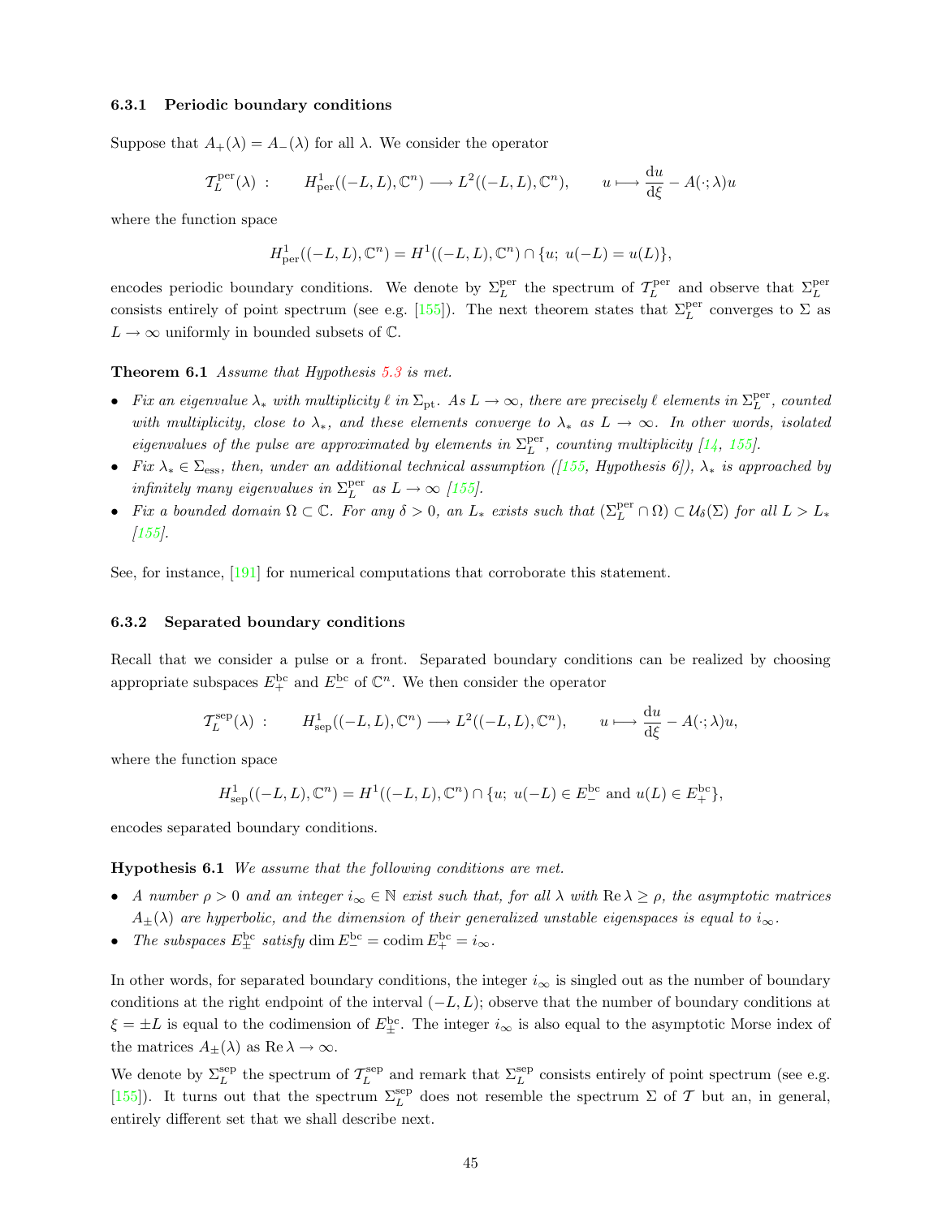### 6.3.1 Periodic boundary conditions

Suppose that $A_+(\lambda) = A_-(\lambda)$ for all $\lambda$. We consider the operator

$$\mathcal{T}_L^{\rm per}(\lambda) \;:\qquad H^1_{\rm per}((-L,L),\mathbb{C}^n) \longrightarrow L^2((-L,L),\mathbb{C}^n), \qquad u \longmapsto \frac{\mathrm{d}u}{\mathrm{d}\xi} - A(\cdot;\lambda)u$$

where the function space

$$H^1_{\rm per}((-L,L),\mathbb{C}^n) = H^1((-L,L),\mathbb{C}^n) \cap \{u;\; u(-L) = u(L)\},$$

encodes periodic boundary conditions. We denote by $\Sigma_L^{\rm per}$ the spectrum of $\mathcal{T}_L^{\rm per}$ and observe that $\Sigma_L^{\rm per}$ consists entirely of point spectrum (see e.g. [155]). The next theorem states that $\Sigma_L^{\rm per}$ converges to $\Sigma$ as $L \to \infty$ uniformly in bounded subsets of $\mathbb{C}$.

**Theorem 6.1** *Assume that Hypothesis 5.3 is met.*

- *Fix an eigenvalue $\lambda_*$ with multiplicity $\ell$ in $\Sigma_{\rm pt}$. As $L \to \infty$, there are precisely $\ell$ elements in $\Sigma_L^{\rm per}$, counted with multiplicity, close to $\lambda_*$, and these elements converge to $\lambda_*$ as $L \to \infty$. In other words, isolated eigenvalues of the pulse are approximated by elements in $\Sigma_L^{\rm per}$, counting multiplicity [14, 155].*
- *Fix $\lambda_* \in \Sigma_{\rm ess}$, then, under an additional technical assumption ([155, Hypothesis 6]), $\lambda_*$ is approached by infinitely many eigenvalues in $\Sigma_L^{\rm per}$ as $L \to \infty$ [155].*
- *Fix a bounded domain $\Omega \subset \mathbb{C}$. For any $\delta > 0$, an $L_*$ exists such that $(\Sigma_L^{\rm per} \cap \Omega) \subset \mathcal{U}_\delta(\Sigma)$ for all $L > L_*$ [155].*

See, for instance, [191] for numerical computations that corroborate this statement.

### 6.3.2 Separated boundary conditions

Recall that we consider a pulse or a front. Separated boundary conditions can be realized by choosing appropriate subspaces $E_+^{\rm bc}$ and $E_-^{\rm bc}$ of $\mathbb{C}^n$. We then consider the operator

$$\mathcal{T}_L^{\rm sep}(\lambda) \;:\qquad H^1_{\rm sep}((-L,L),\mathbb{C}^n) \longrightarrow L^2((-L,L),\mathbb{C}^n), \qquad u \longmapsto \frac{\mathrm{d}u}{\mathrm{d}\xi} - A(\cdot;\lambda)u,$$

where the function space

$$H^1_{\rm sep}((-L,L),\mathbb{C}^n) = H^1((-L,L),\mathbb{C}^n) \cap \{u;\; u(-L) \in E_-^{\rm bc} \text{ and } u(L) \in E_+^{\rm bc}\},$$

encodes separated boundary conditions.

**Hypothesis 6.1** *We assume that the following conditions are met.*

- *A number $\rho > 0$ and an integer $i_\infty \in \mathbb{N}$ exist such that, for all $\lambda$ with $\operatorname{Re}\lambda \geq \rho$, the asymptotic matrices $A_\pm(\lambda)$ are hyperbolic, and the dimension of their generalized unstable eigenspaces is equal to $i_\infty$.*
- *The subspaces $E_\pm^{\rm bc}$ satisfy $\dim E_-^{\rm bc} = \operatorname{codim} E_+^{\rm bc} = i_\infty$.*

In other words, for separated boundary conditions, the integer $i_\infty$ is singled out as the number of boundary conditions at the right endpoint of the interval $(-L,L)$; observe that the number of boundary conditions at $\xi = \pm L$ is equal to the codimension of $E_\pm^{\rm bc}$. The integer $i_\infty$ is also equal to the asymptotic Morse index of the matrices $A_\pm(\lambda)$ as $\operatorname{Re}\lambda \to \infty$.

We denote by $\Sigma_L^{\rm sep}$ the spectrum of $\mathcal{T}_L^{\rm sep}$ and remark that $\Sigma_L^{\rm sep}$ consists entirely of point spectrum (see e.g. [155]). It turns out that the spectrum $\Sigma_L^{\rm sep}$ does not resemble the spectrum $\Sigma$ of $\mathcal{T}$ but an, in general, entirely different set that we shall describe next.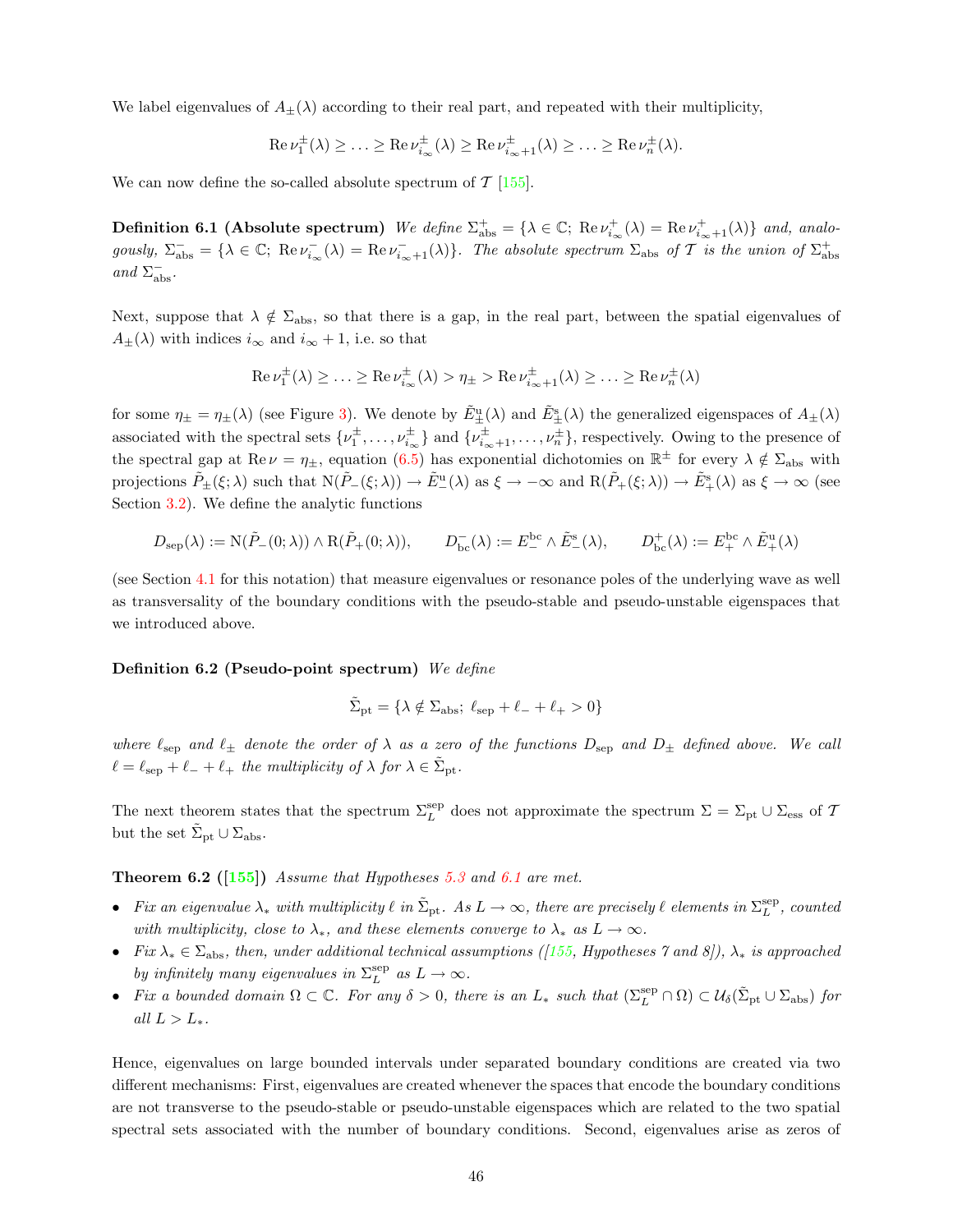We label eigenvalues of $A_\pm(\lambda)$ according to their real part, and repeated with their multiplicity,

$$\operatorname{Re}\nu_1^\pm(\lambda) \geq \ldots \geq \operatorname{Re}\nu_{i_\infty}^\pm(\lambda) \geq \operatorname{Re}\nu_{i_\infty+1}^\pm(\lambda) \geq \ldots \geq \operatorname{Re}\nu_n^\pm(\lambda).$$

We can now define the so-called absolute spectrum of $\mathcal{T}$ [155].

**Definition 6.1 (Absolute spectrum)** *We define $\Sigma_{\rm abs}^+ = \{\lambda \in \mathbb{C};\ \operatorname{Re}\nu_{i_\infty}^+(\lambda) = \operatorname{Re}\nu_{i_\infty+1}^+(\lambda)\}$ and, analogously, $\Sigma_{\rm abs}^- = \{\lambda \in \mathbb{C};\ \operatorname{Re}\nu_{i_\infty}^-(\lambda) = \operatorname{Re}\nu_{i_\infty+1}^-(\lambda)\}$. The absolute spectrum $\Sigma_{\rm abs}$ of $\mathcal{T}$ is the union of $\Sigma_{\rm abs}^+$ and $\Sigma_{\rm abs}^-$.*

Next, suppose that $\lambda \notin \Sigma_{\rm abs}$, so that there is a gap, in the real part, between the spatial eigenvalues of $A_\pm(\lambda)$ with indices $i_\infty$ and $i_\infty + 1$, i.e. so that

$$\operatorname{Re}\nu_1^\pm(\lambda) \geq \ldots \geq \operatorname{Re}\nu_{i_\infty}^\pm(\lambda) > \eta_\pm > \operatorname{Re}\nu_{i_\infty+1}^\pm(\lambda) \geq \ldots \geq \operatorname{Re}\nu_n^\pm(\lambda)$$

for some $\eta_\pm = \eta_\pm(\lambda)$ (see Figure 3). We denote by $\tilde{E}_\pm^{\rm u}(\lambda)$ and $\tilde{E}_\pm^{\rm s}(\lambda)$ the generalized eigenspaces of $A_\pm(\lambda)$ associated with the spectral sets $\{\nu_1^\pm, \ldots, \nu_{i_\infty}^\pm\}$ and $\{\nu_{i_\infty+1}^\pm, \ldots, \nu_n^\pm\}$, respectively. Owing to the presence of the spectral gap at $\operatorname{Re}\nu = \eta_\pm$, equation (6.5) has exponential dichotomies on $\mathbb{R}^\pm$ for every $\lambda \notin \Sigma_{\rm abs}$ with projections $\tilde{P}_\pm(\xi;\lambda)$ such that $\mathrm{N}(\tilde{P}_-(\xi;\lambda)) \to \tilde{E}_-^{\rm u}(\lambda)$ as $\xi \to -\infty$ and $\mathrm{R}(\tilde{P}_+(\xi;\lambda)) \to \tilde{E}_+^{\rm s}(\lambda)$ as $\xi \to \infty$ (see Section 3.2). We define the analytic functions

$$D_{\rm sep}(\lambda) := \mathrm{N}(\tilde{P}_-(0;\lambda)) \wedge \mathrm{R}(\tilde{P}_+(0;\lambda)), \qquad D_{\rm bc}^-(\lambda) := E_-^{\rm bc} \wedge \tilde{E}_-^{\rm s}(\lambda), \qquad D_{\rm bc}^+(\lambda) := E_+^{\rm bc} \wedge \tilde{E}_+^{\rm u}(\lambda)$$

(see Section 4.1 for this notation) that measure eigenvalues or resonance poles of the underlying wave as well as transversality of the boundary conditions with the pseudo-stable and pseudo-unstable eigenspaces that we introduced above.

**Definition 6.2 (Pseudo-point spectrum)** *We define*

$$\tilde{\Sigma}_{\rm pt} = \{\lambda \notin \Sigma_{\rm abs};\ \ell_{\rm sep} + \ell_- + \ell_+ > 0\}$$

*where $\ell_{\rm sep}$ and $\ell_\pm$ denote the order of $\lambda$ as a zero of the functions $D_{\rm sep}$ and $D_\pm$ defined above. We call $\ell = \ell_{\rm sep} + \ell_- + \ell_+$ the multiplicity of $\lambda$ for $\lambda \in \tilde{\Sigma}_{\rm pt}$.*

The next theorem states that the spectrum $\Sigma_L^{\rm sep}$ does not approximate the spectrum $\Sigma = \Sigma_{\rm pt} \cup \Sigma_{\rm ess}$ of $\mathcal{T}$ but the set $\tilde{\Sigma}_{\rm pt} \cup \Sigma_{\rm abs}$.

**Theorem 6.2 ([155])** *Assume that Hypotheses 5.3 and 6.1 are met.*

- *Fix an eigenvalue $\lambda_*$ with multiplicity $\ell$ in $\tilde{\Sigma}_{\rm pt}$. As $L \to \infty$, there are precisely $\ell$ elements in $\Sigma_L^{\rm sep}$, counted with multiplicity, close to $\lambda_*$, and these elements converge to $\lambda_*$ as $L \to \infty$.*
- *Fix $\lambda_* \in \Sigma_{\rm abs}$, then, under additional technical assumptions ([155, Hypotheses 7 and 8]), $\lambda_*$ is approached by infinitely many eigenvalues in $\Sigma_L^{\rm sep}$ as $L \to \infty$.*
- *Fix a bounded domain $\Omega \subset \mathbb{C}$. For any $\delta > 0$, there is an $L_*$ such that $(\Sigma_L^{\rm sep} \cap \Omega) \subset \mathcal{U}_\delta(\tilde{\Sigma}_{\rm pt} \cup \Sigma_{\rm abs})$ for all $L > L_*$.*

Hence, eigenvalues on large bounded intervals under separated boundary conditions are created via two different mechanisms: First, eigenvalues are created whenever the spaces that encode the boundary conditions are not transverse to the pseudo-stable or pseudo-unstable eigenspaces which are related to the two spatial spectral sets associated with the number of boundary conditions. Second, eigenvalues arise as zeros of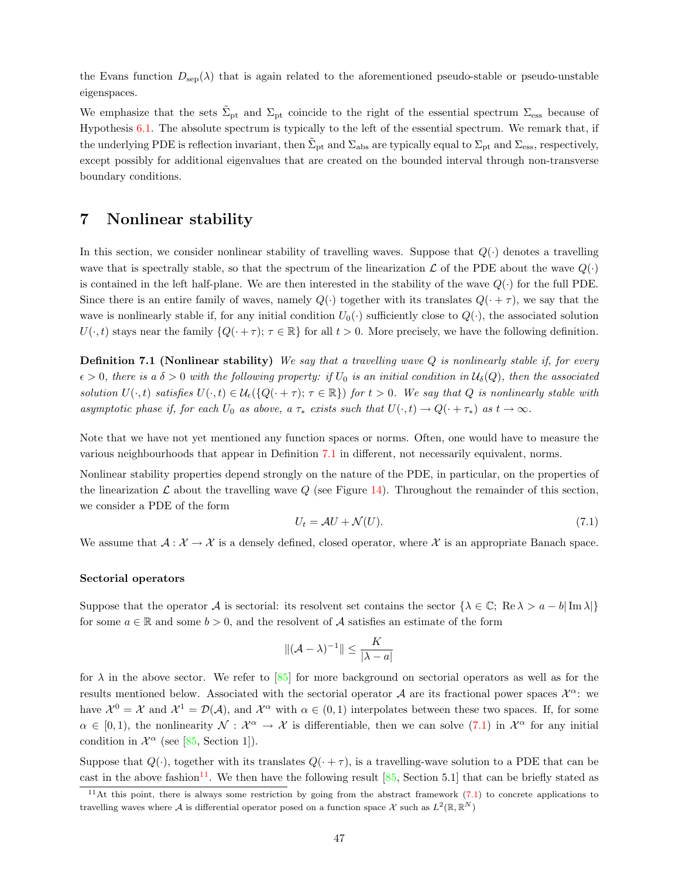the Evans function $D_{\rm sep}(\lambda)$ that is again related to the aforementioned pseudo-stable or pseudo-unstable eigenspaces.

We emphasize that the sets $\tilde{\Sigma}_{\rm pt}$ and $\Sigma_{\rm pt}$ coincide to the right of the essential spectrum $\Sigma_{\rm ess}$ because of Hypothesis 6.1. The absolute spectrum is typically to the left of the essential spectrum. We remark that, if the underlying PDE is reflection invariant, then $\tilde{\Sigma}_{\rm pt}$ and $\Sigma_{\rm abs}$ are typically equal to $\Sigma_{\rm pt}$ and $\Sigma_{\rm ess}$, respectively, except possibly for additional eigenvalues that are created on the bounded interval through non-transverse boundary conditions.

# 7 Nonlinear stability

In this section, we consider nonlinear stability of travelling waves. Suppose that $Q(\cdot)$ denotes a travelling wave that is spectrally stable, so that the spectrum of the linearization $\mathcal{L}$ of the PDE about the wave $Q(\cdot)$ is contained in the left half-plane. We are then interested in the stability of the wave $Q(\cdot)$ for the full PDE. Since there is an entire family of waves, namely $Q(\cdot)$ together with its translates $Q(\cdot+\tau)$, we say that the wave is nonlinearly stable if, for any initial condition $U_0(\cdot)$ sufficiently close to $Q(\cdot)$, the associated solution $U(\cdot,t)$ stays near the family $\{Q(\cdot+\tau);\ \tau\in\mathbb{R}\}$ for all $t>0$. More precisely, we have the following definition.

**Definition 7.1 (Nonlinear stability)** *We say that a travelling wave $Q$ is nonlinearly stable if, for every $\epsilon>0$, there is a $\delta>0$ with the following property: if $U_0$ is an initial condition in $\mathcal{U}_\delta(Q)$, then the associated solution $U(\cdot,t)$ satisfies $U(\cdot,t)\in\mathcal{U}_\epsilon(\{Q(\cdot+\tau);\ \tau\in\mathbb{R}\})$ for $t>0$. We say that $Q$ is nonlinearly stable with asymptotic phase if, for each $U_0$ as above, a $\tau_*$ exists such that $U(\cdot,t)\to Q(\cdot+\tau_*)$ as $t\to\infty$.*

Note that we have not yet mentioned any function spaces or norms. Often, one would have to measure the various neighbourhoods that appear in Definition 7.1 in different, not necessarily equivalent, norms.

Nonlinear stability properties depend strongly on the nature of the PDE, in particular, on the properties of the linearization $\mathcal{L}$ about the travelling wave $Q$ (see Figure 14). Throughout the remainder of this section, we consider a PDE of the form

$$U_t = \mathcal{A}U + \mathcal{N}(U). \tag{7.1}$$

We assume that $\mathcal{A}:\mathcal{X}\to\mathcal{X}$ is a densely defined, closed operator, where $\mathcal{X}$ is an appropriate Banach space.

#### Sectorial operators

Suppose that the operator $\mathcal{A}$ is sectorial: its resolvent set contains the sector $\{\lambda\in\mathbb{C};\ \mathrm{Re}\,\lambda > a-b|\,\mathrm{Im}\,\lambda|\}$ for some $a\in\mathbb{R}$ and some $b>0$, and the resolvent of $\mathcal{A}$ satisfies an estimate of the form

$$\|(\mathcal{A}-\lambda)^{-1}\| \le \frac{K}{|\lambda-a|}$$

for $\lambda$ in the above sector. We refer to [85] for more background on sectorial operators as well as for the results mentioned below. Associated with the sectorial operator $\mathcal{A}$ are its fractional power spaces $\mathcal{X}^\alpha$: we have $\mathcal{X}^0=\mathcal{X}$ and $\mathcal{X}^1=\mathcal{D}(\mathcal{A})$, and $\mathcal{X}^\alpha$ with $\alpha\in(0,1)$ interpolates between these two spaces. If, for some $\alpha\in[0,1)$, the nonlinearity $\mathcal{N}:\mathcal{X}^\alpha\to\mathcal{X}$ is differentiable, then we can solve (7.1) in $\mathcal{X}^\alpha$ for any initial condition in $\mathcal{X}^\alpha$ (see [85, Section 1]).

Suppose that $Q(\cdot)$, together with its translates $Q(\cdot+\tau)$, is a travelling-wave solution to a PDE that can be cast in the above fashion[11]. We then have the following result [85, Section 5.1] that can be briefly stated as

[11] At this point, there is always some restriction by going from the abstract framework (7.1) to concrete applications to travelling waves where $\mathcal{A}$ is differential operator posed on a function space $\mathcal{X}$ such as $L^2(\mathbb{R},\mathbb{R}^N)$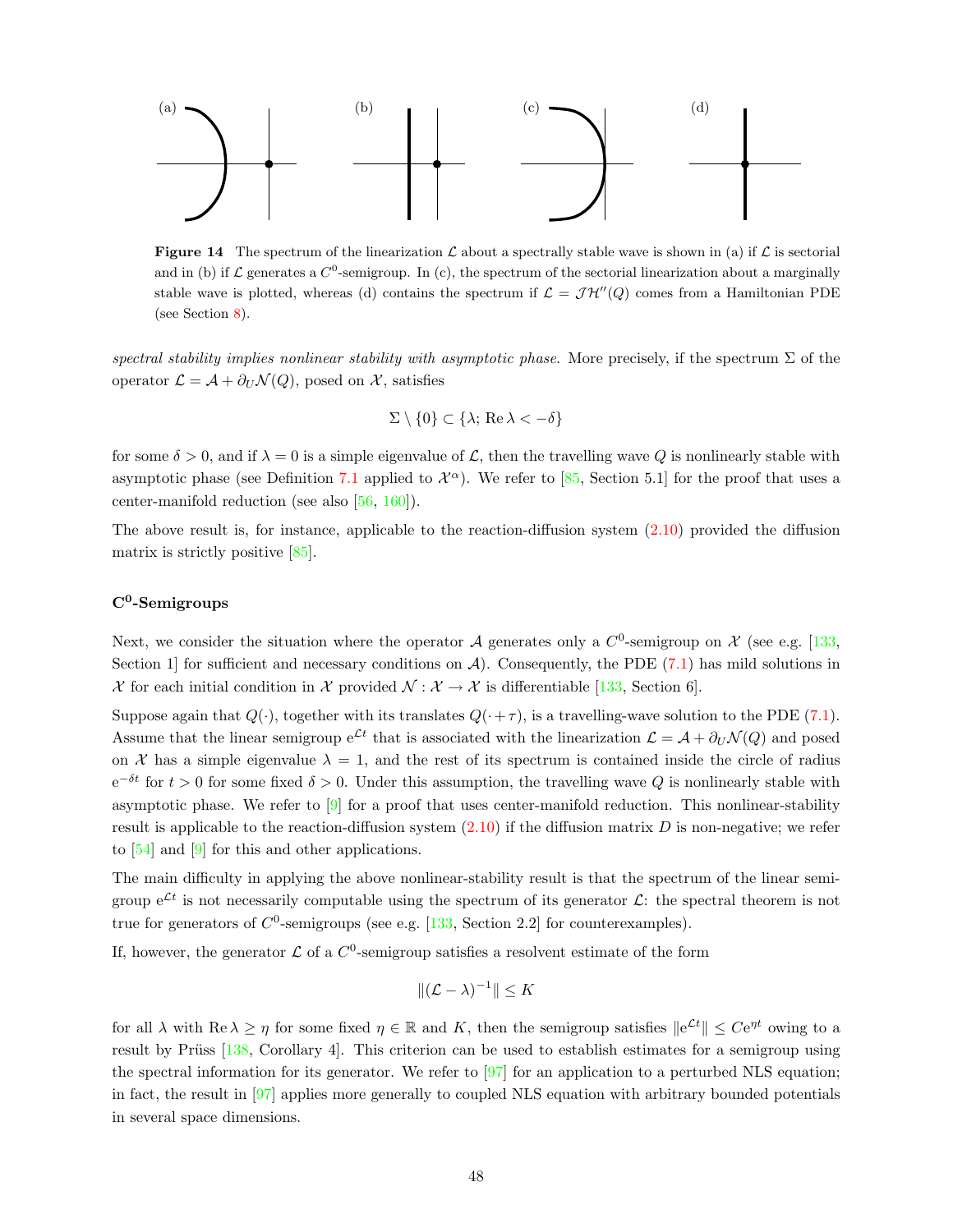**Figure 14** The spectrum of the linearization $\mathcal{L}$ about a spectrally stable wave is shown in (a) if $\mathcal{L}$ is sectorial and in (b) if $\mathcal{L}$ generates a $C^0$-semigroup. In (c), the spectrum of the sectorial linearization about a marginally stable wave is plotted, whereas (d) contains the spectrum if $\mathcal{L} = \mathcal{J}\mathcal{H}''(Q)$ comes from a Hamiltonian PDE (see Section 8).

*spectral stability implies nonlinear stability with asymptotic phase.* More precisely, if the spectrum $\Sigma$ of the operator $\mathcal{L} = \mathcal{A} + \partial_U \mathcal{N}(Q)$, posed on $\mathcal{X}$, satisfies

$$\Sigma \setminus \{0\} \subset \{\lambda;\, \mathrm{Re}\,\lambda < -\delta\}$$

for some $\delta > 0$, and if $\lambda = 0$ is a simple eigenvalue of $\mathcal{L}$, then the travelling wave $Q$ is nonlinearly stable with asymptotic phase (see Definition 7.1 applied to $\mathcal{X}^\alpha$). We refer to [85, Section 5.1] for the proof that uses a center-manifold reduction (see also [56, 160]).

The above result is, for instance, applicable to the reaction-diffusion system (2.10) provided the diffusion matrix is strictly positive [85].

### $\mathbf{C^0}$-Semigroups

Next, we consider the situation where the operator $\mathcal{A}$ generates only a $C^0$-semigroup on $\mathcal{X}$ (see e.g. [133, Section 1] for sufficient and necessary conditions on $\mathcal{A}$). Consequently, the PDE (7.1) has mild solutions in $\mathcal{X}$ for each initial condition in $\mathcal{X}$ provided $\mathcal{N} : \mathcal{X} \to \mathcal{X}$ is differentiable [133, Section 6].

Suppose again that $Q(\cdot)$, together with its translates $Q(\cdot + \tau)$, is a travelling-wave solution to the PDE (7.1). Assume that the linear semigroup $\mathrm{e}^{\mathcal{L}t}$ that is associated with the linearization $\mathcal{L} = \mathcal{A} + \partial_U \mathcal{N}(Q)$ and posed on $\mathcal{X}$ has a simple eigenvalue $\lambda = 1$, and the rest of its spectrum is contained inside the circle of radius $\mathrm{e}^{-\delta t}$ for $t > 0$ for some fixed $\delta > 0$. Under this assumption, the travelling wave $Q$ is nonlinearly stable with asymptotic phase. We refer to [9] for a proof that uses center-manifold reduction. This nonlinear-stability result is applicable to the reaction-diffusion system (2.10) if the diffusion matrix $D$ is non-negative; we refer to [54] and [9] for this and other applications.

The main difficulty in applying the above nonlinear-stability result is that the spectrum of the linear semigroup $\mathrm{e}^{\mathcal{L}t}$ is not necessarily computable using the spectrum of its generator $\mathcal{L}$: the spectral theorem is not true for generators of $C^0$-semigroups (see e.g. [133, Section 2.2] for counterexamples).

If, however, the generator $\mathcal{L}$ of a $C^0$-semigroup satisfies a resolvent estimate of the form

$$\|(\mathcal{L} - \lambda)^{-1}\| \le K$$

for all $\lambda$ with $\mathrm{Re}\,\lambda \ge \eta$ for some fixed $\eta \in \mathbb{R}$ and $K$, then the semigroup satisfies $\|\mathrm{e}^{\mathcal{L}t}\| \le C\mathrm{e}^{\eta t}$ owing to a result by Prüss [138, Corollary 4]. This criterion can be used to establish estimates for a semigroup using the spectral information for its generator. We refer to [97] for an application to a perturbed NLS equation; in fact, the result in [97] applies more generally to coupled NLS equation with arbitrary bounded potentials in several space dimensions.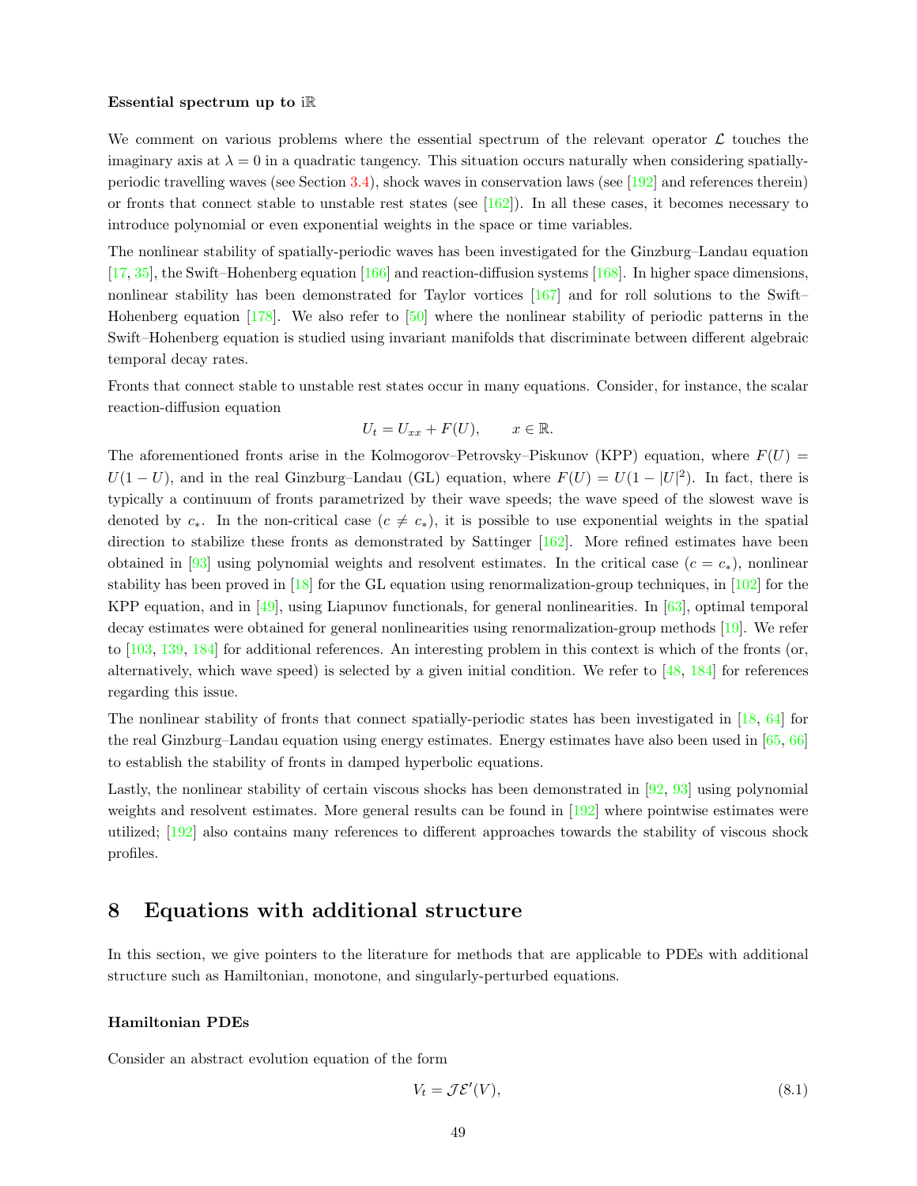**Essential spectrum up to $\mathrm{i}\mathbb{R}$**

We comment on various problems where the essential spectrum of the relevant operator $\mathcal{L}$ touches the imaginary axis at $\lambda = 0$ in a quadratic tangency. This situation occurs naturally when considering spatially-periodic travelling waves (see Section 3.4), shock waves in conservation laws (see [192] and references therein) or fronts that connect stable to unstable rest states (see [162]). In all these cases, it becomes necessary to introduce polynomial or even exponential weights in the space or time variables.

The nonlinear stability of spatially-periodic waves has been investigated for the Ginzburg–Landau equation [17, 35], the Swift–Hohenberg equation [166] and reaction-diffusion systems [168]. In higher space dimensions, nonlinear stability has been demonstrated for Taylor vortices [167] and for roll solutions to the Swift–Hohenberg equation [178]. We also refer to [50] where the nonlinear stability of periodic patterns in the Swift–Hohenberg equation is studied using invariant manifolds that discriminate between different algebraic temporal decay rates.

Fronts that connect stable to unstable rest states occur in many equations. Consider, for instance, the scalar reaction-diffusion equation

$$U_t = U_{xx} + F(U), \qquad x \in \mathbb{R}.$$

The aforementioned fronts arise in the Kolmogorov–Petrovsky–Piskunov (KPP) equation, where $F(U) = U(1-U)$, and in the real Ginzburg–Landau (GL) equation, where $F(U) = U(1-|U|^2)$. In fact, there is typically a continuum of fronts parametrized by their wave speeds; the wave speed of the slowest wave is denoted by $c_*$. In the non-critical case ($c \neq c_*$), it is possible to use exponential weights in the spatial direction to stabilize these fronts as demonstrated by Sattinger [162]. More refined estimates have been obtained in [93] using polynomial weights and resolvent estimates. In the critical case ($c = c_*$), nonlinear stability has been proved in [18] for the GL equation using renormalization-group techniques, in [102] for the KPP equation, and in [49], using Liapunov functionals, for general nonlinearities. In [63], optimal temporal decay estimates were obtained for general nonlinearities using renormalization-group methods [19]. We refer to [103, 139, 184] for additional references. An interesting problem in this context is which of the fronts (or, alternatively, which wave speed) is selected by a given initial condition. We refer to [48, 184] for references regarding this issue.

The nonlinear stability of fronts that connect spatially-periodic states has been investigated in [18, 64] for the real Ginzburg–Landau equation using energy estimates. Energy estimates have also been used in [65, 66] to establish the stability of fronts in damped hyperbolic equations.

Lastly, the nonlinear stability of certain viscous shocks has been demonstrated in [92, 93] using polynomial weights and resolvent estimates. More general results can be found in [192] where pointwise estimates were utilized; [192] also contains many references to different approaches towards the stability of viscous shock profiles.

# 8 Equations with additional structure

In this section, we give pointers to the literature for methods that are applicable to PDEs with additional structure such as Hamiltonian, monotone, and singularly-perturbed equations.

**Hamiltonian PDEs**

Consider an abstract evolution equation of the form

$$V_t = \mathcal{J}\mathcal{E}'(V), \tag{8.1}$$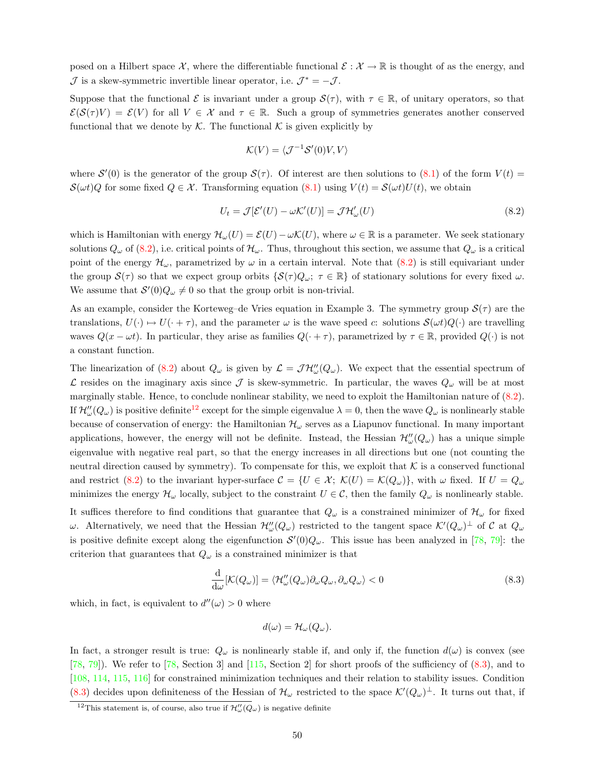posed on a Hilbert space $\mathcal{X}$, where the differentiable functional $\mathcal{E} : \mathcal{X} \to \mathbb{R}$ is thought of as the energy, and $\mathcal{J}$ is a skew-symmetric invertible linear operator, i.e. $\mathcal{J}^* = -\mathcal{J}$.

Suppose that the functional $\mathcal{E}$ is invariant under a group $\mathcal{S}(\tau)$, with $\tau \in \mathbb{R}$, of unitary operators, so that $\mathcal{E}(\mathcal{S}(\tau)V) = \mathcal{E}(V)$ for all $V \in \mathcal{X}$ and $\tau \in \mathbb{R}$. Such a group of symmetries generates another conserved functional that we denote by $\mathcal{K}$. The functional $\mathcal{K}$ is given explicitly by

$$\mathcal{K}(V) = \langle \mathcal{J}^{-1}\mathcal{S}'(0)V, V\rangle$$

where $\mathcal{S}'(0)$ is the generator of the group $\mathcal{S}(\tau)$. Of interest are then solutions to (8.1) of the form $V(t) = \mathcal{S}(\omega t)Q$ for some fixed $Q \in \mathcal{X}$. Transforming equation (8.1) using $V(t) = \mathcal{S}(\omega t)U(t)$, we obtain

$$U_t = \mathcal{J}[\mathcal{E}'(U) - \omega\mathcal{K}'(U)] = \mathcal{J}\mathcal{H}'_\omega(U) \tag{8.2}$$

which is Hamiltonian with energy $\mathcal{H}_\omega(U) = \mathcal{E}(U) - \omega\mathcal{K}(U)$, where $\omega \in \mathbb{R}$ is a parameter. We seek stationary solutions $Q_\omega$ of (8.2), i.e. critical points of $\mathcal{H}_\omega$. Thus, throughout this section, we assume that $Q_\omega$ is a critical point of the energy $\mathcal{H}_\omega$, parametrized by $\omega$ in a certain interval. Note that (8.2) is still equivariant under the group $\mathcal{S}(\tau)$ so that we expect group orbits $\{\mathcal{S}(\tau)Q_\omega;\ \tau \in \mathbb{R}\}$ of stationary solutions for every fixed $\omega$. We assume that $\mathcal{S}'(0)Q_\omega \neq 0$ so that the group orbit is non-trivial.

As an example, consider the Korteweg–de Vries equation in Example 3. The symmetry group $\mathcal{S}(\tau)$ are the translations, $U(\cdot) \mapsto U(\cdot + \tau)$, and the parameter $\omega$ is the wave speed $c$: solutions $\mathcal{S}(\omega t)Q(\cdot)$ are travelling waves $Q(x - \omega t)$. In particular, they arise as families $Q(\cdot + \tau)$, parametrized by $\tau \in \mathbb{R}$, provided $Q(\cdot)$ is not a constant function.

The linearization of (8.2) about $Q_\omega$ is given by $\mathcal{L} = \mathcal{J}\mathcal{H}''_\omega(Q_\omega)$. We expect that the essential spectrum of $\mathcal{L}$ resides on the imaginary axis since $\mathcal{J}$ is skew-symmetric. In particular, the waves $Q_\omega$ will be at most marginally stable. Hence, to conclude nonlinear stability, we need to exploit the Hamiltonian nature of (8.2). If $\mathcal{H}''_\omega(Q_\omega)$ is positive definite[12] except for the simple eigenvalue $\lambda = 0$, then the wave $Q_\omega$ is nonlinearly stable because of conservation of energy: the Hamiltonian $\mathcal{H}_\omega$ serves as a Liapunov functional. In many important applications, however, the energy will not be definite. Instead, the Hessian $\mathcal{H}''_\omega(Q_\omega)$ has a unique simple eigenvalue with negative real part, so that the energy increases in all directions but one (not counting the neutral direction caused by symmetry). To compensate for this, we exploit that $\mathcal{K}$ is a conserved functional and restrict (8.2) to the invariant hyper-surface $\mathcal{C} = \{U \in \mathcal{X};\ \mathcal{K}(U) = \mathcal{K}(Q_\omega)\}$, with $\omega$ fixed. If $U = Q_\omega$ minimizes the energy $\mathcal{H}_\omega$ locally, subject to the constraint $U \in \mathcal{C}$, then the family $Q_\omega$ is nonlinearly stable.

It suffices therefore to find conditions that guarantee that $Q_\omega$ is a constrained minimizer of $\mathcal{H}_\omega$ for fixed $\omega$. Alternatively, we need that the Hessian $\mathcal{H}''_\omega(Q_\omega)$ restricted to the tangent space $\mathcal{K}'(Q_\omega)^\perp$ of $\mathcal{C}$ at $Q_\omega$ is positive definite except along the eigenfunction $\mathcal{S}'(0)Q_\omega$. This issue has been analyzed in [78, 79]: the criterion that guarantees that $Q_\omega$ is a constrained minimizer is that

$$\frac{\mathrm{d}}{\mathrm{d}\omega}[\mathcal{K}(Q_\omega)] = \langle \mathcal{H}''_\omega(Q_\omega)\partial_\omega Q_\omega, \partial_\omega Q_\omega\rangle < 0 \tag{8.3}$$

which, in fact, is equivalent to $d''(\omega) > 0$ where

$$d(\omega) = \mathcal{H}_\omega(Q_\omega).$$

In fact, a stronger result is true: $Q_\omega$ is nonlinearly stable if, and only if, the function $d(\omega)$ is convex (see [78, 79]). We refer to [78, Section 3] and [115, Section 2] for short proofs of the sufficiency of (8.3), and to [108, 114, 115, 116] for constrained minimization techniques and their relation to stability issues. Condition (8.3) decides upon definiteness of the Hessian of $\mathcal{H}_\omega$ restricted to the space $\mathcal{K}'(Q_\omega)^\perp$. It turns out that, if

[12] This statement is, of course, also true if $\mathcal{H}''_\omega(Q_\omega)$ is negative definite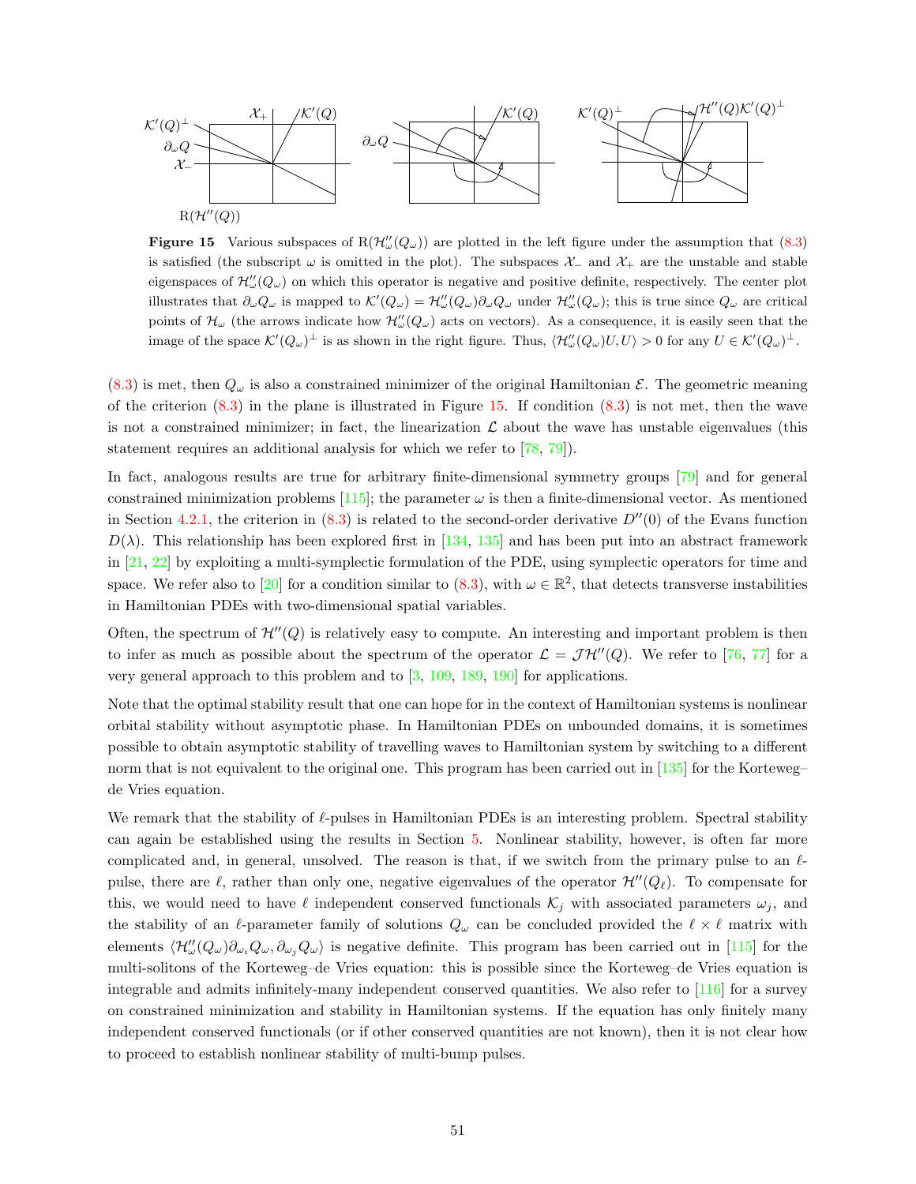**Figure 15** Various subspaces of $\mathrm{R}(\mathcal{H}''_\omega(Q_\omega))$ are plotted in the left figure under the assumption that (8.3) is satisfied (the subscript $\omega$ is omitted in the plot). The subspaces $\mathcal{X}_-$ and $\mathcal{X}_+$ are the unstable and stable eigenspaces of $\mathcal{H}''_\omega(Q_\omega)$ on which this operator is negative and positive definite, respectively. The center plot illustrates that $\partial_\omega Q_\omega$ is mapped to $\mathcal{K}'(Q_\omega) = \mathcal{H}''_\omega(Q_\omega)\partial_\omega Q_\omega$ under $\mathcal{H}''_\omega(Q_\omega)$; this is true since $Q_\omega$ are critical points of $\mathcal{H}_\omega$ (the arrows indicate how $\mathcal{H}''_\omega(Q_\omega)$ acts on vectors). As a consequence, it is easily seen that the image of the space $\mathcal{K}'(Q_\omega)^\perp$ is as shown in the right figure. Thus, $\langle \mathcal{H}''_\omega(Q_\omega)U, U\rangle > 0$ for any $U \in \mathcal{K}'(Q_\omega)^\perp$.

(8.3) is met, then $Q_\omega$ is also a constrained minimizer of the original Hamiltonian $\mathcal{E}$. The geometric meaning of the criterion (8.3) in the plane is illustrated in Figure 15. If condition (8.3) is not met, then the wave is not a constrained minimizer; in fact, the linearization $\mathcal{L}$ about the wave has unstable eigenvalues (this statement requires an additional analysis for which we refer to [78, 79]).

In fact, analogous results are true for arbitrary finite-dimensional symmetry groups [79] and for general constrained minimization problems [115]; the parameter $\omega$ is then a finite-dimensional vector. As mentioned in Section 4.2.1, the criterion in (8.3) is related to the second-order derivative $D''(0)$ of the Evans function $D(\lambda)$. This relationship has been explored first in [134, 135] and has been put into an abstract framework in [21, 22] by exploiting a multi-symplectic formulation of the PDE, using symplectic operators for time and space. We refer also to [20] for a condition similar to (8.3), with $\omega \in \mathbb{R}^2$, that detects transverse instabilities in Hamiltonian PDEs with two-dimensional spatial variables.

Often, the spectrum of $\mathcal{H}''(Q)$ is relatively easy to compute. An interesting and important problem is then to infer as much as possible about the spectrum of the operator $\mathcal{L} = \mathcal{J}\mathcal{H}''(Q)$. We refer to [76, 77] for a very general approach to this problem and to [3, 109, 189, 190] for applications.

Note that the optimal stability result that one can hope for in the context of Hamiltonian systems is nonlinear orbital stability without asymptotic phase. In Hamiltonian PDEs on unbounded domains, it is sometimes possible to obtain asymptotic stability of travelling waves to Hamiltonian system by switching to a different norm that is not equivalent to the original one. This program has been carried out in [135] for the Korteweg–de Vries equation.

We remark that the stability of $\ell$-pulses in Hamiltonian PDEs is an interesting problem. Spectral stability can again be established using the results in Section 5. Nonlinear stability, however, is often far more complicated and, in general, unsolved. The reason is that, if we switch from the primary pulse to an $\ell$-pulse, there are $\ell$, rather than only one, negative eigenvalues of the operator $\mathcal{H}''(Q_\ell)$. To compensate for this, we would need to have $\ell$ independent conserved functionals $\mathcal{K}_j$ with associated parameters $\omega_j$, and the stability of an $\ell$-parameter family of solutions $Q_\omega$ can be concluded provided the $\ell \times \ell$ matrix with elements $\langle \mathcal{H}''_\omega(Q_\omega)\partial_{\omega_i} Q_\omega, \partial_{\omega_j} Q_\omega\rangle$ is negative definite. This program has been carried out in [115] for the multi-solitons of the Korteweg–de Vries equation: this is possible since the Korteweg–de Vries equation is integrable and admits infinitely-many independent conserved quantities. We also refer to [116] for a survey on constrained minimization and stability in Hamiltonian systems. If the equation has only finitely many independent conserved functionals (or if other conserved quantities are not known), then it is not clear how to proceed to establish nonlinear stability of multi-bump pulses.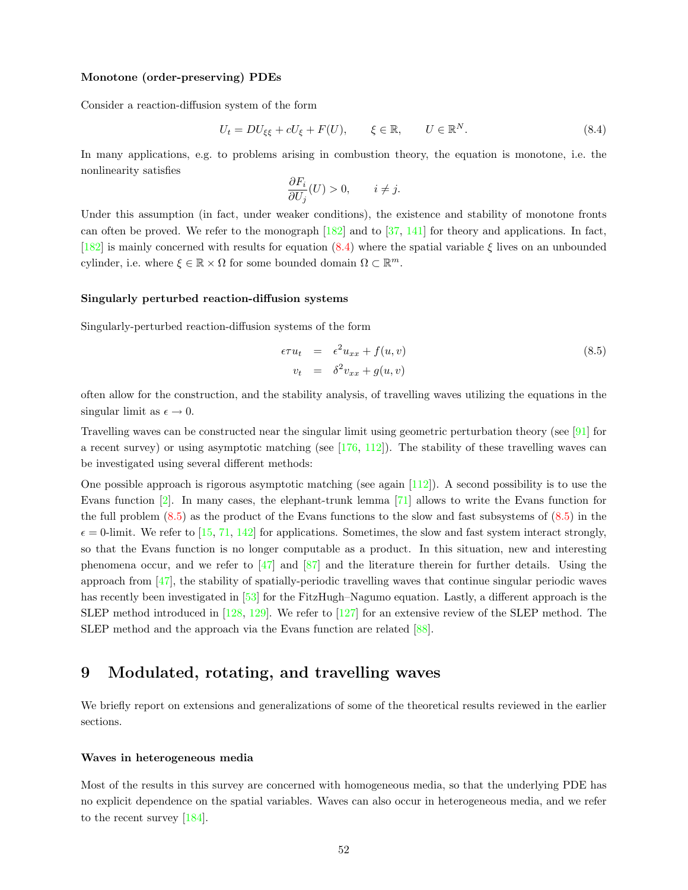**Monotone (order-preserving) PDEs**

Consider a reaction-diffusion system of the form

$$U_t = DU_{\xi\xi} + cU_\xi + F(U), \qquad \xi \in \mathbb{R}, \qquad U \in \mathbb{R}^N. \tag{8.4}$$

In many applications, e.g. to problems arising in combustion theory, the equation is monotone, i.e. the nonlinearity satisfies

$$\frac{\partial F_i}{\partial U_j}(U) > 0, \qquad i \neq j.$$

Under this assumption (in fact, under weaker conditions), the existence and stability of monotone fronts can often be proved. We refer to the monograph [182] and to [37, 141] for theory and applications. In fact, [182] is mainly concerned with results for equation (8.4) where the spatial variable $\xi$ lives on an unbounded cylinder, i.e. where $\xi \in \mathbb{R} \times \Omega$ for some bounded domain $\Omega \subset \mathbb{R}^m$.

**Singularly perturbed reaction-diffusion systems**

Singularly-perturbed reaction-diffusion systems of the form

$$\begin{aligned} \epsilon\tau u_t &= \epsilon^2 u_{xx} + f(u,v) \\ v_t &= \delta^2 v_{xx} + g(u,v) \end{aligned} \tag{8.5}$$

often allow for the construction, and the stability analysis, of travelling waves utilizing the equations in the singular limit as $\epsilon \to 0$.

Travelling waves can be constructed near the singular limit using geometric perturbation theory (see [91] for a recent survey) or using asymptotic matching (see [176, 112]). The stability of these travelling waves can be investigated using several different methods:

One possible approach is rigorous asymptotic matching (see again [112]). A second possibility is to use the Evans function [2]. In many cases, the elephant-trunk lemma [71] allows to write the Evans function for the full problem (8.5) as the product of the Evans functions to the slow and fast subsystems of (8.5) in the $\epsilon = 0$-limit. We refer to [15, 71, 142] for applications. Sometimes, the slow and fast system interact strongly, so that the Evans function is no longer computable as a product. In this situation, new and interesting phenomena occur, and we refer to [47] and [87] and the literature therein for further details. Using the approach from [47], the stability of spatially-periodic travelling waves that continue singular periodic waves has recently been investigated in [53] for the FitzHugh–Nagumo equation. Lastly, a different approach is the SLEP method introduced in [128, 129]. We refer to [127] for an extensive review of the SLEP method. The SLEP method and the approach via the Evans function are related [88].

## 9 Modulated, rotating, and travelling waves

We briefly report on extensions and generalizations of some of the theoretical results reviewed in the earlier sections.

**Waves in heterogeneous media**

Most of the results in this survey are concerned with homogeneous media, so that the underlying PDE has no explicit dependence on the spatial variables. Waves can also occur in heterogeneous media, and we refer to the recent survey [184].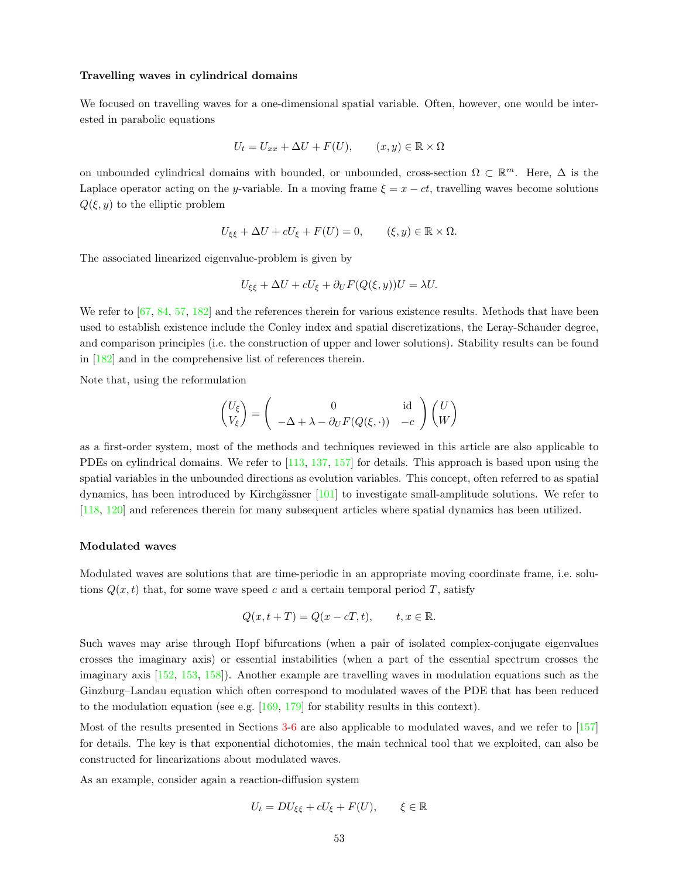**Travelling waves in cylindrical domains**

We focused on travelling waves for a one-dimensional spatial variable. Often, however, one would be interested in parabolic equations

$$U_t = U_{xx} + \Delta U + F(U), \qquad (x,y) \in \mathbb{R} \times \Omega$$

on unbounded cylindrical domains with bounded, or unbounded, cross-section $\Omega \subset \mathbb{R}^m$. Here, $\Delta$ is the Laplace operator acting on the $y$-variable. In a moving frame $\xi = x - ct$, travelling waves become solutions $Q(\xi, y)$ to the elliptic problem

$$U_{\xi\xi} + \Delta U + cU_\xi + F(U) = 0, \qquad (\xi, y) \in \mathbb{R} \times \Omega.$$

The associated linearized eigenvalue-problem is given by

$$U_{\xi\xi} + \Delta U + cU_\xi + \partial_U F(Q(\xi,y))U = \lambda U.$$

We refer to [67, 84, 57, 182] and the references therein for various existence results. Methods that have been used to establish existence include the Conley index and spatial discretizations, the Leray-Schauder degree, and comparison principles (i.e. the construction of upper and lower solutions). Stability results can be found in [182] and in the comprehensive list of references therein.

Note that, using the reformulation

$$\begin{pmatrix} U_\xi \\ V_\xi \end{pmatrix} = \begin{pmatrix} 0 & \mathrm{id} \\ -\Delta + \lambda - \partial_U F(Q(\xi,\cdot)) & -c \end{pmatrix} \begin{pmatrix} U \\ W \end{pmatrix}$$

as a first-order system, most of the methods and techniques reviewed in this article are also applicable to PDEs on cylindrical domains. We refer to [113, 137, 157] for details. This approach is based upon using the spatial variables in the unbounded directions as evolution variables. This concept, often referred to as spatial dynamics, has been introduced by Kirchgässner [101] to investigate small-amplitude solutions. We refer to [118, 120] and references therein for many subsequent articles where spatial dynamics has been utilized.

**Modulated waves**

Modulated waves are solutions that are time-periodic in an appropriate moving coordinate frame, i.e. solutions $Q(x,t)$ that, for some wave speed $c$ and a certain temporal period $T$, satisfy

$$Q(x, t+T) = Q(x - cT, t), \qquad t, x \in \mathbb{R}.$$

Such waves may arise through Hopf bifurcations (when a pair of isolated complex-conjugate eigenvalues crosses the imaginary axis) or essential instabilities (when a part of the essential spectrum crosses the imaginary axis [152, 153, 158]). Another example are travelling waves in modulation equations such as the Ginzburg–Landau equation which often correspond to modulated waves of the PDE that has been reduced to the modulation equation (see e.g. [169, 179] for stability results in this context).

Most of the results presented in Sections 3-6 are also applicable to modulated waves, and we refer to [157] for details. The key is that exponential dichotomies, the main technical tool that we exploited, can also be constructed for linearizations about modulated waves.

As an example, consider again a reaction-diffusion system

$$U_t = DU_{\xi\xi} + cU_\xi + F(U), \qquad \xi \in \mathbb{R}$$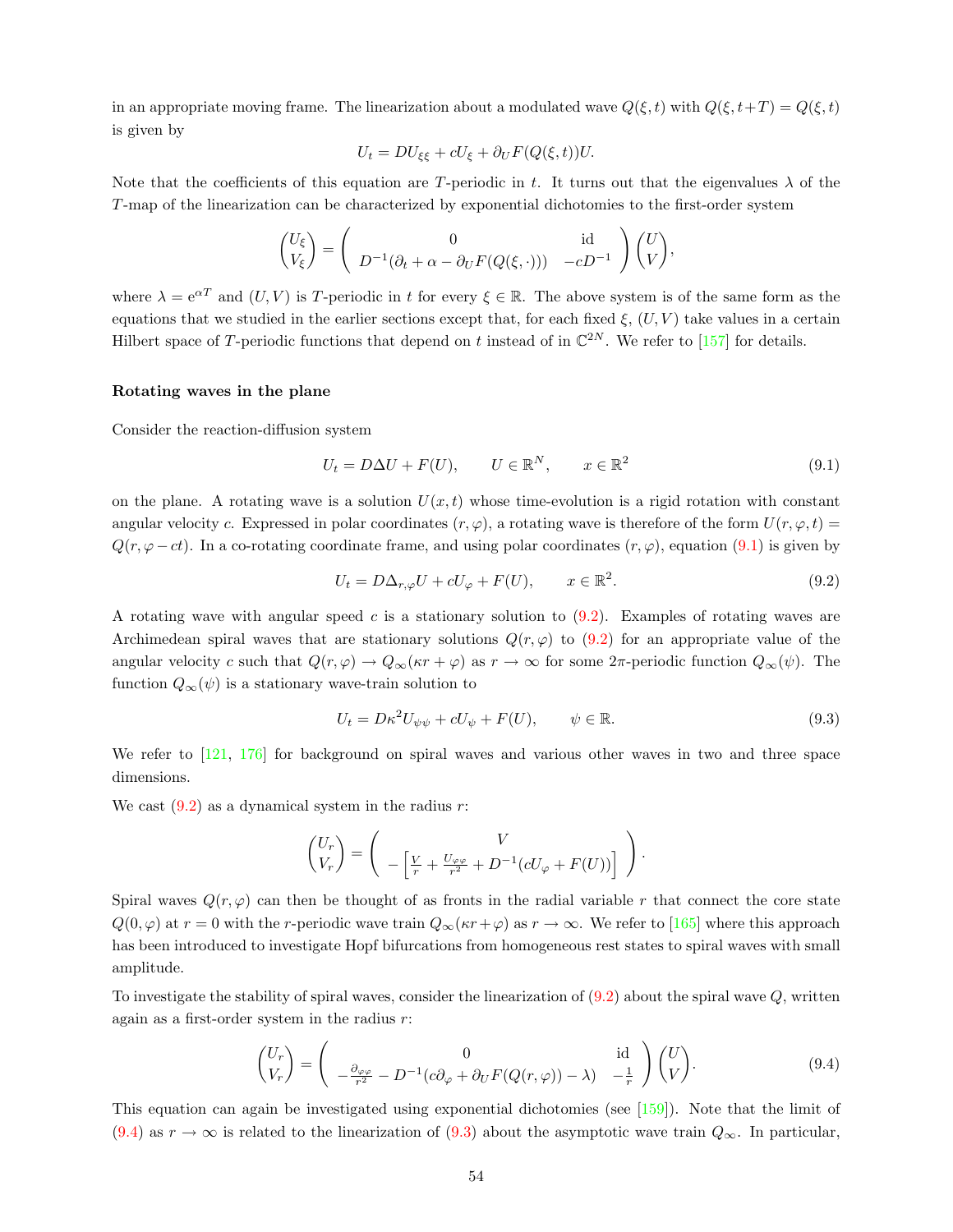in an appropriate moving frame. The linearization about a modulated wave $Q(\xi,t)$ with $Q(\xi,t+T)=Q(\xi,t)$ is given by

$$U_t = DU_{\xi\xi} + cU_\xi + \partial_U F(Q(\xi,t))U.$$

Note that the coefficients of this equation are $T$-periodic in $t$. It turns out that the eigenvalues $\lambda$ of the $T$-map of the linearization can be characterized by exponential dichotomies to the first-order system

$$\begin{pmatrix} U_\xi \\ V_\xi \end{pmatrix} = \begin{pmatrix} 0 & \mathrm{id} \\ D^{-1}(\partial_t + \alpha - \partial_U F(Q(\xi,\cdot))) & -cD^{-1} \end{pmatrix} \begin{pmatrix} U \\ V \end{pmatrix},$$

where $\lambda = \mathrm{e}^{\alpha T}$ and $(U,V)$ is $T$-periodic in $t$ for every $\xi \in \mathbb{R}$. The above system is of the same form as the equations that we studied in the earlier sections except that, for each fixed $\xi$, $(U,V)$ take values in a certain Hilbert space of $T$-periodic functions that depend on $t$ instead of in $\mathbb{C}^{2N}$. We refer to [157] for details.

### Rotating waves in the plane

Consider the reaction-diffusion system

$$U_t = D\Delta U + F(U), \qquad U \in \mathbb{R}^N, \qquad x \in \mathbb{R}^2 \tag{9.1}$$

on the plane. A rotating wave is a solution $U(x,t)$ whose time-evolution is a rigid rotation with constant angular velocity $c$. Expressed in polar coordinates $(r,\varphi)$, a rotating wave is therefore of the form $U(r,\varphi,t) = Q(r,\varphi - ct)$. In a co-rotating coordinate frame, and using polar coordinates $(r,\varphi)$, equation (9.1) is given by

$$U_t = D\Delta_{r,\varphi} U + cU_\varphi + F(U), \qquad x \in \mathbb{R}^2. \tag{9.2}$$

A rotating wave with angular speed $c$ is a stationary solution to (9.2). Examples of rotating waves are Archimedean spiral waves that are stationary solutions $Q(r,\varphi)$ to (9.2) for an appropriate value of the angular velocity $c$ such that $Q(r,\varphi) \to Q_\infty(\kappa r + \varphi)$ as $r \to \infty$ for some $2\pi$-periodic function $Q_\infty(\psi)$. The function $Q_\infty(\psi)$ is a stationary wave-train solution to

$$U_t = D\kappa^2 U_{\psi\psi} + cU_\psi + F(U), \qquad \psi \in \mathbb{R}. \tag{9.3}$$

We refer to [121, 176] for background on spiral waves and various other waves in two and three space dimensions.

We cast (9.2) as a dynamical system in the radius $r$:

$$\begin{pmatrix} U_r \\ V_r \end{pmatrix} = \begin{pmatrix} V \\ -\left[\frac{V}{r} + \frac{U_{\varphi\varphi}}{r^2} + D^{-1}(cU_\varphi + F(U))\right] \end{pmatrix}.$$

Spiral waves $Q(r,\varphi)$ can then be thought of as fronts in the radial variable $r$ that connect the core state $Q(0,\varphi)$ at $r=0$ with the $r$-periodic wave train $Q_\infty(\kappa r + \varphi)$ as $r \to \infty$. We refer to [165] where this approach has been introduced to investigate Hopf bifurcations from homogeneous rest states to spiral waves with small amplitude.

To investigate the stability of spiral waves, consider the linearization of (9.2) about the spiral wave $Q$, written again as a first-order system in the radius $r$:

$$\begin{pmatrix} U_r \\ V_r \end{pmatrix} = \begin{pmatrix} 0 & \mathrm{id} \\ -\frac{\partial_{\varphi\varphi}}{r^2} - D^{-1}(c\partial_\varphi + \partial_U F(Q(r,\varphi)) - \lambda) & -\frac{1}{r} \end{pmatrix} \begin{pmatrix} U \\ V \end{pmatrix}. \tag{9.4}$$

This equation can again be investigated using exponential dichotomies (see [159]). Note that the limit of (9.4) as $r \to \infty$ is related to the linearization of (9.3) about the asymptotic wave train $Q_\infty$. In particular,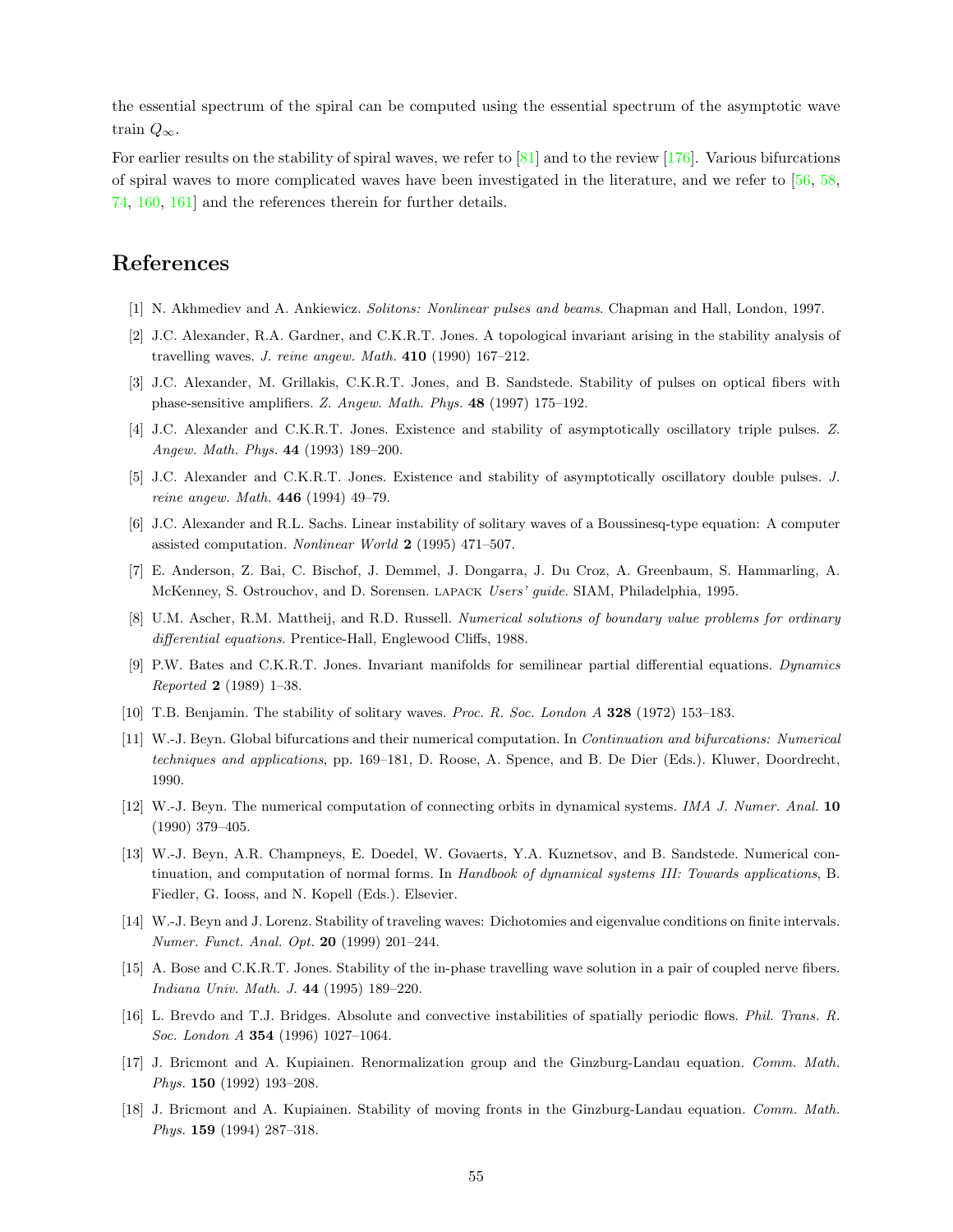the essential spectrum of the spiral can be computed using the essential spectrum of the asymptotic wave train $Q_\infty$.

For earlier results on the stability of spiral waves, we refer to [81] and to the review [176]. Various bifurcations of spiral waves to more complicated waves have been investigated in the literature, and we refer to [56, 58, 74, 160, 161] and the references therein for further details.

# References

[1] N. Akhmediev and A. Ankiewicz. *Solitons: Nonlinear pulses and beams*. Chapman and Hall, London, 1997.

[2] J.C. Alexander, R.A. Gardner, and C.K.R.T. Jones. A topological invariant arising in the stability analysis of travelling waves. *J. reine angew. Math.* **410** (1990) 167–212.

[3] J.C. Alexander, M. Grillakis, C.K.R.T. Jones, and B. Sandstede. Stability of pulses on optical fibers with phase-sensitive amplifiers. *Z. Angew. Math. Phys.* **48** (1997) 175–192.

[4] J.C. Alexander and C.K.R.T. Jones. Existence and stability of asymptotically oscillatory triple pulses. *Z. Angew. Math. Phys.* **44** (1993) 189–200.

[5] J.C. Alexander and C.K.R.T. Jones. Existence and stability of asymptotically oscillatory double pulses. *J. reine angew. Math.* **446** (1994) 49–79.

[6] J.C. Alexander and R.L. Sachs. Linear instability of solitary waves of a Boussinesq-type equation: A computer assisted computation. *Nonlinear World* **2** (1995) 471–507.

[7] E. Anderson, Z. Bai, C. Bischof, J. Demmel, J. Dongarra, J. Du Croz, A. Greenbaum, S. Hammarling, A. McKenney, S. Ostrouchov, and D. Sorensen. LAPACK *Users' guide*. SIAM, Philadelphia, 1995.

[8] U.M. Ascher, R.M. Mattheij, and R.D. Russell. *Numerical solutions of boundary value problems for ordinary differential equations*. Prentice-Hall, Englewood Cliffs, 1988.

[9] P.W. Bates and C.K.R.T. Jones. Invariant manifolds for semilinear partial differential equations. *Dynamics Reported* **2** (1989) 1–38.

[10] T.B. Benjamin. The stability of solitary waves. *Proc. R. Soc. London A* **328** (1972) 153–183.

[11] W.-J. Beyn. Global bifurcations and their numerical computation. In *Continuation and bifurcations: Numerical techniques and applications*, pp. 169–181, D. Roose, A. Spence, and B. De Dier (Eds.). Kluwer, Doordrecht, 1990.

[12] W.-J. Beyn. The numerical computation of connecting orbits in dynamical systems. *IMA J. Numer. Anal.* **10** (1990) 379–405.

[13] W.-J. Beyn, A.R. Champneys, E. Doedel, W. Govaerts, Y.A. Kuznetsov, and B. Sandstede. Numerical continuation, and computation of normal forms. In *Handbook of dynamical systems III: Towards applications*, B. Fiedler, G. Iooss, and N. Kopell (Eds.). Elsevier.

[14] W.-J. Beyn and J. Lorenz. Stability of traveling waves: Dichotomies and eigenvalue conditions on finite intervals. *Numer. Funct. Anal. Opt.* **20** (1999) 201–244.

[15] A. Bose and C.K.R.T. Jones. Stability of the in-phase travelling wave solution in a pair of coupled nerve fibers. *Indiana Univ. Math. J.* **44** (1995) 189–220.

[16] L. Brevdo and T.J. Bridges. Absolute and convective instabilities of spatially periodic flows. *Phil. Trans. R. Soc. London A* **354** (1996) 1027–1064.

[17] J. Bricmont and A. Kupiainen. Renormalization group and the Ginzburg-Landau equation. *Comm. Math. Phys.* **150** (1992) 193–208.

[18] J. Bricmont and A. Kupiainen. Stability of moving fronts in the Ginzburg-Landau equation. *Comm. Math. Phys.* **159** (1994) 287–318.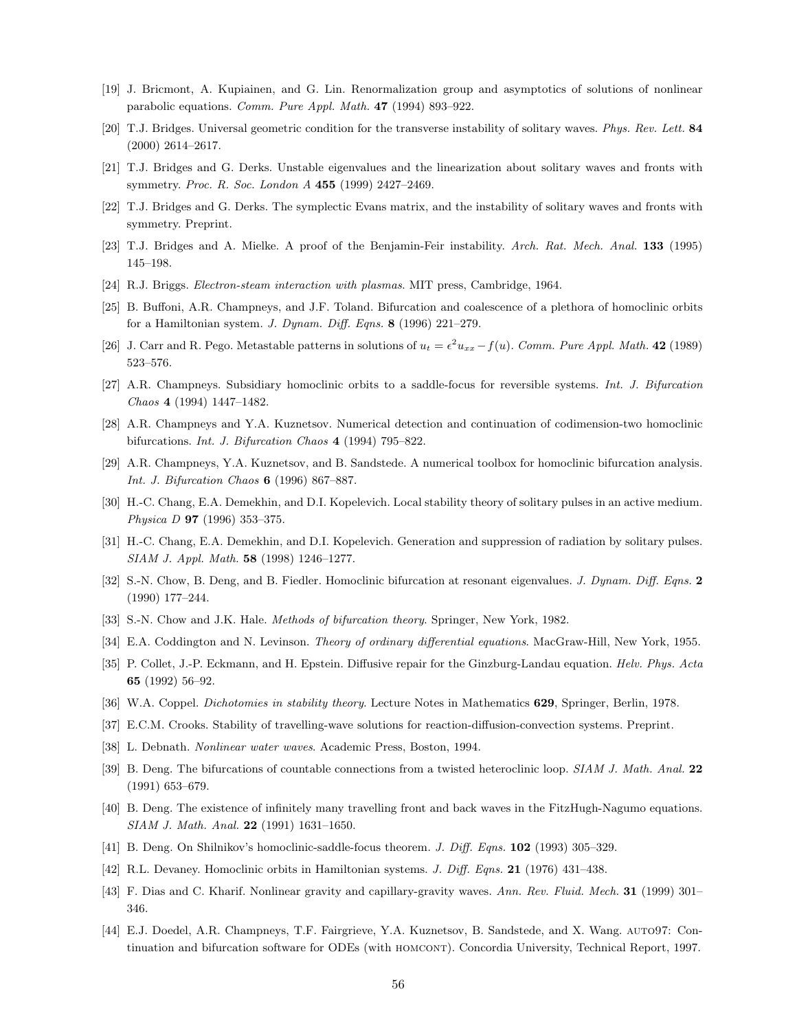[19] J. Bricmont, A. Kupiainen, and G. Lin. Renormalization group and asymptotics of solutions of nonlinear parabolic equations. *Comm. Pure Appl. Math.* **47** (1994) 893–922.

[20] T.J. Bridges. Universal geometric condition for the transverse instability of solitary waves. *Phys. Rev. Lett.* **84** (2000) 2614–2617.

[21] T.J. Bridges and G. Derks. Unstable eigenvalues and the linearization about solitary waves and fronts with symmetry. *Proc. R. Soc. London A* **455** (1999) 2427–2469.

[22] T.J. Bridges and G. Derks. The symplectic Evans matrix, and the instability of solitary waves and fronts with symmetry. Preprint.

[23] T.J. Bridges and A. Mielke. A proof of the Benjamin-Feir instability. *Arch. Rat. Mech. Anal.* **133** (1995) 145–198.

[24] R.J. Briggs. *Electron-steam interaction with plasmas*. MIT press, Cambridge, 1964.

[25] B. Buffoni, A.R. Champneys, and J.F. Toland. Bifurcation and coalescence of a plethora of homoclinic orbits for a Hamiltonian system. *J. Dynam. Diff. Eqns.* **8** (1996) 221–279.

[26] J. Carr and R. Pego. Metastable patterns in solutions of $u_t = \epsilon^2 u_{xx} - f(u)$. *Comm. Pure Appl. Math.* **42** (1989) 523–576.

[27] A.R. Champneys. Subsidiary homoclinic orbits to a saddle-focus for reversible systems. *Int. J. Bifurcation Chaos* **4** (1994) 1447–1482.

[28] A.R. Champneys and Y.A. Kuznetsov. Numerical detection and continuation of codimension-two homoclinic bifurcations. *Int. J. Bifurcation Chaos* **4** (1994) 795–822.

[29] A.R. Champneys, Y.A. Kuznetsov, and B. Sandstede. A numerical toolbox for homoclinic bifurcation analysis. *Int. J. Bifurcation Chaos* **6** (1996) 867–887.

[30] H.-C. Chang, E.A. Demekhin, and D.I. Kopelevich. Local stability theory of solitary pulses in an active medium. *Physica D* **97** (1996) 353–375.

[31] H.-C. Chang, E.A. Demekhin, and D.I. Kopelevich. Generation and suppression of radiation by solitary pulses. *SIAM J. Appl. Math.* **58** (1998) 1246–1277.

[32] S.-N. Chow, B. Deng, and B. Fiedler. Homoclinic bifurcation at resonant eigenvalues. *J. Dynam. Diff. Eqns.* **2** (1990) 177–244.

[33] S.-N. Chow and J.K. Hale. *Methods of bifurcation theory*. Springer, New York, 1982.

[34] E.A. Coddington and N. Levinson. *Theory of ordinary differential equations*. MacGraw-Hill, New York, 1955.

[35] P. Collet, J.-P. Eckmann, and H. Epstein. Diffusive repair for the Ginzburg-Landau equation. *Helv. Phys. Acta* **65** (1992) 56–92.

[36] W.A. Coppel. *Dichotomies in stability theory*. Lecture Notes in Mathematics **629**, Springer, Berlin, 1978.

[37] E.C.M. Crooks. Stability of travelling-wave solutions for reaction-diffusion-convection systems. Preprint.

[38] L. Debnath. *Nonlinear water waves*. Academic Press, Boston, 1994.

[39] B. Deng. The bifurcations of countable connections from a twisted heteroclinic loop. *SIAM J. Math. Anal.* **22** (1991) 653–679.

[40] B. Deng. The existence of infinitely many travelling front and back waves in the FitzHugh-Nagumo equations. *SIAM J. Math. Anal.* **22** (1991) 1631–1650.

[41] B. Deng. On Shilnikov's homoclinic-saddle-focus theorem. *J. Diff. Eqns.* **102** (1993) 305–329.

[42] R.L. Devaney. Homoclinic orbits in Hamiltonian systems. *J. Diff. Eqns.* **21** (1976) 431–438.

[43] F. Dias and C. Kharif. Nonlinear gravity and capillary-gravity waves. *Ann. Rev. Fluid. Mech.* **31** (1999) 301–346.

[44] E.J. Doedel, A.R. Champneys, T.F. Fairgrieve, Y.A. Kuznetsov, B. Sandstede, and X. Wang. AUTO97: Continuation and bifurcation software for ODEs (with HOMCONT). Concordia University, Technical Report, 1997.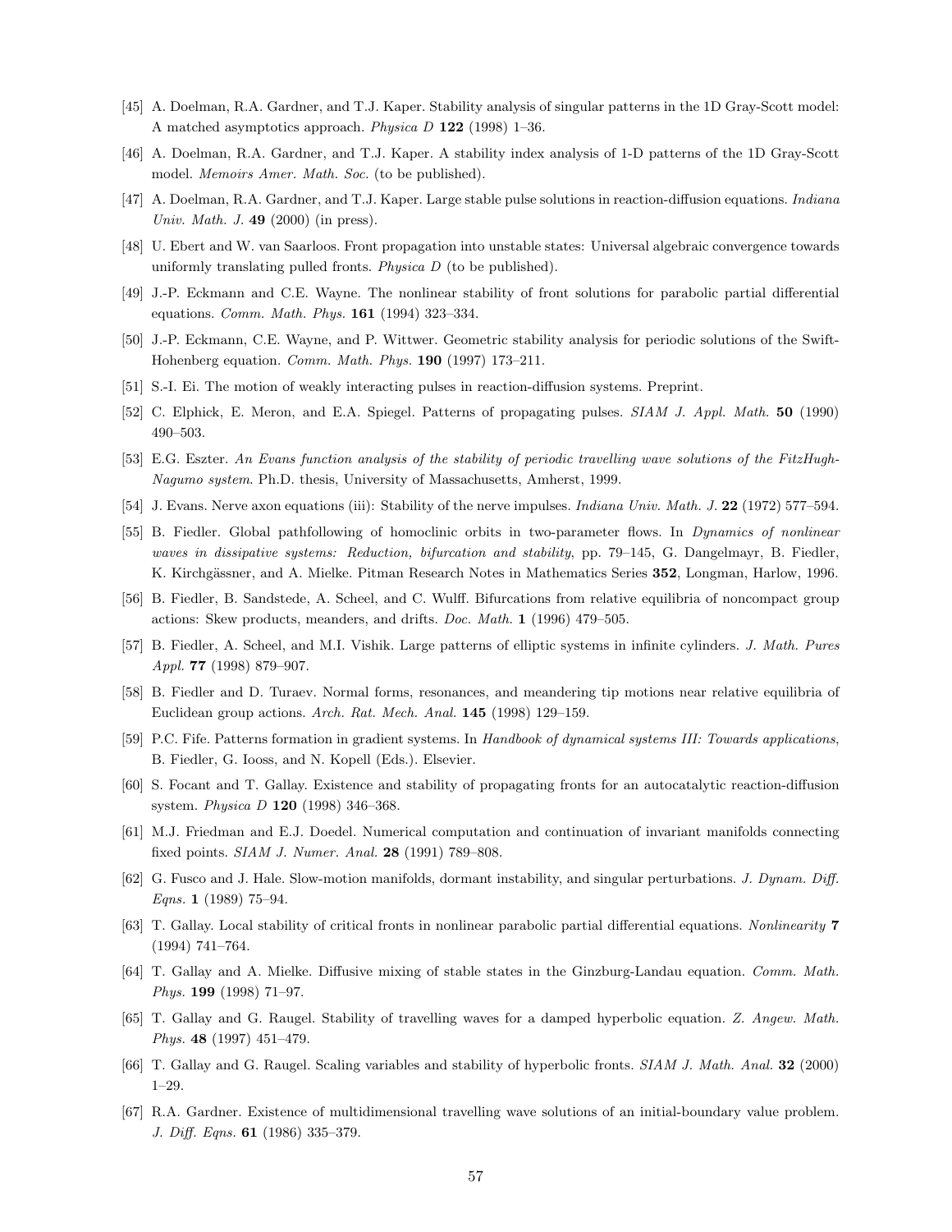[45] A. Doelman, R.A. Gardner, and T.J. Kaper. Stability analysis of singular patterns in the 1D Gray-Scott model: A matched asymptotics approach. *Physica D* **122** (1998) 1–36.

[46] A. Doelman, R.A. Gardner, and T.J. Kaper. A stability index analysis of 1-D patterns of the 1D Gray-Scott model. *Memoirs Amer. Math. Soc.* (to be published).

[47] A. Doelman, R.A. Gardner, and T.J. Kaper. Large stable pulse solutions in reaction-diffusion equations. *Indiana Univ. Math. J.* **49** (2000) (in press).

[48] U. Ebert and W. van Saarloos. Front propagation into unstable states: Universal algebraic convergence towards uniformly translating pulled fronts. *Physica D* (to be published).

[49] J.-P. Eckmann and C.E. Wayne. The nonlinear stability of front solutions for parabolic partial differential equations. *Comm. Math. Phys.* **161** (1994) 323–334.

[50] J.-P. Eckmann, C.E. Wayne, and P. Wittwer. Geometric stability analysis for periodic solutions of the Swift-Hohenberg equation. *Comm. Math. Phys.* **190** (1997) 173–211.

[51] S.-I. Ei. The motion of weakly interacting pulses in reaction-diffusion systems. Preprint.

[52] C. Elphick, E. Meron, and E.A. Spiegel. Patterns of propagating pulses. *SIAM J. Appl. Math.* **50** (1990) 490–503.

[53] E.G. Eszter. *An Evans function analysis of the stability of periodic travelling wave solutions of the FitzHugh-Nagumo system*. Ph.D. thesis, University of Massachusetts, Amherst, 1999.

[54] J. Evans. Nerve axon equations (iii): Stability of the nerve impulses. *Indiana Univ. Math. J.* **22** (1972) 577–594.

[55] B. Fiedler. Global pathfollowing of homoclinic orbits in two-parameter flows. In *Dynamics of nonlinear waves in dissipative systems: Reduction, bifurcation and stability*, pp. 79–145, G. Dangelmayr, B. Fiedler, K. Kirchgässner, and A. Mielke. Pitman Research Notes in Mathematics Series **352**, Longman, Harlow, 1996.

[56] B. Fiedler, B. Sandstede, A. Scheel, and C. Wulff. Bifurcations from relative equilibria of noncompact group actions: Skew products, meanders, and drifts. *Doc. Math.* **1** (1996) 479–505.

[57] B. Fiedler, A. Scheel, and M.I. Vishik. Large patterns of elliptic systems in infinite cylinders. *J. Math. Pures Appl.* **77** (1998) 879–907.

[58] B. Fiedler and D. Turaev. Normal forms, resonances, and meandering tip motions near relative equilibria of Euclidean group actions. *Arch. Rat. Mech. Anal.* **145** (1998) 129–159.

[59] P.C. Fife. Patterns formation in gradient systems. In *Handbook of dynamical systems III: Towards applications*, B. Fiedler, G. Iooss, and N. Kopell (Eds.). Elsevier.

[60] S. Focant and T. Gallay. Existence and stability of propagating fronts for an autocatalytic reaction-diffusion system. *Physica D* **120** (1998) 346–368.

[61] M.J. Friedman and E.J. Doedel. Numerical computation and continuation of invariant manifolds connecting fixed points. *SIAM J. Numer. Anal.* **28** (1991) 789–808.

[62] G. Fusco and J. Hale. Slow-motion manifolds, dormant instability, and singular perturbations. *J. Dynam. Diff. Eqns.* **1** (1989) 75–94.

[63] T. Gallay. Local stability of critical fronts in nonlinear parabolic partial differential equations. *Nonlinearity* **7** (1994) 741–764.

[64] T. Gallay and A. Mielke. Diffusive mixing of stable states in the Ginzburg-Landau equation. *Comm. Math. Phys.* **199** (1998) 71–97.

[65] T. Gallay and G. Raugel. Stability of travelling waves for a damped hyperbolic equation. *Z. Angew. Math. Phys.* **48** (1997) 451–479.

[66] T. Gallay and G. Raugel. Scaling variables and stability of hyperbolic fronts. *SIAM J. Math. Anal.* **32** (2000) 1–29.

[67] R.A. Gardner. Existence of multidimensional travelling wave solutions of an initial-boundary value problem. *J. Diff. Eqns.* **61** (1986) 335–379.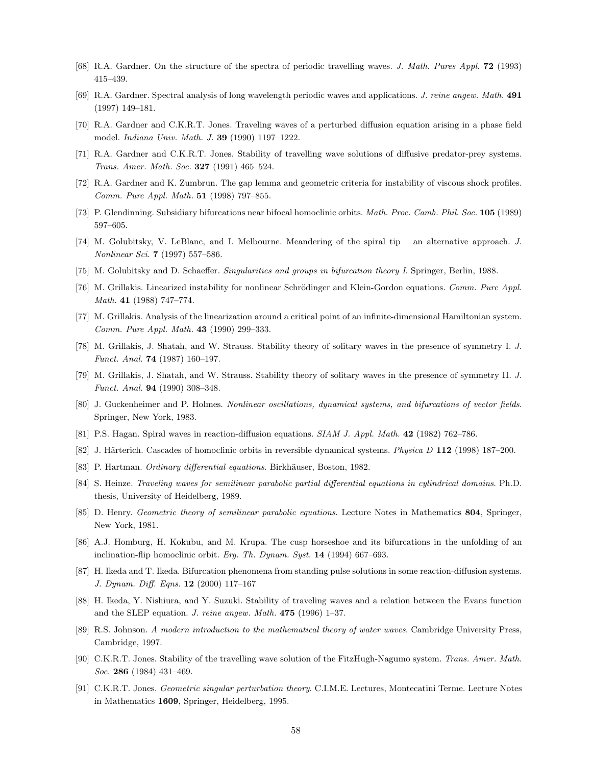[68] R.A. Gardner. On the structure of the spectra of periodic travelling waves. *J. Math. Pures Appl.* **72** (1993) 415–439.

[69] R.A. Gardner. Spectral analysis of long wavelength periodic waves and applications. *J. reine angew. Math.* **491** (1997) 149–181.

[70] R.A. Gardner and C.K.R.T. Jones. Traveling waves of a perturbed diffusion equation arising in a phase field model. *Indiana Univ. Math. J.* **39** (1990) 1197–1222.

[71] R.A. Gardner and C.K.R.T. Jones. Stability of travelling wave solutions of diffusive predator-prey systems. *Trans. Amer. Math. Soc.* **327** (1991) 465–524.

[72] R.A. Gardner and K. Zumbrun. The gap lemma and geometric criteria for instability of viscous shock profiles. *Comm. Pure Appl. Math.* **51** (1998) 797–855.

[73] P. Glendinning. Subsidiary bifurcations near bifocal homoclinic orbits. *Math. Proc. Camb. Phil. Soc.* **105** (1989) 597–605.

[74] M. Golubitsky, V. LeBlanc, and I. Melbourne. Meandering of the spiral tip – an alternative approach. *J. Nonlinear Sci.* **7** (1997) 557–586.

[75] M. Golubitsky and D. Schaeffer. *Singularities and groups in bifurcation theory I*. Springer, Berlin, 1988.

[76] M. Grillakis. Linearized instability for nonlinear Schrödinger and Klein-Gordon equations. *Comm. Pure Appl. Math.* **41** (1988) 747–774.

[77] M. Grillakis. Analysis of the linearization around a critical point of an infinite-dimensional Hamiltonian system. *Comm. Pure Appl. Math.* **43** (1990) 299–333.

[78] M. Grillakis, J. Shatah, and W. Strauss. Stability theory of solitary waves in the presence of symmetry I. *J. Funct. Anal.* **74** (1987) 160–197.

[79] M. Grillakis, J. Shatah, and W. Strauss. Stability theory of solitary waves in the presence of symmetry II. *J. Funct. Anal.* **94** (1990) 308–348.

[80] J. Guckenheimer and P. Holmes. *Nonlinear oscillations, dynamical systems, and bifurcations of vector fields*. Springer, New York, 1983.

[81] P.S. Hagan. Spiral waves in reaction-diffusion equations. *SIAM J. Appl. Math.* **42** (1982) 762–786.

[82] J. Härterich. Cascades of homoclinic orbits in reversible dynamical systems. *Physica D* **112** (1998) 187–200.

[83] P. Hartman. *Ordinary differential equations*. Birkhäuser, Boston, 1982.

[84] S. Heinze. *Traveling waves for semilinear parabolic partial differential equations in cylindrical domains*. Ph.D. thesis, University of Heidelberg, 1989.

[85] D. Henry. *Geometric theory of semilinear parabolic equations*. Lecture Notes in Mathematics **804**, Springer, New York, 1981.

[86] A.J. Homburg, H. Kokubu, and M. Krupa. The cusp horseshoe and its bifurcations in the unfolding of an inclination-flip homoclinic orbit. *Erg. Th. Dynam. Syst.* **14** (1994) 667–693.

[87] H. Ikeda and T. Ikeda. Bifurcation phenomena from standing pulse solutions in some reaction-diffusion systems. *J. Dynam. Diff. Eqns.* **12** (2000) 117–167

[88] H. Ikeda, Y. Nishiura, and Y. Suzuki. Stability of traveling waves and a relation between the Evans function and the SLEP equation. *J. reine angew. Math.* **475** (1996) 1–37.

[89] R.S. Johnson. *A modern introduction to the mathematical theory of water waves*. Cambridge University Press, Cambridge, 1997.

[90] C.K.R.T. Jones. Stability of the travelling wave solution of the FitzHugh-Nagumo system. *Trans. Amer. Math. Soc.* **286** (1984) 431–469.

[91] C.K.R.T. Jones. *Geometric singular perturbation theory*. C.I.M.E. Lectures, Montecatini Terme. Lecture Notes in Mathematics **1609**, Springer, Heidelberg, 1995.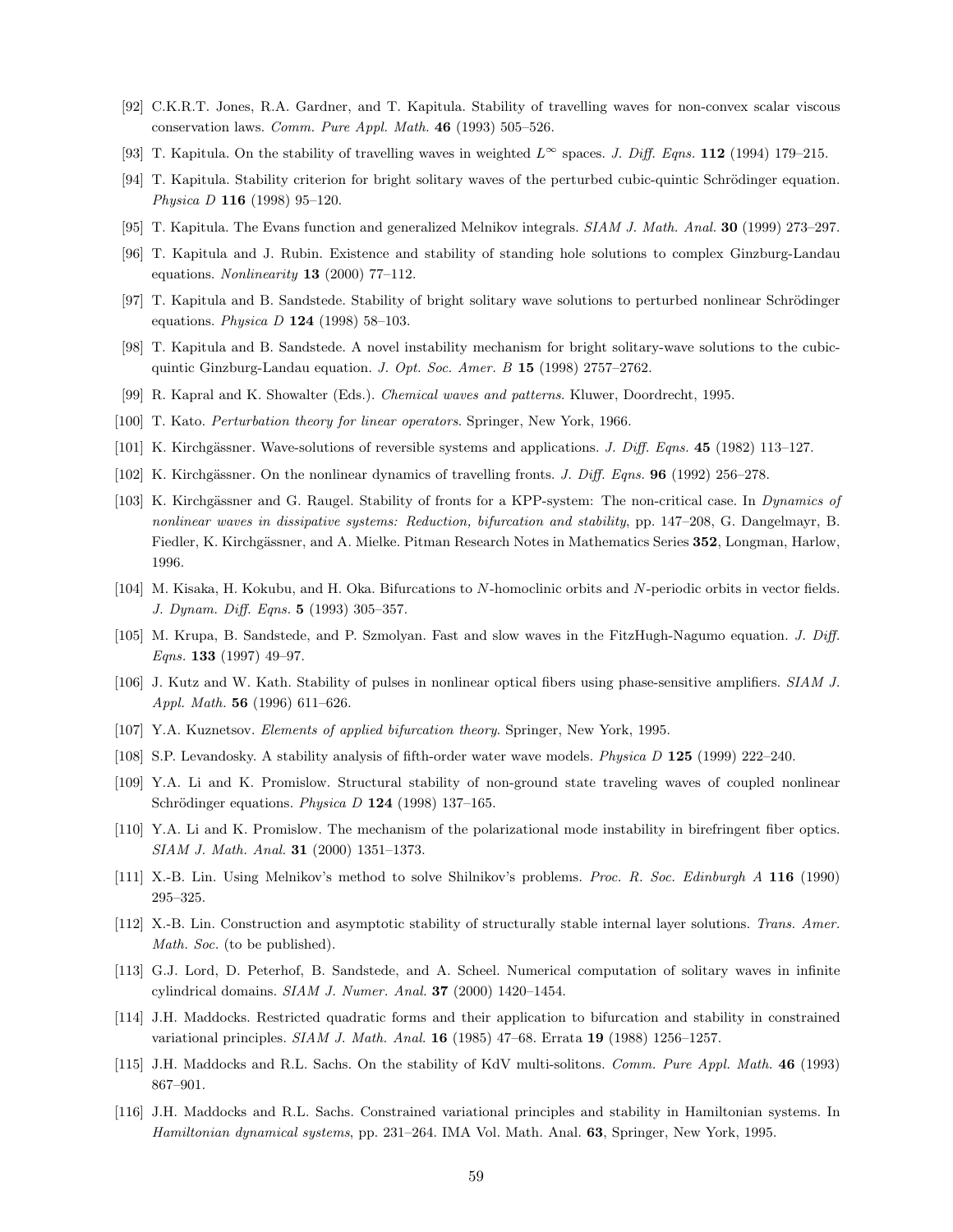[92] C.K.R.T. Jones, R.A. Gardner, and T. Kapitula. Stability of travelling waves for non-convex scalar viscous conservation laws. *Comm. Pure Appl. Math.* **46** (1993) 505–526.

[93] T. Kapitula. On the stability of travelling waves in weighted $L^{\infty}$ spaces. *J. Diff. Eqns.* **112** (1994) 179–215.

[94] T. Kapitula. Stability criterion for bright solitary waves of the perturbed cubic-quintic Schrödinger equation. *Physica D* **116** (1998) 95–120.

[95] T. Kapitula. The Evans function and generalized Melnikov integrals. *SIAM J. Math. Anal.* **30** (1999) 273–297.

[96] T. Kapitula and J. Rubin. Existence and stability of standing hole solutions to complex Ginzburg-Landau equations. *Nonlinearity* **13** (2000) 77–112.

[97] T. Kapitula and B. Sandstede. Stability of bright solitary wave solutions to perturbed nonlinear Schrödinger equations. *Physica D* **124** (1998) 58–103.

[98] T. Kapitula and B. Sandstede. A novel instability mechanism for bright solitary-wave solutions to the cubic-quintic Ginzburg-Landau equation. *J. Opt. Soc. Amer. B* **15** (1998) 2757–2762.

[99] R. Kapral and K. Showalter (Eds.). *Chemical waves and patterns*. Kluwer, Doordrecht, 1995.

[100] T. Kato. *Perturbation theory for linear operators*. Springer, New York, 1966.

[101] K. Kirchgässner. Wave-solutions of reversible systems and applications. *J. Diff. Eqns.* **45** (1982) 113–127.

[102] K. Kirchgässner. On the nonlinear dynamics of travelling fronts. *J. Diff. Eqns.* **96** (1992) 256–278.

[103] K. Kirchgässner and G. Raugel. Stability of fronts for a KPP-system: The non-critical case. In *Dynamics of nonlinear waves in dissipative systems: Reduction, bifurcation and stability*, pp. 147–208, G. Dangelmayr, B. Fiedler, K. Kirchgässner, and A. Mielke. Pitman Research Notes in Mathematics Series **352**, Longman, Harlow, 1996.

[104] M. Kisaka, H. Kokubu, and H. Oka. Bifurcations to $N$-homoclinic orbits and $N$-periodic orbits in vector fields. *J. Dynam. Diff. Eqns.* **5** (1993) 305–357.

[105] M. Krupa, B. Sandstede, and P. Szmolyan. Fast and slow waves in the FitzHugh-Nagumo equation. *J. Diff. Eqns.* **133** (1997) 49–97.

[106] J. Kutz and W. Kath. Stability of pulses in nonlinear optical fibers using phase-sensitive amplifiers. *SIAM J. Appl. Math.* **56** (1996) 611–626.

[107] Y.A. Kuznetsov. *Elements of applied bifurcation theory*. Springer, New York, 1995.

[108] S.P. Levandosky. A stability analysis of fifth-order water wave models. *Physica D* **125** (1999) 222–240.

[109] Y.A. Li and K. Promislow. Structural stability of non-ground state traveling waves of coupled nonlinear Schrödinger equations. *Physica D* **124** (1998) 137–165.

[110] Y.A. Li and K. Promislow. The mechanism of the polarizational mode instability in birefringent fiber optics. *SIAM J. Math. Anal.* **31** (2000) 1351–1373.

[111] X.-B. Lin. Using Melnikov's method to solve Shilnikov's problems. *Proc. R. Soc. Edinburgh A* **116** (1990) 295–325.

[112] X.-B. Lin. Construction and asymptotic stability of structurally stable internal layer solutions. *Trans. Amer. Math. Soc.* (to be published).

[113] G.J. Lord, D. Peterhof, B. Sandstede, and A. Scheel. Numerical computation of solitary waves in infinite cylindrical domains. *SIAM J. Numer. Anal.* **37** (2000) 1420–1454.

[114] J.H. Maddocks. Restricted quadratic forms and their application to bifurcation and stability in constrained variational principles. *SIAM J. Math. Anal.* **16** (1985) 47–68. Errata **19** (1988) 1256–1257.

[115] J.H. Maddocks and R.L. Sachs. On the stability of KdV multi-solitons. *Comm. Pure Appl. Math.* **46** (1993) 867–901.

[116] J.H. Maddocks and R.L. Sachs. Constrained variational principles and stability in Hamiltonian systems. In *Hamiltonian dynamical systems*, pp. 231–264. IMA Vol. Math. Anal. **63**, Springer, New York, 1995.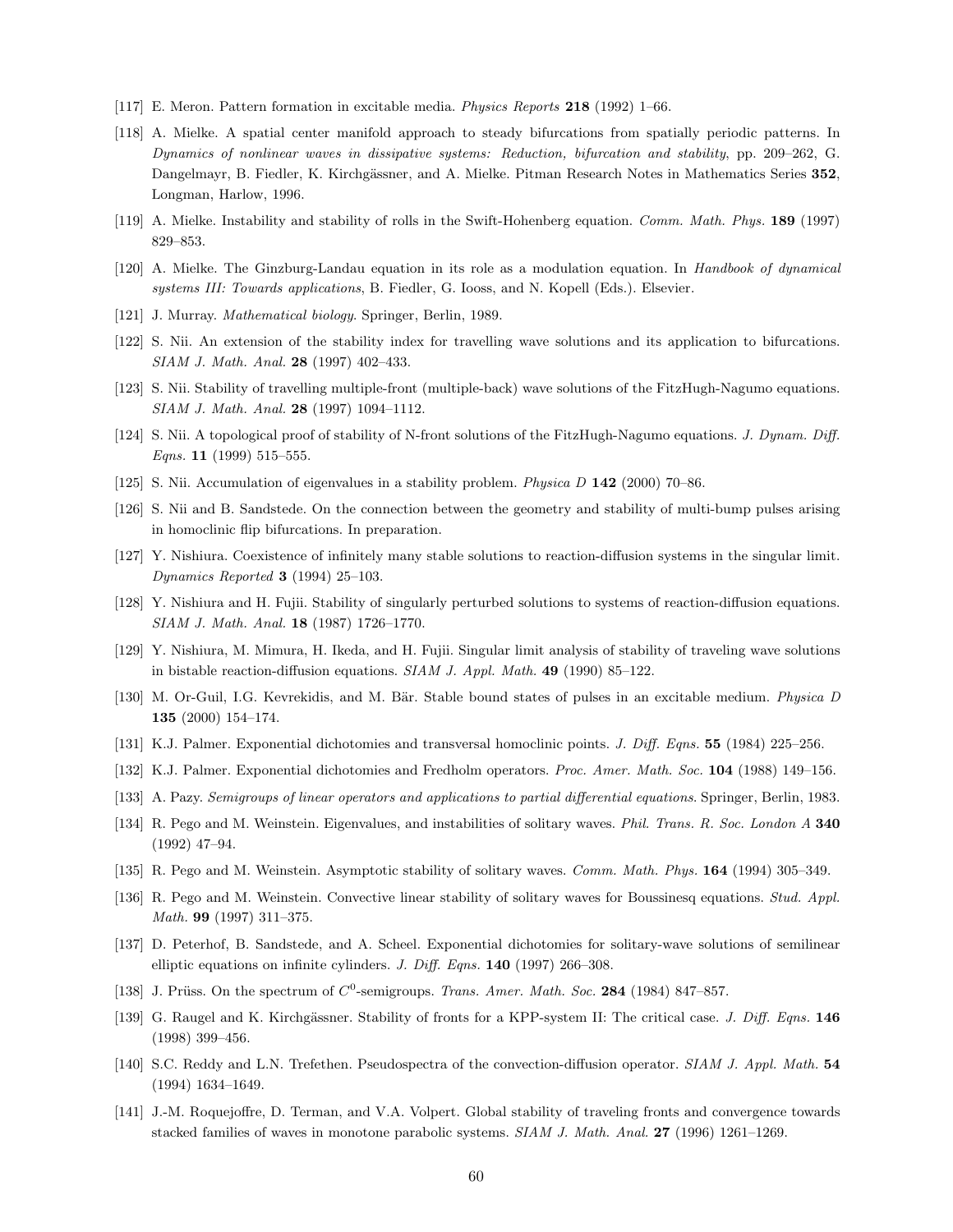[117] E. Meron. Pattern formation in excitable media. *Physics Reports* **218** (1992) 1–66.

[118] A. Mielke. A spatial center manifold approach to steady bifurcations from spatially periodic patterns. In *Dynamics of nonlinear waves in dissipative systems: Reduction, bifurcation and stability*, pp. 209–262, G. Dangelmayr, B. Fiedler, K. Kirchgässner, and A. Mielke. Pitman Research Notes in Mathematics Series **352**, Longman, Harlow, 1996.

[119] A. Mielke. Instability and stability of rolls in the Swift-Hohenberg equation. *Comm. Math. Phys.* **189** (1997) 829–853.

[120] A. Mielke. The Ginzburg-Landau equation in its role as a modulation equation. In *Handbook of dynamical systems III: Towards applications*, B. Fiedler, G. Iooss, and N. Kopell (Eds.). Elsevier.

[121] J. Murray. *Mathematical biology*. Springer, Berlin, 1989.

[122] S. Nii. An extension of the stability index for travelling wave solutions and its application to bifurcations. *SIAM J. Math. Anal.* **28** (1997) 402–433.

[123] S. Nii. Stability of travelling multiple-front (multiple-back) wave solutions of the FitzHugh-Nagumo equations. *SIAM J. Math. Anal.* **28** (1997) 1094–1112.

[124] S. Nii. A topological proof of stability of N-front solutions of the FitzHugh-Nagumo equations. *J. Dynam. Diff. Eqns.* **11** (1999) 515–555.

[125] S. Nii. Accumulation of eigenvalues in a stability problem. *Physica D* **142** (2000) 70–86.

[126] S. Nii and B. Sandstede. On the connection between the geometry and stability of multi-bump pulses arising in homoclinic flip bifurcations. In preparation.

[127] Y. Nishiura. Coexistence of infinitely many stable solutions to reaction-diffusion systems in the singular limit. *Dynamics Reported* **3** (1994) 25–103.

[128] Y. Nishiura and H. Fujii. Stability of singularly perturbed solutions to systems of reaction-diffusion equations. *SIAM J. Math. Anal.* **18** (1987) 1726–1770.

[129] Y. Nishiura, M. Mimura, H. Ikeda, and H. Fujii. Singular limit analysis of stability of traveling wave solutions in bistable reaction-diffusion equations. *SIAM J. Appl. Math.* **49** (1990) 85–122.

[130] M. Or-Guil, I.G. Kevrekidis, and M. Bär. Stable bound states of pulses in an excitable medium. *Physica D* **135** (2000) 154–174.

[131] K.J. Palmer. Exponential dichotomies and transversal homoclinic points. *J. Diff. Eqns.* **55** (1984) 225–256.

[132] K.J. Palmer. Exponential dichotomies and Fredholm operators. *Proc. Amer. Math. Soc.* **104** (1988) 149–156.

[133] A. Pazy. *Semigroups of linear operators and applications to partial differential equations*. Springer, Berlin, 1983.

[134] R. Pego and M. Weinstein. Eigenvalues, and instabilities of solitary waves. *Phil. Trans. R. Soc. London A* **340** (1992) 47–94.

[135] R. Pego and M. Weinstein. Asymptotic stability of solitary waves. *Comm. Math. Phys.* **164** (1994) 305–349.

[136] R. Pego and M. Weinstein. Convective linear stability of solitary waves for Boussinesq equations. *Stud. Appl. Math.* **99** (1997) 311–375.

[137] D. Peterhof, B. Sandstede, and A. Scheel. Exponential dichotomies for solitary-wave solutions of semilinear elliptic equations on infinite cylinders. *J. Diff. Eqns.* **140** (1997) 266–308.

[138] J. Prüss. On the spectrum of $C^0$-semigroups. *Trans. Amer. Math. Soc.* **284** (1984) 847–857.

[139] G. Raugel and K. Kirchgässner. Stability of fronts for a KPP-system II: The critical case. *J. Diff. Eqns.* **146** (1998) 399–456.

[140] S.C. Reddy and L.N. Trefethen. Pseudospectra of the convection-diffusion operator. *SIAM J. Appl. Math.* **54** (1994) 1634–1649.

[141] J.-M. Roquejoffre, D. Terman, and V.A. Volpert. Global stability of traveling fronts and convergence towards stacked families of waves in monotone parabolic systems. *SIAM J. Math. Anal.* **27** (1996) 1261–1269.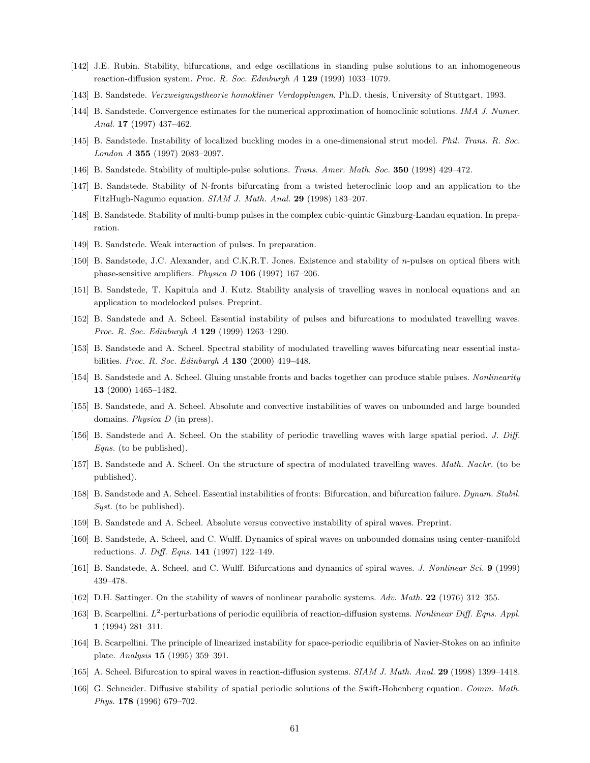[142] J.E. Rubin. Stability, bifurcations, and edge oscillations in standing pulse solutions to an inhomogeneous reaction-diffusion system. *Proc. R. Soc. Edinburgh A* **129** (1999) 1033–1079.

[143] B. Sandstede. *Verzweigungstheorie homokliner Verdopplungen*. Ph.D. thesis, University of Stuttgart, 1993.

[144] B. Sandstede. Convergence estimates for the numerical approximation of homoclinic solutions. *IMA J. Numer. Anal.* **17** (1997) 437–462.

[145] B. Sandstede. Instability of localized buckling modes in a one-dimensional strut model. *Phil. Trans. R. Soc. London A* **355** (1997) 2083–2097.

[146] B. Sandstede. Stability of multiple-pulse solutions. *Trans. Amer. Math. Soc.* **350** (1998) 429–472.

[147] B. Sandstede. Stability of N-fronts bifurcating from a twisted heteroclinic loop and an application to the FitzHugh-Nagumo equation. *SIAM J. Math. Anal.* **29** (1998) 183–207.

[148] B. Sandstede. Stability of multi-bump pulses in the complex cubic-quintic Ginzburg-Landau equation. In preparation.

[149] B. Sandstede. Weak interaction of pulses. In preparation.

[150] B. Sandstede, J.C. Alexander, and C.K.R.T. Jones. Existence and stability of $n$-pulses on optical fibers with phase-sensitive amplifiers. *Physica D* **106** (1997) 167–206.

[151] B. Sandstede, T. Kapitula and J. Kutz. Stability analysis of travelling waves in nonlocal equations and an application to modelocked pulses. Preprint.

[152] B. Sandstede and A. Scheel. Essential instability of pulses and bifurcations to modulated travelling waves. *Proc. R. Soc. Edinburgh A* **129** (1999) 1263–1290.

[153] B. Sandstede and A. Scheel. Spectral stability of modulated travelling waves bifurcating near essential instabilities. *Proc. R. Soc. Edinburgh A* **130** (2000) 419–448.

[154] B. Sandstede and A. Scheel. Gluing unstable fronts and backs together can produce stable pulses. *Nonlinearity* **13** (2000) 1465–1482.

[155] B. Sandstede, and A. Scheel. Absolute and convective instabilities of waves on unbounded and large bounded domains. *Physica D* (in press).

[156] B. Sandstede and A. Scheel. On the stability of periodic travelling waves with large spatial period. *J. Diff. Eqns.* (to be published).

[157] B. Sandstede and A. Scheel. On the structure of spectra of modulated travelling waves. *Math. Nachr.* (to be published).

[158] B. Sandstede and A. Scheel. Essential instabilities of fronts: Bifurcation, and bifurcation failure. *Dynam. Stabil. Syst.* (to be published).

[159] B. Sandstede and A. Scheel. Absolute versus convective instability of spiral waves. Preprint.

[160] B. Sandstede, A. Scheel, and C. Wulff. Dynamics of spiral waves on unbounded domains using center-manifold reductions. *J. Diff. Eqns.* **141** (1997) 122–149.

[161] B. Sandstede, A. Scheel, and C. Wulff. Bifurcations and dynamics of spiral waves. *J. Nonlinear Sci.* **9** (1999) 439–478.

[162] D.H. Sattinger. On the stability of waves of nonlinear parabolic systems. *Adv. Math.* **22** (1976) 312–355.

[163] B. Scarpellini. $L^2$-perturbations of periodic equilibria of reaction-diffusion systems. *Nonlinear Diff. Eqns. Appl.* **1** (1994) 281–311.

[164] B. Scarpellini. The principle of linearized instability for space-periodic equilibria of Navier-Stokes on an infinite plate. *Analysis* **15** (1995) 359–391.

[165] A. Scheel. Bifurcation to spiral waves in reaction-diffusion systems. *SIAM J. Math. Anal.* **29** (1998) 1399–1418.

[166] G. Schneider. Diffusive stability of spatial periodic solutions of the Swift-Hohenberg equation. *Comm. Math. Phys.* **178** (1996) 679–702.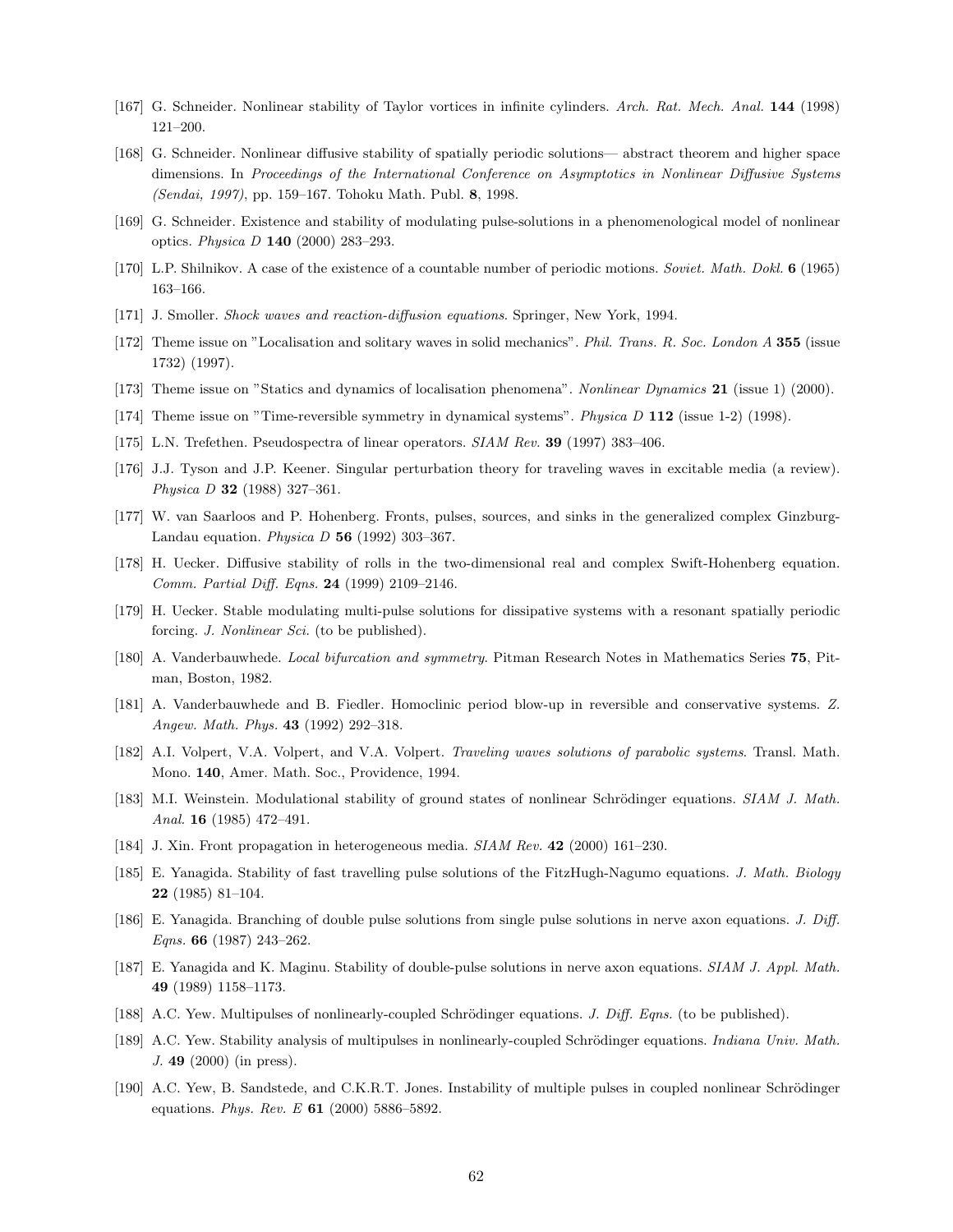[167] G. Schneider. Nonlinear stability of Taylor vortices in infinite cylinders. *Arch. Rat. Mech. Anal.* **144** (1998) 121–200.

[168] G. Schneider. Nonlinear diffusive stability of spatially periodic solutions— abstract theorem and higher space dimensions. In *Proceedings of the International Conference on Asymptotics in Nonlinear Diffusive Systems (Sendai, 1997)*, pp. 159–167. Tohoku Math. Publ. **8**, 1998.

[169] G. Schneider. Existence and stability of modulating pulse-solutions in a phenomenological model of nonlinear optics. *Physica D* **140** (2000) 283–293.

[170] L.P. Shilnikov. A case of the existence of a countable number of periodic motions. *Soviet. Math. Dokl.* **6** (1965) 163–166.

[171] J. Smoller. *Shock waves and reaction-diffusion equations*. Springer, New York, 1994.

[172] Theme issue on "Localisation and solitary waves in solid mechanics". *Phil. Trans. R. Soc. London A* **355** (issue 1732) (1997).

[173] Theme issue on "Statics and dynamics of localisation phenomena". *Nonlinear Dynamics* **21** (issue 1) (2000).

[174] Theme issue on "Time-reversible symmetry in dynamical systems". *Physica D* **112** (issue 1-2) (1998).

[175] L.N. Trefethen. Pseudospectra of linear operators. *SIAM Rev.* **39** (1997) 383–406.

[176] J.J. Tyson and J.P. Keener. Singular perturbation theory for traveling waves in excitable media (a review). *Physica D* **32** (1988) 327–361.

[177] W. van Saarloos and P. Hohenberg. Fronts, pulses, sources, and sinks in the generalized complex Ginzburg-Landau equation. *Physica D* **56** (1992) 303–367.

[178] H. Uecker. Diffusive stability of rolls in the two-dimensional real and complex Swift-Hohenberg equation. *Comm. Partial Diff. Eqns.* **24** (1999) 2109–2146.

[179] H. Uecker. Stable modulating multi-pulse solutions for dissipative systems with a resonant spatially periodic forcing. *J. Nonlinear Sci.* (to be published).

[180] A. Vanderbauwhede. *Local bifurcation and symmetry*. Pitman Research Notes in Mathematics Series **75**, Pitman, Boston, 1982.

[181] A. Vanderbauwhede and B. Fiedler. Homoclinic period blow-up in reversible and conservative systems. *Z. Angew. Math. Phys.* **43** (1992) 292–318.

[182] A.I. Volpert, V.A. Volpert, and V.A. Volpert. *Traveling waves solutions of parabolic systems*. Transl. Math. Mono. **140**, Amer. Math. Soc., Providence, 1994.

[183] M.I. Weinstein. Modulational stability of ground states of nonlinear Schrödinger equations. *SIAM J. Math. Anal.* **16** (1985) 472–491.

[184] J. Xin. Front propagation in heterogeneous media. *SIAM Rev.* **42** (2000) 161–230.

[185] E. Yanagida. Stability of fast travelling pulse solutions of the FitzHugh-Nagumo equations. *J. Math. Biology* **22** (1985) 81–104.

[186] E. Yanagida. Branching of double pulse solutions from single pulse solutions in nerve axon equations. *J. Diff. Eqns.* **66** (1987) 243–262.

[187] E. Yanagida and K. Maginu. Stability of double-pulse solutions in nerve axon equations. *SIAM J. Appl. Math.* **49** (1989) 1158–1173.

[188] A.C. Yew. Multipulses of nonlinearly-coupled Schrödinger equations. *J. Diff. Eqns.* (to be published).

[189] A.C. Yew. Stability analysis of multipulses in nonlinearly-coupled Schrödinger equations. *Indiana Univ. Math. J.* **49** (2000) (in press).

[190] A.C. Yew, B. Sandstede, and C.K.R.T. Jones. Instability of multiple pulses in coupled nonlinear Schrödinger equations. *Phys. Rev. E* **61** (2000) 5886–5892.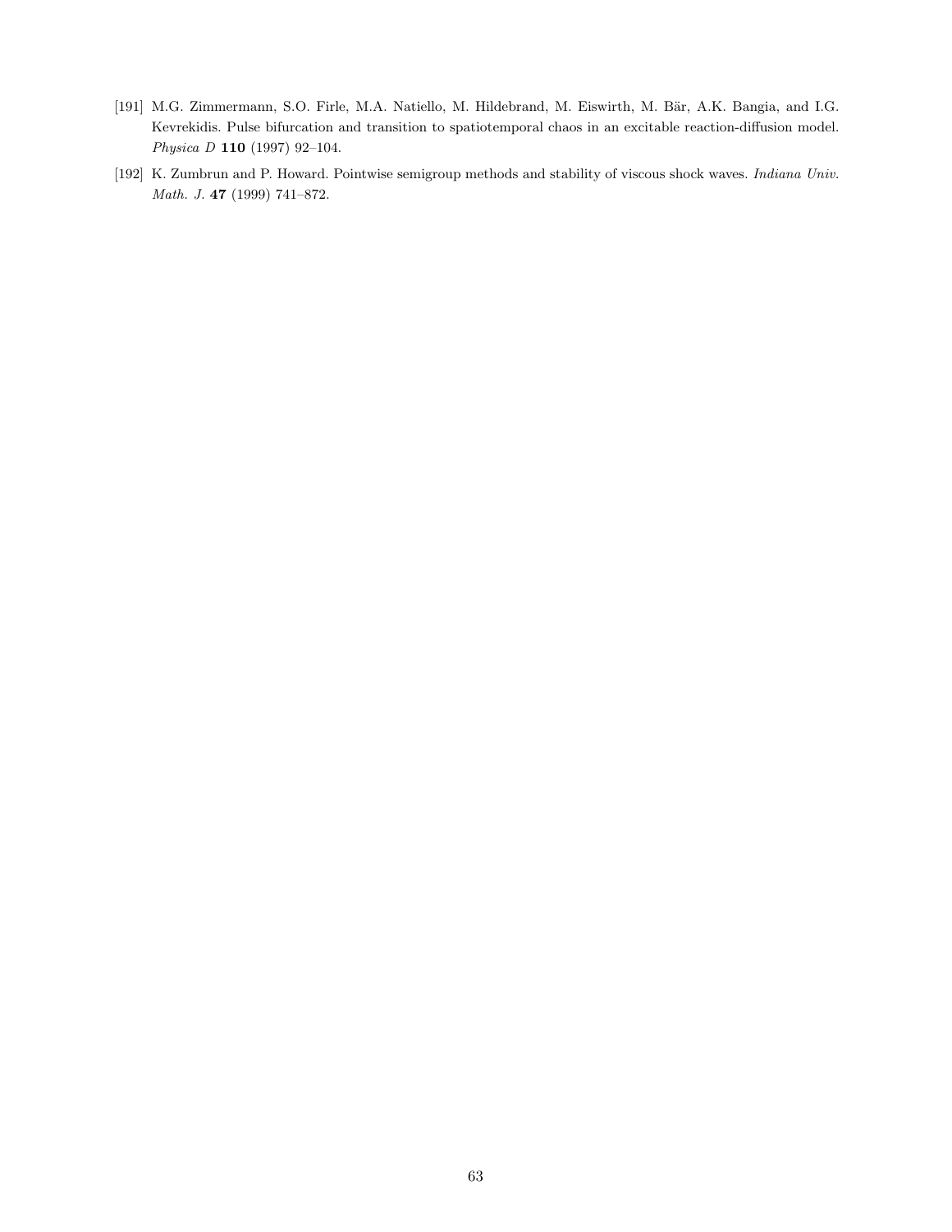[191] M.G. Zimmermann, S.O. Firle, M.A. Natiello, M. Hildebrand, M. Eiswirth, M. Bär, A.K. Bangia, and I.G. Kevrekidis. Pulse bifurcation and transition to spatiotemporal chaos in an excitable reaction-diffusion model. *Physica D* **110** (1997) 92–104.

[192] K. Zumbrun and P. Howard. Pointwise semigroup methods and stability of viscous shock waves. *Indiana Univ. Math. J.* **47** (1999) 741–872.